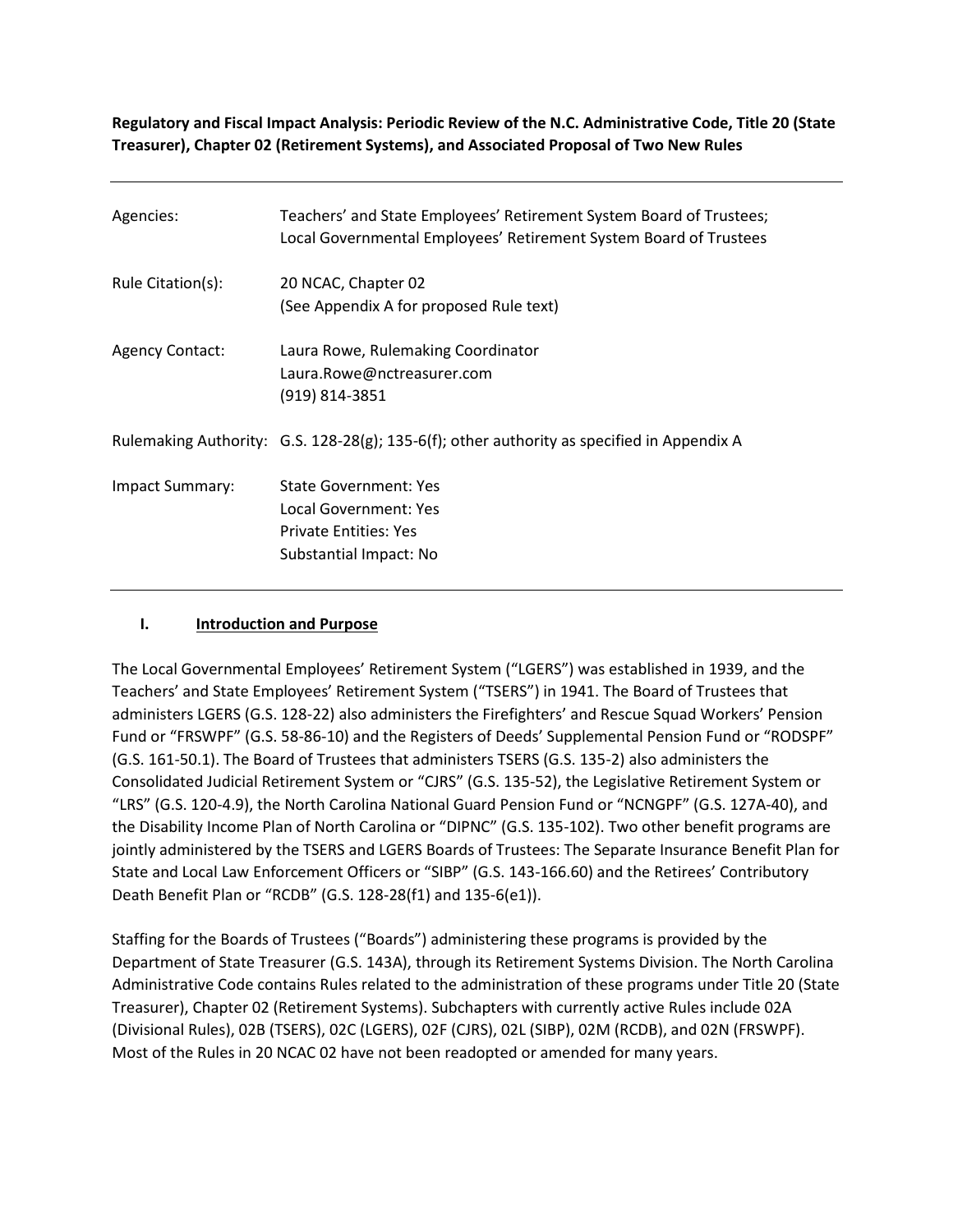**Regulatory and Fiscal Impact Analysis: Periodic Review of the N.C. Administrative Code, Title 20 (State Treasurer), Chapter 02 (Retirement Systems), and Associated Proposal of Two New Rules**

---

| | |
|---|---|
| Agencies: | Teachers' and State Employees' Retirement System Board of Trustees; Local Governmental Employees' Retirement System Board of Trustees |
| Rule Citation(s): | 20 NCAC, Chapter 02<br>(See Appendix A for proposed Rule text) |
| Agency Contact: | Laura Rowe, Rulemaking Coordinator<br>Laura.Rowe@nctreasurer.com<br>(919) 814-3851 |
| Rulemaking Authority: | G.S. 128-28(g); 135-6(f); other authority as specified in Appendix A |
| Impact Summary: | State Government: Yes<br>Local Government: Yes<br>Private Entities: Yes<br>Substantial Impact: No |

---

## I. Introduction and Purpose

The Local Governmental Employees' Retirement System ("LGERS") was established in 1939, and the Teachers' and State Employees' Retirement System ("TSERS") in 1941. The Board of Trustees that administers LGERS (G.S. 128-22) also administers the Firefighters' and Rescue Squad Workers' Pension Fund or "FRSWPF" (G.S. 58-86-10) and the Registers of Deeds' Supplemental Pension Fund or "RODSPF" (G.S. 161-50.1). The Board of Trustees that administers TSERS (G.S. 135-2) also administers the Consolidated Judicial Retirement System or "CJRS" (G.S. 135-52), the Legislative Retirement System or "LRS" (G.S. 120-4.9), the North Carolina National Guard Pension Fund or "NCNGPF" (G.S. 127A-40), and the Disability Income Plan of North Carolina or "DIPNC" (G.S. 135-102). Two other benefit programs are jointly administered by the TSERS and LGERS Boards of Trustees: The Separate Insurance Benefit Plan for State and Local Law Enforcement Officers or "SIBP" (G.S. 143-166.60) and the Retirees' Contributory Death Benefit Plan or "RCDB" (G.S. 128-28(f1) and 135-6(e1)).

Staffing for the Boards of Trustees ("Boards") administering these programs is provided by the Department of State Treasurer (G.S. 143A), through its Retirement Systems Division. The North Carolina Administrative Code contains Rules related to the administration of these programs under Title 20 (State Treasurer), Chapter 02 (Retirement Systems). Subchapters with currently active Rules include 02A (Divisional Rules), 02B (TSERS), 02C (LGERS), 02F (CJRS), 02L (SIBP), 02M (RCDB), and 02N (FRSWPF). Most of the Rules in 20 NCAC 02 have not been readopted or amended for many years.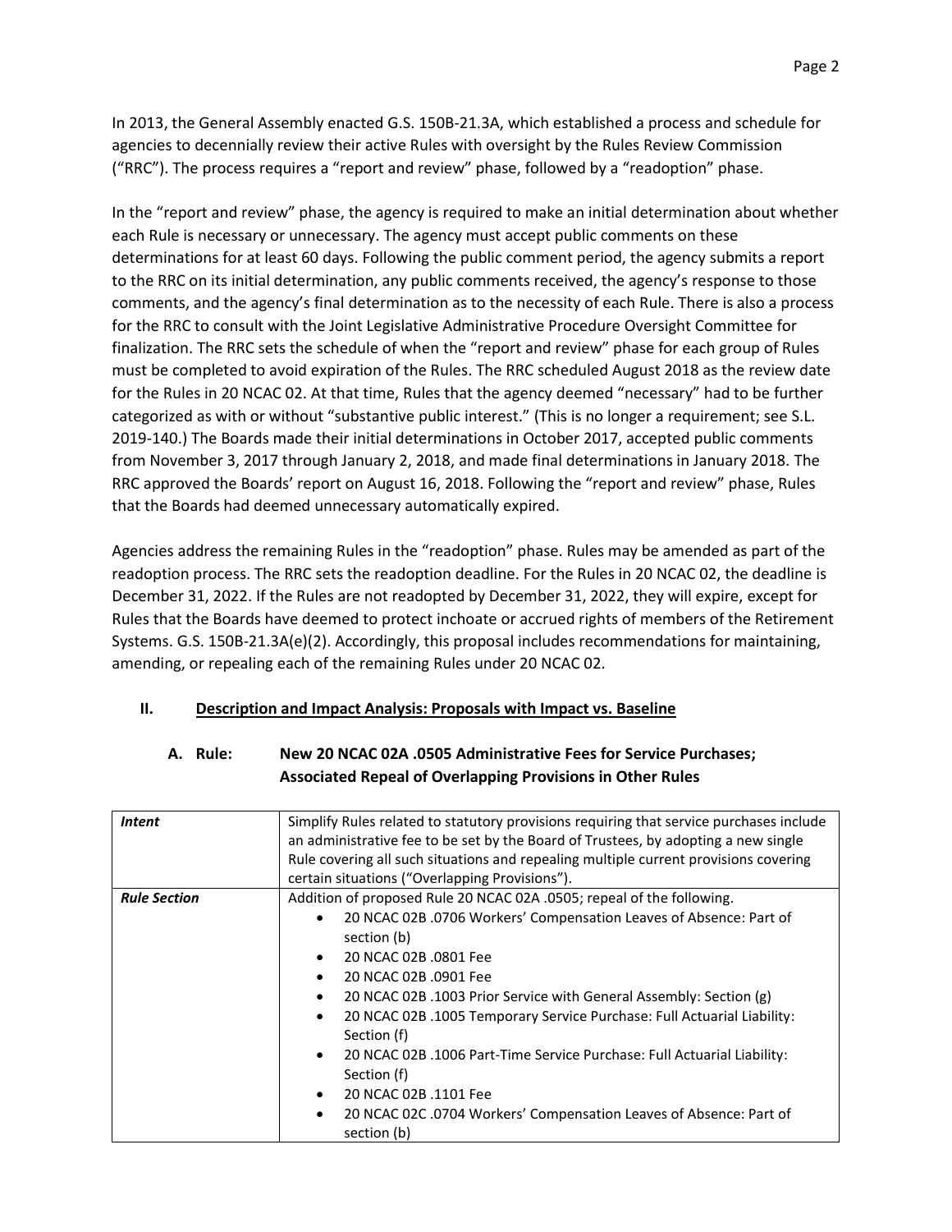In 2013, the General Assembly enacted G.S. 150B-21.3A, which established a process and schedule for agencies to decennially review their active Rules with oversight by the Rules Review Commission ("RRC"). The process requires a "report and review" phase, followed by a "readoption" phase.

In the "report and review" phase, the agency is required to make an initial determination about whether each Rule is necessary or unnecessary. The agency must accept public comments on these determinations for at least 60 days. Following the public comment period, the agency submits a report to the RRC on its initial determination, any public comments received, the agency's response to those comments, and the agency's final determination as to the necessity of each Rule. There is also a process for the RRC to consult with the Joint Legislative Administrative Procedure Oversight Committee for finalization. The RRC sets the schedule of when the "report and review" phase for each group of Rules must be completed to avoid expiration of the Rules. The RRC scheduled August 2018 as the review date for the Rules in 20 NCAC 02. At that time, Rules that the agency deemed "necessary" had to be further categorized as with or without "substantive public interest." (This is no longer a requirement; see S.L. 2019-140.) The Boards made their initial determinations in October 2017, accepted public comments from November 3, 2017 through January 2, 2018, and made final determinations in January 2018. The RRC approved the Boards' report on August 16, 2018. Following the "report and review" phase, Rules that the Boards had deemed unnecessary automatically expired.

Agencies address the remaining Rules in the "readoption" phase. Rules may be amended as part of the readoption process. The RRC sets the readoption deadline. For the Rules in 20 NCAC 02, the deadline is December 31, 2022. If the Rules are not readopted by December 31, 2022, they will expire, except for Rules that the Boards have deemed to protect inchoate or accrued rights of members of the Retirement Systems. G.S. 150B-21.3A(e)(2). Accordingly, this proposal includes recommendations for maintaining, amending, or repealing each of the remaining Rules under 20 NCAC 02.

## II. Description and Impact Analysis: Proposals with Impact vs. Baseline

### A. Rule: New 20 NCAC 02A .0505 Administrative Fees for Service Purchases; Associated Repeal of Overlapping Provisions in Other Rules

| | |
|---|---|
| ***Intent*** | Simplify Rules related to statutory provisions requiring that service purchases include an administrative fee to be set by the Board of Trustees, by adopting a new single Rule covering all such situations and repealing multiple current provisions covering certain situations ("Overlapping Provisions"). |
| ***Rule Section*** | Addition of proposed Rule 20 NCAC 02A .0505; repeal of the following.<br>• 20 NCAC 02B .0706 Workers' Compensation Leaves of Absence: Part of section (b)<br>• 20 NCAC 02B .0801 Fee<br>• 20 NCAC 02B .0901 Fee<br>• 20 NCAC 02B .1003 Prior Service with General Assembly: Section (g)<br>• 20 NCAC 02B .1005 Temporary Service Purchase: Full Actuarial Liability: Section (f)<br>• 20 NCAC 02B .1006 Part-Time Service Purchase: Full Actuarial Liability: Section (f)<br>• 20 NCAC 02B .1101 Fee<br>• 20 NCAC 02C .0704 Workers' Compensation Leaves of Absence: Part of section (b) |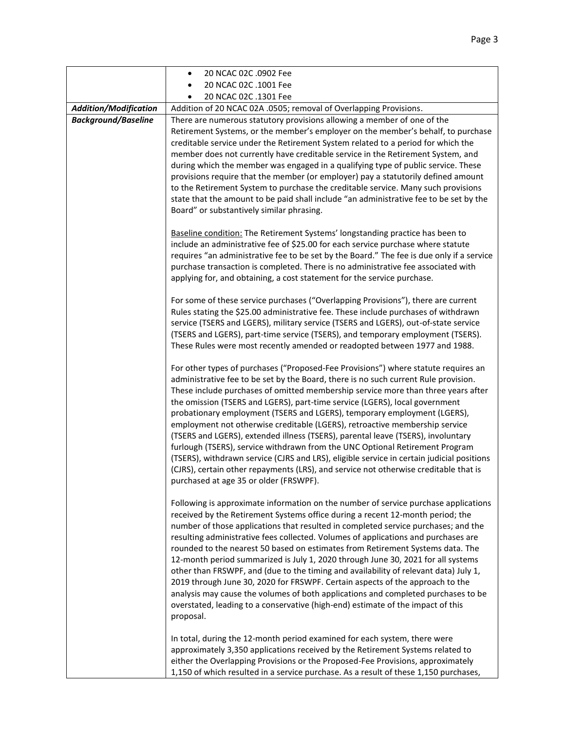| | |
|---|---|
| | • 20 NCAC 02C .0902 Fee<br>• 20 NCAC 02C .1001 Fee<br>• 20 NCAC 02C .1301 Fee |
| ***Addition/Modification*** | Addition of 20 NCAC 02A .0505; removal of Overlapping Provisions. |
| ***Background/Baseline*** | There are numerous statutory provisions allowing a member of one of the Retirement Systems, or the member's employer on the member's behalf, to purchase creditable service under the Retirement System related to a period for which the member does not currently have creditable service in the Retirement System, and during which the member was engaged in a qualifying type of public service. These provisions require that the member (or employer) pay a statutorily defined amount to the Retirement System to purchase the creditable service. Many such provisions state that the amount to be paid shall include "an administrative fee to be set by the Board" or substantively similar phrasing.<br><br><u>Baseline condition:</u> The Retirement Systems' longstanding practice has been to include an administrative fee of $25.00 for each service purchase where statute requires "an administrative fee to be set by the Board." The fee is due only if a service purchase transaction is completed. There is no administrative fee associated with applying for, and obtaining, a cost statement for the service purchase.<br><br>For some of these service purchases ("Overlapping Provisions"), there are current Rules stating the $25.00 administrative fee. These include purchases of withdrawn service (TSERS and LGERS), military service (TSERS and LGERS), out-of-state service (TSERS and LGERS), part-time service (TSERS), and temporary employment (TSERS). These Rules were most recently amended or readopted between 1977 and 1988.<br><br>For other types of purchases ("Proposed-Fee Provisions") where statute requires an administrative fee to be set by the Board, there is no such current Rule provision. These include purchases of omitted membership service more than three years after the omission (TSERS and LGERS), part-time service (LGERS), local government probationary employment (TSERS and LGERS), temporary employment (LGERS), employment not otherwise creditable (LGERS), retroactive membership service (TSERS and LGERS), extended illness (TSERS), parental leave (TSERS), involuntary furlough (TSERS), service withdrawn from the UNC Optional Retirement Program (TSERS), withdrawn service (CJRS and LRS), eligible service in certain judicial positions (CJRS), certain other repayments (LRS), and service not otherwise creditable that is purchased at age 35 or older (FRSWPF).<br><br>Following is approximate information on the number of service purchase applications received by the Retirement Systems office during a recent 12-month period; the number of those applications that resulted in completed service purchases; and the resulting administrative fees collected. Volumes of applications and purchases are rounded to the nearest 50 based on estimates from Retirement Systems data. The 12-month period summarized is July 1, 2020 through June 30, 2021 for all systems other than FRSWPF, and (due to the timing and availability of relevant data) July 1, 2019 through June 30, 2020 for FRSWPF. Certain aspects of the approach to the analysis may cause the volumes of both applications and completed purchases to be overstated, leading to a conservative (high-end) estimate of the impact of this proposal.<br><br>In total, during the 12-month period examined for each system, there were approximately 3,350 applications received by the Retirement Systems related to either the Overlapping Provisions or the Proposed-Fee Provisions, approximately 1,150 of which resulted in a service purchase. As a result of these 1,150 purchases, |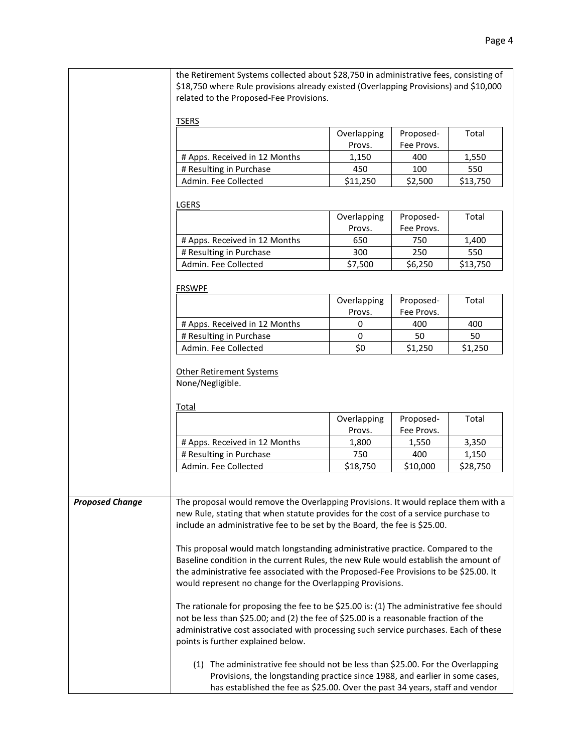| | |
|---|---|
| | the Retirement Systems collected about $28,750 in administrative fees, consisting of $18,750 where Rule provisions already existed (Overlapping Provisions) and $10,000 related to the Proposed-Fee Provisions. |

TSERS

| | Overlapping Provs. | Proposed-Fee Provs. | Total |
|---|---|---|---|
| # Apps. Received in 12 Months | 1,150 | 400 | 1,550 |
| # Resulting in Purchase | 450 | 100 | 550 |
| Admin. Fee Collected | $11,250 | $2,500 | $13,750 |

LGERS

| | Overlapping Provs. | Proposed-Fee Provs. | Total |
|---|---|---|---|
| # Apps. Received in 12 Months | 650 | 750 | 1,400 |
| # Resulting in Purchase | 300 | 250 | 550 |
| Admin. Fee Collected | $7,500 | $6,250 | $13,750 |

FRSWPF

| | Overlapping Provs. | Proposed-Fee Provs. | Total |
|---|---|---|---|
| # Apps. Received in 12 Months | 0 | 400 | 400 |
| # Resulting in Purchase | 0 | 50 | 50 |
| Admin. Fee Collected | $0 | $1,250 | $1,250 |

Other Retirement Systems

None/Negligible.

Total

| | Overlapping Provs. | Proposed-Fee Provs. | Total |
|---|---|---|---|
| # Apps. Received in 12 Months | 1,800 | 1,550 | 3,350 |
| # Resulting in Purchase | 750 | 400 | 1,150 |
| Admin. Fee Collected | $18,750 | $10,000 | $28,750 |

***Proposed Change***

The proposal would remove the Overlapping Provisions. It would replace them with a new Rule, stating that when statute provides for the cost of a service purchase to include an administrative fee to be set by the Board, the fee is $25.00.

This proposal would match longstanding administrative practice. Compared to the Baseline condition in the current Rules, the new Rule would establish the amount of the administrative fee associated with the Proposed-Fee Provisions to be $25.00. It would represent no change for the Overlapping Provisions.

The rationale for proposing the fee to be $25.00 is: (1) The administrative fee should not be less than $25.00; and (2) the fee of $25.00 is a reasonable fraction of the administrative cost associated with processing such service purchases. Each of these points is further explained below.

(1) The administrative fee should not be less than $25.00. For the Overlapping Provisions, the longstanding practice since 1988, and earlier in some cases, has established the fee as $25.00. Over the past 34 years, staff and vendor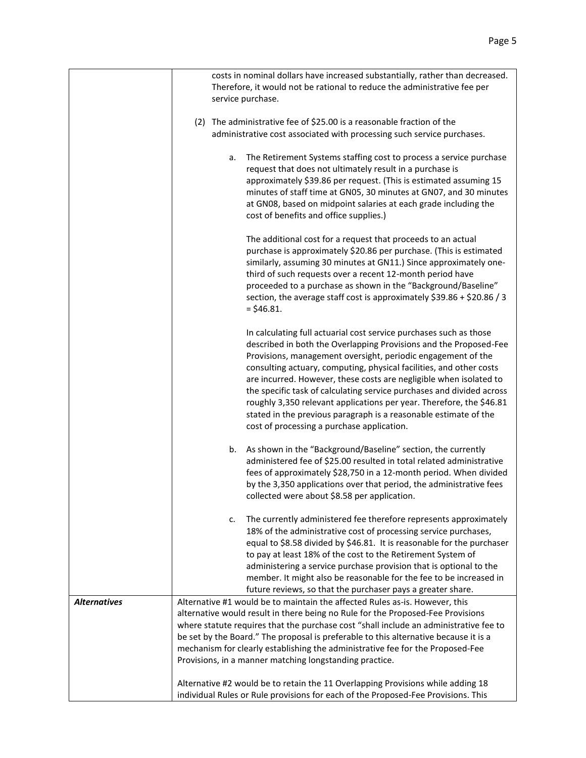| | |
|---|---|
| | costs in nominal dollars have increased substantially, rather than decreased. Therefore, it would not be rational to reduce the administrative fee per service purchase.<br><br>(2) The administrative fee of \$25.00 is a reasonable fraction of the administrative cost associated with processing such service purchases.<br><br>a. The Retirement Systems staffing cost to process a service purchase request that does not ultimately result in a purchase is approximately \$39.86 per request. (This is estimated assuming 15 minutes of staff time at GN05, 30 minutes at GN07, and 30 minutes at GN08, based on midpoint salaries at each grade including the cost of benefits and office supplies.)<br><br>The additional cost for a request that proceeds to an actual purchase is approximately \$20.86 per purchase. (This is estimated similarly, assuming 30 minutes at GN11.) Since approximately one-third of such requests over a recent 12-month period have proceeded to a purchase as shown in the "Background/Baseline" section, the average staff cost is approximately \$39.86 + \$20.86 / 3 = \$46.81.<br><br>In calculating full actuarial cost service purchases such as those described in both the Overlapping Provisions and the Proposed-Fee Provisions, management oversight, periodic engagement of the consulting actuary, computing, physical facilities, and other costs are incurred. However, these costs are negligible when isolated to the specific task of calculating service purchases and divided across roughly 3,350 relevant applications per year. Therefore, the \$46.81 stated in the previous paragraph is a reasonable estimate of the cost of processing a purchase application.<br><br>b. As shown in the "Background/Baseline" section, the currently administered fee of \$25.00 resulted in total related administrative fees of approximately \$28,750 in a 12-month period. When divided by the 3,350 applications over that period, the administrative fees collected were about \$8.58 per application.<br><br>c. The currently administered fee therefore represents approximately 18% of the administrative cost of processing service purchases, equal to \$8.58 divided by \$46.81. It is reasonable for the purchaser to pay at least 18% of the cost to the Retirement System of administering a service purchase provision that is optional to the member. It might also be reasonable for the fee to be increased in future reviews, so that the purchaser pays a greater share. |
| ***Alternatives*** | Alternative #1 would be to maintain the affected Rules as-is. However, this alternative would result in there being no Rule for the Proposed-Fee Provisions where statute requires that the purchase cost "shall include an administrative fee to be set by the Board." The proposal is preferable to this alternative because it is a mechanism for clearly establishing the administrative fee for the Proposed-Fee Provisions, in a manner matching longstanding practice.<br><br>Alternative #2 would be to retain the 11 Overlapping Provisions while adding 18 individual Rules or Rule provisions for each of the Proposed-Fee Provisions. This |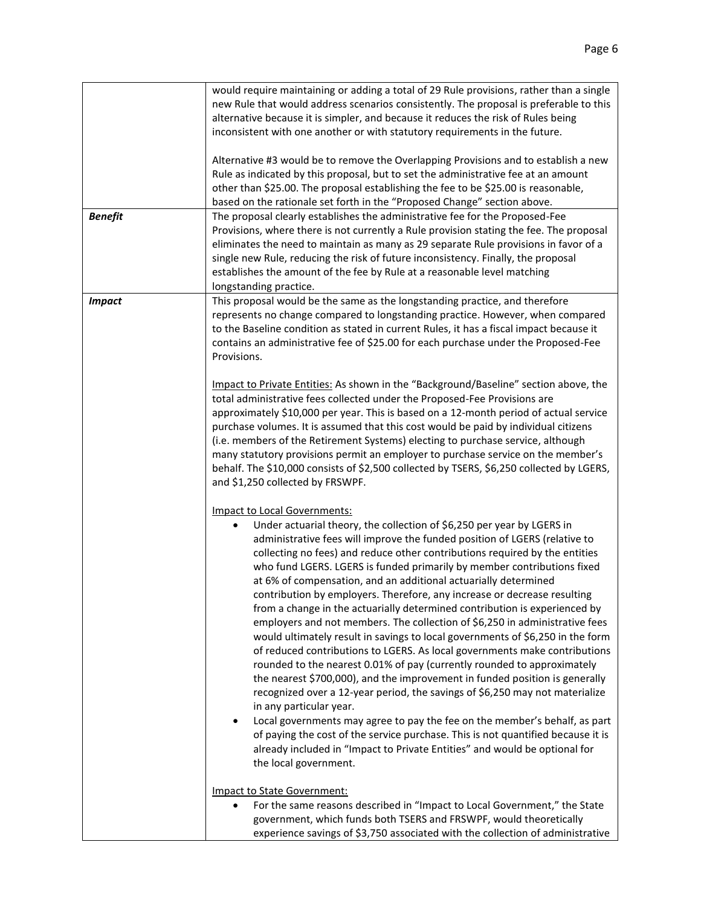| | |
|---|---|
| | would require maintaining or adding a total of 29 Rule provisions, rather than a single new Rule that would address scenarios consistently. The proposal is preferable to this alternative because it is simpler, and because it reduces the risk of Rules being inconsistent with one another or with statutory requirements in the future.<br><br>Alternative #3 would be to remove the Overlapping Provisions and to establish a new Rule as indicated by this proposal, but to set the administrative fee at an amount other than $25.00. The proposal establishing the fee to be $25.00 is reasonable, based on the rationale set forth in the "Proposed Change" section above. |
| ***Benefit*** | The proposal clearly establishes the administrative fee for the Proposed-Fee Provisions, where there is not currently a Rule provision stating the fee. The proposal eliminates the need to maintain as many as 29 separate Rule provisions in favor of a single new Rule, reducing the risk of future inconsistency. Finally, the proposal establishes the amount of the fee by Rule at a reasonable level matching longstanding practice. |
| ***Impact*** | This proposal would be the same as the longstanding practice, and therefore represents no change compared to longstanding practice. However, when compared to the Baseline condition as stated in current Rules, it has a fiscal impact because it contains an administrative fee of $25.00 for each purchase under the Proposed-Fee Provisions.<br><br><u>Impact to Private Entities:</u> As shown in the "Background/Baseline" section above, the total administrative fees collected under the Proposed-Fee Provisions are approximately $10,000 per year. This is based on a 12-month period of actual service purchase volumes. It is assumed that this cost would be paid by individual citizens (i.e. members of the Retirement Systems) electing to purchase service, although many statutory provisions permit an employer to purchase service on the member's behalf. The $10,000 consists of $2,500 collected by TSERS, $6,250 collected by LGERS, and $1,250 collected by FRSWPF.<br><br><u>Impact to Local Governments:</u><br>• Under actuarial theory, the collection of $6,250 per year by LGERS in administrative fees will improve the funded position of LGERS (relative to collecting no fees) and reduce other contributions required by the entities who fund LGERS. LGERS is funded primarily by member contributions fixed at 6% of compensation, and an additional actuarially determined contribution by employers. Therefore, any increase or decrease resulting from a change in the actuarially determined contribution is experienced by employers and not members. The collection of $6,250 in administrative fees would ultimately result in savings to local governments of $6,250 in the form of reduced contributions to LGERS. As local governments make contributions rounded to the nearest 0.01% of pay (currently rounded to approximately the nearest $700,000), and the improvement in funded position is generally recognized over a 12-year period, the savings of $6,250 may not materialize in any particular year.<br>• Local governments may agree to pay the fee on the member's behalf, as part of paying the cost of the service purchase. This is not quantified because it is already included in "Impact to Private Entities" and would be optional for the local government.<br><br><u>Impact to State Government:</u><br>• For the same reasons described in "Impact to Local Government," the State government, which funds both TSERS and FRSWPF, would theoretically experience savings of $3,750 associated with the collection of administrative |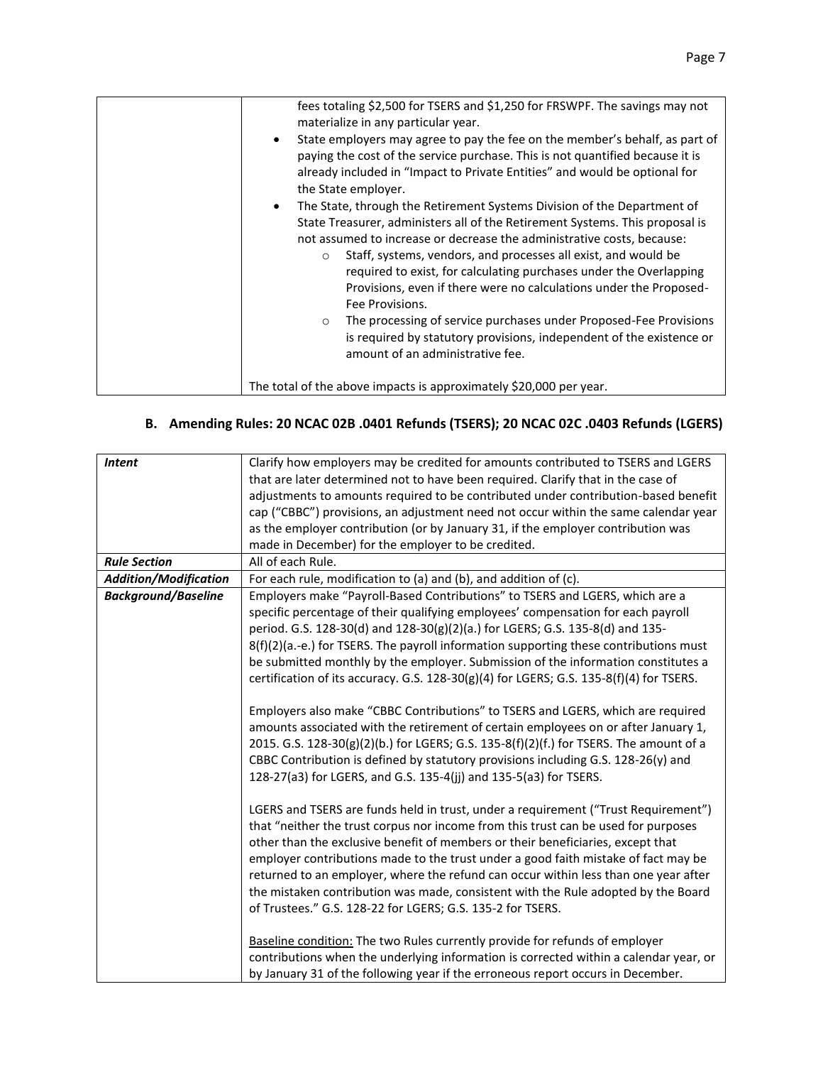| | fees totaling $2,500 for TSERS and $1,250 for FRSWPF. The savings may not materialize in any particular year.<br>• State employers may agree to pay the fee on the member's behalf, as part of paying the cost of the service purchase. This is not quantified because it is already included in "Impact to Private Entities" and would be optional for the State employer.<br>• The State, through the Retirement Systems Division of the Department of State Treasurer, administers all of the Retirement Systems. This proposal is not assumed to increase or decrease the administrative costs, because:<br>&nbsp;&nbsp;&nbsp;&nbsp;○ Staff, systems, vendors, and processes all exist, and would be required to exist, for calculating purchases under the Overlapping Provisions, even if there were no calculations under the Proposed-Fee Provisions.<br>&nbsp;&nbsp;&nbsp;&nbsp;○ The processing of service purchases under Proposed-Fee Provisions is required by statutory provisions, independent of the existence or amount of an administrative fee.<br><br>The total of the above impacts is approximately $20,000 per year. |
|---|---|

## B. Amending Rules: 20 NCAC 02B .0401 Refunds (TSERS); 20 NCAC 02C .0403 Refunds (LGERS)

| ***Intent*** | Clarify how employers may be credited for amounts contributed to TSERS and LGERS that are later determined not to have been required. Clarify that in the case of adjustments to amounts required to be contributed under contribution-based benefit cap ("CBBC") provisions, an adjustment need not occur within the same calendar year as the employer contribution (or by January 31, if the employer contribution was made in December) for the employer to be credited. |
|---|---|
| ***Rule Section*** | All of each Rule. |
| ***Addition/Modification*** | For each rule, modification to (a) and (b), and addition of (c). |
| ***Background/Baseline*** | Employers make "Payroll-Based Contributions" to TSERS and LGERS, which are a specific percentage of their qualifying employees' compensation for each payroll period. G.S. 128-30(d) and 128-30(g)(2)(a.) for LGERS; G.S. 135-8(d) and 135-8(f)(2)(a.-e.) for TSERS. The payroll information supporting these contributions must be submitted monthly by the employer. Submission of the information constitutes a certification of its accuracy. G.S. 128-30(g)(4) for LGERS; G.S. 135-8(f)(4) for TSERS.<br><br>Employers also make "CBBC Contributions" to TSERS and LGERS, which are required amounts associated with the retirement of certain employees on or after January 1, 2015. G.S. 128-30(g)(2)(b.) for LGERS; G.S. 135-8(f)(2)(f.) for TSERS. The amount of a CBBC Contribution is defined by statutory provisions including G.S. 128-26(y) and 128-27(a3) for LGERS, and G.S. 135-4(jj) and 135-5(a3) for TSERS.<br><br>LGERS and TSERS are funds held in trust, under a requirement ("Trust Requirement") that "neither the trust corpus nor income from this trust can be used for purposes other than the exclusive benefit of members or their beneficiaries, except that employer contributions made to the trust under a good faith mistake of fact may be returned to an employer, where the refund can occur within less than one year after the mistaken contribution was made, consistent with the Rule adopted by the Board of Trustees." G.S. 128-22 for LGERS; G.S. 135-2 for TSERS.<br><br><u>Baseline condition:</u> The two Rules currently provide for refunds of employer contributions when the underlying information is corrected within a calendar year, or by January 31 of the following year if the erroneous report occurs in December. |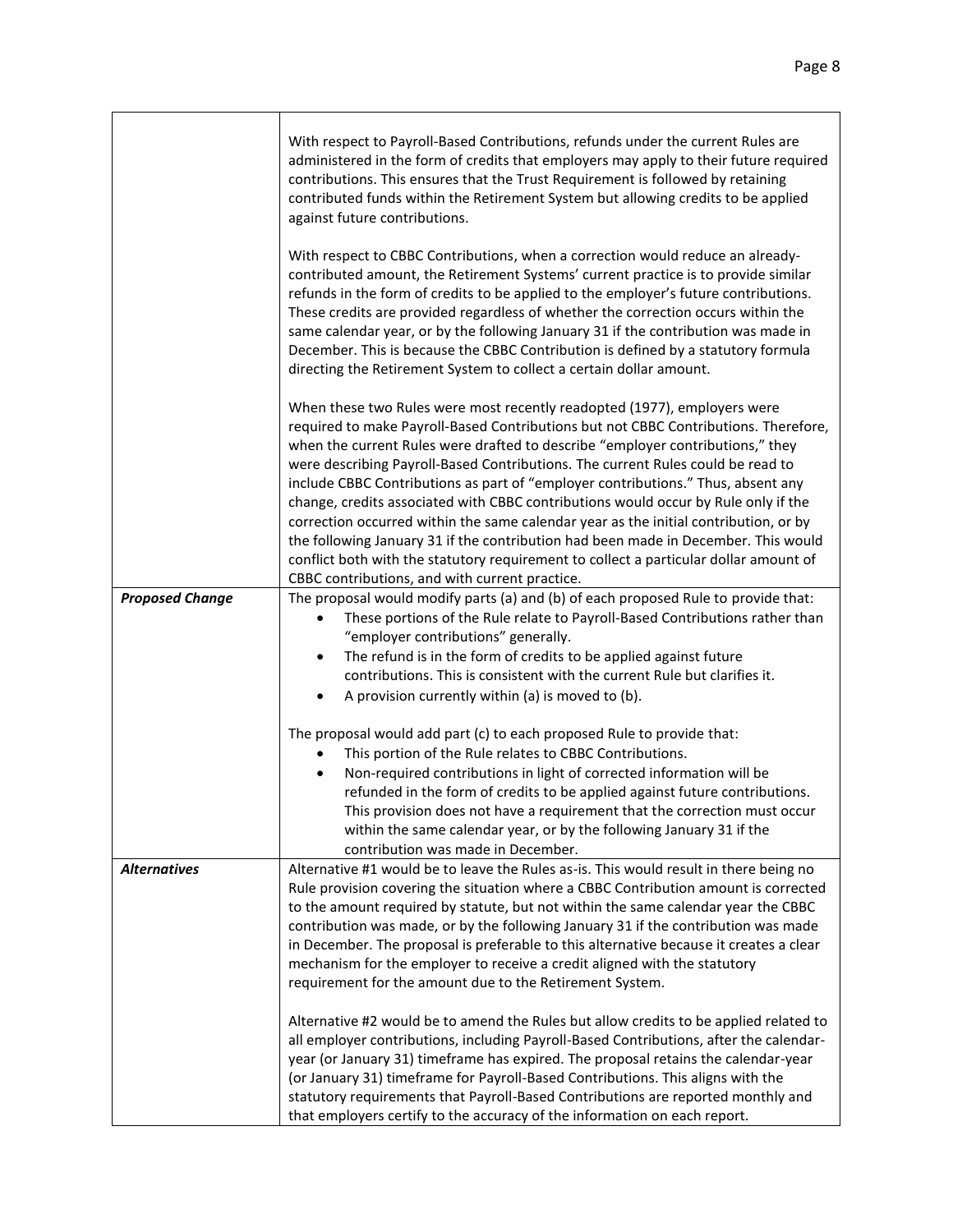| | |
|---|---|
| | With respect to Payroll-Based Contributions, refunds under the current Rules are administered in the form of credits that employers may apply to their future required contributions. This ensures that the Trust Requirement is followed by retaining contributed funds within the Retirement System but allowing credits to be applied against future contributions.<br><br>With respect to CBBC Contributions, when a correction would reduce an already-contributed amount, the Retirement Systems' current practice is to provide similar refunds in the form of credits to be applied to the employer's future contributions. These credits are provided regardless of whether the correction occurs within the same calendar year, or by the following January 31 if the contribution was made in December. This is because the CBBC Contribution is defined by a statutory formula directing the Retirement System to collect a certain dollar amount.<br><br>When these two Rules were most recently readopted (1977), employers were required to make Payroll-Based Contributions but not CBBC Contributions. Therefore, when the current Rules were drafted to describe "employer contributions," they were describing Payroll-Based Contributions. The current Rules could be read to include CBBC Contributions as part of "employer contributions." Thus, absent any change, credits associated with CBBC contributions would occur by Rule only if the correction occurred within the same calendar year as the initial contribution, or by the following January 31 if the contribution had been made in December. This would conflict both with the statutory requirement to collect a particular dollar amount of CBBC contributions, and with current practice. |
| ***Proposed Change*** | The proposal would modify parts (a) and (b) of each proposed Rule to provide that:<br>• These portions of the Rule relate to Payroll-Based Contributions rather than "employer contributions" generally.<br>• The refund is in the form of credits to be applied against future contributions. This is consistent with the current Rule but clarifies it.<br>• A provision currently within (a) is moved to (b).<br><br>The proposal would add part (c) to each proposed Rule to provide that:<br>• This portion of the Rule relates to CBBC Contributions.<br>• Non-required contributions in light of corrected information will be refunded in the form of credits to be applied against future contributions. This provision does not have a requirement that the correction must occur within the same calendar year, or by the following January 31 if the contribution was made in December. |
| ***Alternatives*** | Alternative #1 would be to leave the Rules as-is. This would result in there being no Rule provision covering the situation where a CBBC Contribution amount is corrected to the amount required by statute, but not within the same calendar year the CBBC contribution was made, or by the following January 31 if the contribution was made in December. The proposal is preferable to this alternative because it creates a clear mechanism for the employer to receive a credit aligned with the statutory requirement for the amount due to the Retirement System.<br><br>Alternative #2 would be to amend the Rules but allow credits to be applied related to all employer contributions, including Payroll-Based Contributions, after the calendar-year (or January 31) timeframe has expired. The proposal retains the calendar-year (or January 31) timeframe for Payroll-Based Contributions. This aligns with the statutory requirements that Payroll-Based Contributions are reported monthly and that employers certify to the accuracy of the information on each report. |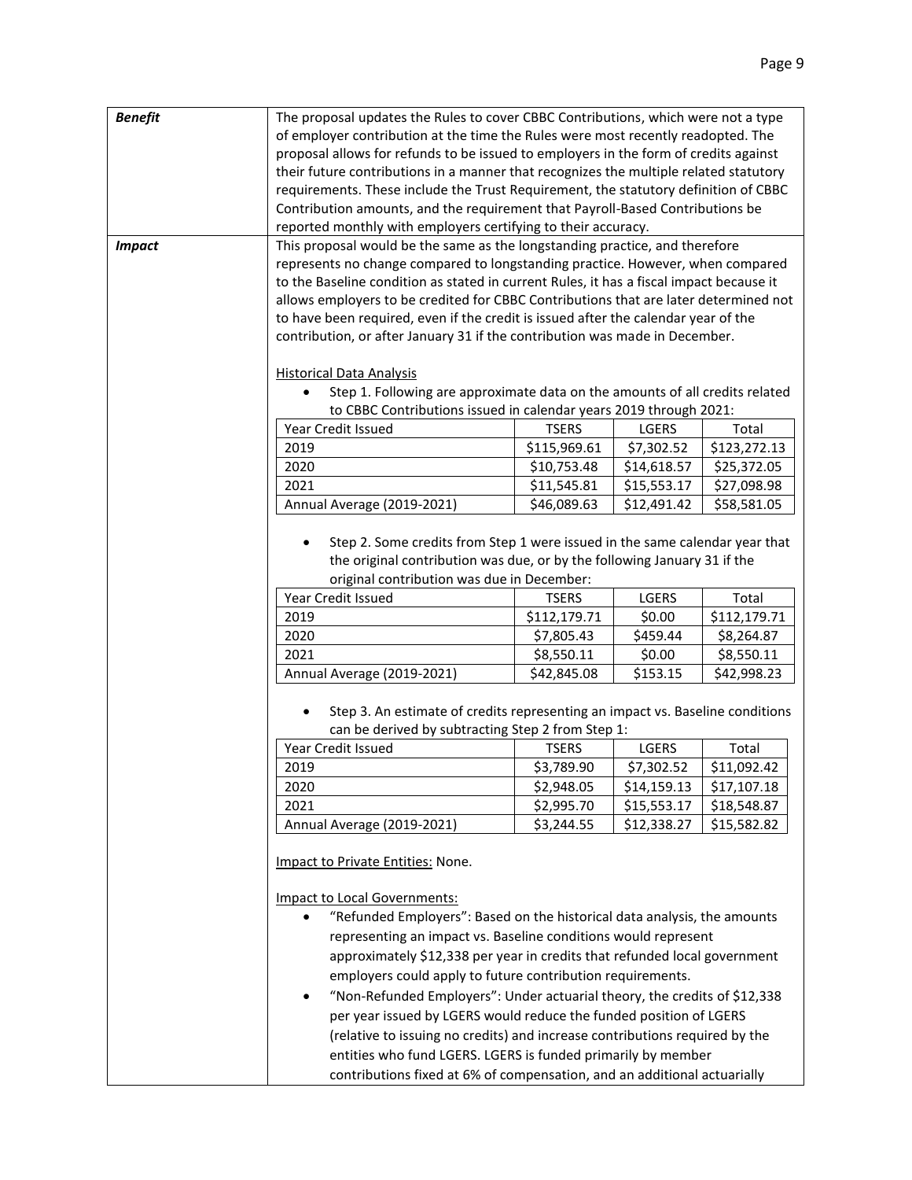| | |
|---|---|
| ***Benefit*** | The proposal updates the Rules to cover CBBC Contributions, which were not a type of employer contribution at the time the Rules were most recently readopted. The proposal allows for refunds to be issued to employers in the form of credits against their future contributions in a manner that recognizes the multiple related statutory requirements. These include the Trust Requirement, the statutory definition of CBBC Contribution amounts, and the requirement that Payroll-Based Contributions be reported monthly with employers certifying to their accuracy. |
| ***Impact*** | This proposal would be the same as the longstanding practice, and therefore represents no change compared to longstanding practice. However, when compared to the Baseline condition as stated in current Rules, it has a fiscal impact because it allows employers to be credited for CBBC Contributions that are later determined not to have been required, even if the credit is issued after the calendar year of the contribution, or after January 31 if the contribution was made in December. |

Historical Data Analysis

- Step 1. Following are approximate data on the amounts of all credits related to CBBC Contributions issued in calendar years 2019 through 2021:

| Year Credit Issued | TSERS | LGERS | Total |
|---|---|---|---|
| 2019 | $115,969.61 | $7,302.52 | $123,272.13 |
| 2020 | $10,753.48 | $14,618.57 | $25,372.05 |
| 2021 | $11,545.81 | $15,553.17 | $27,098.98 |
| Annual Average (2019-2021) | $46,089.63 | $12,491.42 | $58,581.05 |

- Step 2. Some credits from Step 1 were issued in the same calendar year that the original contribution was due, or by the following January 31 if the original contribution was due in December:

| Year Credit Issued | TSERS | LGERS | Total |
|---|---|---|---|
| 2019 | $112,179.71 | $0.00 | $112,179.71 |
| 2020 | $7,805.43 | $459.44 | $8,264.87 |
| 2021 | $8,550.11 | $0.00 | $8,550.11 |
| Annual Average (2019-2021) | $42,845.08 | $153.15 | $42,998.23 |

- Step 3. An estimate of credits representing an impact vs. Baseline conditions can be derived by subtracting Step 2 from Step 1:

| Year Credit Issued | TSERS | LGERS | Total |
|---|---|---|---|
| 2019 | $3,789.90 | $7,302.52 | $11,092.42 |
| 2020 | $2,948.05 | $14,159.13 | $17,107.18 |
| 2021 | $2,995.70 | $15,553.17 | $18,548.87 |
| Annual Average (2019-2021) | $3,244.55 | $12,338.27 | $15,582.82 |

Impact to Private Entities: None.

Impact to Local Governments:

- "Refunded Employers": Based on the historical data analysis, the amounts representing an impact vs. Baseline conditions would represent approximately $12,338 per year in credits that refunded local government employers could apply to future contribution requirements.
- "Non-Refunded Employers": Under actuarial theory, the credits of $12,338 per year issued by LGERS would reduce the funded position of LGERS (relative to issuing no credits) and increase contributions required by the entities who fund LGERS. LGERS is funded primarily by member contributions fixed at 6% of compensation, and an additional actuarially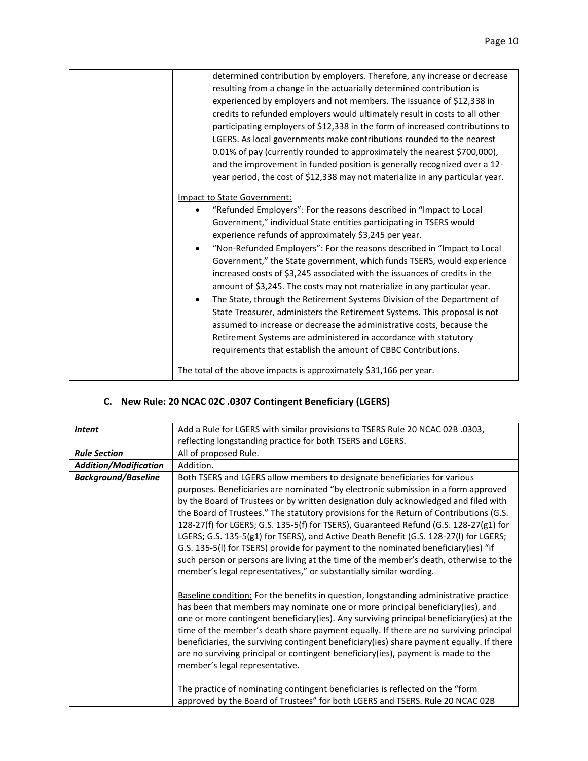| | determined contribution by employers. Therefore, any increase or decrease resulting from a change in the actuarially determined contribution is experienced by employers and not members. The issuance of $12,338 in credits to refunded employers would ultimately result in costs to all other participating employers of $12,338 in the form of increased contributions to LGERS. As local governments make contributions rounded to the nearest 0.01% of pay (currently rounded to approximately the nearest $700,000), and the improvement in funded position is generally recognized over a 12-year period, the cost of $12,338 may not materialize in any particular year.<br><br>Impact to State Government:<br>• "Refunded Employers": For the reasons described in "Impact to Local Government," individual State entities participating in TSERS would experience refunds of approximately $3,245 per year.<br>• "Non-Refunded Employers": For the reasons described in "Impact to Local Government," the State government, which funds TSERS, would experience increased costs of $3,245 associated with the issuances of credits in the amount of $3,245. The costs may not materialize in any particular year.<br>• The State, through the Retirement Systems Division of the Department of State Treasurer, administers the Retirement Systems. This proposal is not assumed to increase or decrease the administrative costs, because the Retirement Systems are administered in accordance with statutory requirements that establish the amount of CBBC Contributions.<br><br>The total of the above impacts is approximately $31,166 per year. |
|---|---|

## C. New Rule: 20 NCAC 02C .0307 Contingent Beneficiary (LGERS)

| ***Intent*** | Add a Rule for LGERS with similar provisions to TSERS Rule 20 NCAC 02B .0303, reflecting longstanding practice for both TSERS and LGERS. |
|---|---|
| ***Rule Section*** | All of proposed Rule. |
| ***Addition/Modification*** | Addition. |
| ***Background/Baseline*** | Both TSERS and LGERS allow members to designate beneficiaries for various purposes. Beneficiaries are nominated "by electronic submission in a form approved by the Board of Trustees or by written designation duly acknowledged and filed with the Board of Trustees." The statutory provisions for the Return of Contributions (G.S. 128-27(f) for LGERS; G.S. 135-5(f) for TSERS), Guaranteed Refund (G.S. 128-27(g1) for LGERS; G.S. 135-5(g1) for TSERS), and Active Death Benefit (G.S. 128-27(l) for LGERS; G.S. 135-5(l) for TSERS) provide for payment to the nominated beneficiary(ies) "if such person or persons are living at the time of the member's death, otherwise to the member's legal representatives," or substantially similar wording.<br><br>Baseline condition: For the benefits in question, longstanding administrative practice has been that members may nominate one or more principal beneficiary(ies), and one or more contingent beneficiary(ies). Any surviving principal beneficiary(ies) at the time of the member's death share payment equally. If there are no surviving principal beneficiaries, the surviving contingent beneficiary(ies) share payment equally. If there are no surviving principal or contingent beneficiary(ies), payment is made to the member's legal representative.<br><br>The practice of nominating contingent beneficiaries is reflected on the "form approved by the Board of Trustees" for both LGERS and TSERS. Rule 20 NCAC 02B |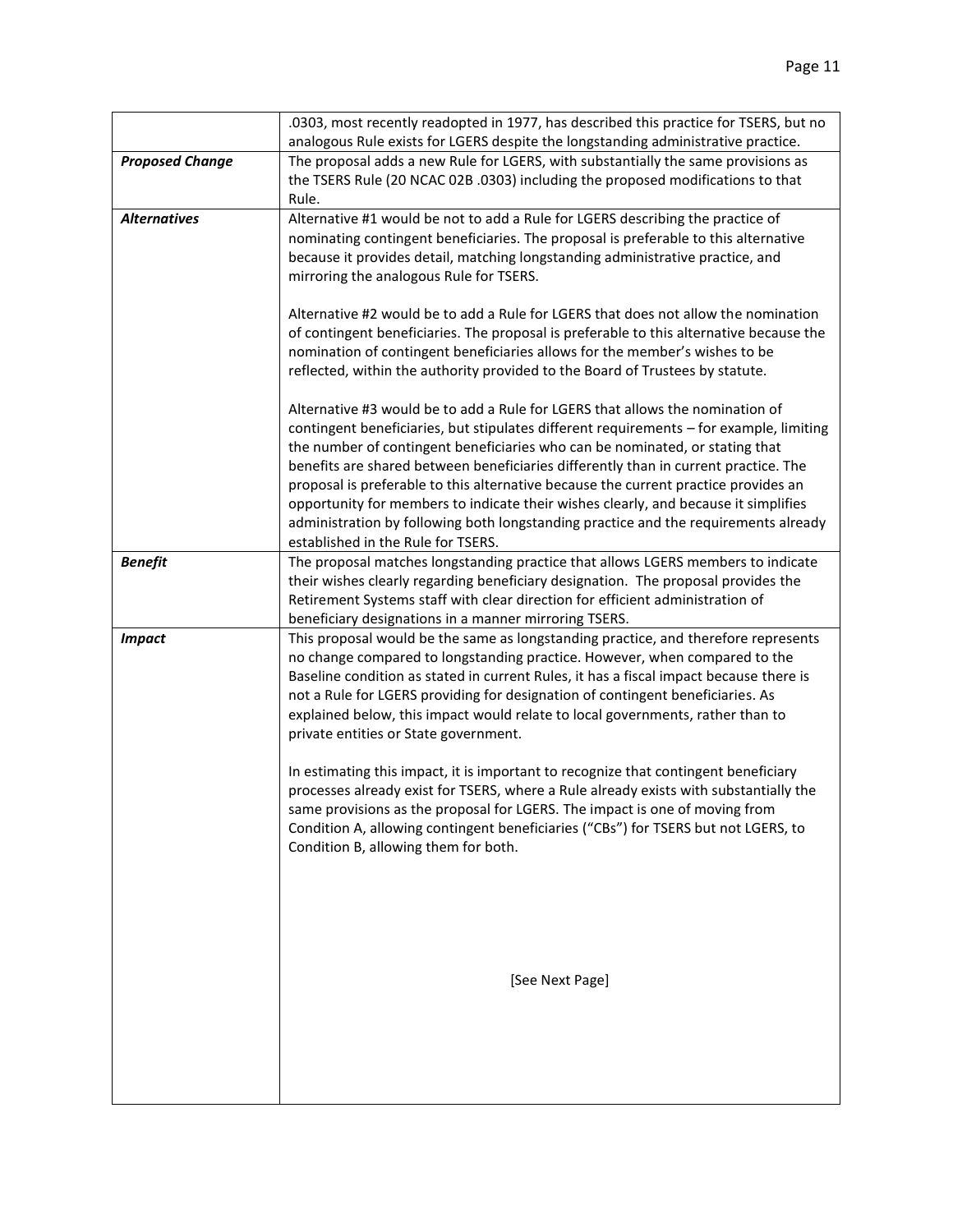| | |
|---|---|
| | .0303, most recently readopted in 1977, has described this practice for TSERS, but no analogous Rule exists for LGERS despite the longstanding administrative practice. |
| ***Proposed Change*** | The proposal adds a new Rule for LGERS, with substantially the same provisions as the TSERS Rule (20 NCAC 02B .0303) including the proposed modifications to that Rule. |
| ***Alternatives*** | Alternative #1 would be not to add a Rule for LGERS describing the practice of nominating contingent beneficiaries. The proposal is preferable to this alternative because it provides detail, matching longstanding administrative practice, and mirroring the analogous Rule for TSERS.<br><br>Alternative #2 would be to add a Rule for LGERS that does not allow the nomination of contingent beneficiaries. The proposal is preferable to this alternative because the nomination of contingent beneficiaries allows for the member's wishes to be reflected, within the authority provided to the Board of Trustees by statute.<br><br>Alternative #3 would be to add a Rule for LGERS that allows the nomination of contingent beneficiaries, but stipulates different requirements – for example, limiting the number of contingent beneficiaries who can be nominated, or stating that benefits are shared between beneficiaries differently than in current practice. The proposal is preferable to this alternative because the current practice provides an opportunity for members to indicate their wishes clearly, and because it simplifies administration by following both longstanding practice and the requirements already established in the Rule for TSERS. |
| ***Benefit*** | The proposal matches longstanding practice that allows LGERS members to indicate their wishes clearly regarding beneficiary designation. The proposal provides the Retirement Systems staff with clear direction for efficient administration of beneficiary designations in a manner mirroring TSERS. |
| ***Impact*** | This proposal would be the same as longstanding practice, and therefore represents no change compared to longstanding practice. However, when compared to the Baseline condition as stated in current Rules, it has a fiscal impact because there is not a Rule for LGERS providing for designation of contingent beneficiaries. As explained below, this impact would relate to local governments, rather than to private entities or State government.<br><br>In estimating this impact, it is important to recognize that contingent beneficiary processes already exist for TSERS, where a Rule already exists with substantially the same provisions as the proposal for LGERS. The impact is one of moving from Condition A, allowing contingent beneficiaries ("CBs") for TSERS but not LGERS, to Condition B, allowing them for both.<br><br>[See Next Page] |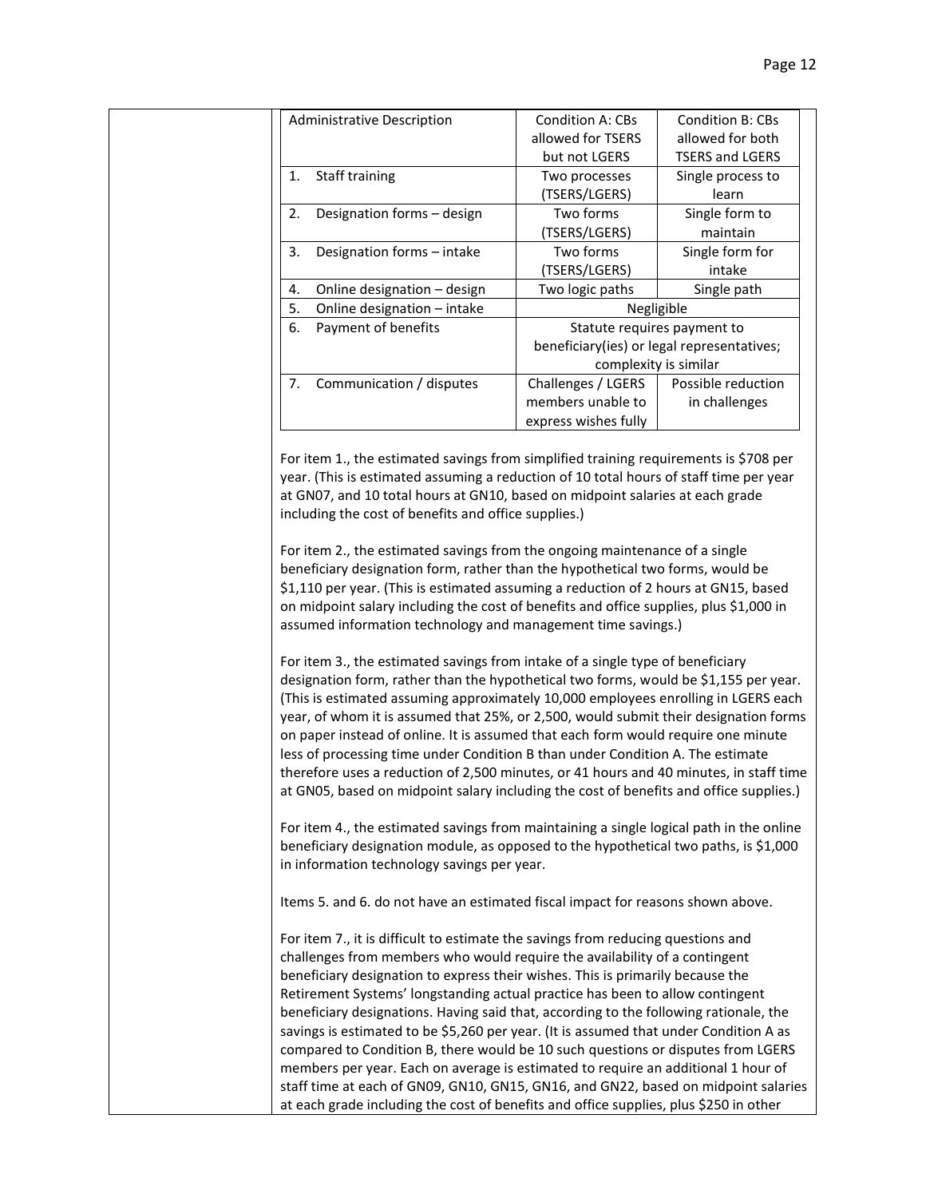| Administrative Description | Condition A: CBs allowed for TSERS but not LGERS | Condition B: CBs allowed for both TSERS and LGERS |
|---|---|---|
| 1. Staff training | Two processes (TSERS/LGERS) | Single process to learn |
| 2. Designation forms – design | Two forms (TSERS/LGERS) | Single form to maintain |
| 3. Designation forms – intake | Two forms (TSERS/LGERS) | Single form for intake |
| 4. Online designation – design | Two logic paths | Single path |
| 5. Online designation – intake | Negligible | |
| 6. Payment of benefits | Statute requires payment to beneficiary(ies) or legal representatives; complexity is similar | |
| 7. Communication / disputes | Challenges / LGERS members unable to express wishes fully | Possible reduction in challenges |

For item 1., the estimated savings from simplified training requirements is $708 per year. (This is estimated assuming a reduction of 10 total hours of staff time per year at GN07, and 10 total hours at GN10, based on midpoint salaries at each grade including the cost of benefits and office supplies.)

For item 2., the estimated savings from the ongoing maintenance of a single beneficiary designation form, rather than the hypothetical two forms, would be $1,110 per year. (This is estimated assuming a reduction of 2 hours at GN15, based on midpoint salary including the cost of benefits and office supplies, plus $1,000 in assumed information technology and management time savings.)

For item 3., the estimated savings from intake of a single type of beneficiary designation form, rather than the hypothetical two forms, would be $1,155 per year. (This is estimated assuming approximately 10,000 employees enrolling in LGERS each year, of whom it is assumed that 25%, or 2,500, would submit their designation forms on paper instead of online. It is assumed that each form would require one minute less of processing time under Condition B than under Condition A. The estimate therefore uses a reduction of 2,500 minutes, or 41 hours and 40 minutes, in staff time at GN05, based on midpoint salary including the cost of benefits and office supplies.)

For item 4., the estimated savings from maintaining a single logical path in the online beneficiary designation module, as opposed to the hypothetical two paths, is $1,000 in information technology savings per year.

Items 5. and 6. do not have an estimated fiscal impact for reasons shown above.

For item 7., it is difficult to estimate the savings from reducing questions and challenges from members who would require the availability of a contingent beneficiary designation to express their wishes. This is primarily because the Retirement Systems' longstanding actual practice has been to allow contingent beneficiary designations. Having said that, according to the following rationale, the savings is estimated to be $5,260 per year. (It is assumed that under Condition A as compared to Condition B, there would be 10 such questions or disputes from LGERS members per year. Each on average is estimated to require an additional 1 hour of staff time at each of GN09, GN10, GN15, GN16, and GN22, based on midpoint salaries at each grade including the cost of benefits and office supplies, plus $250 in other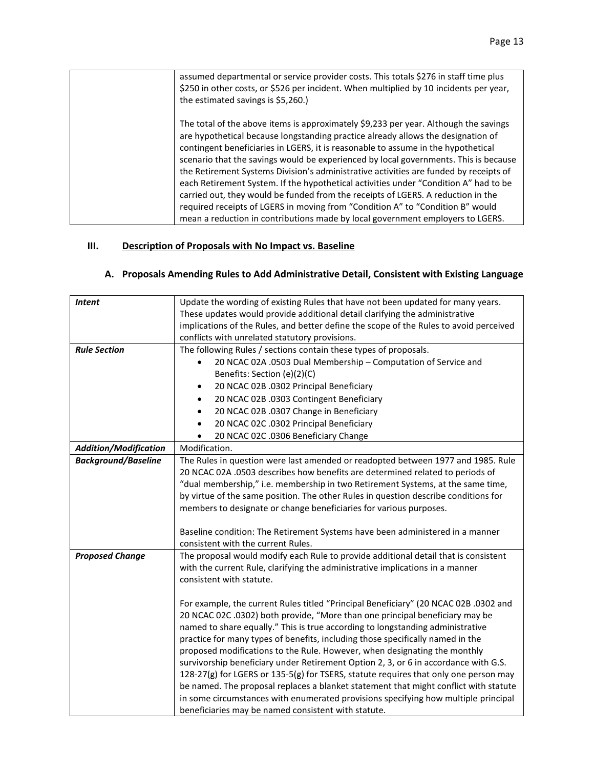| | |
|---|---|
| | assumed departmental or service provider costs. This totals \$276 in staff time plus \$250 in other costs, or \$526 per incident. When multiplied by 10 incidents per year, the estimated savings is \$5,260.)<br><br>The total of the above items is approximately \$9,233 per year. Although the savings are hypothetical because longstanding practice already allows the designation of contingent beneficiaries in LGERS, it is reasonable to assume in the hypothetical scenario that the savings would be experienced by local governments. This is because the Retirement Systems Division's administrative activities are funded by receipts of each Retirement System. If the hypothetical activities under "Condition A" had to be carried out, they would be funded from the receipts of LGERS. A reduction in the required receipts of LGERS in moving from "Condition A" to "Condition B" would mean a reduction in contributions made by local government employers to LGERS. |

## III. Description of Proposals with No Impact vs. Baseline

### A. Proposals Amending Rules to Add Administrative Detail, Consistent with Existing Language

| | |
|---|---|
| ***Intent*** | Update the wording of existing Rules that have not been updated for many years. These updates would provide additional detail clarifying the administrative implications of the Rules, and better define the scope of the Rules to avoid perceived conflicts with unrelated statutory provisions. |
| ***Rule Section*** | The following Rules / sections contain these types of proposals.<br>• 20 NCAC 02A .0503 Dual Membership – Computation of Service and Benefits: Section (e)(2)(C)<br>• 20 NCAC 02B .0302 Principal Beneficiary<br>• 20 NCAC 02B .0303 Contingent Beneficiary<br>• 20 NCAC 02B .0307 Change in Beneficiary<br>• 20 NCAC 02C .0302 Principal Beneficiary<br>• 20 NCAC 02C .0306 Beneficiary Change |
| ***Addition/Modification*** | Modification. |
| ***Background/Baseline*** | The Rules in question were last amended or readopted between 1977 and 1985. Rule 20 NCAC 02A .0503 describes how benefits are determined related to periods of "dual membership," i.e. membership in two Retirement Systems, at the same time, by virtue of the same position. The other Rules in question describe conditions for members to designate or change beneficiaries for various purposes.<br><br><u>Baseline condition:</u> The Retirement Systems have been administered in a manner consistent with the current Rules. |
| ***Proposed Change*** | The proposal would modify each Rule to provide additional detail that is consistent with the current Rule, clarifying the administrative implications in a manner consistent with statute.<br><br>For example, the current Rules titled "Principal Beneficiary" (20 NCAC 02B .0302 and 20 NCAC 02C .0302) both provide, "More than one principal beneficiary may be named to share equally." This is true according to longstanding administrative practice for many types of benefits, including those specifically named in the proposed modifications to the Rule. However, when designating the monthly survivorship beneficiary under Retirement Option 2, 3, or 6 in accordance with G.S. 128-27(g) for LGERS or 135-5(g) for TSERS, statute requires that only one person may be named. The proposal replaces a blanket statement that might conflict with statute in some circumstances with enumerated provisions specifying how multiple principal beneficiaries may be named consistent with statute. |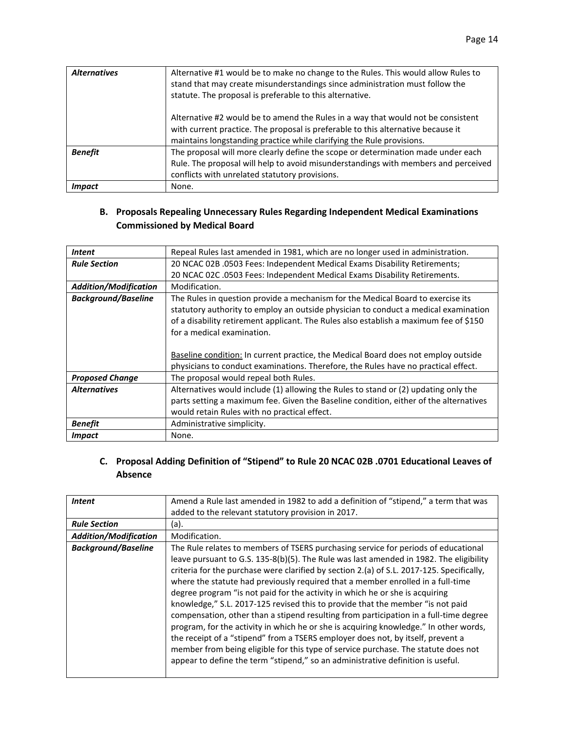| | |
|---|---|
| ***Alternatives*** | Alternative #1 would be to make no change to the Rules. This would allow Rules to stand that may create misunderstandings since administration must follow the statute. The proposal is preferable to this alternative.<br><br>Alternative #2 would be to amend the Rules in a way that would not be consistent with current practice. The proposal is preferable to this alternative because it maintains longstanding practice while clarifying the Rule provisions. |
| ***Benefit*** | The proposal will more clearly define the scope or determination made under each Rule. The proposal will help to avoid misunderstandings with members and perceived conflicts with unrelated statutory provisions. |
| ***Impact*** | None. |

### B. Proposals Repealing Unnecessary Rules Regarding Independent Medical Examinations Commissioned by Medical Board

| | |
|---|---|
| ***Intent*** | Repeal Rules last amended in 1981, which are no longer used in administration. |
| ***Rule Section*** | 20 NCAC 02B .0503 Fees: Independent Medical Exams Disability Retirements;<br>20 NCAC 02C .0503 Fees: Independent Medical Exams Disability Retirements. |
| ***Addition/Modification*** | Modification. |
| ***Background/Baseline*** | The Rules in question provide a mechanism for the Medical Board to exercise its statutory authority to employ an outside physician to conduct a medical examination of a disability retirement applicant. The Rules also establish a maximum fee of $150 for a medical examination.<br><br><u>Baseline condition:</u> In current practice, the Medical Board does not employ outside physicians to conduct examinations. Therefore, the Rules have no practical effect. |
| ***Proposed Change*** | The proposal would repeal both Rules. |
| ***Alternatives*** | Alternatives would include (1) allowing the Rules to stand or (2) updating only the parts setting a maximum fee. Given the Baseline condition, either of the alternatives would retain Rules with no practical effect. |
| ***Benefit*** | Administrative simplicity. |
| ***Impact*** | None. |

### C. Proposal Adding Definition of "Stipend" to Rule 20 NCAC 02B .0701 Educational Leaves of Absence

| | |
|---|---|
| ***Intent*** | Amend a Rule last amended in 1982 to add a definition of "stipend," a term that was added to the relevant statutory provision in 2017. |
| ***Rule Section*** | (a). |
| ***Addition/Modification*** | Modification. |
| ***Background/Baseline*** | The Rule relates to members of TSERS purchasing service for periods of educational leave pursuant to G.S. 135-8(b)(5). The Rule was last amended in 1982. The eligibility criteria for the purchase were clarified by section 2.(a) of S.L. 2017-125. Specifically, where the statute had previously required that a member enrolled in a full-time degree program "is not paid for the activity in which he or she is acquiring knowledge," S.L. 2017-125 revised this to provide that the member "is not paid compensation, other than a stipend resulting from participation in a full-time degree program, for the activity in which he or she is acquiring knowledge." In other words, the receipt of a "stipend" from a TSERS employer does not, by itself, prevent a member from being eligible for this type of service purchase. The statute does not appear to define the term "stipend," so an administrative definition is useful. |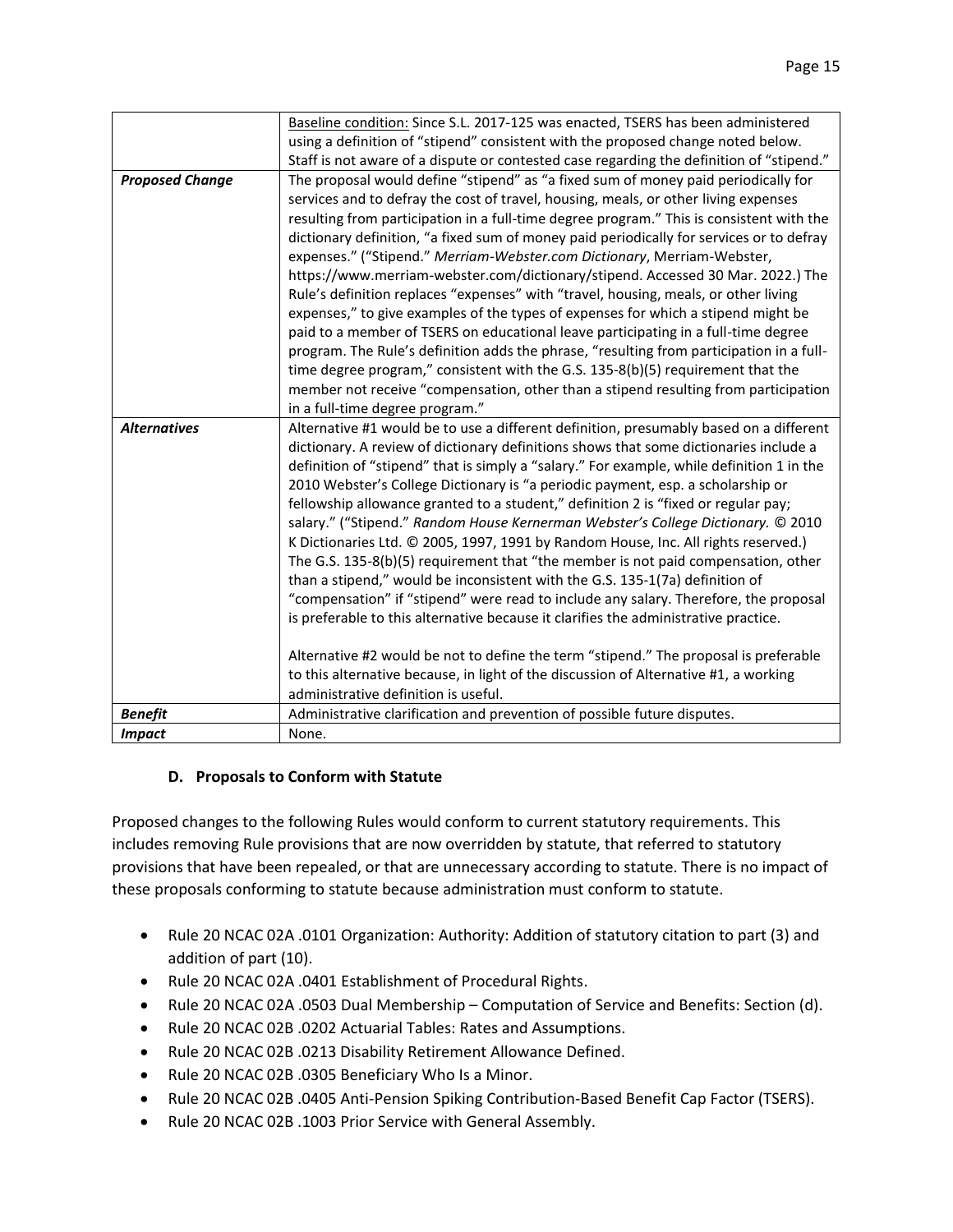| | |
|---|---|
| | Baseline condition: Since S.L. 2017-125 was enacted, TSERS has been administered using a definition of "stipend" consistent with the proposed change noted below. Staff is not aware of a dispute or contested case regarding the definition of "stipend." |
| ***Proposed Change*** | The proposal would define "stipend" as "a fixed sum of money paid periodically for services and to defray the cost of travel, housing, meals, or other living expenses resulting from participation in a full-time degree program." This is consistent with the dictionary definition, "a fixed sum of money paid periodically for services or to defray expenses." ("Stipend." *Merriam-Webster.com Dictionary*, Merriam-Webster, https://www.merriam-webster.com/dictionary/stipend. Accessed 30 Mar. 2022.) The Rule's definition replaces "expenses" with "travel, housing, meals, or other living expenses," to give examples of the types of expenses for which a stipend might be paid to a member of TSERS on educational leave participating in a full-time degree program. The Rule's definition adds the phrase, "resulting from participation in a full-time degree program," consistent with the G.S. 135-8(b)(5) requirement that the member not receive "compensation, other than a stipend resulting from participation in a full-time degree program." |
| ***Alternatives*** | Alternative #1 would be to use a different definition, presumably based on a different dictionary. A review of dictionary definitions shows that some dictionaries include a definition of "stipend" that is simply a "salary." For example, while definition 1 in the 2010 Webster's College Dictionary is "a periodic payment, esp. a scholarship or fellowship allowance granted to a student," definition 2 is "fixed or regular pay; salary." ("Stipend." *Random House Kernerman Webster's College Dictionary.* © 2010 K Dictionaries Ltd. © 2005, 1997, 1991 by Random House, Inc. All rights reserved.) The G.S. 135-8(b)(5) requirement that "the member is not paid compensation, other than a stipend," would be inconsistent with the G.S. 135-1(7a) definition of "compensation" if "stipend" were read to include any salary. Therefore, the proposal is preferable to this alternative because it clarifies the administrative practice.<br><br>Alternative #2 would be not to define the term "stipend." The proposal is preferable to this alternative because, in light of the discussion of Alternative #1, a working administrative definition is useful. |
| ***Benefit*** | Administrative clarification and prevention of possible future disputes. |
| ***Impact*** | None. |

### D. Proposals to Conform with Statute

Proposed changes to the following Rules would conform to current statutory requirements. This includes removing Rule provisions that are now overridden by statute, that referred to statutory provisions that have been repealed, or that are unnecessary according to statute. There is no impact of these proposals conforming to statute because administration must conform to statute.

- Rule 20 NCAC 02A .0101 Organization: Authority: Addition of statutory citation to part (3) and addition of part (10).
- Rule 20 NCAC 02A .0401 Establishment of Procedural Rights.
- Rule 20 NCAC 02A .0503 Dual Membership – Computation of Service and Benefits: Section (d).
- Rule 20 NCAC 02B .0202 Actuarial Tables: Rates and Assumptions.
- Rule 20 NCAC 02B .0213 Disability Retirement Allowance Defined.
- Rule 20 NCAC 02B .0305 Beneficiary Who Is a Minor.
- Rule 20 NCAC 02B .0405 Anti-Pension Spiking Contribution-Based Benefit Cap Factor (TSERS).
- Rule 20 NCAC 02B .1003 Prior Service with General Assembly.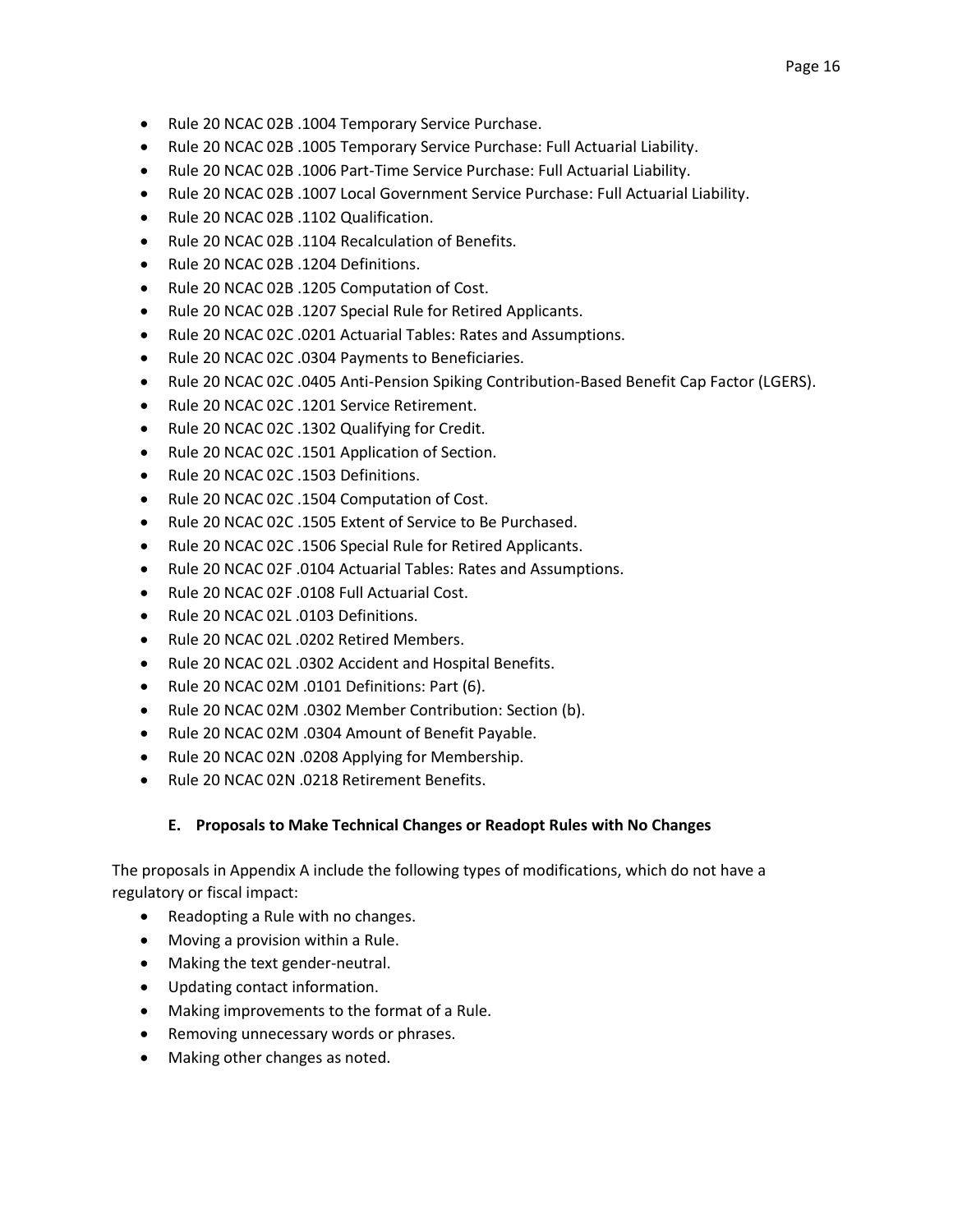- Rule 20 NCAC 02B .1004 Temporary Service Purchase.
- Rule 20 NCAC 02B .1005 Temporary Service Purchase: Full Actuarial Liability.
- Rule 20 NCAC 02B .1006 Part-Time Service Purchase: Full Actuarial Liability.
- Rule 20 NCAC 02B .1007 Local Government Service Purchase: Full Actuarial Liability.
- Rule 20 NCAC 02B .1102 Qualification.
- Rule 20 NCAC 02B .1104 Recalculation of Benefits.
- Rule 20 NCAC 02B .1204 Definitions.
- Rule 20 NCAC 02B .1205 Computation of Cost.
- Rule 20 NCAC 02B .1207 Special Rule for Retired Applicants.
- Rule 20 NCAC 02C .0201 Actuarial Tables: Rates and Assumptions.
- Rule 20 NCAC 02C .0304 Payments to Beneficiaries.
- Rule 20 NCAC 02C .0405 Anti-Pension Spiking Contribution-Based Benefit Cap Factor (LGERS).
- Rule 20 NCAC 02C .1201 Service Retirement.
- Rule 20 NCAC 02C .1302 Qualifying for Credit.
- Rule 20 NCAC 02C .1501 Application of Section.
- Rule 20 NCAC 02C .1503 Definitions.
- Rule 20 NCAC 02C .1504 Computation of Cost.
- Rule 20 NCAC 02C .1505 Extent of Service to Be Purchased.
- Rule 20 NCAC 02C .1506 Special Rule for Retired Applicants.
- Rule 20 NCAC 02F .0104 Actuarial Tables: Rates and Assumptions.
- Rule 20 NCAC 02F .0108 Full Actuarial Cost.
- Rule 20 NCAC 02L .0103 Definitions.
- Rule 20 NCAC 02L .0202 Retired Members.
- Rule 20 NCAC 02L .0302 Accident and Hospital Benefits.
- Rule 20 NCAC 02M .0101 Definitions: Part (6).
- Rule 20 NCAC 02M .0302 Member Contribution: Section (b).
- Rule 20 NCAC 02M .0304 Amount of Benefit Payable.
- Rule 20 NCAC 02N .0208 Applying for Membership.
- Rule 20 NCAC 02N .0218 Retirement Benefits.

### E. Proposals to Make Technical Changes or Readopt Rules with No Changes

The proposals in Appendix A include the following types of modifications, which do not have a regulatory or fiscal impact:

- Readopting a Rule with no changes.
- Moving a provision within a Rule.
- Making the text gender-neutral.
- Updating contact information.
- Making improvements to the format of a Rule.
- Removing unnecessary words or phrases.
- Making other changes as noted.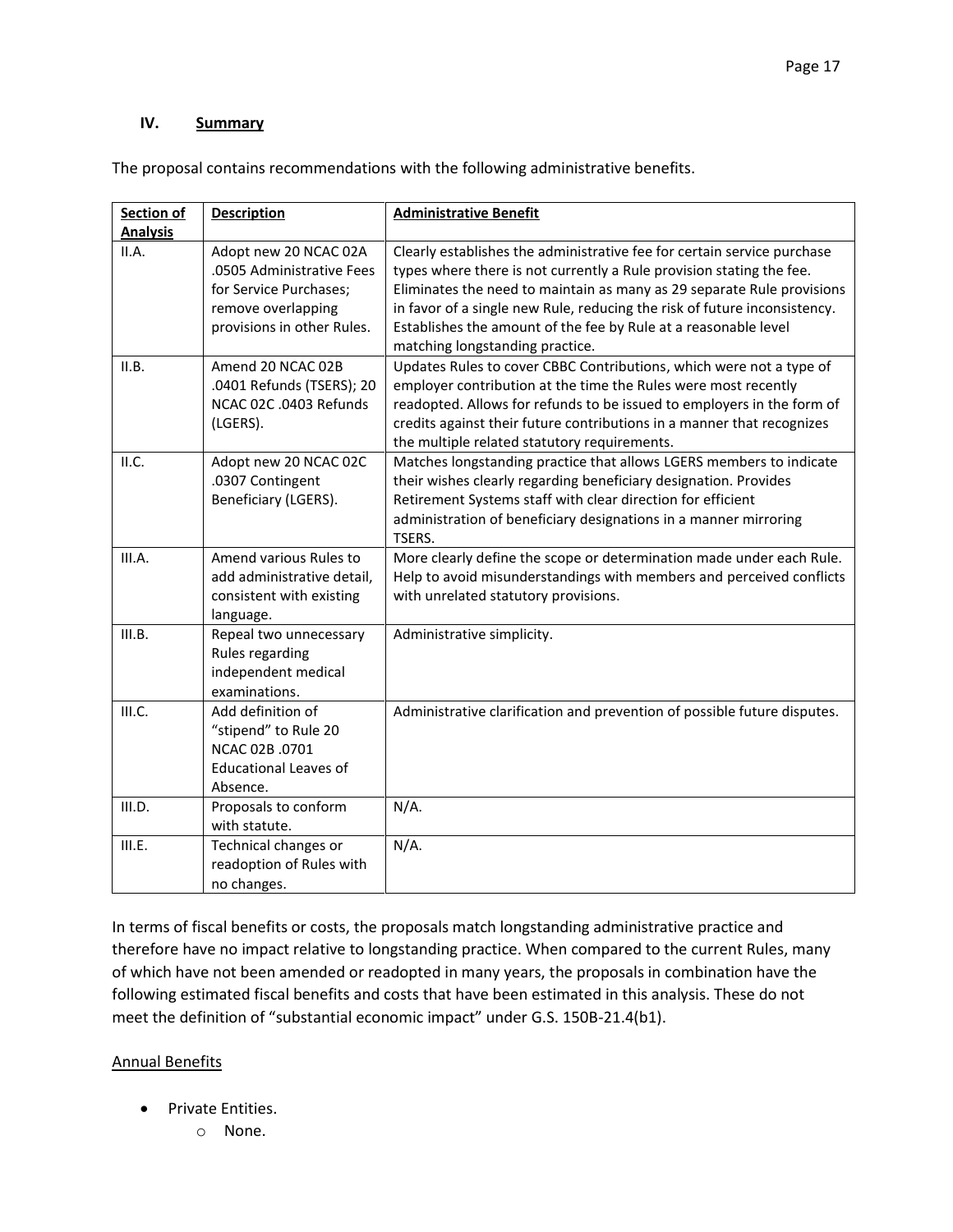## IV. Summary

The proposal contains recommendations with the following administrative benefits.

| Section of Analysis | Description | Administrative Benefit |
|---|---|---|
| II.A. | Adopt new 20 NCAC 02A .0505 Administrative Fees for Service Purchases; remove overlapping provisions in other Rules. | Clearly establishes the administrative fee for certain service purchase types where there is not currently a Rule provision stating the fee. Eliminates the need to maintain as many as 29 separate Rule provisions in favor of a single new Rule, reducing the risk of future inconsistency. Establishes the amount of the fee by Rule at a reasonable level matching longstanding practice. |
| II.B. | Amend 20 NCAC 02B .0401 Refunds (TSERS); 20 NCAC 02C .0403 Refunds (LGERS). | Updates Rules to cover CBBC Contributions, which were not a type of employer contribution at the time the Rules were most recently readopted. Allows for refunds to be issued to employers in the form of credits against their future contributions in a manner that recognizes the multiple related statutory requirements. |
| II.C. | Adopt new 20 NCAC 02C .0307 Contingent Beneficiary (LGERS). | Matches longstanding practice that allows LGERS members to indicate their wishes clearly regarding beneficiary designation. Provides Retirement Systems staff with clear direction for efficient administration of beneficiary designations in a manner mirroring TSERS. |
| III.A. | Amend various Rules to add administrative detail, consistent with existing language. | More clearly define the scope or determination made under each Rule. Help to avoid misunderstandings with members and perceived conflicts with unrelated statutory provisions. |
| III.B. | Repeal two unnecessary Rules regarding independent medical examinations. | Administrative simplicity. |
| III.C. | Add definition of "stipend" to Rule 20 NCAC 02B .0701 Educational Leaves of Absence. | Administrative clarification and prevention of possible future disputes. |
| III.D. | Proposals to conform with statute. | N/A. |
| III.E. | Technical changes or readoption of Rules with no changes. | N/A. |

In terms of fiscal benefits or costs, the proposals match longstanding administrative practice and therefore have no impact relative to longstanding practice. When compared to the current Rules, many of which have not been amended or readopted in many years, the proposals in combination have the following estimated fiscal benefits and costs that have been estimated in this analysis. These do not meet the definition of "substantial economic impact" under G.S. 150B-21.4(b1).

Annual Benefits

- Private Entities.
  - None.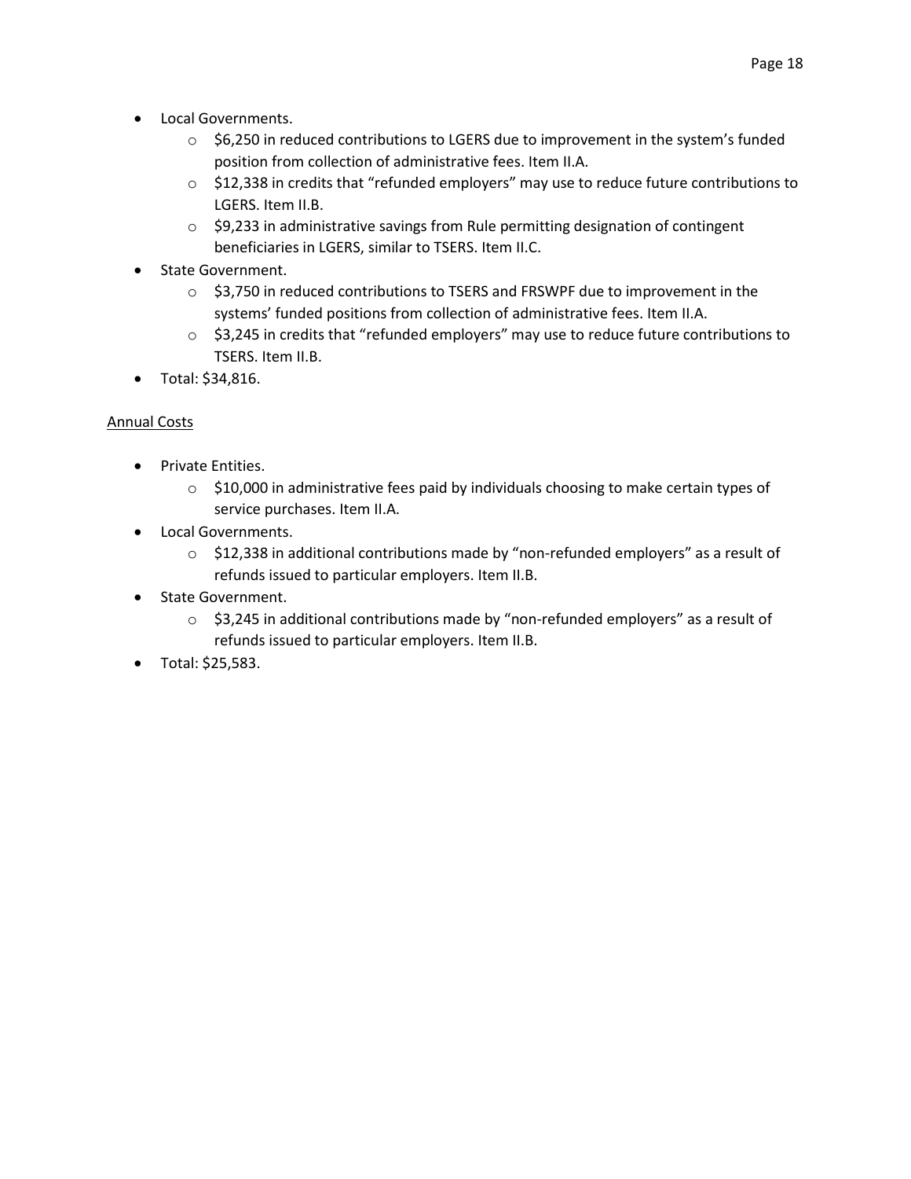- Local Governments.
  - $6,250 in reduced contributions to LGERS due to improvement in the system's funded position from collection of administrative fees. Item II.A.
  - $12,338 in credits that "refunded employers" may use to reduce future contributions to LGERS. Item II.B.
  - $9,233 in administrative savings from Rule permitting designation of contingent beneficiaries in LGERS, similar to TSERS. Item II.C.
- State Government.
  - $3,750 in reduced contributions to TSERS and FRSWPF due to improvement in the systems' funded positions from collection of administrative fees. Item II.A.
  - $3,245 in credits that "refunded employers" may use to reduce future contributions to TSERS. Item II.B.
- Total: $34,816.

<u>Annual Costs</u>

- Private Entities.
  - $10,000 in administrative fees paid by individuals choosing to make certain types of service purchases. Item II.A.
- Local Governments.
  - $12,338 in additional contributions made by "non-refunded employers" as a result of refunds issued to particular employers. Item II.B.
- State Government.
  - $3,245 in additional contributions made by "non-refunded employers" as a result of refunds issued to particular employers. Item II.B.
- Total: $25,583.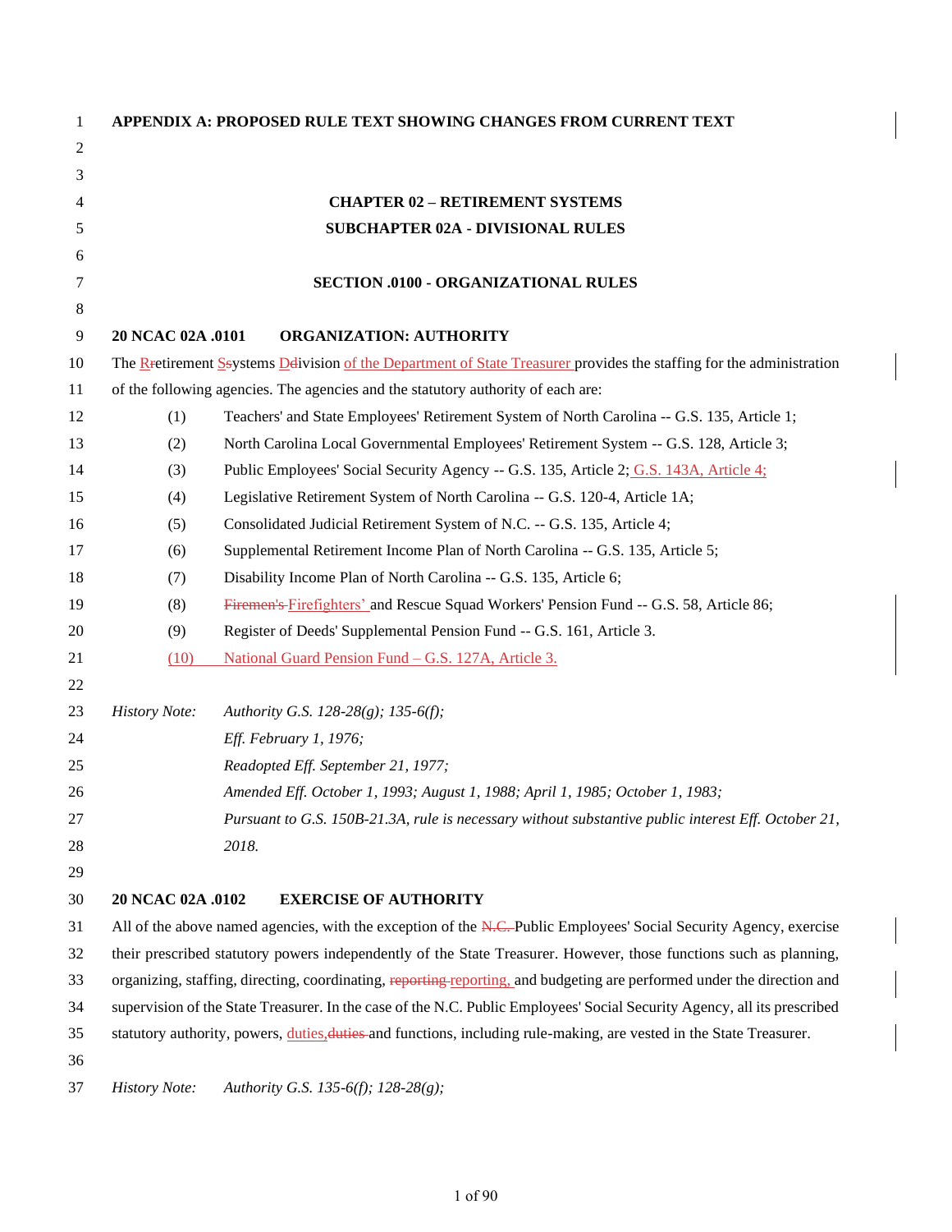**APPENDIX A: PROPOSED RULE TEXT SHOWING CHANGES FROM CURRENT TEXT**

**CHAPTER 02 – RETIREMENT SYSTEMS**

**SUBCHAPTER 02A - DIVISIONAL RULES**

**SECTION .0100 - ORGANIZATIONAL RULES**

**20 NCAC 02A .0101 ORGANIZATION: AUTHORITY**

The ~~R~~Retirement ~~S~~Systems ~~D~~Division of the Department of State Treasurer provides the staffing for the administration of the following agencies. The agencies and the statutory authority of each are:

(1) Teachers' and State Employees' Retirement System of North Carolina -- G.S. 135, Article 1;

(2) North Carolina Local Governmental Employees' Retirement System -- G.S. 128, Article 3;

(3) Public Employees' Social Security Agency -- G.S. 135, Article 2; G.S. 143A, Article 4;

(4) Legislative Retirement System of North Carolina -- G.S. 120-4, Article 1A;

(5) Consolidated Judicial Retirement System of N.C. -- G.S. 135, Article 4;

(6) Supplemental Retirement Income Plan of North Carolina -- G.S. 135, Article 5;

(7) Disability Income Plan of North Carolina -- G.S. 135, Article 6;

(8) ~~Firemen's~~ Firefighters' and Rescue Squad Workers' Pension Fund -- G.S. 58, Article 86;

(9) Register of Deeds' Supplemental Pension Fund -- G.S. 161, Article 3.

(10) National Guard Pension Fund – G.S. 127A, Article 3.

*History Note: Authority G.S. 128-28(g); 135-6(f);*
*Eff. February 1, 1976;*
*Readopted Eff. September 21, 1977;*
*Amended Eff. October 1, 1993; August 1, 1988; April 1, 1985; October 1, 1983;*
*Pursuant to G.S. 150B-21.3A, rule is necessary without substantive public interest Eff. October 21, 2018.*

**20 NCAC 02A .0102 EXERCISE OF AUTHORITY**

All of the above named agencies, with the exception of the ~~N.C.~~ Public Employees' Social Security Agency, exercise their prescribed statutory powers independently of the State Treasurer. However, those functions such as planning, organizing, staffing, directing, coordinating, ~~reporting~~ reporting, and budgeting are performed under the direction and supervision of the State Treasurer. In the case of the N.C. Public Employees' Social Security Agency, all its prescribed statutory authority, powers, duties, ~~duties~~ and functions, including rule-making, are vested in the State Treasurer.

*History Note: Authority G.S. 135-6(f); 128-28(g);*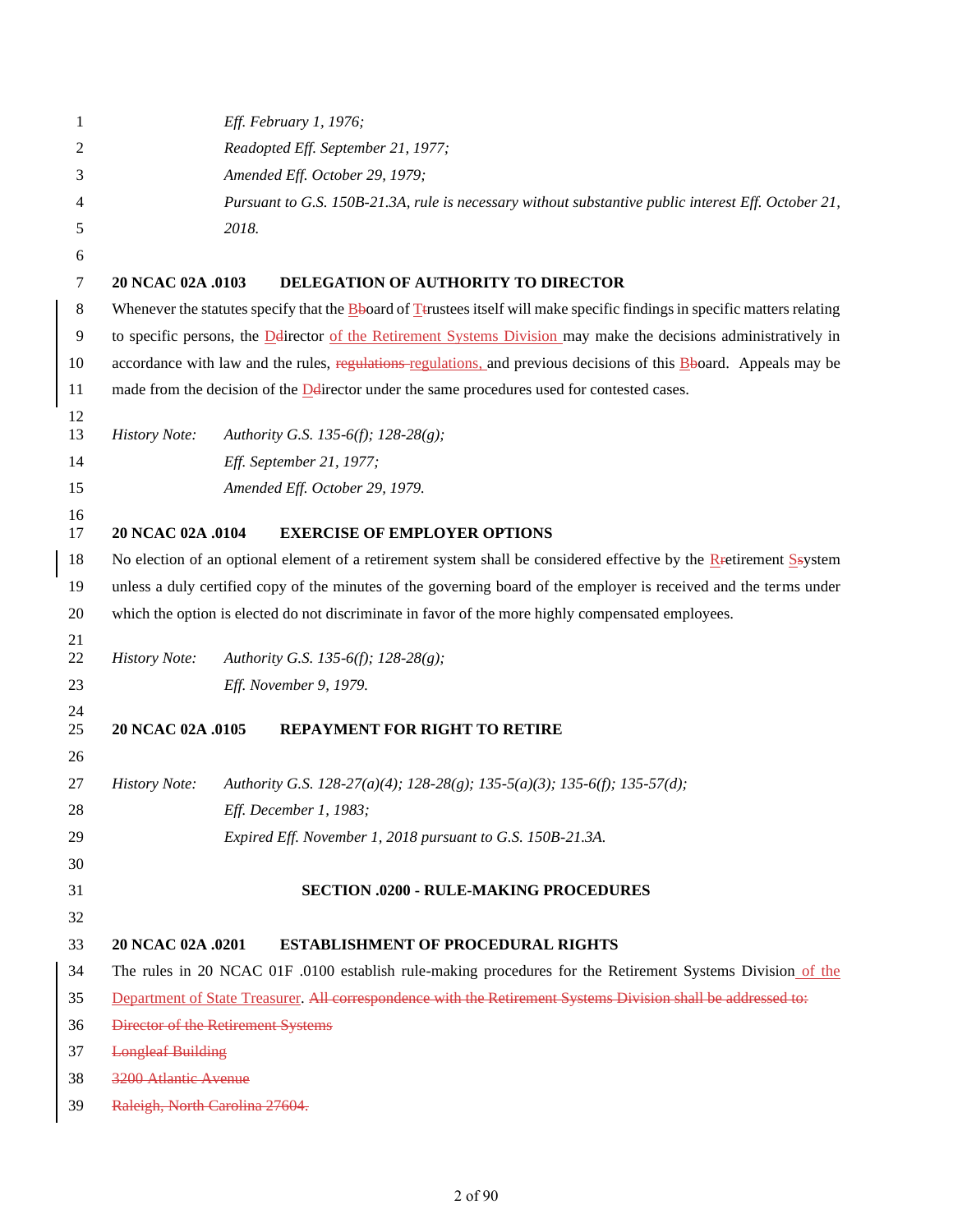*Eff. February 1, 1976;*
*Readopted Eff. September 21, 1977;*
*Amended Eff. October 29, 1979;*
*Pursuant to G.S. 150B-21.3A, rule is necessary without substantive public interest Eff. October 21, 2018.*

**20 NCAC 02A .0103 DELEGATION OF AUTHORITY TO DIRECTOR**

Whenever the statutes specify that the ~~b~~Board of ~~t~~Trustees itself will make specific findings in specific matters relating to specific persons, the ~~d~~Director of the Retirement Systems Division may make the decisions administratively in accordance with law and the rules, ~~regulations~~ regulations, and previous decisions of this ~~b~~Board. Appeals may be made from the decision of the ~~d~~Director under the same procedures used for contested cases.

*History Note: Authority G.S. 135-6(f); 128-28(g);*
*Eff. September 21, 1977;*
*Amended Eff. October 29, 1979.*

**20 NCAC 02A .0104 EXERCISE OF EMPLOYER OPTIONS**

No election of an optional element of a retirement system shall be considered effective by the ~~r~~Retirement ~~s~~System unless a duly certified copy of the minutes of the governing board of the employer is received and the terms under which the option is elected do not discriminate in favor of the more highly compensated employees.

*History Note: Authority G.S. 135-6(f); 128-28(g);*
*Eff. November 9, 1979.*

**20 NCAC 02A .0105 REPAYMENT FOR RIGHT TO RETIRE**

*History Note: Authority G.S. 128-27(a)(4); 128-28(g); 135-5(a)(3); 135-6(f); 135-57(d);*
*Eff. December 1, 1983;*
*Expired Eff. November 1, 2018 pursuant to G.S. 150B-21.3A.*

**SECTION .0200 - RULE-MAKING PROCEDURES**

**20 NCAC 02A .0201 ESTABLISHMENT OF PROCEDURAL RIGHTS**

The rules in 20 NCAC 01F .0100 establish rule-making procedures for the Retirement Systems Division of the Department of State Treasurer. ~~All correspondence with the Retirement Systems Division shall be addressed to:~~
~~Director of the Retirement Systems~~
~~Longleaf Building~~
~~3200 Atlantic Avenue~~
~~Raleigh, North Carolina 27604.~~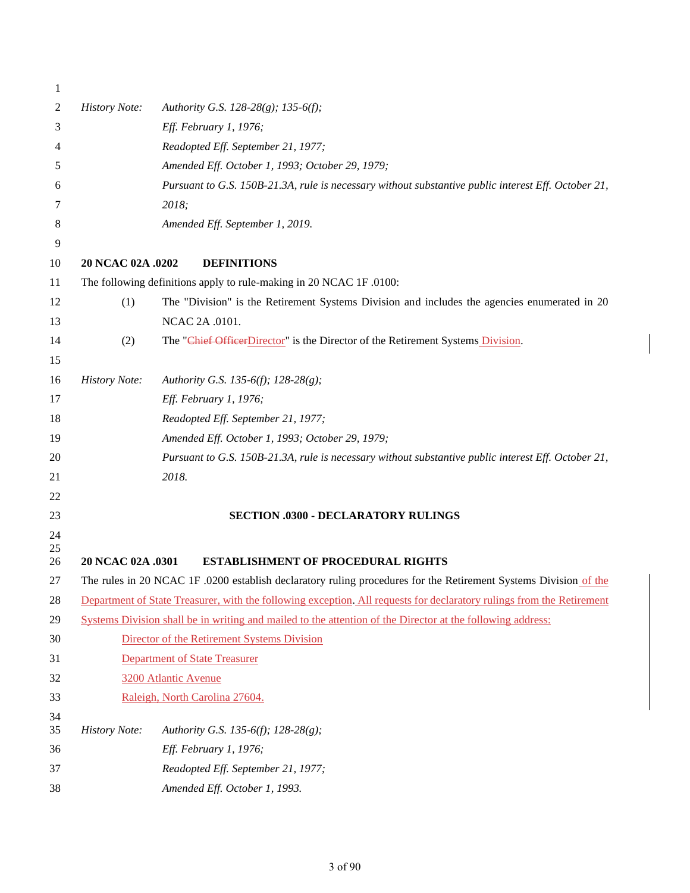*History Note:* *Authority G.S. 128-28(g); 135-6(f);*
*Eff. February 1, 1976;*
*Readopted Eff. September 21, 1977;*
*Amended Eff. October 1, 1993; October 29, 1979;*
*Pursuant to G.S. 150B-21.3A, rule is necessary without substantive public interest Eff. October 21, 2018;*
*Amended Eff. September 1, 2019.*

**20 NCAC 02A .0202 DEFINITIONS**

The following definitions apply to rule-making in 20 NCAC 1F .0100:

(1) The "Division" is the Retirement Systems Division and includes the agencies enumerated in 20 NCAC 2A .0101.

(2) The "~~Chief Officer~~Director" is the Director of the Retirement Systems Division.

*History Note:* *Authority G.S. 135-6(f); 128-28(g);*
*Eff. February 1, 1976;*
*Readopted Eff. September 21, 1977;*
*Amended Eff. October 1, 1993; October 29, 1979;*
*Pursuant to G.S. 150B-21.3A, rule is necessary without substantive public interest Eff. October 21, 2018.*

**SECTION .0300 - DECLARATORY RULINGS**

**20 NCAC 02A .0301 ESTABLISHMENT OF PROCEDURAL RIGHTS**

The rules in 20 NCAC 1F .0200 establish declaratory ruling procedures for the Retirement Systems Division of the Department of State Treasurer, with the following exception. All requests for declaratory rulings from the Retirement Systems Division shall be in writing and mailed to the attention of the Director at the following address:

Director of the Retirement Systems Division
Department of State Treasurer
3200 Atlantic Avenue
Raleigh, North Carolina 27604.

*History Note:* *Authority G.S. 135-6(f); 128-28(g);*
*Eff. February 1, 1976;*
*Readopted Eff. September 21, 1977;*
*Amended Eff. October 1, 1993.*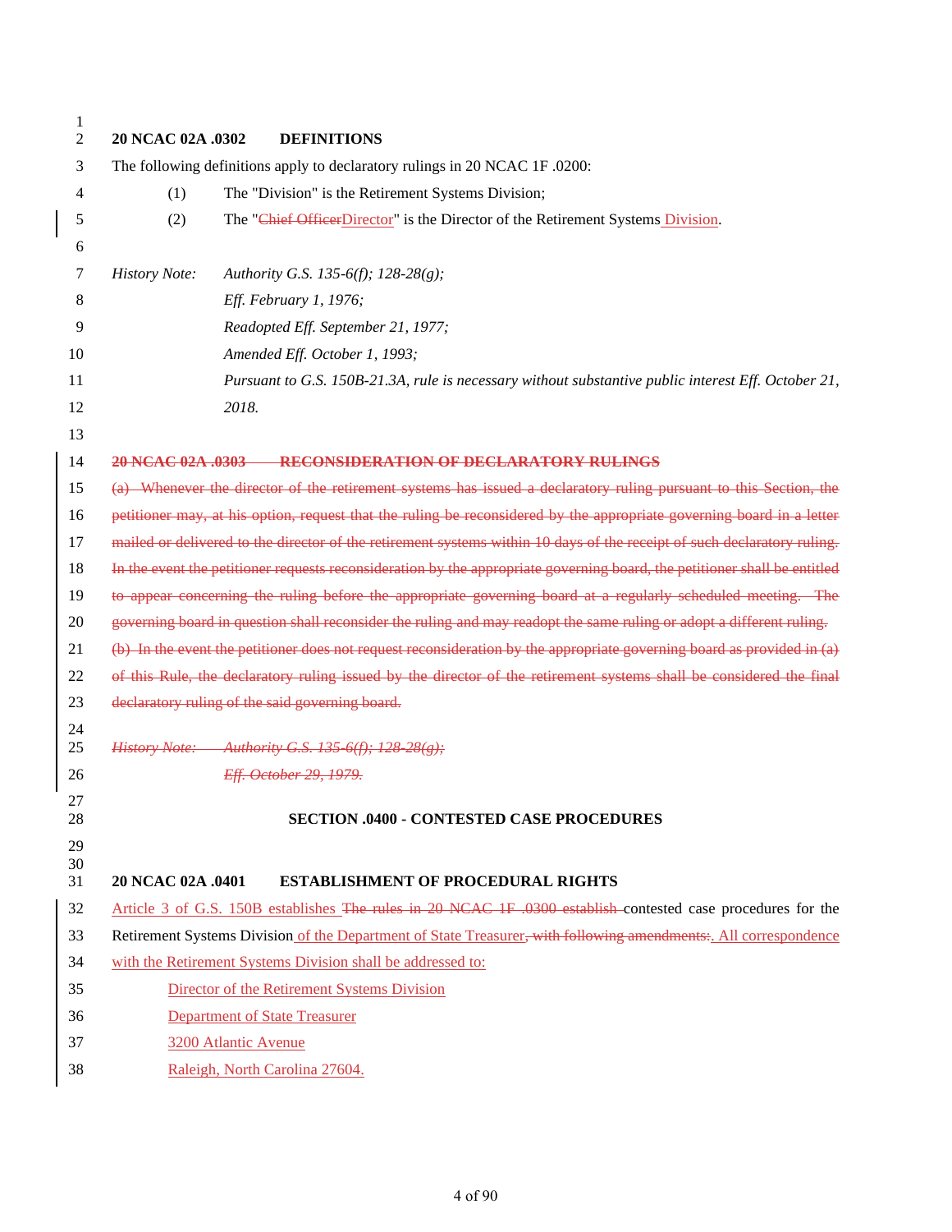**20 NCAC 02A .0302 DEFINITIONS**

The following definitions apply to declaratory rulings in 20 NCAC 1F .0200:

(1) The "Division" is the Retirement Systems Division;

(2) The "~~Chief Officer~~Director" is the Director of the Retirement Systems Division.

*History Note: Authority G.S. 135-6(f); 128-28(g);*
*Eff. February 1, 1976;*
*Readopted Eff. September 21, 1977;*
*Amended Eff. October 1, 1993;*
*Pursuant to G.S. 150B-21.3A, rule is necessary without substantive public interest Eff. October 21, 2018.*

~~**20 NCAC 02A .0303 RECONSIDERATION OF DECLARATORY RULINGS**~~

~~(a) Whenever the director of the retirement systems has issued a declaratory ruling pursuant to this Section, the petitioner may, at his option, request that the ruling be reconsidered by the appropriate governing board in a letter mailed or delivered to the director of the retirement systems within 10 days of the receipt of such declaratory ruling. In the event the petitioner requests reconsideration by the appropriate governing board, the petitioner shall be entitled to appear concerning the ruling before the appropriate governing board at a regularly scheduled meeting. The governing board in question shall reconsider the ruling and may readopt the same ruling or adopt a different ruling.~~

~~(b) In the event the petitioner does not request reconsideration by the appropriate governing board as provided in (a) of this Rule, the declaratory ruling issued by the director of the retirement systems shall be considered the final declaratory ruling of the said governing board.~~

~~*History Note: Authority G.S. 135-6(f); 128-28(g);*~~
~~*Eff. October 29, 1979.*~~

## SECTION .0400 - CONTESTED CASE PROCEDURES

**20 NCAC 02A .0401 ESTABLISHMENT OF PROCEDURAL RIGHTS**

Article 3 of G.S. 150B establishes ~~The rules in 20 NCAC 1F .0300 establish~~ contested case procedures for the Retirement Systems Division of the Department of State Treasurer~~, with following amendments:~~. All correspondence with the Retirement Systems Division shall be addressed to:

Director of the Retirement Systems Division
Department of State Treasurer
3200 Atlantic Avenue
Raleigh, North Carolina 27604.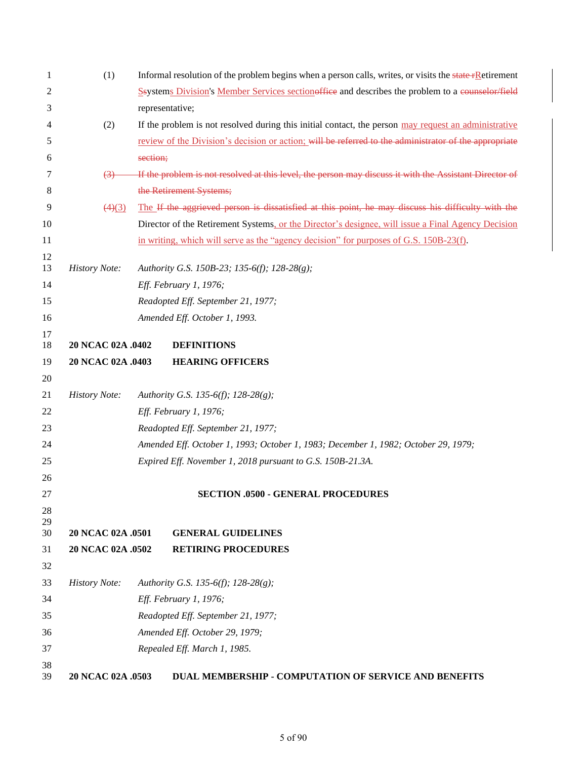(1) Informal resolution of the problem begins when a person calls, writes, or visits the ~~state r~~Retirement ~~S~~Systems Division's Member Services section~~office~~ and describes the problem to a ~~counselor/field~~ representative;

(2) If the problem is not resolved during this initial contact, the person may request an administrative review of the Division's decision or action; ~~will be referred to the administrator of the appropriate section;~~

~~(3) If the problem is not resolved at this level, the person may discuss it with the Assistant Director of the Retirement Systems;~~

~~(4)~~(3) The ~~If the aggrieved person is dissatisfied at this point, he may discuss his difficulty with the~~ Director of the Retirement Systems, or the Director's designee, will issue a Final Agency Decision in writing, which will serve as the "agency decision" for purposes of G.S. 150B-23(f).

*History Note: Authority G.S. 150B-23; 135-6(f); 128-28(g);*
*Eff. February 1, 1976;*
*Readopted Eff. September 21, 1977;*
*Amended Eff. October 1, 1993.*

**20 NCAC 02A .0402 DEFINITIONS**
**20 NCAC 02A .0403 HEARING OFFICERS**

*History Note: Authority G.S. 135-6(f); 128-28(g);*
*Eff. February 1, 1976;*
*Readopted Eff. September 21, 1977;*
*Amended Eff. October 1, 1993; October 1, 1983; December 1, 1982; October 29, 1979;*
*Expired Eff. November 1, 2018 pursuant to G.S. 150B-21.3A.*

## SECTION .0500 - GENERAL PROCEDURES

**20 NCAC 02A .0501 GENERAL GUIDELINES**
**20 NCAC 02A .0502 RETIRING PROCEDURES**

*History Note: Authority G.S. 135-6(f); 128-28(g);*
*Eff. February 1, 1976;*
*Readopted Eff. September 21, 1977;*
*Amended Eff. October 29, 1979;*
*Repealed Eff. March 1, 1985.*

**20 NCAC 02A .0503 DUAL MEMBERSHIP - COMPUTATION OF SERVICE AND BENEFITS**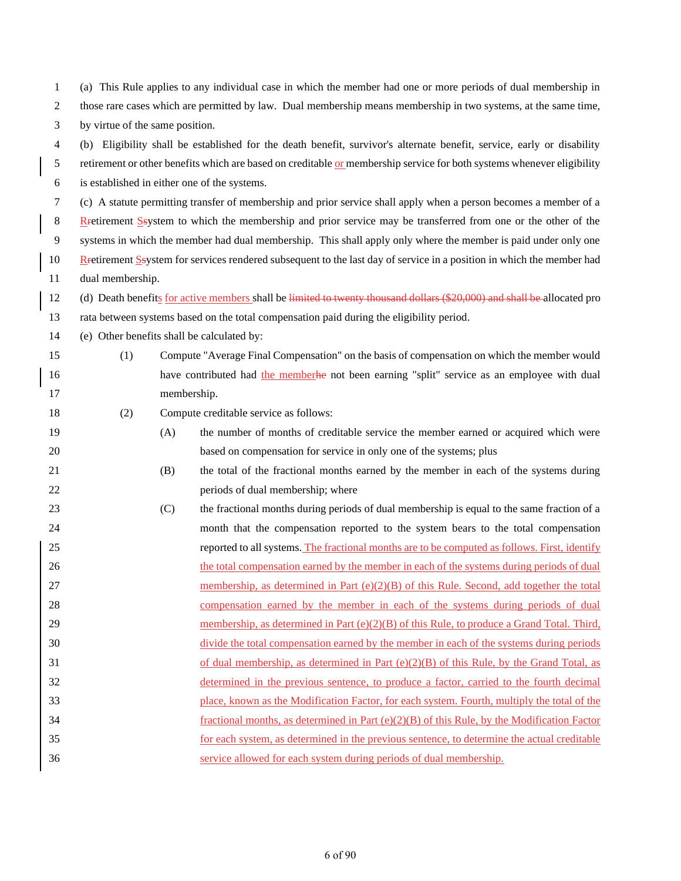(a) This Rule applies to any individual case in which the member had one or more periods of dual membership in those rare cases which are permitted by law. Dual membership means membership in two systems, at the same time, by virtue of the same position.

(b) Eligibility shall be established for the death benefit, survivor's alternate benefit, service, early or disability retirement or other benefits which are based on creditable or membership service for both systems whenever eligibility is established in either one of the systems.

(c) A statute permitting transfer of membership and prior service shall apply when a person becomes a member of a Rretirement Ssystem to which the membership and prior service may be transferred from one or the other of the systems in which the member had dual membership. This shall apply only where the member is paid under only one Rretirement Ssystem for services rendered subsequent to the last day of service in a position in which the member had dual membership.

(d) Death benefits for active members shall be ~~limited to twenty thousand dollars ($20,000) and shall be~~ allocated pro rata between systems based on the total compensation paid during the eligibility period.

(e) Other benefits shall be calculated by:

(1) Compute "Average Final Compensation" on the basis of compensation on which the member would have contributed had the member~~he~~ not been earning "split" service as an employee with dual membership.

(2) Compute creditable service as follows:

(A) the number of months of creditable service the member earned or acquired which were based on compensation for service in only one of the systems; plus

(B) the total of the fractional months earned by the member in each of the systems during periods of dual membership; where

(C) the fractional months during periods of dual membership is equal to the same fraction of a month that the compensation reported to the system bears to the total compensation reported to all systems. The fractional months are to be computed as follows. First, identify the total compensation earned by the member in each of the systems during periods of dual membership, as determined in Part (e)(2)(B) of this Rule. Second, add together the total compensation earned by the member in each of the systems during periods of dual membership, as determined in Part (e)(2)(B) of this Rule, to produce a Grand Total. Third, divide the total compensation earned by the member in each of the systems during periods of dual membership, as determined in Part (e)(2)(B) of this Rule, by the Grand Total, as determined in the previous sentence, to produce a factor, carried to the fourth decimal place, known as the Modification Factor, for each system. Fourth, multiply the total of the fractional months, as determined in Part (e)(2)(B) of this Rule, by the Modification Factor for each system, as determined in the previous sentence, to determine the actual creditable service allowed for each system during periods of dual membership.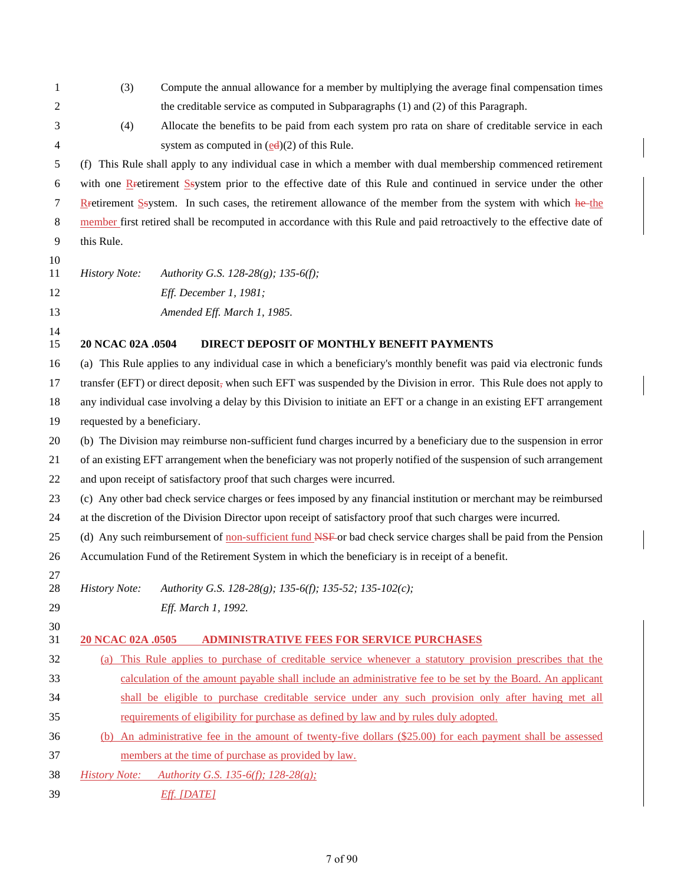(3) Compute the annual allowance for a member by multiplying the average final compensation times the creditable service as computed in Subparagraphs (1) and (2) of this Paragraph.

(4) Allocate the benefits to be paid from each system pro rata on share of creditable service in each system as computed in (ed)(2) of this Rule.

(f) This Rule shall apply to any individual case in which a member with dual membership commenced retirement with one Rretirement Ssystem prior to the effective date of this Rule and continued in service under the other Rretirement Ssystem. In such cases, the retirement allowance of the member from the system with which he the member first retired shall be recomputed in accordance with this Rule and paid retroactively to the effective date of this Rule.

*History Note: Authority G.S. 128-28(g); 135-6(f);*
*Eff. December 1, 1981;*
*Amended Eff. March 1, 1985.*

**20 NCAC 02A .0504 DIRECT DEPOSIT OF MONTHLY BENEFIT PAYMENTS**

(a) This Rule applies to any individual case in which a beneficiary's monthly benefit was paid via electronic funds transfer (EFT) or direct deposit, when such EFT was suspended by the Division in error. This Rule does not apply to any individual case involving a delay by this Division to initiate an EFT or a change in an existing EFT arrangement requested by a beneficiary.

(b) The Division may reimburse non-sufficient fund charges incurred by a beneficiary due to the suspension in error of an existing EFT arrangement when the beneficiary was not properly notified of the suspension of such arrangement and upon receipt of satisfactory proof that such charges were incurred.

(c) Any other bad check service charges or fees imposed by any financial institution or merchant may be reimbursed at the discretion of the Division Director upon receipt of satisfactory proof that such charges were incurred.

(d) Any such reimbursement of non-sufficient fund NSF or bad check service charges shall be paid from the Pension Accumulation Fund of the Retirement System in which the beneficiary is in receipt of a benefit.

*History Note: Authority G.S. 128-28(g); 135-6(f); 135-52; 135-102(c);*
*Eff. March 1, 1992.*

**20 NCAC 02A .0505 ADMINISTRATIVE FEES FOR SERVICE PURCHASES**

(a) This Rule applies to purchase of creditable service whenever a statutory provision prescribes that the calculation of the amount payable shall include an administrative fee to be set by the Board. An applicant shall be eligible to purchase creditable service under any such provision only after having met all requirements of eligibility for purchase as defined by law and by rules duly adopted.

(b) An administrative fee in the amount of twenty-five dollars ($25.00) for each payment shall be assessed members at the time of purchase as provided by law.

*History Note: Authority G.S. 135-6(f); 128-28(g);*
*Eff. [DATE]*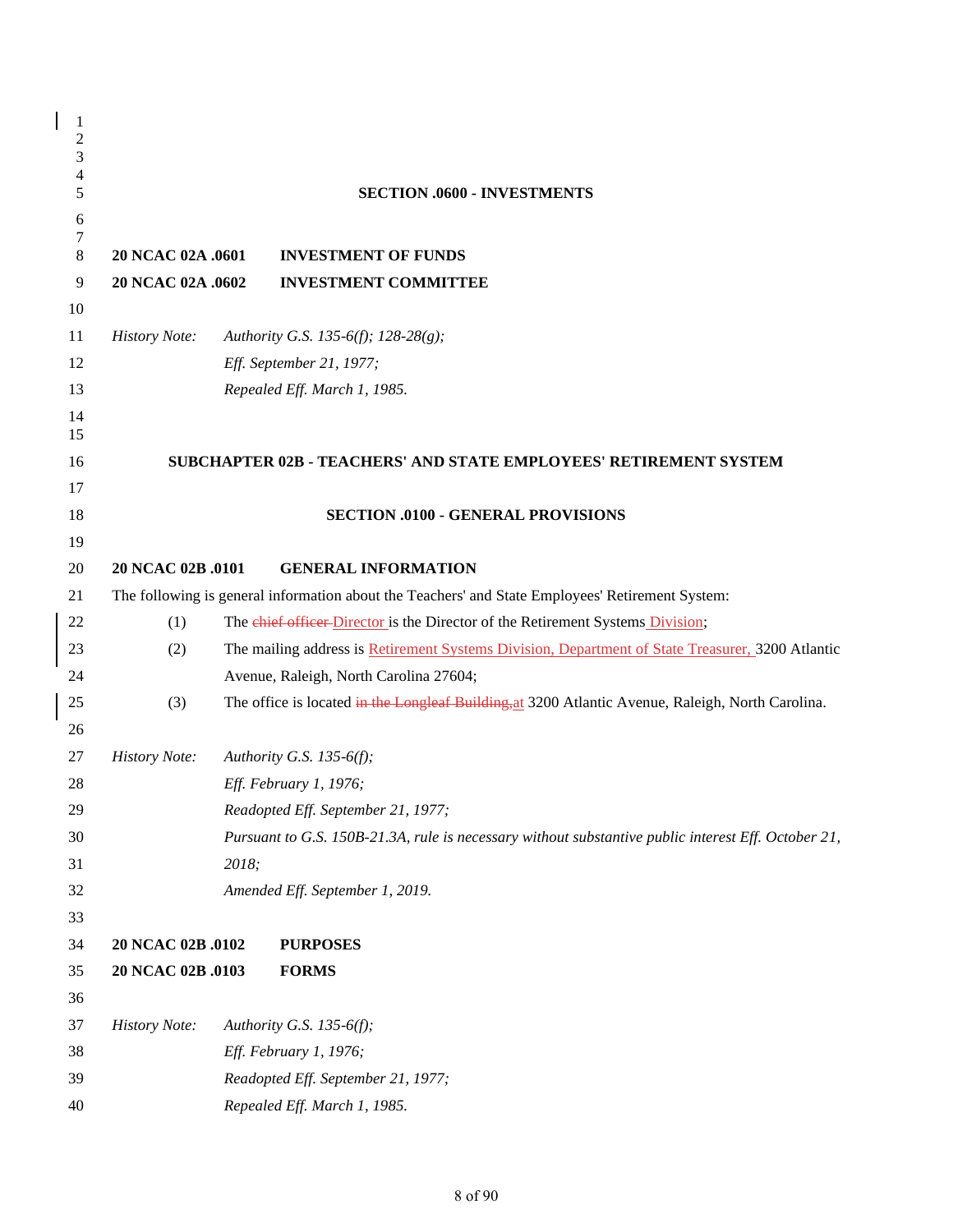**SECTION .0600 - INVESTMENTS**

**20 NCAC 02A .0601 INVESTMENT OF FUNDS**

**20 NCAC 02A .0602 INVESTMENT COMMITTEE**

*History Note: Authority G.S. 135-6(f); 128-28(g);*
*Eff. September 21, 1977;*
*Repealed Eff. March 1, 1985.*

**SUBCHAPTER 02B - TEACHERS' AND STATE EMPLOYEES' RETIREMENT SYSTEM**

**SECTION .0100 - GENERAL PROVISIONS**

**20 NCAC 02B .0101 GENERAL INFORMATION**

The following is general information about the Teachers' and State Employees' Retirement System:

(1) The ~~chief officer~~ Director is the Director of the Retirement Systems Division;

(2) The mailing address is Retirement Systems Division, Department of State Treasurer, 3200 Atlantic Avenue, Raleigh, North Carolina 27604;

(3) The office is located ~~in the Longleaf Building,~~at 3200 Atlantic Avenue, Raleigh, North Carolina.

*History Note: Authority G.S. 135-6(f);*
*Eff. February 1, 1976;*
*Readopted Eff. September 21, 1977;*
*Pursuant to G.S. 150B-21.3A, rule is necessary without substantive public interest Eff. October 21, 2018;*
*Amended Eff. September 1, 2019.*

**20 NCAC 02B .0102 PURPOSES**

**20 NCAC 02B .0103 FORMS**

*History Note: Authority G.S. 135-6(f);*
*Eff. February 1, 1976;*
*Readopted Eff. September 21, 1977;*
*Repealed Eff. March 1, 1985.*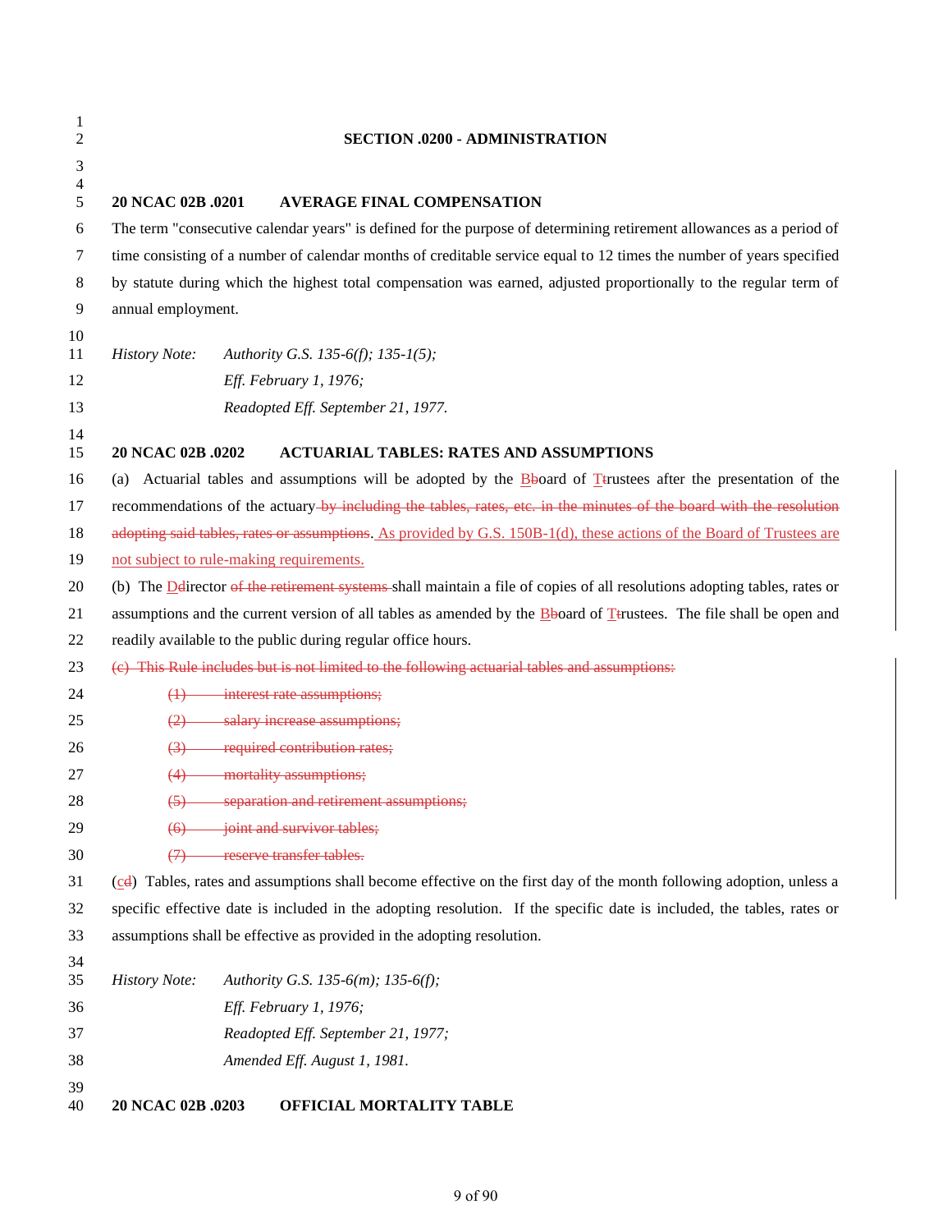## SECTION .0200 - ADMINISTRATION

### 20 NCAC 02B .0201 AVERAGE FINAL COMPENSATION

The term "consecutive calendar years" is defined for the purpose of determining retirement allowances as a period of time consisting of a number of calendar months of creditable service equal to 12 times the number of years specified by statute during which the highest total compensation was earned, adjusted proportionally to the regular term of annual employment.

*History Note: Authority G.S. 135-6(f); 135-1(5);*
*Eff. February 1, 1976;*
*Readopted Eff. September 21, 1977.*

### 20 NCAC 02B .0202 ACTUARIAL TABLES: RATES AND ASSUMPTIONS

(a) Actuarial tables and assumptions will be adopted by the <ins>B</ins>~~b~~oard of <ins>T</ins>~~t~~rustees after the presentation of the recommendations of the actuary~~ by including the tables, rates, etc. in the minutes of the board with the resolution adopting said tables, rates or assumptions~~. <ins>As provided by G.S. 150B-1(d), these actions of the Board of Trustees are not subject to rule-making requirements.</ins>

(b) The <ins>D</ins>~~d~~irector ~~of the retirement systems~~ shall maintain a file of copies of all resolutions adopting tables, rates or assumptions and the current version of all tables as amended by the <ins>B</ins>~~b~~oard of <ins>T</ins>~~t~~rustees. The file shall be open and readily available to the public during regular office hours.

~~(c) This Rule includes but is not limited to the following actuarial tables and assumptions:~~

~~(1) interest rate assumptions;~~
~~(2) salary increase assumptions;~~
~~(3) required contribution rates;~~
~~(4) mortality assumptions;~~
~~(5) separation and retirement assumptions;~~
~~(6) joint and survivor tables;~~
~~(7) reserve transfer tables.~~

(<ins>c</ins>~~d~~) Tables, rates and assumptions shall become effective on the first day of the month following adoption, unless a specific effective date is included in the adopting resolution. If the specific date is included, the tables, rates or assumptions shall be effective as provided in the adopting resolution.

*History Note: Authority G.S. 135-6(m); 135-6(f);*
*Eff. February 1, 1976;*
*Readopted Eff. September 21, 1977;*
*Amended Eff. August 1, 1981.*

### 20 NCAC 02B .0203 OFFICIAL MORTALITY TABLE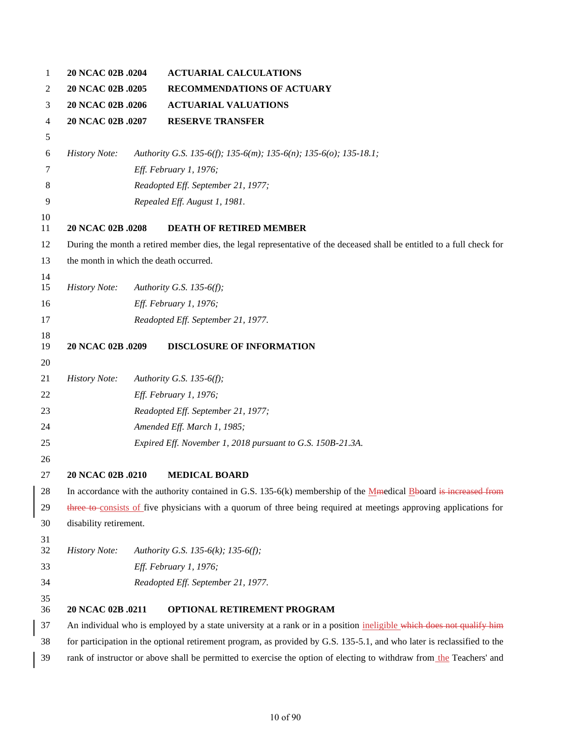**20 NCAC 02B .0204 ACTUARIAL CALCULATIONS**
**20 NCAC 02B .0205 RECOMMENDATIONS OF ACTUARY**
**20 NCAC 02B .0206 ACTUARIAL VALUATIONS**
**20 NCAC 02B .0207 RESERVE TRANSFER**

*History Note: Authority G.S. 135-6(f); 135-6(m); 135-6(n); 135-6(o); 135-18.1;*
*Eff. February 1, 1976;*
*Readopted Eff. September 21, 1977;*
*Repealed Eff. August 1, 1981.*

**20 NCAC 02B .0208 DEATH OF RETIRED MEMBER**

During the month a retired member dies, the legal representative of the deceased shall be entitled to a full check for the month in which the death occurred.

*History Note: Authority G.S. 135-6(f);*
*Eff. February 1, 1976;*
*Readopted Eff. September 21, 1977.*

**20 NCAC 02B .0209 DISCLOSURE OF INFORMATION**

*History Note: Authority G.S. 135-6(f);*
*Eff. February 1, 1976;*
*Readopted Eff. September 21, 1977;*
*Amended Eff. March 1, 1985;*
*Expired Eff. November 1, 2018 pursuant to G.S. 150B-21.3A.*

**20 NCAC 02B .0210 MEDICAL BOARD**

In accordance with the authority contained in G.S. 135-6(k) membership of the MMedical BBoard ~~is increased from three to~~ consists of five physicians with a quorum of three being required at meetings approving applications for disability retirement.

*History Note: Authority G.S. 135-6(k); 135-6(f);*
*Eff. February 1, 1976;*
*Readopted Eff. September 21, 1977.*

**20 NCAC 02B .0211 OPTIONAL RETIREMENT PROGRAM**

An individual who is employed by a state university at a rank or in a position ineligible ~~which does not qualify him~~ for participation in the optional retirement program, as provided by G.S. 135-5.1, and who later is reclassified to the rank of instructor or above shall be permitted to exercise the option of electing to withdraw from the Teachers' and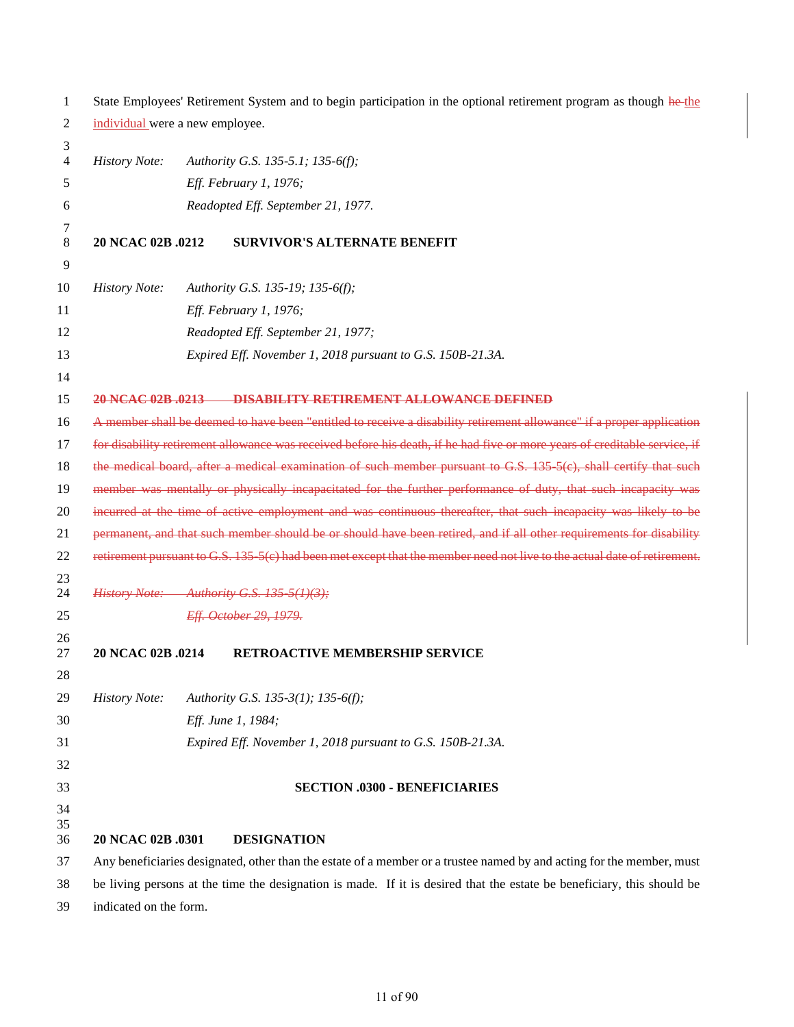State Employees' Retirement System and to begin participation in the optional retirement program as though ~~he~~ the individual were a new employee.

*History Note: Authority G.S. 135-5.1; 135-6(f);*
*Eff. February 1, 1976;*
*Readopted Eff. September 21, 1977.*

**20 NCAC 02B .0212 SURVIVOR'S ALTERNATE BENEFIT**

*History Note: Authority G.S. 135-19; 135-6(f);*
*Eff. February 1, 1976;*
*Readopted Eff. September 21, 1977;*
*Expired Eff. November 1, 2018 pursuant to G.S. 150B-21.3A.*

~~**20 NCAC 02B .0213 DISABILITY RETIREMENT ALLOWANCE DEFINED**~~

~~A member shall be deemed to have been "entitled to receive a disability retirement allowance" if a proper application for disability retirement allowance was received before his death, if he had five or more years of creditable service, if the medical board, after a medical examination of such member pursuant to G.S. 135-5(c), shall certify that such member was mentally or physically incapacitated for the further performance of duty, that such incapacity was incurred at the time of active employment and was continuous thereafter, that such incapacity was likely to be permanent, and that such member should be or should have been retired, and if all other requirements for disability retirement pursuant to G.S. 135-5(c) had been met except that the member need not live to the actual date of retirement.~~

~~*History Note: Authority G.S. 135-5(1)(3);*~~
~~*Eff. October 29, 1979.*~~

**20 NCAC 02B .0214 RETROACTIVE MEMBERSHIP SERVICE**

*History Note: Authority G.S. 135-3(1); 135-6(f);*
*Eff. June 1, 1984;*
*Expired Eff. November 1, 2018 pursuant to G.S. 150B-21.3A.*

## SECTION .0300 - BENEFICIARIES

**20 NCAC 02B .0301 DESIGNATION**

Any beneficiaries designated, other than the estate of a member or a trustee named by and acting for the member, must be living persons at the time the designation is made. If it is desired that the estate be beneficiary, this should be indicated on the form.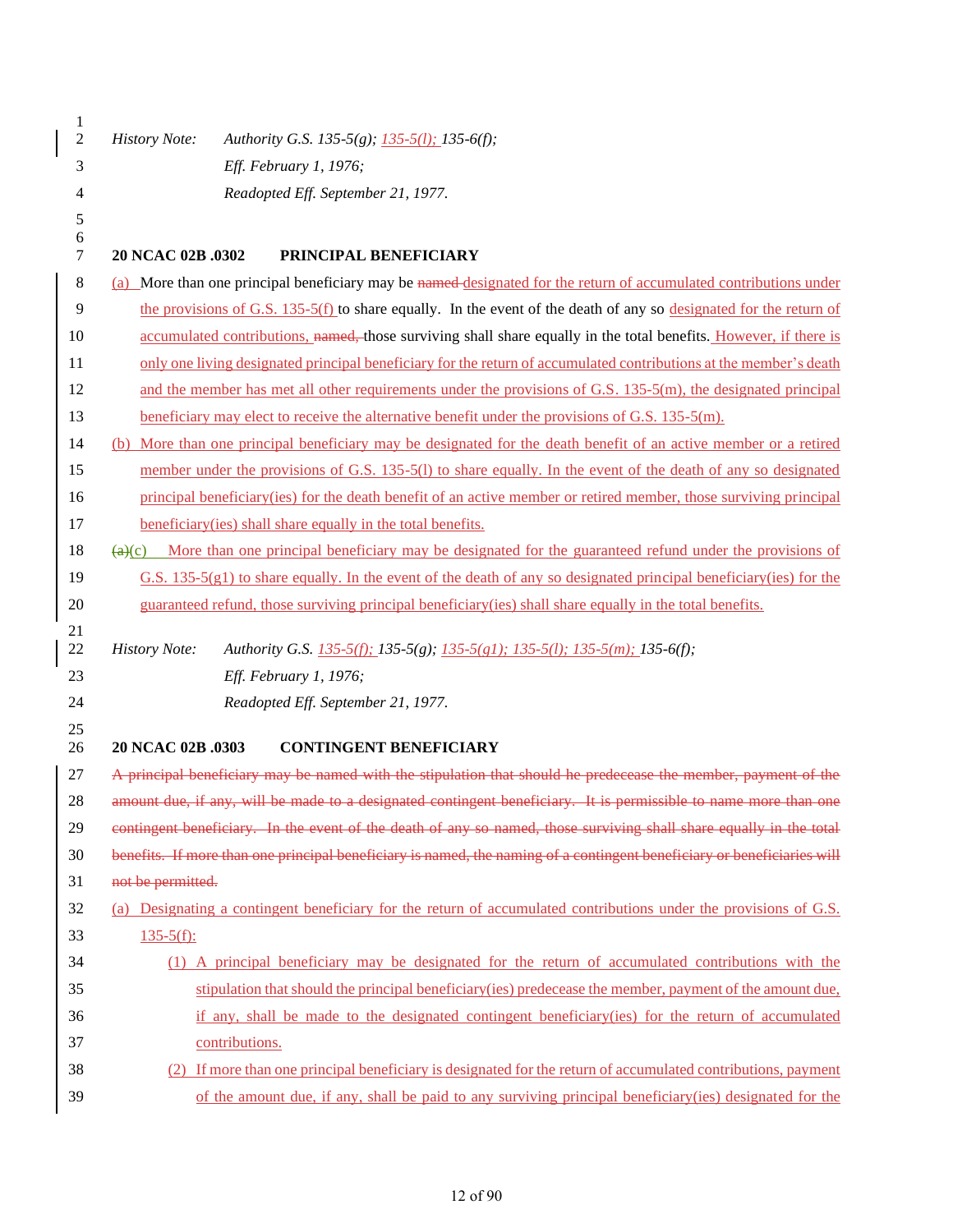*History Note:* *Authority G.S. 135-5(g); 135-5(l); 135-6(f);*
*Eff. February 1, 1976;*
*Readopted Eff. September 21, 1977.*

**20 NCAC 02B .0302 PRINCIPAL BENEFICIARY**

(a) More than one principal beneficiary may be ~~named~~ designated for the return of accumulated contributions under the provisions of G.S. 135-5(f) to share equally. In the event of the death of any so designated for the return of accumulated contributions, ~~named,~~ those surviving shall share equally in the total benefits. However, if there is only one living designated principal beneficiary for the return of accumulated contributions at the member's death and the member has met all other requirements under the provisions of G.S. 135-5(m), the designated principal beneficiary may elect to receive the alternative benefit under the provisions of G.S. 135-5(m).

(b) More than one principal beneficiary may be designated for the death benefit of an active member or a retired member under the provisions of G.S. 135-5(l) to share equally. In the event of the death of any so designated principal beneficiary(ies) for the death benefit of an active member or retired member, those surviving principal beneficiary(ies) shall share equally in the total benefits.

~~(a)~~(c) More than one principal beneficiary may be designated for the guaranteed refund under the provisions of G.S. 135-5(g1) to share equally. In the event of the death of any so designated principal beneficiary(ies) for the guaranteed refund, those surviving principal beneficiary(ies) shall share equally in the total benefits.

*History Note:* *Authority G.S. 135-5(f); 135-5(g); 135-5(g1); 135-5(l); 135-5(m); 135-6(f);*
*Eff. February 1, 1976;*
*Readopted Eff. September 21, 1977.*

**20 NCAC 02B .0303 CONTINGENT BENEFICIARY**

~~A principal beneficiary may be named with the stipulation that should he predecease the member, payment of the amount due, if any, will be made to a designated contingent beneficiary. It is permissible to name more than one contingent beneficiary. In the event of the death of any so named, those surviving shall share equally in the total benefits. If more than one principal beneficiary is named, the naming of a contingent beneficiary or beneficiaries will not be permitted.~~

(a) Designating a contingent beneficiary for the return of accumulated contributions under the provisions of G.S. 135-5(f):

(1) A principal beneficiary may be designated for the return of accumulated contributions with the stipulation that should the principal beneficiary(ies) predecease the member, payment of the amount due, if any, shall be made to the designated contingent beneficiary(ies) for the return of accumulated contributions.

(2) If more than one principal beneficiary is designated for the return of accumulated contributions, payment of the amount due, if any, shall be paid to any surviving principal beneficiary(ies) designated for the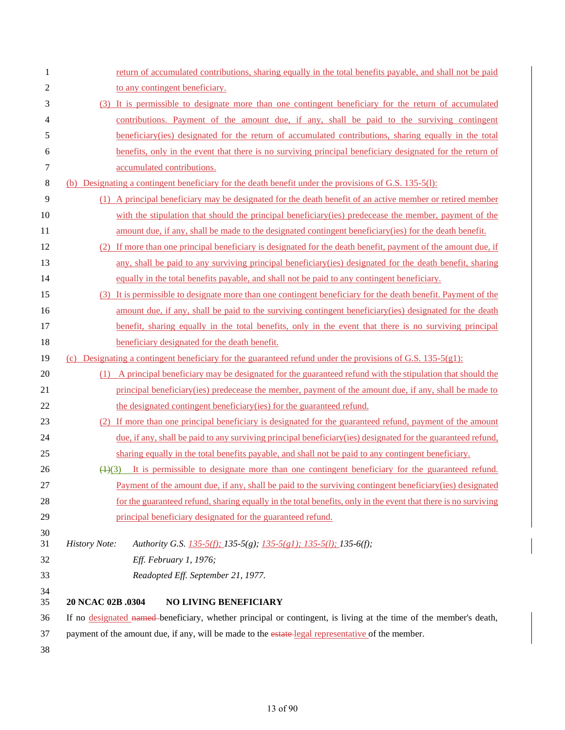return of accumulated contributions, sharing equally in the total benefits payable, and shall not be paid to any contingent beneficiary.

(3) It is permissible to designate more than one contingent beneficiary for the return of accumulated contributions. Payment of the amount due, if any, shall be paid to the surviving contingent beneficiary(ies) designated for the return of accumulated contributions, sharing equally in the total benefits, only in the event that there is no surviving principal beneficiary designated for the return of accumulated contributions.

(b) Designating a contingent beneficiary for the death benefit under the provisions of G.S. 135-5(l):

(1) A principal beneficiary may be designated for the death benefit of an active member or retired member with the stipulation that should the principal beneficiary(ies) predecease the member, payment of the amount due, if any, shall be made to the designated contingent beneficiary(ies) for the death benefit.

(2) If more than one principal beneficiary is designated for the death benefit, payment of the amount due, if any, shall be paid to any surviving principal beneficiary(ies) designated for the death benefit, sharing equally in the total benefits payable, and shall not be paid to any contingent beneficiary.

(3) It is permissible to designate more than one contingent beneficiary for the death benefit. Payment of the amount due, if any, shall be paid to the surviving contingent beneficiary(ies) designated for the death benefit, sharing equally in the total benefits, only in the event that there is no surviving principal beneficiary designated for the death benefit.

(c) Designating a contingent beneficiary for the guaranteed refund under the provisions of G.S. 135-5(g1):

(1) A principal beneficiary may be designated for the guaranteed refund with the stipulation that should the principal beneficiary(ies) predecease the member, payment of the amount due, if any, shall be made to the designated contingent beneficiary(ies) for the guaranteed refund.

(2) If more than one principal beneficiary is designated for the guaranteed refund, payment of the amount due, if any, shall be paid to any surviving principal beneficiary(ies) designated for the guaranteed refund, sharing equally in the total benefits payable, and shall not be paid to any contingent beneficiary.

~~(1)~~(3) It is permissible to designate more than one contingent beneficiary for the guaranteed refund. Payment of the amount due, if any, shall be paid to the surviving contingent beneficiary(ies) designated for the guaranteed refund, sharing equally in the total benefits, only in the event that there is no surviving principal beneficiary designated for the guaranteed refund.

*History Note: Authority G.S. 135-5(f); 135-5(g); 135-5(g1); 135-5(l); 135-6(f);*
*Eff. February 1, 1976;*
*Readopted Eff. September 21, 1977.*

**20 NCAC 02B .0304 NO LIVING BENEFICIARY**

If no designated ~~named~~ beneficiary, whether principal or contingent, is living at the time of the member's death, payment of the amount due, if any, will be made to the ~~estate~~ legal representative of the member.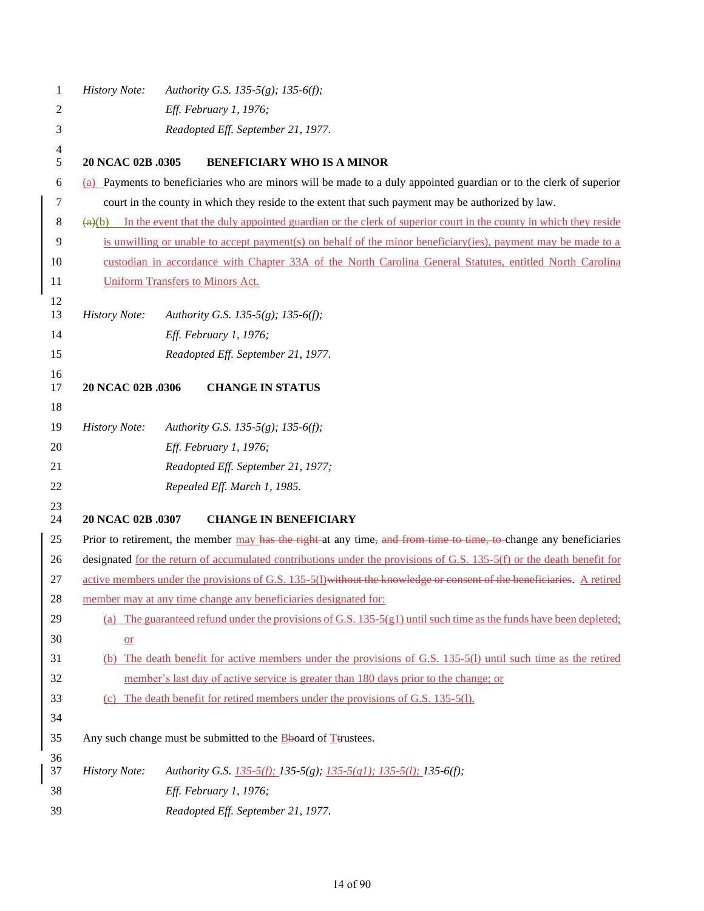History Note: Authority G.S. 135-5(g); 135-6(f);
Eff. February 1, 1976;
Readopted Eff. September 21, 1977.

**20 NCAC 02B .0305 BENEFICIARY WHO IS A MINOR**

(a) Payments to beneficiaries who are minors will be made to a duly appointed guardian or to the clerk of superior court in the county in which they reside to the extent that such payment may be authorized by law.

~~(a)~~(b) In the event that the duly appointed guardian or the clerk of superior court in the county in which they reside is unwilling or unable to accept payment(s) on behalf of the minor beneficiary(ies), payment may be made to a custodian in accordance with Chapter 33A of the North Carolina General Statutes, entitled North Carolina Uniform Transfers to Minors Act.

*History Note: Authority G.S. 135-5(g); 135-6(f);*
*Eff. February 1, 1976;*
*Readopted Eff. September 21, 1977.*

**20 NCAC 02B .0306 CHANGE IN STATUS**

*History Note: Authority G.S. 135-5(g); 135-6(f);*
*Eff. February 1, 1976;*
*Readopted Eff. September 21, 1977;*
*Repealed Eff. March 1, 1985.*

**20 NCAC 02B .0307 CHANGE IN BENEFICIARY**

Prior to retirement, the member may ~~has the right~~ at any time~~, and from time to time, to~~ change any beneficiaries designated for the return of accumulated contributions under the provisions of G.S. 135-5(f) or the death benefit for active members under the provisions of G.S. 135-5(l)~~without the knowledge or consent of the beneficiaries~~. A retired member may at any time change any beneficiaries designated for:

(a) The guaranteed refund under the provisions of G.S. 135-5(g1) until such time as the funds have been depleted; or

(b) The death benefit for active members under the provisions of G.S. 135-5(l) until such time as the retired member's last day of active service is greater than 180 days prior to the change; or

(c) The death benefit for retired members under the provisions of G.S. 135-5(l).

Any such change must be submitted to the B~~b~~oard of T~~t~~rustees.

*History Note: Authority G.S. 135-5(f); 135-5(g); 135-5(g1); 135-5(l); 135-6(f);*
*Eff. February 1, 1976;*
*Readopted Eff. September 21, 1977.*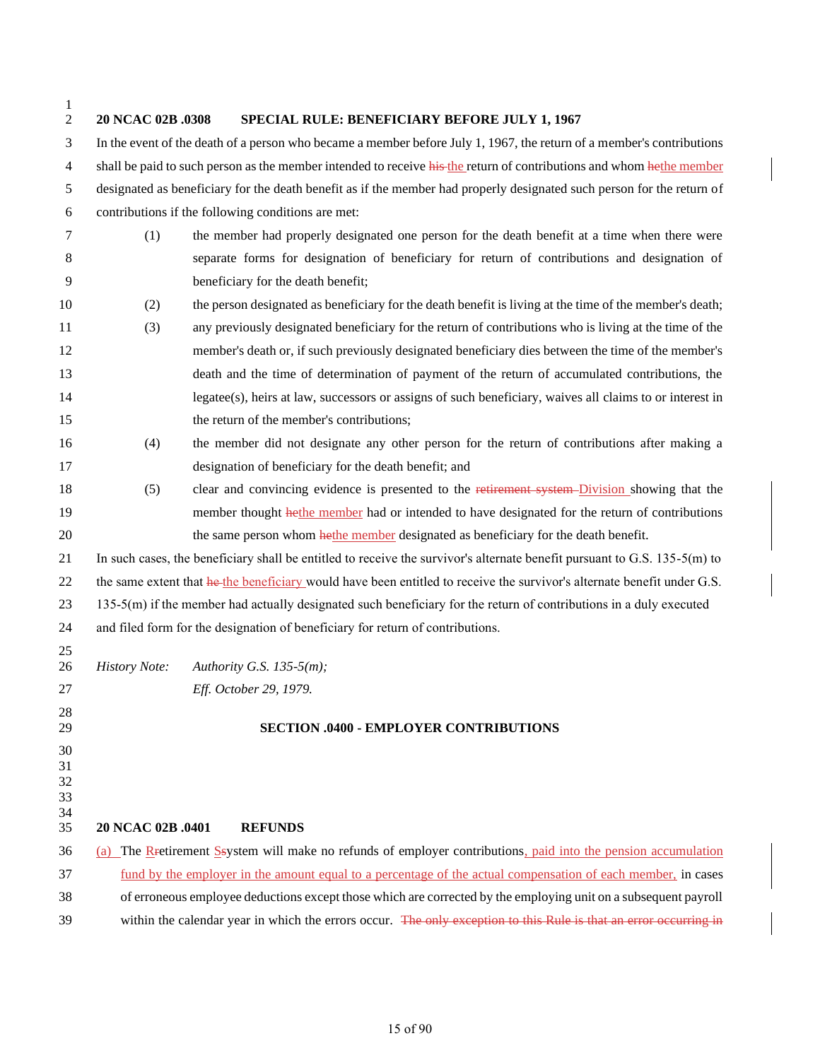**20 NCAC 02B .0308 SPECIAL RULE: BENEFICIARY BEFORE JULY 1, 1967**

In the event of the death of a person who became a member before July 1, 1967, the return of a member's contributions shall be paid to such person as the member intended to receive ~~his~~ the return of contributions and whom ~~he~~the member designated as beneficiary for the death benefit as if the member had properly designated such person for the return of contributions if the following conditions are met:

(1) the member had properly designated one person for the death benefit at a time when there were separate forms for designation of beneficiary for return of contributions and designation of beneficiary for the death benefit;

(2) the person designated as beneficiary for the death benefit is living at the time of the member's death;

(3) any previously designated beneficiary for the return of contributions who is living at the time of the member's death or, if such previously designated beneficiary dies between the time of the member's death and the time of determination of payment of the return of accumulated contributions, the legatee(s), heirs at law, successors or assigns of such beneficiary, waives all claims to or interest in the return of the member's contributions;

(4) the member did not designate any other person for the return of contributions after making a designation of beneficiary for the death benefit; and

(5) clear and convincing evidence is presented to the ~~retirement system~~ Division showing that the member thought ~~he~~the member had or intended to have designated for the return of contributions the same person whom ~~he~~the member designated as beneficiary for the death benefit.

In such cases, the beneficiary shall be entitled to receive the survivor's alternate benefit pursuant to G.S. 135-5(m) to the same extent that ~~he~~ the beneficiary would have been entitled to receive the survivor's alternate benefit under G.S. 135-5(m) if the member had actually designated such beneficiary for the return of contributions in a duly executed and filed form for the designation of beneficiary for return of contributions.

*History Note: Authority G.S. 135-5(m);*
*Eff. October 29, 1979.*

## SECTION .0400 - EMPLOYER CONTRIBUTIONS

**20 NCAC 02B .0401 REFUNDS**

(a) The ~~R~~retirement ~~S~~system will make no refunds of employer contributions, paid into the pension accumulation fund by the employer in the amount equal to a percentage of the actual compensation of each member, in cases of erroneous employee deductions except those which are corrected by the employing unit on a subsequent payroll within the calendar year in which the errors occur. ~~The only exception to this Rule is that an error occurring in~~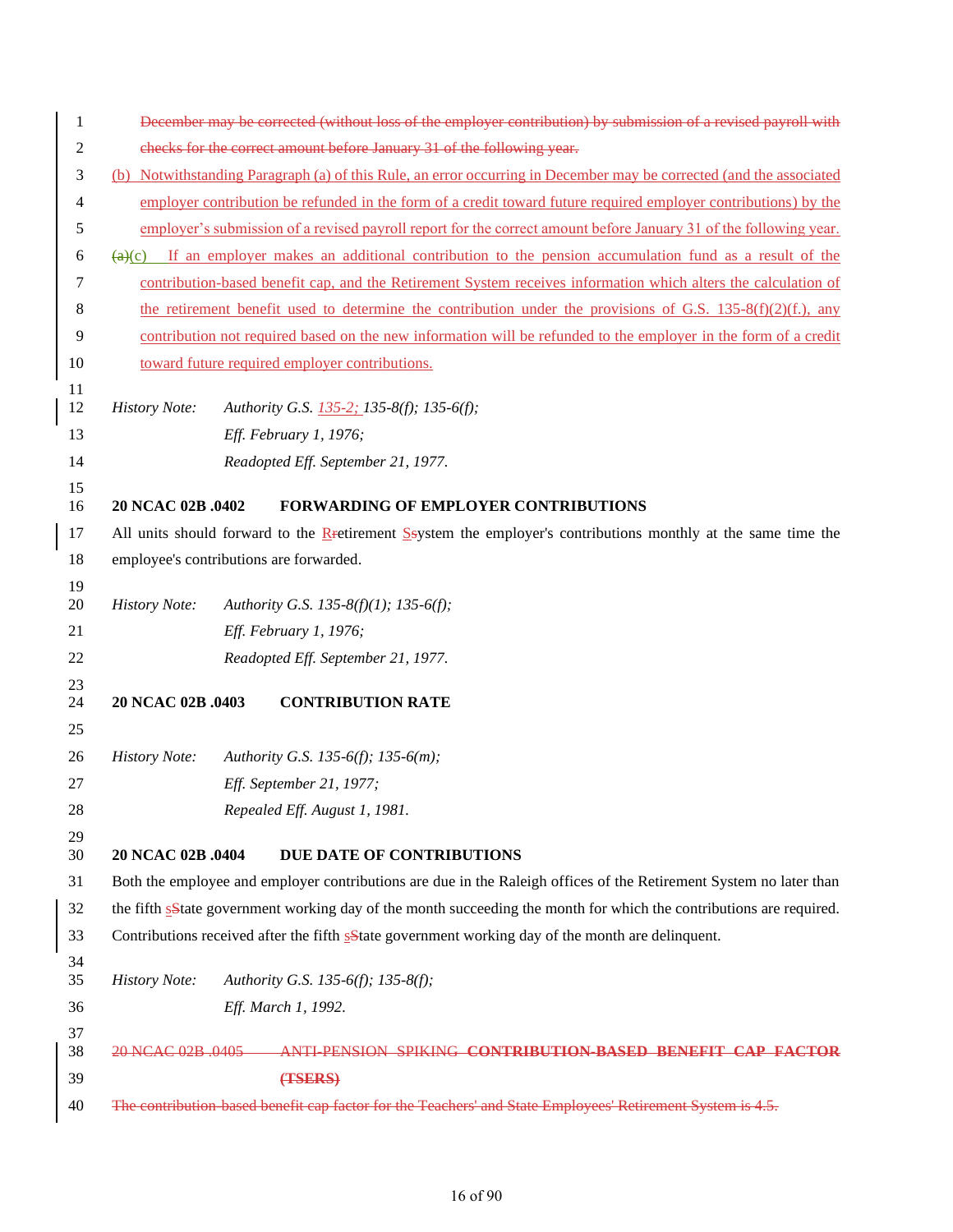~~December may be corrected (without loss of the employer contribution) by submission of a revised payroll with checks for the correct amount before January 31 of the following year.~~

(b) Notwithstanding Paragraph (a) of this Rule, an error occurring in December may be corrected (and the associated employer contribution be refunded in the form of a credit toward future required employer contributions) by the employer's submission of a revised payroll report for the correct amount before January 31 of the following year.

~~(a)~~(c) If an employer makes an additional contribution to the pension accumulation fund as a result of the contribution-based benefit cap, and the Retirement System receives information which alters the calculation of the retirement benefit used to determine the contribution under the provisions of G.S. 135-8(f)(2)(f.), any contribution not required based on the new information will be refunded to the employer in the form of a credit toward future required employer contributions.

*History Note: Authority G.S. 135-2; 135-8(f); 135-6(f);*
*Eff. February 1, 1976;*
*Readopted Eff. September 21, 1977.*

**20 NCAC 02B .0402 FORWARDING OF EMPLOYER CONTRIBUTIONS**

All units should forward to the R~~r~~etirement S~~s~~ystem the employer's contributions monthly at the same time the employee's contributions are forwarded.

*History Note: Authority G.S. 135-8(f)(1); 135-6(f);*
*Eff. February 1, 1976;*
*Readopted Eff. September 21, 1977.*

**20 NCAC 02B .0403 CONTRIBUTION RATE**

*History Note: Authority G.S. 135-6(f); 135-6(m);*
*Eff. September 21, 1977;*
*Repealed Eff. August 1, 1981.*

**20 NCAC 02B .0404 DUE DATE OF CONTRIBUTIONS**

Both the employee and employer contributions are due in the Raleigh offices of the Retirement System no later than the fifth s~~S~~tate government working day of the month succeeding the month for which the contributions are required. Contributions received after the fifth s~~S~~tate government working day of the month are delinquent.

*History Note: Authority G.S. 135-6(f); 135-8(f);*
*Eff. March 1, 1992.*

~~20 NCAC 02B .0405 ANTI-PENSION SPIKING **CONTRIBUTION-BASED BENEFIT CAP FACTOR (TSERS)**~~

~~The contribution-based benefit cap factor for the Teachers' and State Employees' Retirement System is 4.5.~~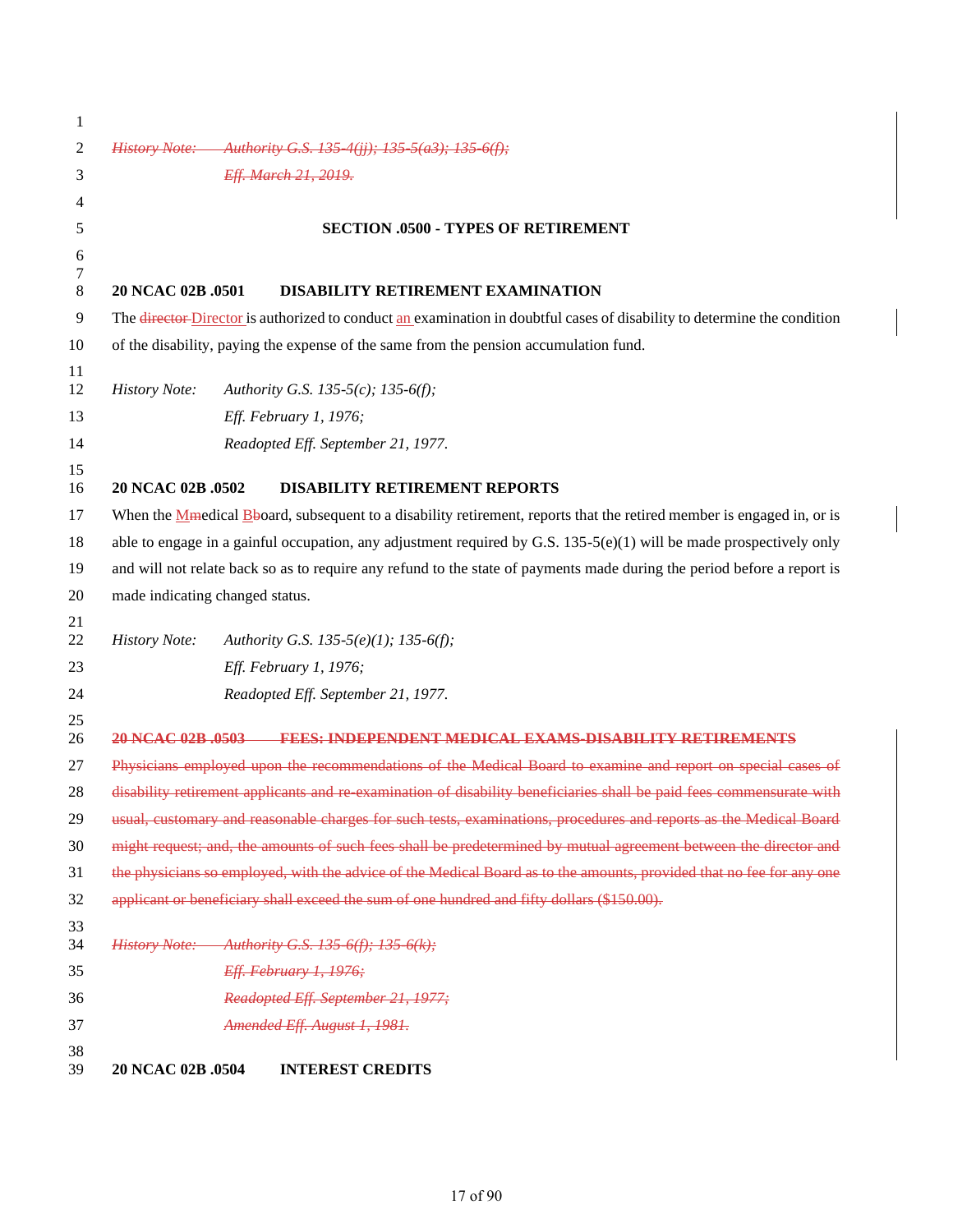~~*History Note:* *Authority G.S. 135-4(jj); 135-5(a3); 135-6(f);*~~

~~*Eff. March 21, 2019.*~~

**SECTION .0500 - TYPES OF RETIREMENT**

**20 NCAC 02B .0501 DISABILITY RETIREMENT EXAMINATION**

The ~~director~~ Director is authorized to conduct an examination in doubtful cases of disability to determine the condition of the disability, paying the expense of the same from the pension accumulation fund.

*History Note:* *Authority G.S. 135-5(c); 135-6(f);*

*Eff. February 1, 1976;*

*Readopted Eff. September 21, 1977.*

**20 NCAC 02B .0502 DISABILITY RETIREMENT REPORTS**

When the M~~m~~edical B~~b~~oard, subsequent to a disability retirement, reports that the retired member is engaged in, or is able to engage in a gainful occupation, any adjustment required by G.S. 135-5(e)(1) will be made prospectively only and will not relate back so as to require any refund to the state of payments made during the period before a report is made indicating changed status.

*History Note:* *Authority G.S. 135-5(e)(1); 135-6(f);*

*Eff. February 1, 1976;*

*Readopted Eff. September 21, 1977.*

~~**20 NCAC 02B .0503 FEES: INDEPENDENT MEDICAL EXAMS-DISABILITY RETIREMENTS**~~

~~Physicians employed upon the recommendations of the Medical Board to examine and report on special cases of disability retirement applicants and re-examination of disability beneficiaries shall be paid fees commensurate with usual, customary and reasonable charges for such tests, examinations, procedures and reports as the Medical Board might request; and, the amounts of such fees shall be predetermined by mutual agreement between the director and the physicians so employed, with the advice of the Medical Board as to the amounts, provided that no fee for any one applicant or beneficiary shall exceed the sum of one hundred and fifty dollars ($150.00).~~

~~*History Note:* *Authority G.S. 135-6(f); 135-6(k);*~~

~~*Eff. February 1, 1976;*~~

~~*Readopted Eff. September 21, 1977;*~~

~~*Amended Eff. August 1, 1981.*~~

**20 NCAC 02B .0504 INTEREST CREDITS**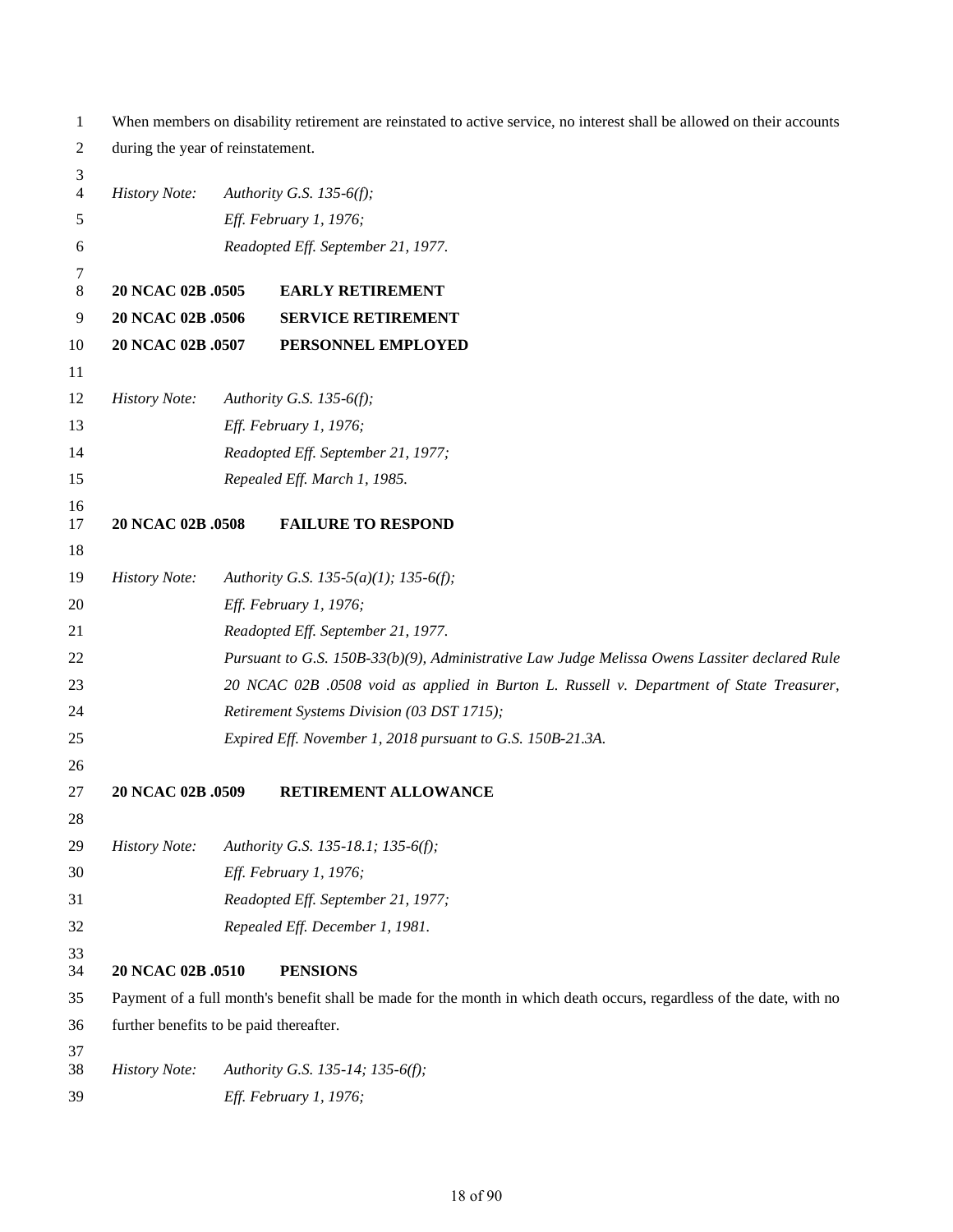When members on disability retirement are reinstated to active service, no interest shall be allowed on their accounts during the year of reinstatement.

*History Note:* *Authority G.S. 135-6(f);*
*Eff. February 1, 1976;*
*Readopted Eff. September 21, 1977.*

**20 NCAC 02B .0505 EARLY RETIREMENT**

**20 NCAC 02B .0506 SERVICE RETIREMENT**

**20 NCAC 02B .0507 PERSONNEL EMPLOYED**

*History Note:* *Authority G.S. 135-6(f);*
*Eff. February 1, 1976;*
*Readopted Eff. September 21, 1977;*
*Repealed Eff. March 1, 1985.*

**20 NCAC 02B .0508 FAILURE TO RESPOND**

*History Note:* *Authority G.S. 135-5(a)(1); 135-6(f);*
*Eff. February 1, 1976;*
*Readopted Eff. September 21, 1977.*
*Pursuant to G.S. 150B-33(b)(9), Administrative Law Judge Melissa Owens Lassiter declared Rule 20 NCAC 02B .0508 void as applied in Burton L. Russell v. Department of State Treasurer, Retirement Systems Division (03 DST 1715);*
*Expired Eff. November 1, 2018 pursuant to G.S. 150B-21.3A.*

**20 NCAC 02B .0509 RETIREMENT ALLOWANCE**

*History Note:* *Authority G.S. 135-18.1; 135-6(f);*
*Eff. February 1, 1976;*
*Readopted Eff. September 21, 1977;*
*Repealed Eff. December 1, 1981.*

**20 NCAC 02B .0510 PENSIONS**

Payment of a full month's benefit shall be made for the month in which death occurs, regardless of the date, with no further benefits to be paid thereafter.

*History Note:* *Authority G.S. 135-14; 135-6(f);*
*Eff. February 1, 1976;*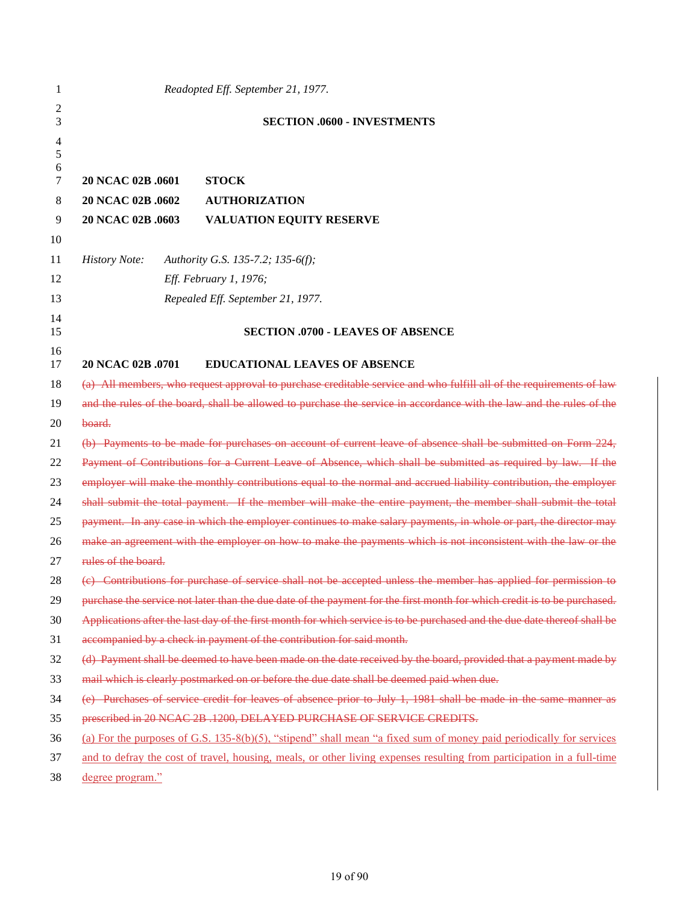*Readopted Eff. September 21, 1977.*

**SECTION .0600 - INVESTMENTS**

**20 NCAC 02B .0601 STOCK**

**20 NCAC 02B .0602 AUTHORIZATION**

**20 NCAC 02B .0603 VALUATION EQUITY RESERVE**

*History Note:* *Authority G.S. 135-7.2; 135-6(f);*
*Eff. February 1, 1976;*
*Repealed Eff. September 21, 1977.*

**SECTION .0700 - LEAVES OF ABSENCE**

**20 NCAC 02B .0701 EDUCATIONAL LEAVES OF ABSENCE**

~~(a) All members, who request approval to purchase creditable service and who fulfill all of the requirements of law and the rules of the board, shall be allowed to purchase the service in accordance with the law and the rules of the board.~~

~~(b) Payments to be made for purchases on account of current leave of absence shall be submitted on Form 224, Payment of Contributions for a Current Leave of Absence, which shall be submitted as required by law. If the employer will make the monthly contributions equal to the normal and accrued liability contribution, the employer shall submit the total payment. If the member will make the entire payment, the member shall submit the total payment. In any case in which the employer continues to make salary payments, in whole or part, the director may make an agreement with the employer on how to make the payments which is not inconsistent with the law or the rules of the board.~~

~~(c) Contributions for purchase of service shall not be accepted unless the member has applied for permission to purchase the service not later than the due date of the payment for the first month for which credit is to be purchased. Applications after the last day of the first month for which service is to be purchased and the due date thereof shall be accompanied by a check in payment of the contribution for said month.~~

~~(d) Payment shall be deemed to have been made on the date received by the board, provided that a payment made by mail which is clearly postmarked on or before the due date shall be deemed paid when due.~~

~~(e) Purchases of service credit for leaves of absence prior to July 1, 1981 shall be made in the same manner as prescribed in 20 NCAC 2B .1200, DELAYED PURCHASE OF SERVICE CREDITS.~~

<u>(a) For the purposes of G.S. 135-8(b)(5), "stipend" shall mean "a fixed sum of money paid periodically for services and to defray the cost of travel, housing, meals, or other living expenses resulting from participation in a full-time degree program."</u>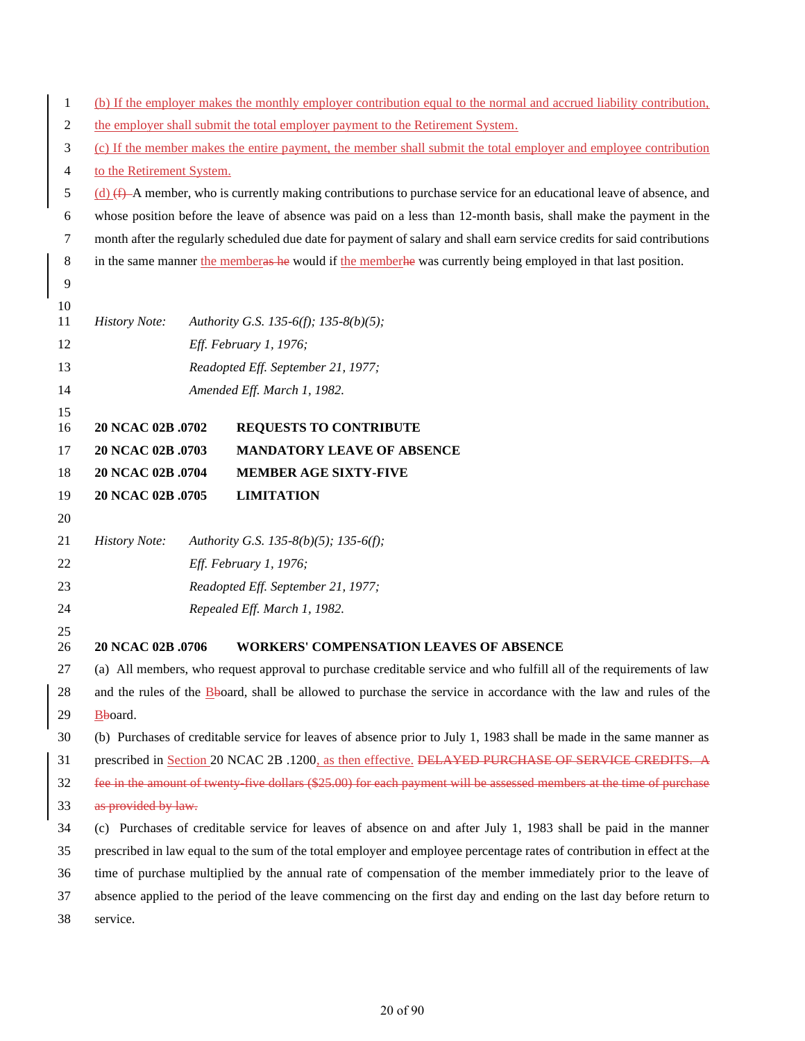(b) If the employer makes the monthly employer contribution equal to the normal and accrued liability contribution, the employer shall submit the total employer payment to the Retirement System.

(c) If the member makes the entire payment, the member shall submit the total employer and employee contribution to the Retirement System.

(d) ~~(f)~~ A member, who is currently making contributions to purchase service for an educational leave of absence, and whose position before the leave of absence was paid on a less than 12-month basis, shall make the payment in the month after the regularly scheduled due date for payment of salary and shall earn service credits for said contributions in the same manner the member~~as he~~ would if the member~~he~~ was currently being employed in that last position.

*History Note: Authority G.S. 135-6(f); 135-8(b)(5);*
*Eff. February 1, 1976;*
*Readopted Eff. September 21, 1977;*
*Amended Eff. March 1, 1982.*

**20 NCAC 02B .0702 REQUESTS TO CONTRIBUTE**
**20 NCAC 02B .0703 MANDATORY LEAVE OF ABSENCE**
**20 NCAC 02B .0704 MEMBER AGE SIXTY-FIVE**
**20 NCAC 02B .0705 LIMITATION**

*History Note: Authority G.S. 135-8(b)(5); 135-6(f);*
*Eff. February 1, 1976;*
*Readopted Eff. September 21, 1977;*
*Repealed Eff. March 1, 1982.*

**20 NCAC 02B .0706 WORKERS' COMPENSATION LEAVES OF ABSENCE**

(a) All members, who request approval to purchase creditable service and who fulfill all of the requirements of law and the rules of the B~~b~~oard, shall be allowed to purchase the service in accordance with the law and rules of the B~~b~~oard.

(b) Purchases of creditable service for leaves of absence prior to July 1, 1983 shall be made in the same manner as prescribed in Section 20 NCAC 2B .1200, as then effective. ~~DELAYED PURCHASE OF SERVICE CREDITS. A fee in the amount of twenty-five dollars ($25.00) for each payment will be assessed members at the time of purchase as provided by law.~~

(c) Purchases of creditable service for leaves of absence on and after July 1, 1983 shall be paid in the manner prescribed in law equal to the sum of the total employer and employee percentage rates of contribution in effect at the time of purchase multiplied by the annual rate of compensation of the member immediately prior to the leave of absence applied to the period of the leave commencing on the first day and ending on the last day before return to service.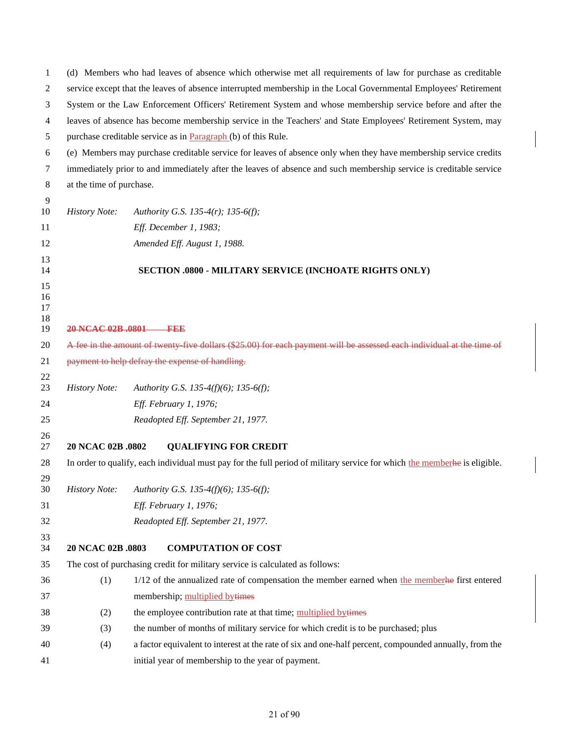(d) Members who had leaves of absence which otherwise met all requirements of law for purchase as creditable service except that the leaves of absence interrupted membership in the Local Governmental Employees' Retirement System or the Law Enforcement Officers' Retirement System and whose membership service before and after the leaves of absence has become membership service in the Teachers' and State Employees' Retirement System, may purchase creditable service as in Paragraph (b) of this Rule.

(e) Members may purchase creditable service for leaves of absence only when they have membership service credits immediately prior to and immediately after the leaves of absence and such membership service is creditable service at the time of purchase.

*History Note: Authority G.S. 135-4(r); 135-6(f);*
*Eff. December 1, 1983;*
*Amended Eff. August 1, 1988.*

## SECTION .0800 - MILITARY SERVICE (INCHOATE RIGHTS ONLY)

~~**20 NCAC 02B .0801 FEE**~~

~~A fee in the amount of twenty-five dollars ($25.00) for each payment will be assessed each individual at the time of payment to help defray the expense of handling.~~

*History Note: Authority G.S. 135-4(f)(6); 135-6(f);*
*Eff. February 1, 1976;*
*Readopted Eff. September 21, 1977.*

**20 NCAC 02B .0802 QUALIFYING FOR CREDIT**

In order to qualify, each individual must pay for the full period of military service for which the member~~he~~ is eligible.

*History Note: Authority G.S. 135-4(f)(6); 135-6(f);*
*Eff. February 1, 1976;*
*Readopted Eff. September 21, 1977.*

**20 NCAC 02B .0803 COMPUTATION OF COST**

The cost of purchasing credit for military service is calculated as follows:

(1) 1/12 of the annualized rate of compensation the member earned when the member~~he~~ first entered membership; multiplied by~~times~~

(2) the employee contribution rate at that time; multiplied by~~times~~

(3) the number of months of military service for which credit is to be purchased; plus

(4) a factor equivalent to interest at the rate of six and one-half percent, compounded annually, from the initial year of membership to the year of payment.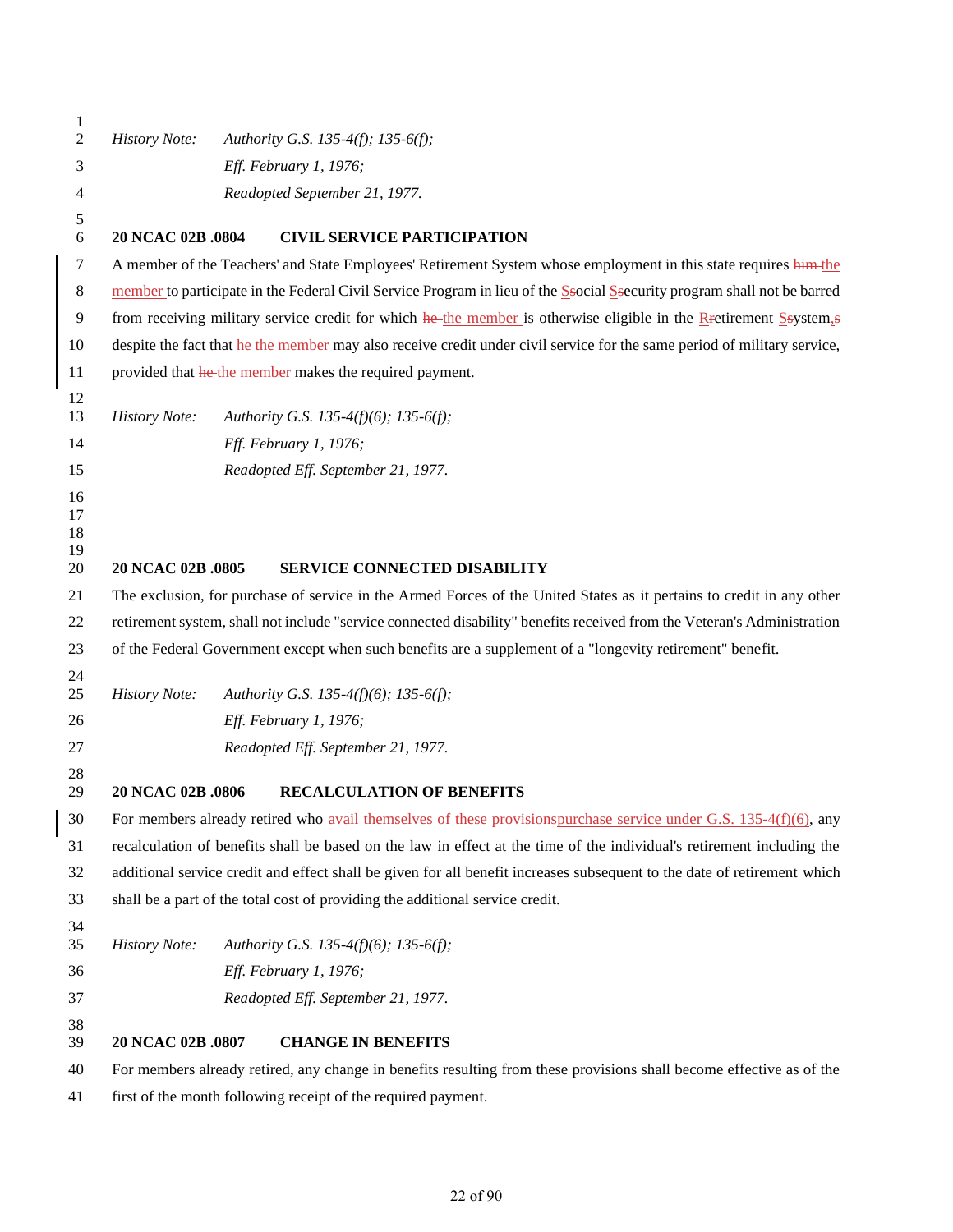*History Note: Authority G.S. 135-4(f); 135-6(f);*
*Eff. February 1, 1976;*
*Readopted September 21, 1977.*

**20 NCAC 02B .0804 CIVIL SERVICE PARTICIPATION**

A member of the Teachers' and State Employees' Retirement System whose employment in this state requires ~~him~~ the member to participate in the Federal Civil Service Program in lieu of the S~~s~~ocial S~~s~~ecurity program shall not be barred from receiving military service credit for which ~~he~~ the member is otherwise eligible in the R~~r~~etirement S~~s~~ystem, ~~s~~ despite the fact that ~~he~~ the member may also receive credit under civil service for the same period of military service, provided that ~~he~~ the member makes the required payment.

*History Note: Authority G.S. 135-4(f)(6); 135-6(f);*
*Eff. February 1, 1976;*
*Readopted Eff. September 21, 1977.*

**20 NCAC 02B .0805 SERVICE CONNECTED DISABILITY**

The exclusion, for purchase of service in the Armed Forces of the United States as it pertains to credit in any other retirement system, shall not include "service connected disability" benefits received from the Veteran's Administration of the Federal Government except when such benefits are a supplement of a "longevity retirement" benefit.

*History Note: Authority G.S. 135-4(f)(6); 135-6(f);*
*Eff. February 1, 1976;*
*Readopted Eff. September 21, 1977.*

**20 NCAC 02B .0806 RECALCULATION OF BENEFITS**

For members already retired who ~~avail themselves of these provisions~~purchase service under G.S. 135-4(f)(6), any recalculation of benefits shall be based on the law in effect at the time of the individual's retirement including the additional service credit and effect shall be given for all benefit increases subsequent to the date of retirement which shall be a part of the total cost of providing the additional service credit.

*History Note: Authority G.S. 135-4(f)(6); 135-6(f);*
*Eff. February 1, 1976;*
*Readopted Eff. September 21, 1977.*

**20 NCAC 02B .0807 CHANGE IN BENEFITS**

For members already retired, any change in benefits resulting from these provisions shall become effective as of the first of the month following receipt of the required payment.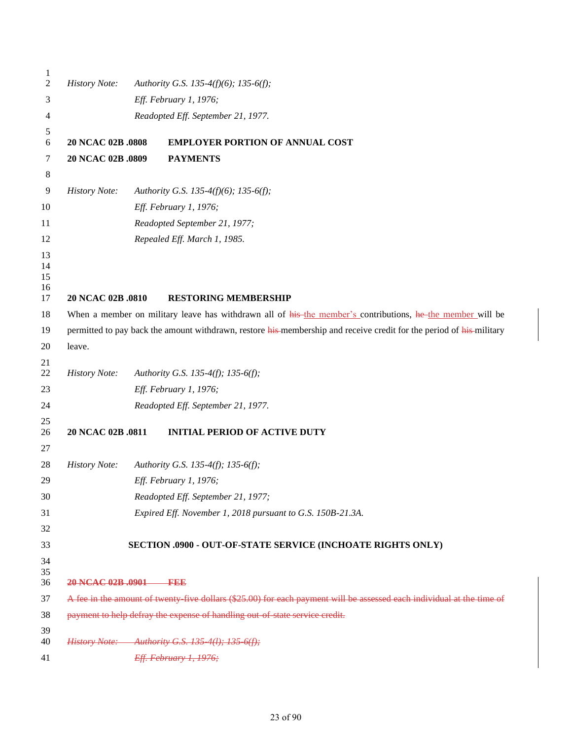*History Note:* *Authority G.S. 135-4(f)(6); 135-6(f);*
*Eff. February 1, 1976;*
*Readopted Eff. September 21, 1977.*

**20 NCAC 02B .0808 EMPLOYER PORTION OF ANNUAL COST**
**20 NCAC 02B .0809 PAYMENTS**

*History Note:* *Authority G.S. 135-4(f)(6); 135-6(f);*
*Eff. February 1, 1976;*
*Readopted September 21, 1977;*
*Repealed Eff. March 1, 1985.*

**20 NCAC 02B .0810 RESTORING MEMBERSHIP**

When a member on military leave has withdrawn all of ~~his~~ the member's contributions, ~~he~~ the member will be permitted to pay back the amount withdrawn, restore ~~his~~ membership and receive credit for the period of ~~his~~ military leave.

*History Note:* *Authority G.S. 135-4(f); 135-6(f);*
*Eff. February 1, 1976;*
*Readopted Eff. September 21, 1977.*

**20 NCAC 02B .0811 INITIAL PERIOD OF ACTIVE DUTY**

*History Note:* *Authority G.S. 135-4(f); 135-6(f);*
*Eff. February 1, 1976;*
*Readopted Eff. September 21, 1977;*
*Expired Eff. November 1, 2018 pursuant to G.S. 150B-21.3A.*

**SECTION .0900 - OUT-OF-STATE SERVICE (INCHOATE RIGHTS ONLY)**

~~**20 NCAC 02B .0901 FEE**~~

~~A fee in the amount of twenty-five dollars ($25.00) for each payment will be assessed each individual at the time of payment to help defray the expense of handling out-of-state service credit.~~

~~*History Note:* *Authority G.S. 135-4(l); 135-6(f);*~~
~~*Eff. February 1, 1976;*~~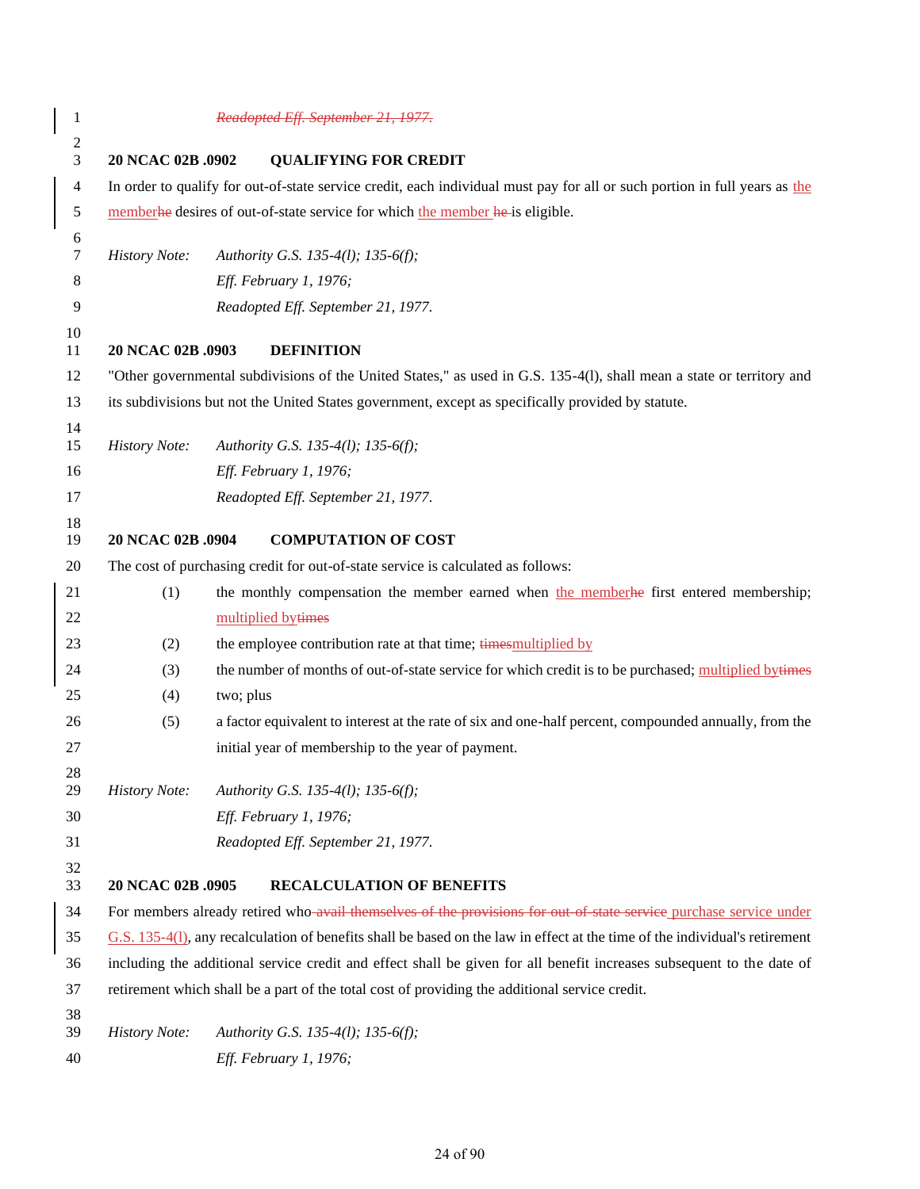~~Readopted Eff. September 21, 1977.~~

**20 NCAC 02B .0902 QUALIFYING FOR CREDIT**

In order to qualify for out-of-state service credit, each individual must pay for all or such portion in full years as the member~~he~~ desires of out-of-state service for which the member ~~he~~ is eligible.

*History Note: Authority G.S. 135-4(l); 135-6(f);*
*Eff. February 1, 1976;*
*Readopted Eff. September 21, 1977.*

**20 NCAC 02B .0903 DEFINITION**

"Other governmental subdivisions of the United States," as used in G.S. 135-4(l), shall mean a state or territory and its subdivisions but not the United States government, except as specifically provided by statute.

*History Note: Authority G.S. 135-4(l); 135-6(f);*
*Eff. February 1, 1976;*
*Readopted Eff. September 21, 1977.*

**20 NCAC 02B .0904 COMPUTATION OF COST**

The cost of purchasing credit for out-of-state service is calculated as follows:

(1) the monthly compensation the member earned when the member~~he~~ first entered membership; multiplied by~~times~~

(2) the employee contribution rate at that time; ~~times~~multiplied by

(3) the number of months of out-of-state service for which credit is to be purchased; multiplied by~~times~~

(4) two; plus

(5) a factor equivalent to interest at the rate of six and one-half percent, compounded annually, from the initial year of membership to the year of payment.

*History Note: Authority G.S. 135-4(l); 135-6(f);*
*Eff. February 1, 1976;*
*Readopted Eff. September 21, 1977.*

**20 NCAC 02B .0905 RECALCULATION OF BENEFITS**

For members already retired who ~~avail themselves of the provisions for out-of-state service~~ purchase service under G.S. 135-4(l), any recalculation of benefits shall be based on the law in effect at the time of the individual's retirement including the additional service credit and effect shall be given for all benefit increases subsequent to the date of retirement which shall be a part of the total cost of providing the additional service credit.

*History Note: Authority G.S. 135-4(l); 135-6(f);*
*Eff. February 1, 1976;*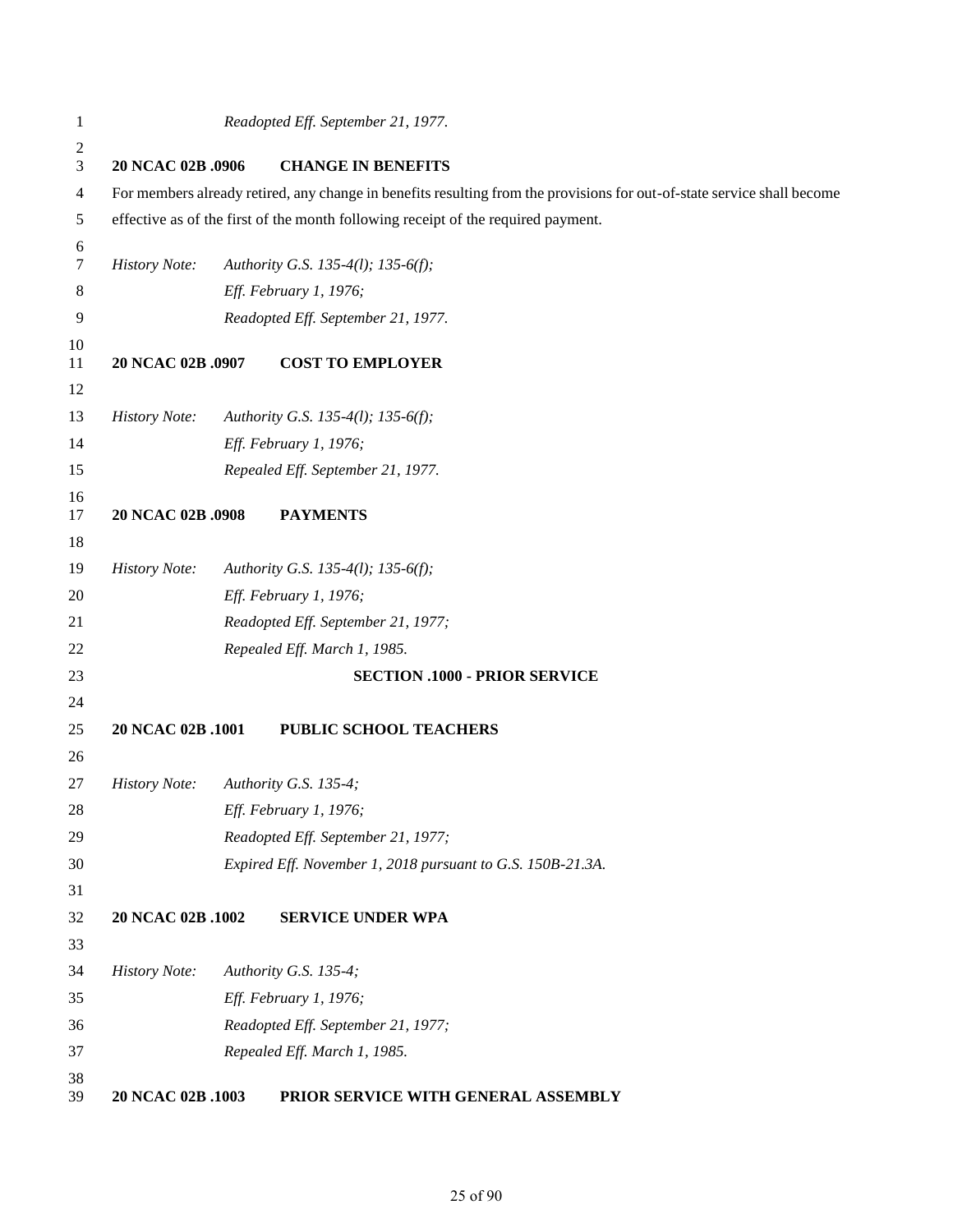*Readopted Eff. September 21, 1977.*

**20 NCAC 02B .0906 CHANGE IN BENEFITS**

For members already retired, any change in benefits resulting from the provisions for out-of-state service shall become effective as of the first of the month following receipt of the required payment.

*History Note: Authority G.S. 135-4(l); 135-6(f);*
*Eff. February 1, 1976;*
*Readopted Eff. September 21, 1977.*

**20 NCAC 02B .0907 COST TO EMPLOYER**

*History Note: Authority G.S. 135-4(l); 135-6(f);*
*Eff. February 1, 1976;*
*Repealed Eff. September 21, 1977.*

**20 NCAC 02B .0908 PAYMENTS**

*History Note: Authority G.S. 135-4(l); 135-6(f);*
*Eff. February 1, 1976;*
*Readopted Eff. September 21, 1977;*
*Repealed Eff. March 1, 1985.*

## SECTION .1000 - PRIOR SERVICE

**20 NCAC 02B .1001 PUBLIC SCHOOL TEACHERS**

*History Note: Authority G.S. 135-4;*
*Eff. February 1, 1976;*
*Readopted Eff. September 21, 1977;*
*Expired Eff. November 1, 2018 pursuant to G.S. 150B-21.3A.*

**20 NCAC 02B .1002 SERVICE UNDER WPA**

*History Note: Authority G.S. 135-4;*
*Eff. February 1, 1976;*
*Readopted Eff. September 21, 1977;*
*Repealed Eff. March 1, 1985.*

**20 NCAC 02B .1003 PRIOR SERVICE WITH GENERAL ASSEMBLY**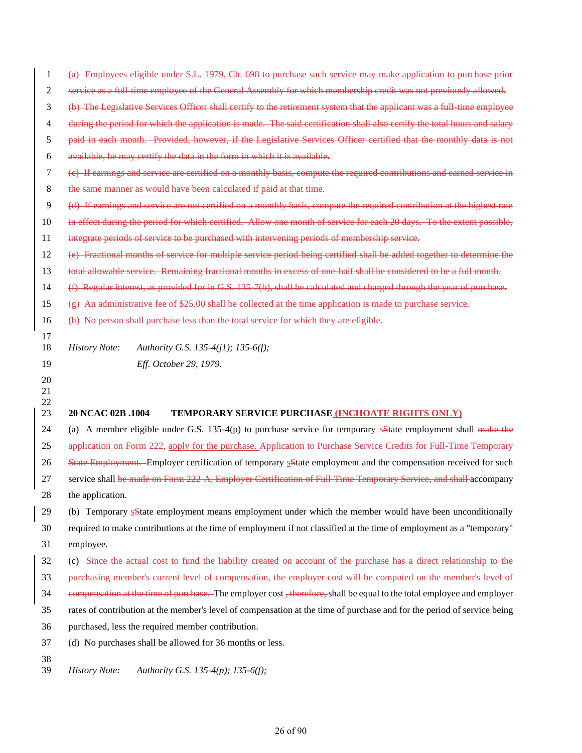~~(a) Employees eligible under S.L. 1979, Ch. 698 to purchase such service may make application to purchase prior service as a full-time employee of the General Assembly for which membership credit was not previously allowed.~~

~~(b) The Legislative Services Officer shall certify to the retirement system that the applicant was a full-time employee during the period for which the application is made. The said certification shall also certify the total hours and salary paid in each month. Provided, however, if the Legislative Services Officer certified that the monthly data is not available, he may certify the data in the form in which it is available.~~

~~(c) If earnings and service are certified on a monthly basis, compute the required contributions and earned service in the same manner as would have been calculated if paid at that time.~~

~~(d) If earnings and service are not certified on a monthly basis, compute the required contribution at the highest rate in effect during the period for which certified. Allow one month of service for each 20 days. To the extent possible, integrate periods of service to be purchased with intervening periods of membership service.~~

~~(e) Fractional months of service for multiple service period being certified shall be added together to determine the total allowable service. Remaining fractional months in excess of one-half shall be considered to be a full month.~~

~~(f) Regular interest, as provided for in G.S. 135-7(b), shall be calculated and charged through the year of purchase.~~

~~(g) An administrative fee of $25.00 shall be collected at the time application is made to purchase service.~~

~~(h) No person shall purchase less than the total service for which they are eligible.~~

*History Note: Authority G.S. 135-4(j1); 135-6(f);*
*Eff. October 29, 1979.*

**20 NCAC 02B .1004 TEMPORARY SERVICE PURCHASE <u>(INCHOATE RIGHTS ONLY)</u>**

(a) A member eligible under G.S. 135-4(p) to purchase service for temporary <u>s</u>~~S~~tate employment shall ~~make the application on Form 222,~~ <u>apply for the purchase.</u> ~~Application to Purchase Service Credits for Full-Time Temporary State Employment.~~ Employer certification of temporary <u>s</u>~~S~~tate employment and the compensation received for such service shall ~~be made on Form 222-A, Employer Certification of Full-Time Temporary Service, and shall~~ accompany the application.

(b) Temporary <u>s</u>~~S~~tate employment means employment under which the member would have been unconditionally required to make contributions at the time of employment if not classified at the time of employment as a "temporary" employee.

(c) ~~Since the actual cost to fund the liability created on account of the purchase has a direct relationship to the purchasing member's current level of compensation, the employer cost will be computed on the member's level of compensation at the time of purchase.~~ The employer cost ~~, therefore,~~ shall be equal to the total employee and employer rates of contribution at the member's level of compensation at the time of purchase and for the period of service being purchased, less the required member contribution.

(d) No purchases shall be allowed for 36 months or less.

*History Note: Authority G.S. 135-4(p); 135-6(f);*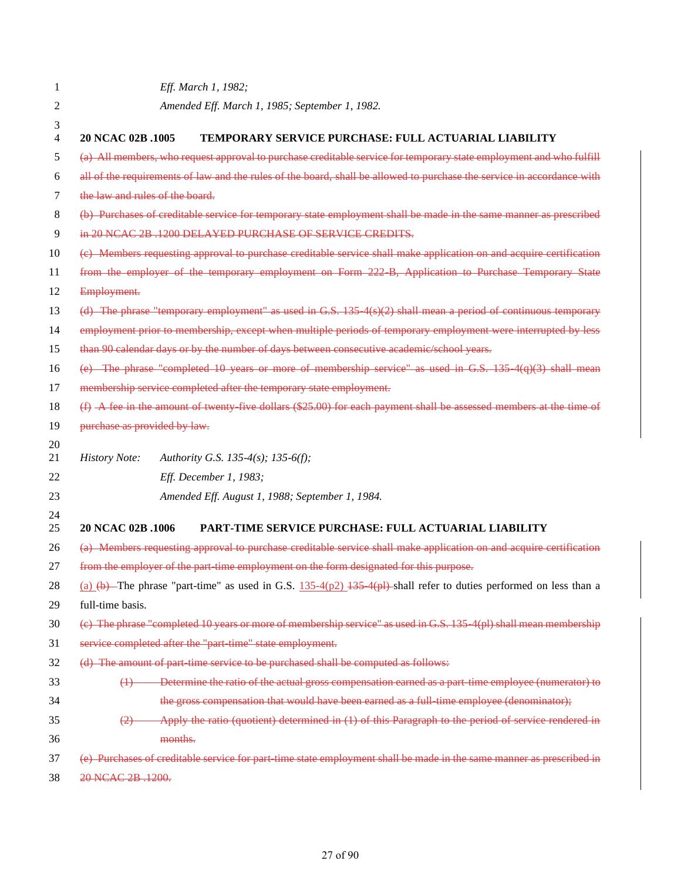*Eff. March 1, 1982;*

*Amended Eff. March 1, 1985; September 1, 1982.*

**20 NCAC 02B .1005 TEMPORARY SERVICE PURCHASE: FULL ACTUARIAL LIABILITY**

~~(a) All members, who request approval to purchase creditable service for temporary state employment and who fulfill all of the requirements of law and the rules of the board, shall be allowed to purchase the service in accordance with the law and rules of the board.~~

~~(b) Purchases of creditable service for temporary state employment shall be made in the same manner as prescribed in 20 NCAC 2B .1200 DELAYED PURCHASE OF SERVICE CREDITS.~~

~~(c) Members requesting approval to purchase creditable service shall make application on and acquire certification from the employer of the temporary employment on Form 222-B, Application to Purchase Temporary State Employment.~~

~~(d) The phrase "temporary employment" as used in G.S. 135-4(s)(2) shall mean a period of continuous temporary employment prior to membership, except when multiple periods of temporary employment were interrupted by less than 90 calendar days or by the number of days between consecutive academic/school years.~~

~~(e) The phrase "completed 10 years or more of membership service" as used in G.S. 135-4(q)(3) shall mean membership service completed after the temporary state employment.~~

~~(f) A fee in the amount of twenty-five dollars ($25.00) for each payment shall be assessed members at the time of purchase as provided by law.~~

*History Note: Authority G.S. 135-4(s); 135-6(f);*

*Eff. December 1, 1983;*

*Amended Eff. August 1, 1988; September 1, 1984.*

**20 NCAC 02B .1006 PART-TIME SERVICE PURCHASE: FULL ACTUARIAL LIABILITY**

~~(a) Members requesting approval to purchase creditable service shall make application on and acquire certification from the employer of the part-time employment on the form designated for this purpose.~~

<u>(a)</u> ~~(b)~~ The phrase "part-time" as used in G.S. <u>135-4(p2)</u> ~~135-4(pl)~~ shall refer to duties performed on less than a full-time basis.

~~(c) The phrase "completed 10 years or more of membership service" as used in G.S. 135-4(pl) shall mean membership service completed after the "part-time" state employment.~~

~~(d) The amount of part-time service to be purchased shall be computed as follows:~~

~~(1) Determine the ratio of the actual gross compensation earned as a part-time employee (numerator) to the gross compensation that would have been earned as a full-time employee (denominator);~~

~~(2) Apply the ratio (quotient) determined in (1) of this Paragraph to the period of service rendered in months.~~

~~(e) Purchases of creditable service for part-time state employment shall be made in the same manner as prescribed in 20 NCAC 2B .1200.~~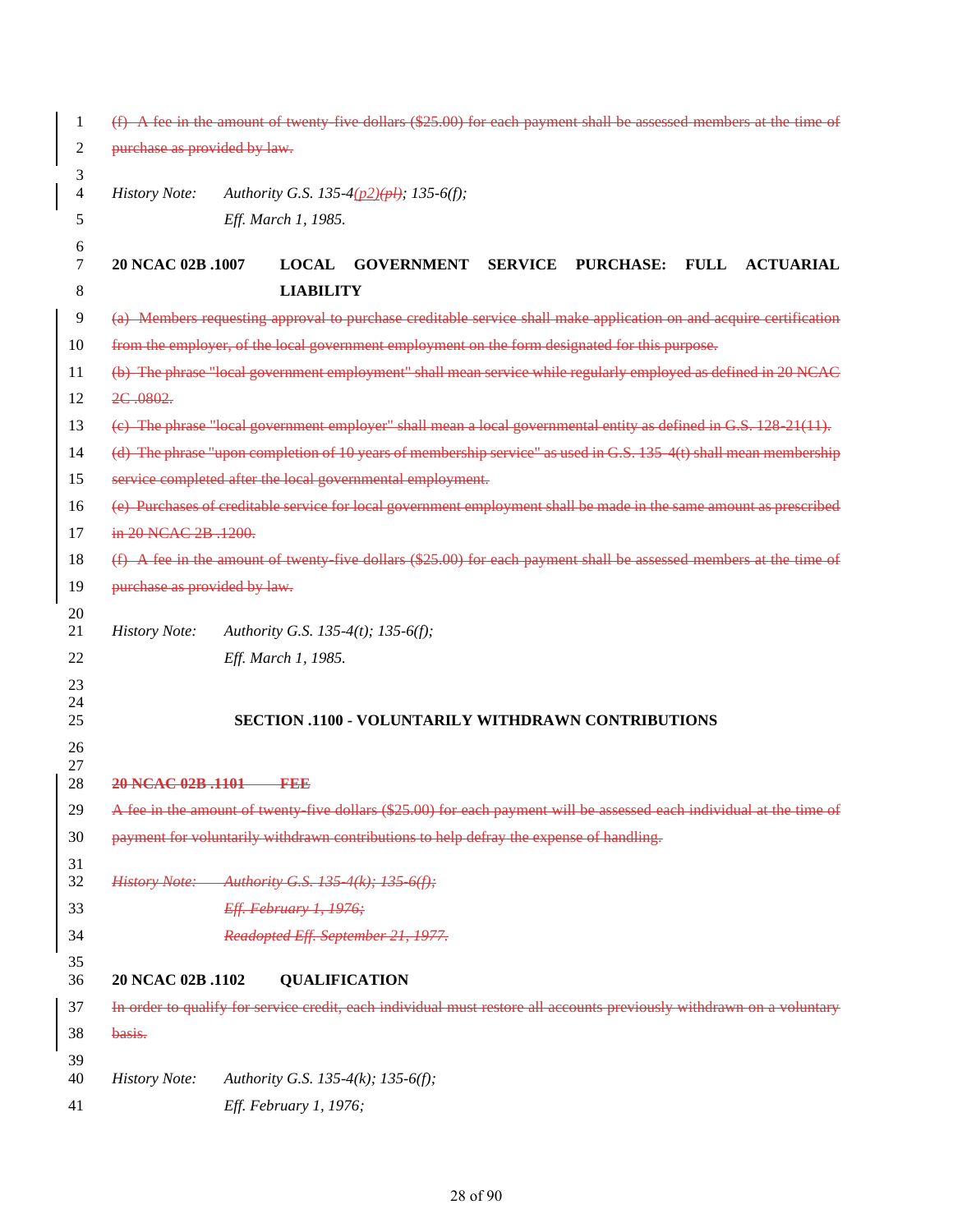~~(f) A fee in the amount of twenty-five dollars ($25.00) for each payment shall be assessed members at the time of purchase as provided by law.~~

*History Note: Authority G.S. 135-4(p2)~~(pl)~~; 135-6(f);*
*Eff. March 1, 1985.*

**20 NCAC 02B .1007 LOCAL GOVERNMENT SERVICE PURCHASE: FULL ACTUARIAL LIABILITY**

~~(a) Members requesting approval to purchase creditable service shall make application on and acquire certification from the employer, of the local government employment on the form designated for this purpose.~~

~~(b) The phrase "local government employment" shall mean service while regularly employed as defined in 20 NCAC 2C .0802.~~

~~(c) The phrase "local government employer" shall mean a local governmental entity as defined in G.S. 128-21(11).~~

~~(d) The phrase "upon completion of 10 years of membership service" as used in G.S. 135-4(t) shall mean membership service completed after the local governmental employment.~~

~~(e) Purchases of creditable service for local government employment shall be made in the same amount as prescribed in 20 NCAC 2B .1200.~~

~~(f) A fee in the amount of twenty-five dollars ($25.00) for each payment shall be assessed members at the time of purchase as provided by law.~~

*History Note: Authority G.S. 135-4(t); 135-6(f);*
*Eff. March 1, 1985.*

## SECTION .1100 - VOLUNTARILY WITHDRAWN CONTRIBUTIONS

~~**20 NCAC 02B .1101 FEE**~~

~~A fee in the amount of twenty-five dollars ($25.00) for each payment will be assessed each individual at the time of payment for voluntarily withdrawn contributions to help defray the expense of handling.~~

~~*History Note: Authority G.S. 135-4(k); 135-6(f);*~~
~~*Eff. February 1, 1976;*~~
~~*Readopted Eff. September 21, 1977.*~~

**20 NCAC 02B .1102 QUALIFICATION**

~~In order to qualify for service credit, each individual must restore all accounts previously withdrawn on a voluntary basis.~~

*History Note: Authority G.S. 135-4(k); 135-6(f);*
*Eff. February 1, 1976;*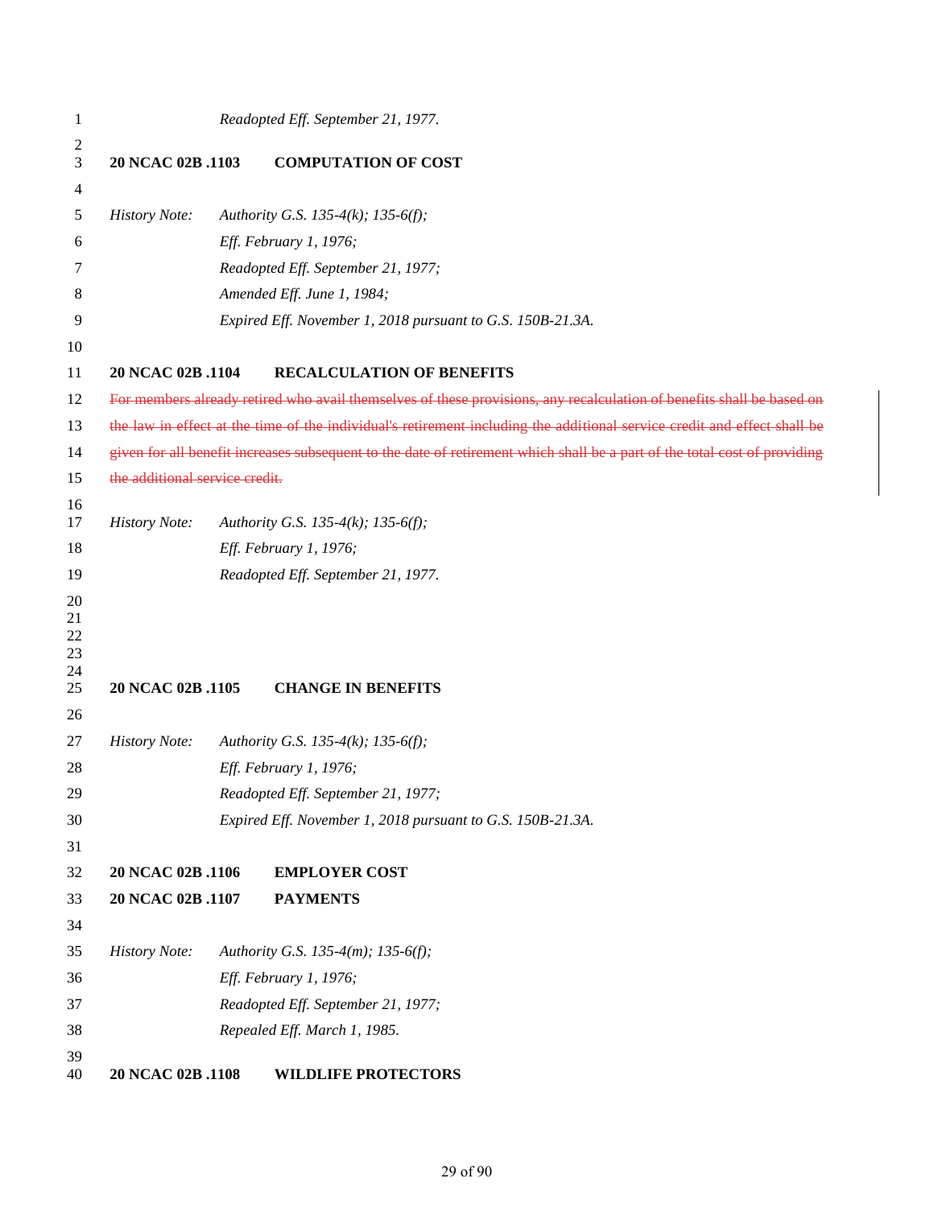*Readopted Eff. September 21, 1977.*

**20 NCAC 02B .1103 COMPUTATION OF COST**

*History Note: Authority G.S. 135-4(k); 135-6(f);*
*Eff. February 1, 1976;*
*Readopted Eff. September 21, 1977;*
*Amended Eff. June 1, 1984;*
*Expired Eff. November 1, 2018 pursuant to G.S. 150B-21.3A.*

**20 NCAC 02B .1104 RECALCULATION OF BENEFITS**

~~For members already retired who avail themselves of these provisions, any recalculation of benefits shall be based on the law in effect at the time of the individual's retirement including the additional service credit and effect shall be given for all benefit increases subsequent to the date of retirement which shall be a part of the total cost of providing the additional service credit.~~

*History Note: Authority G.S. 135-4(k); 135-6(f);*
*Eff. February 1, 1976;*
*Readopted Eff. September 21, 1977.*

**20 NCAC 02B .1105 CHANGE IN BENEFITS**

*History Note: Authority G.S. 135-4(k); 135-6(f);*
*Eff. February 1, 1976;*
*Readopted Eff. September 21, 1977;*
*Expired Eff. November 1, 2018 pursuant to G.S. 150B-21.3A.*

**20 NCAC 02B .1106 EMPLOYER COST**
**20 NCAC 02B .1107 PAYMENTS**

*History Note: Authority G.S. 135-4(m); 135-6(f);*
*Eff. February 1, 1976;*
*Readopted Eff. September 21, 1977;*
*Repealed Eff. March 1, 1985.*

**20 NCAC 02B .1108 WILDLIFE PROTECTORS**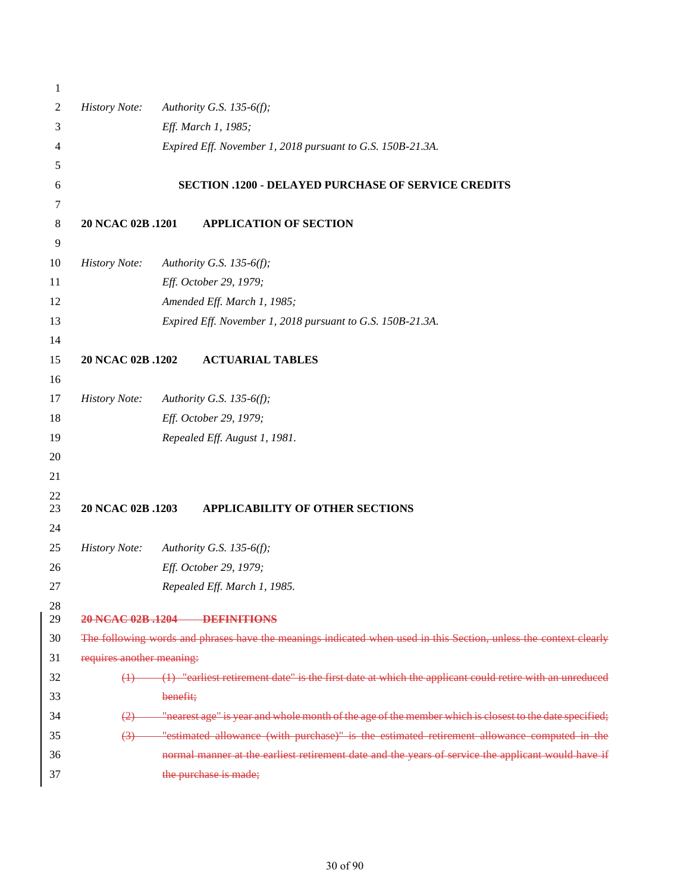*History Note:* *Authority G.S. 135-6(f);*
*Eff. March 1, 1985;*
*Expired Eff. November 1, 2018 pursuant to G.S. 150B-21.3A.*

## SECTION .1200 - DELAYED PURCHASE OF SERVICE CREDITS

**20 NCAC 02B .1201 APPLICATION OF SECTION**

*History Note:* *Authority G.S. 135-6(f);*
*Eff. October 29, 1979;*
*Amended Eff. March 1, 1985;*
*Expired Eff. November 1, 2018 pursuant to G.S. 150B-21.3A.*

**20 NCAC 02B .1202 ACTUARIAL TABLES**

*History Note:* *Authority G.S. 135-6(f);*
*Eff. October 29, 1979;*
*Repealed Eff. August 1, 1981.*

**20 NCAC 02B .1203 APPLICABILITY OF OTHER SECTIONS**

*History Note:* *Authority G.S. 135-6(f);*
*Eff. October 29, 1979;*
*Repealed Eff. March 1, 1985.*

~~**20 NCAC 02B .1204 DEFINITIONS**~~

~~The following words and phrases have the meanings indicated when used in this Section, unless the context clearly requires another meaning:~~

~~(1) (1) "earliest retirement date" is the first date at which the applicant could retire with an unreduced benefit;~~

~~(2) "nearest age" is year and whole month of the age of the member which is closest to the date specified;~~

~~(3) "estimated allowance (with purchase)" is the estimated retirement allowance computed in the normal manner at the earliest retirement date and the years of service the applicant would have if the purchase is made;~~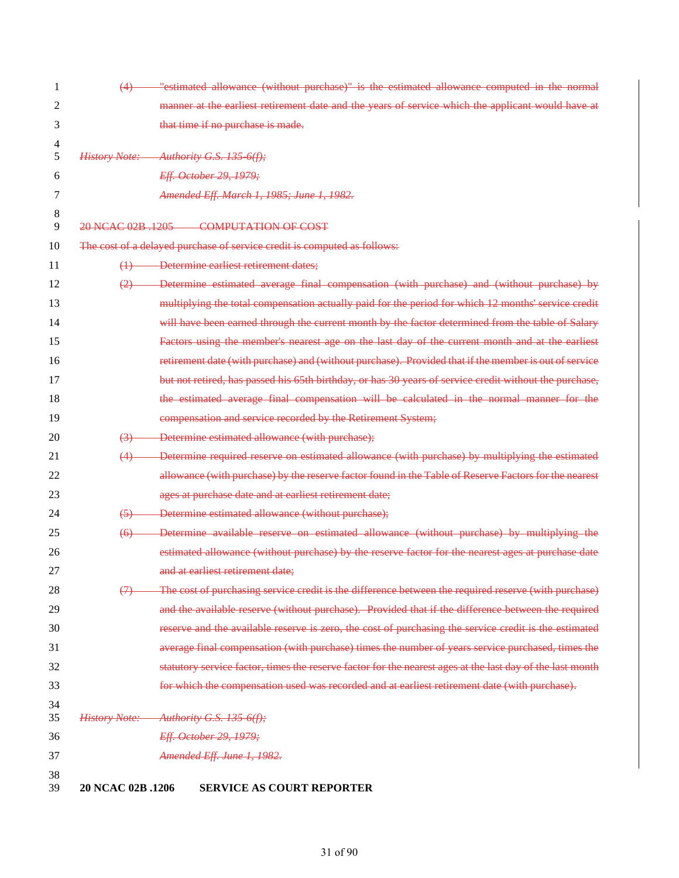~~(4) "estimated allowance (without purchase)" is the estimated allowance computed in the normal manner at the earliest retirement date and the years of service which the applicant would have at that time if no purchase is made.~~

~~*History Note: Authority G.S. 135-6(f);*~~
~~*Eff. October 29, 1979;*~~
~~*Amended Eff. March 1, 1985; June 1, 1982.*~~

~~20 NCAC 02B .1205 COMPUTATION OF COST~~

~~The cost of a delayed purchase of service credit is computed as follows:~~

~~(1) Determine earliest retirement dates;~~

~~(2) Determine estimated average final compensation (with purchase) and (without purchase) by multiplying the total compensation actually paid for the period for which 12 months' service credit will have been earned through the current month by the factor determined from the table of Salary Factors using the member's nearest age on the last day of the current month and at the earliest retirement date (with purchase) and (without purchase). Provided that if the member is out of service but not retired, has passed his 65th birthday, or has 30 years of service credit without the purchase, the estimated average final compensation will be calculated in the normal manner for the compensation and service recorded by the Retirement System;~~

~~(3) Determine estimated allowance (with purchase);~~

~~(4) Determine required reserve on estimated allowance (with purchase) by multiplying the estimated allowance (with purchase) by the reserve factor found in the Table of Reserve Factors for the nearest ages at purchase date and at earliest retirement date;~~

~~(5) Determine estimated allowance (without purchase);~~

~~(6) Determine available reserve on estimated allowance (without purchase) by multiplying the estimated allowance (without purchase) by the reserve factor for the nearest ages at purchase date and at earliest retirement date;~~

~~(7) The cost of purchasing service credit is the difference between the required reserve (with purchase) and the available reserve (without purchase). Provided that if the difference between the required reserve and the available reserve is zero, the cost of purchasing the service credit is the estimated average final compensation (with purchase) times the number of years service purchased, times the statutory service factor, times the reserve factor for the nearest ages at the last day of the last month for which the compensation used was recorded and at earliest retirement date (with purchase).~~

~~*History Note: Authority G.S. 135-6(f);*~~
~~*Eff. October 29, 1979;*~~
~~*Amended Eff. June 1, 1982.*~~

**20 NCAC 02B .1206 SERVICE AS COURT REPORTER**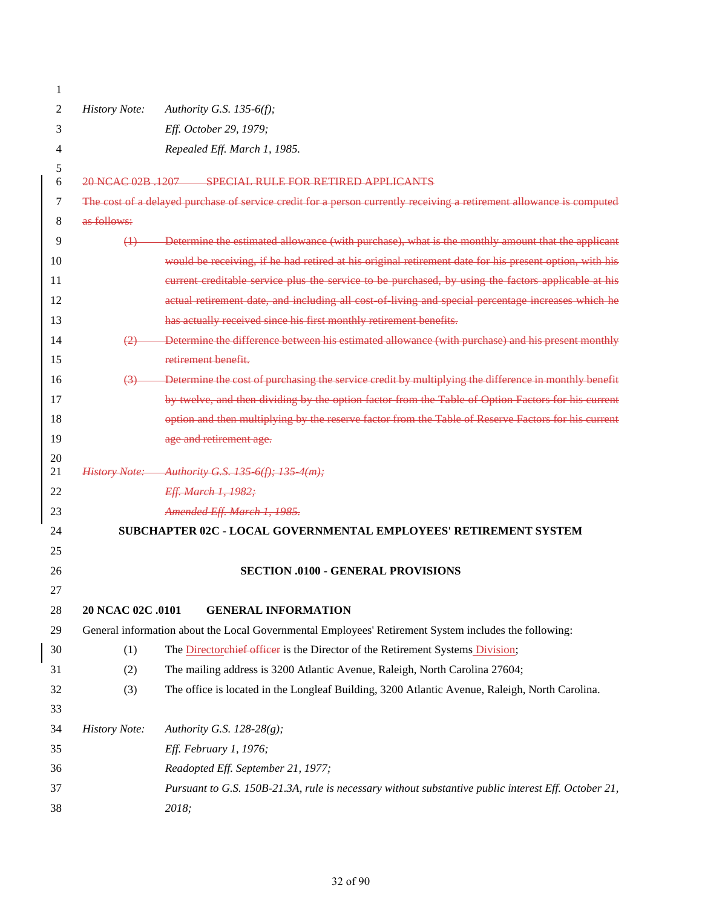*History Note: Authority G.S. 135-6(f);*
*Eff. October 29, 1979;*
*Repealed Eff. March 1, 1985.*

~~20 NCAC 02B .1207 SPECIAL RULE FOR RETIRED APPLICANTS~~

~~The cost of a delayed purchase of service credit for a person currently receiving a retirement allowance is computed as follows:~~

~~(1) Determine the estimated allowance (with purchase), what is the monthly amount that the applicant would be receiving, if he had retired at his original retirement date for his present option, with his current creditable service plus the service to be purchased, by using the factors applicable at his actual retirement date, and including all cost-of-living and special percentage increases which he has actually received since his first monthly retirement benefits.~~

~~(2) Determine the difference between his estimated allowance (with purchase) and his present monthly retirement benefit.~~

~~(3) Determine the cost of purchasing the service credit by multiplying the difference in monthly benefit by twelve, and then dividing by the option factor from the Table of Option Factors for his current option and then multiplying by the reserve factor from the Table of Reserve Factors for his current age and retirement age.~~

~~*History Note: Authority G.S. 135-6(f); 135-4(m);*~~
~~*Eff. March 1, 1982;*~~
~~*Amended Eff. March 1, 1985.*~~

## SUBCHAPTER 02C - LOCAL GOVERNMENTAL EMPLOYEES' RETIREMENT SYSTEM

### SECTION .0100 - GENERAL PROVISIONS

**20 NCAC 02C .0101 GENERAL INFORMATION**

General information about the Local Governmental Employees' Retirement System includes the following:

(1) The Director~~chief officer~~ is the Director of the Retirement Systems Division;

(2) The mailing address is 3200 Atlantic Avenue, Raleigh, North Carolina 27604;

(3) The office is located in the Longleaf Building, 3200 Atlantic Avenue, Raleigh, North Carolina.

*History Note: Authority G.S. 128-28(g);*
*Eff. February 1, 1976;*
*Readopted Eff. September 21, 1977;*
*Pursuant to G.S. 150B-21.3A, rule is necessary without substantive public interest Eff. October 21, 2018;*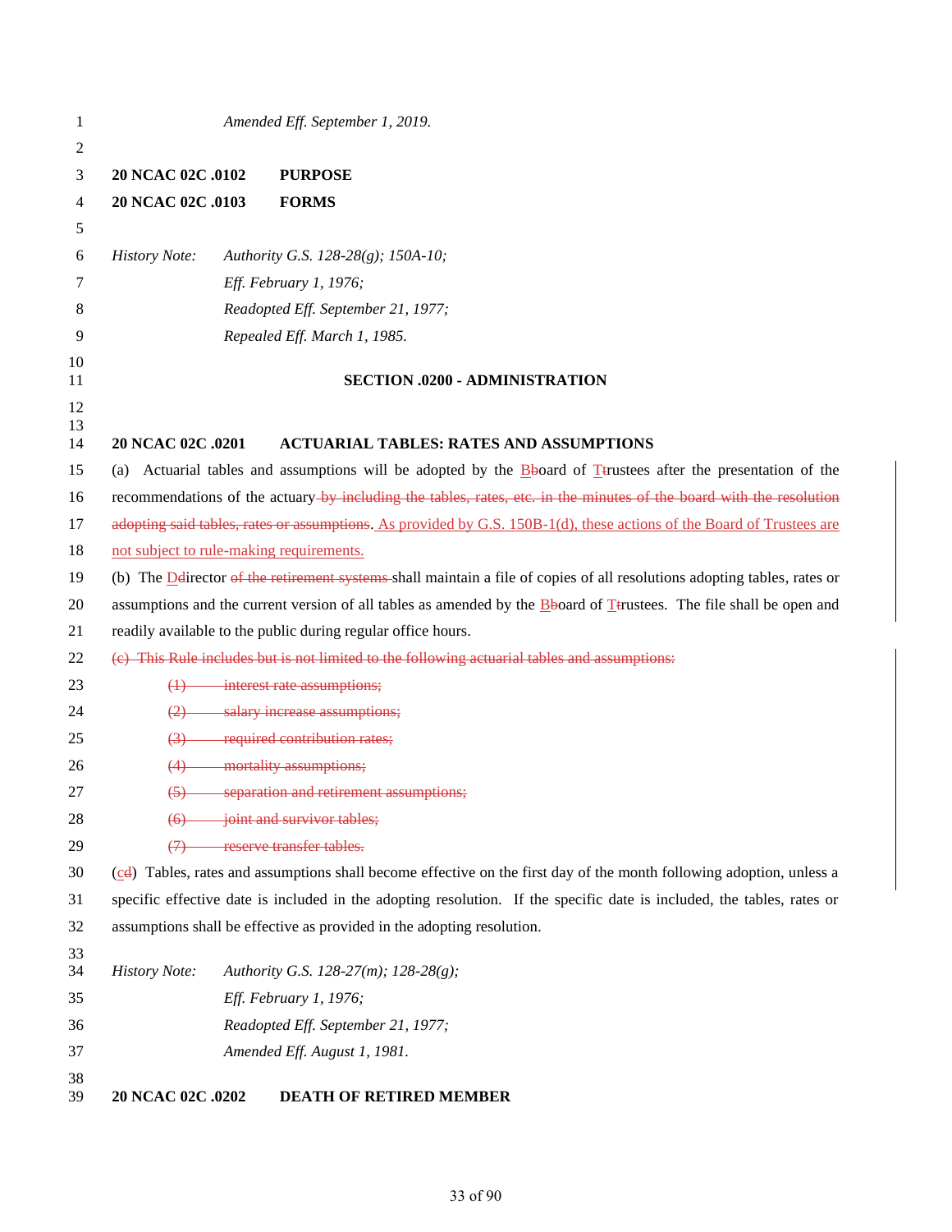*Amended Eff. September 1, 2019.*

**20 NCAC 02C .0102 PURPOSE**

**20 NCAC 02C .0103 FORMS**

*History Note: Authority G.S. 128-28(g); 150A-10;*
*Eff. February 1, 1976;*
*Readopted Eff. September 21, 1977;*
*Repealed Eff. March 1, 1985.*

**SECTION .0200 - ADMINISTRATION**

**20 NCAC 02C .0201 ACTUARIAL TABLES: RATES AND ASSUMPTIONS**

(a) Actuarial tables and assumptions will be adopted by the <ins>B</ins><del>b</del>oard of <ins>T</ins><del>t</del>rustees after the presentation of the recommendations of the actuary<del> by including the tables, rates, etc. in the minutes of the board with the resolution adopting said tables, rates or assumptions</del>. <ins>As provided by G.S. 150B-1(d), these actions of the Board of Trustees are not subject to rule-making requirements.</ins>

(b) The <ins>D</ins><del>d</del>irector <del>of the retirement systems </del>shall maintain a file of copies of all resolutions adopting tables, rates or assumptions and the current version of all tables as amended by the <ins>B</ins><del>b</del>oard of <ins>T</ins><del>t</del>rustees. The file shall be open and readily available to the public during regular office hours.

<del>(c) This Rule includes but is not limited to the following actuarial tables and assumptions:</del>

<del>(1) interest rate assumptions;</del>
<del>(2) salary increase assumptions;</del>
<del>(3) required contribution rates;</del>
<del>(4) mortality assumptions;</del>
<del>(5) separation and retirement assumptions;</del>
<del>(6) joint and survivor tables;</del>
<del>(7) reserve transfer tables.</del>

(<ins>c</ins><del>d</del>) Tables, rates and assumptions shall become effective on the first day of the month following adoption, unless a specific effective date is included in the adopting resolution. If the specific date is included, the tables, rates or assumptions shall be effective as provided in the adopting resolution.

*History Note: Authority G.S. 128-27(m); 128-28(g);*
*Eff. February 1, 1976;*
*Readopted Eff. September 21, 1977;*
*Amended Eff. August 1, 1981.*

**20 NCAC 02C .0202 DEATH OF RETIRED MEMBER**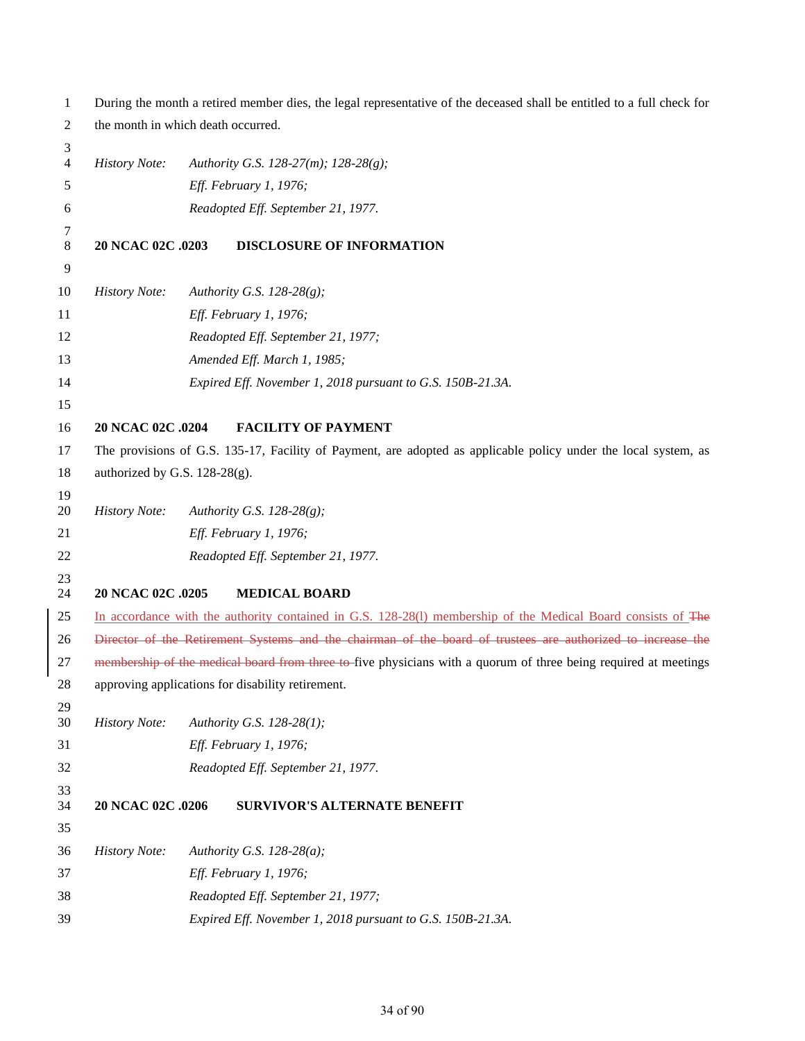During the month a retired member dies, the legal representative of the deceased shall be entitled to a full check for the month in which death occurred.

*History Note:* *Authority G.S. 128-27(m); 128-28(g);*
*Eff. February 1, 1976;*
*Readopted Eff. September 21, 1977.*

**20 NCAC 02C .0203 DISCLOSURE OF INFORMATION**

*History Note:* *Authority G.S. 128-28(g);*
*Eff. February 1, 1976;*
*Readopted Eff. September 21, 1977;*
*Amended Eff. March 1, 1985;*
*Expired Eff. November 1, 2018 pursuant to G.S. 150B-21.3A.*

**20 NCAC 02C .0204 FACILITY OF PAYMENT**

The provisions of G.S. 135-17, Facility of Payment, are adopted as applicable policy under the local system, as authorized by G.S. 128-28(g).

*History Note:* *Authority G.S. 128-28(g);*
*Eff. February 1, 1976;*
*Readopted Eff. September 21, 1977.*

**20 NCAC 02C .0205 MEDICAL BOARD**

In accordance with the authority contained in G.S. 128-28(l) membership of the Medical Board consists of ~~The Director of the Retirement Systems and the chairman of the board of trustees are authorized to increase the membership of the medical board from three to~~ five physicians with a quorum of three being required at meetings approving applications for disability retirement.

*History Note:* *Authority G.S. 128-28(1);*
*Eff. February 1, 1976;*
*Readopted Eff. September 21, 1977.*

**20 NCAC 02C .0206 SURVIVOR'S ALTERNATE BENEFIT**

*History Note:* *Authority G.S. 128-28(a);*
*Eff. February 1, 1976;*
*Readopted Eff. September 21, 1977;*
*Expired Eff. November 1, 2018 pursuant to G.S. 150B-21.3A.*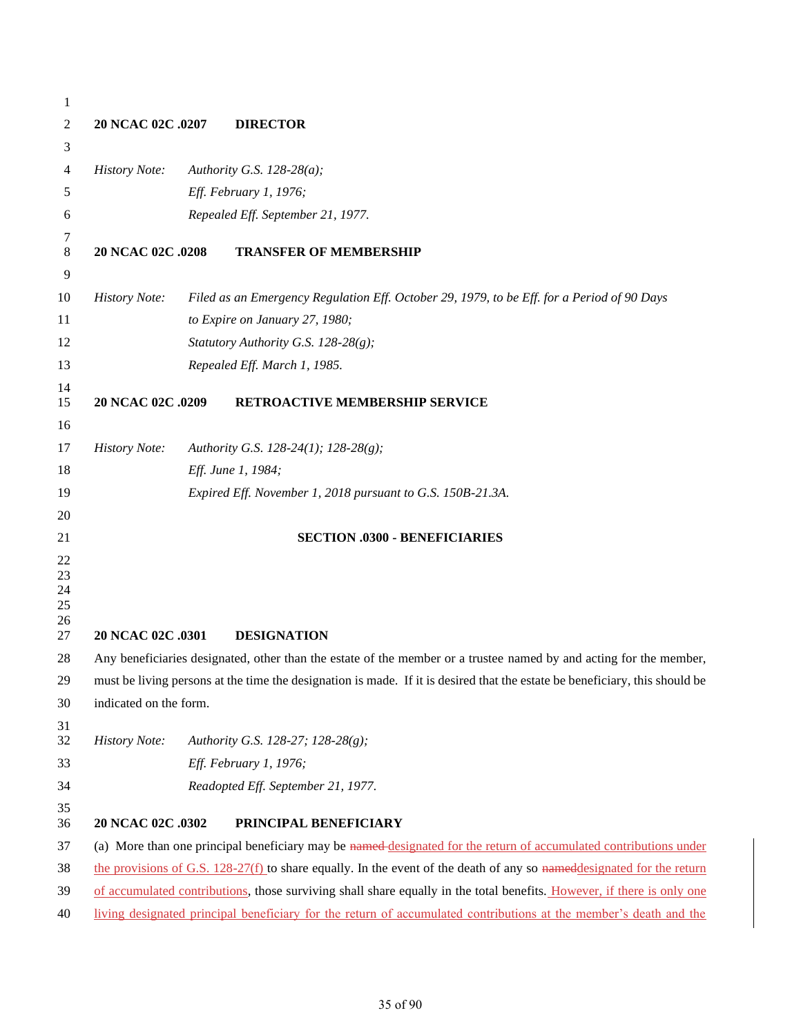**20 NCAC 02C .0207 DIRECTOR**

*History Note: Authority G.S. 128-28(a);*
*Eff. February 1, 1976;*
*Repealed Eff. September 21, 1977.*

**20 NCAC 02C .0208 TRANSFER OF MEMBERSHIP**

*History Note: Filed as an Emergency Regulation Eff. October 29, 1979, to be Eff. for a Period of 90 Days to Expire on January 27, 1980;*
*Statutory Authority G.S. 128-28(g);*
*Repealed Eff. March 1, 1985.*

**20 NCAC 02C .0209 RETROACTIVE MEMBERSHIP SERVICE**

*History Note: Authority G.S. 128-24(1); 128-28(g);*
*Eff. June 1, 1984;*
*Expired Eff. November 1, 2018 pursuant to G.S. 150B-21.3A.*

## SECTION .0300 - BENEFICIARIES

**20 NCAC 02C .0301 DESIGNATION**

Any beneficiaries designated, other than the estate of the member or a trustee named by and acting for the member, must be living persons at the time the designation is made. If it is desired that the estate be beneficiary, this should be indicated on the form.

*History Note: Authority G.S. 128-27; 128-28(g);*
*Eff. February 1, 1976;*
*Readopted Eff. September 21, 1977.*

**20 NCAC 02C .0302 PRINCIPAL BENEFICIARY**

(a) More than one principal beneficiary may be ~~named~~ designated for the return of accumulated contributions under the provisions of G.S. 128-27(f) to share equally. In the event of the death of any so ~~named~~designated for the return of accumulated contributions, those surviving shall share equally in the total benefits. However, if there is only one living designated principal beneficiary for the return of accumulated contributions at the member's death and the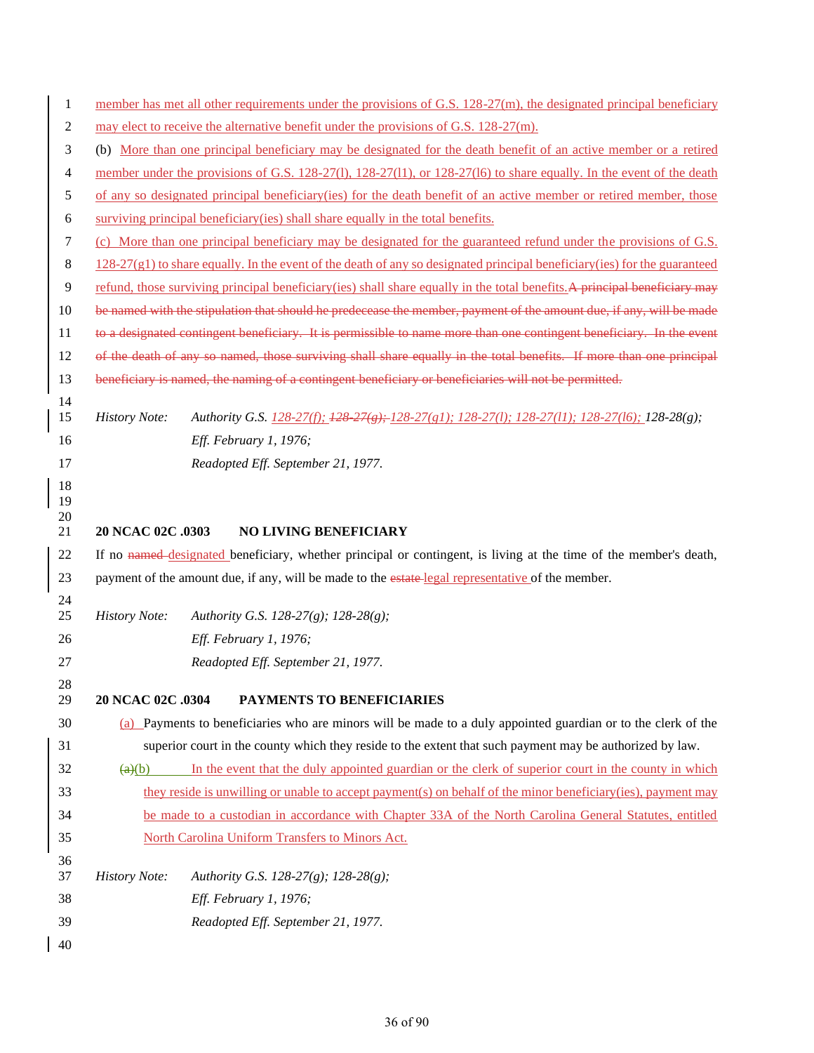member has met all other requirements under the provisions of G.S. 128-27(m), the designated principal beneficiary may elect to receive the alternative benefit under the provisions of G.S. 128-27(m).

(b) More than one principal beneficiary may be designated for the death benefit of an active member or a retired member under the provisions of G.S. 128-27(l), 128-27(l1), or 128-27(l6) to share equally. In the event of the death of any so designated principal beneficiary(ies) for the death benefit of an active member or retired member, those surviving principal beneficiary(ies) shall share equally in the total benefits.

(c) More than one principal beneficiary may be designated for the guaranteed refund under the provisions of G.S. 128-27(g1) to share equally. In the event of the death of any so designated principal beneficiary(ies) for the guaranteed refund, those surviving principal beneficiary(ies) shall share equally in the total benefits.~~A principal beneficiary may be named with the stipulation that should he predecease the member, payment of the amount due, if any, will be made to a designated contingent beneficiary. It is permissible to name more than one contingent beneficiary. In the event of the death of any so named, those surviving shall share equally in the total benefits. If more than one principal beneficiary is named, the naming of a contingent beneficiary or beneficiaries will not be permitted.~~

*History Note: Authority G.S. 128-27(f); ~~128-27(g);~~ 128-27(g1); 128-27(l); 128-27(l1); 128-27(l6); 128-28(g);*
*Eff. February 1, 1976;*
*Readopted Eff. September 21, 1977.*

**20 NCAC 02C .0303 NO LIVING BENEFICIARY**

If no ~~named~~ designated beneficiary, whether principal or contingent, is living at the time of the member's death, payment of the amount due, if any, will be made to the ~~estate~~ legal representative of the member.

*History Note: Authority G.S. 128-27(g); 128-28(g);*
*Eff. February 1, 1976;*
*Readopted Eff. September 21, 1977.*

**20 NCAC 02C .0304 PAYMENTS TO BENEFICIARIES**

(a) Payments to beneficiaries who are minors will be made to a duly appointed guardian or to the clerk of the superior court in the county which they reside to the extent that such payment may be authorized by law.

~~(a)~~(b) In the event that the duly appointed guardian or the clerk of superior court in the county in which they reside is unwilling or unable to accept payment(s) on behalf of the minor beneficiary(ies), payment may be made to a custodian in accordance with Chapter 33A of the North Carolina General Statutes, entitled North Carolina Uniform Transfers to Minors Act.

*History Note: Authority G.S. 128-27(g); 128-28(g);*
*Eff. February 1, 1976;*
*Readopted Eff. September 21, 1977.*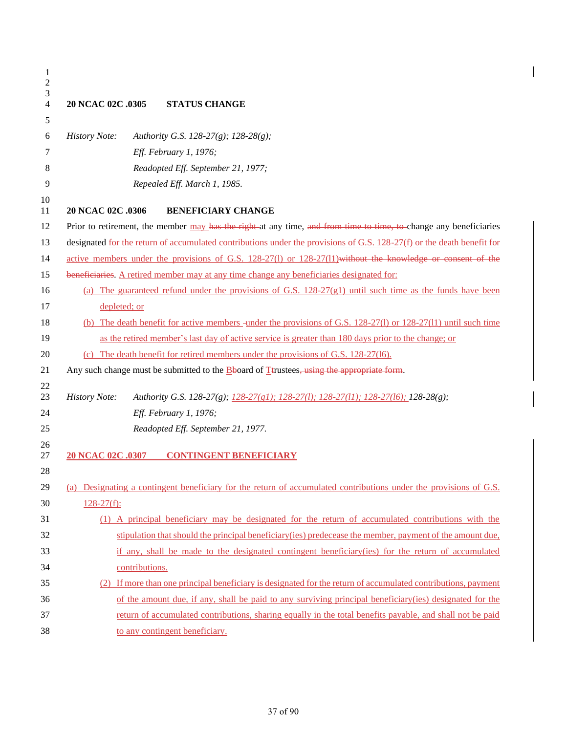**20 NCAC 02C .0305 STATUS CHANGE**

*History Note: Authority G.S. 128-27(g); 128-28(g);*
*Eff. February 1, 1976;*
*Readopted Eff. September 21, 1977;*
*Repealed Eff. March 1, 1985.*

**20 NCAC 02C .0306 BENEFICIARY CHANGE**

Prior to retirement, the member may ~~has the right~~ at any time, ~~and from time to time, to~~ change any beneficiaries designated for the return of accumulated contributions under the provisions of G.S. 128-27(f) or the death benefit for active members under the provisions of G.S. 128-27(l) or 128-27(l1)~~without the knowledge or consent of the beneficiaries~~. A retired member may at any time change any beneficiaries designated for:

(a) The guaranteed refund under the provisions of G.S. 128-27(g1) until such time as the funds have been depleted; or

(b) The death benefit for active members under the provisions of G.S. 128-27(l) or 128-27(l1) until such time as the retired member's last day of active service is greater than 180 days prior to the change; or

(c) The death benefit for retired members under the provisions of G.S. 128-27(l6).

Any such change must be submitted to the Board of Trustees~~, using the appropriate form~~.

*History Note: Authority G.S. 128-27(g); 128-27(g1); 128-27(l); 128-27(l1); 128-27(l6); 128-28(g);*
*Eff. February 1, 1976;*
*Readopted Eff. September 21, 1977.*

**20 NCAC 02C .0307 CONTINGENT BENEFICIARY**

(a) Designating a contingent beneficiary for the return of accumulated contributions under the provisions of G.S. 128-27(f):

(1) A principal beneficiary may be designated for the return of accumulated contributions with the stipulation that should the principal beneficiary(ies) predecease the member, payment of the amount due, if any, shall be made to the designated contingent beneficiary(ies) for the return of accumulated contributions.

(2) If more than one principal beneficiary is designated for the return of accumulated contributions, payment of the amount due, if any, shall be paid to any surviving principal beneficiary(ies) designated for the return of accumulated contributions, sharing equally in the total benefits payable, and shall not be paid to any contingent beneficiary.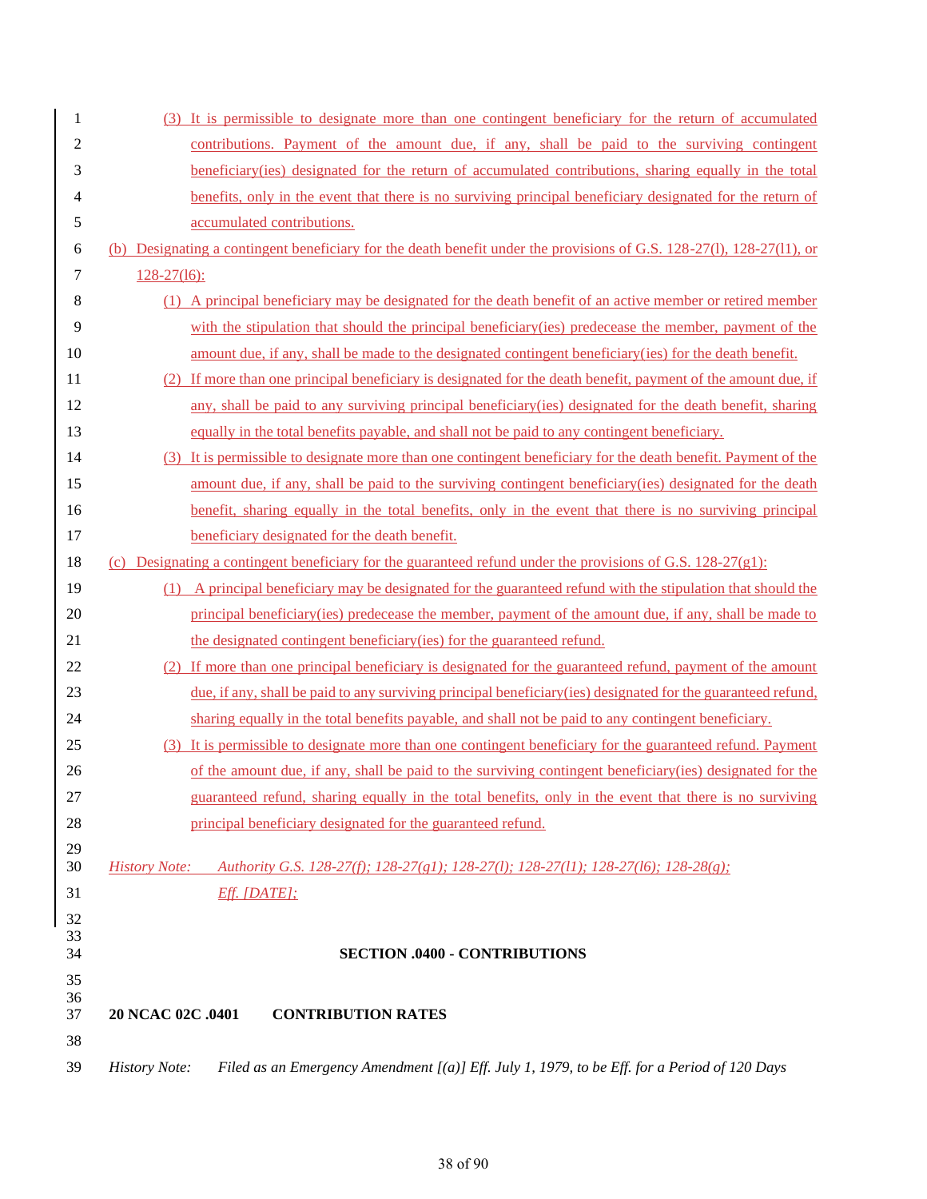(3) It is permissible to designate more than one contingent beneficiary for the return of accumulated contributions. Payment of the amount due, if any, shall be paid to the surviving contingent beneficiary(ies) designated for the return of accumulated contributions, sharing equally in the total benefits, only in the event that there is no surviving principal beneficiary designated for the return of accumulated contributions.

(b) Designating a contingent beneficiary for the death benefit under the provisions of G.S. 128-27(l), 128-27(l1), or 128-27(l6):

(1) A principal beneficiary may be designated for the death benefit of an active member or retired member with the stipulation that should the principal beneficiary(ies) predecease the member, payment of the amount due, if any, shall be made to the designated contingent beneficiary(ies) for the death benefit.

(2) If more than one principal beneficiary is designated for the death benefit, payment of the amount due, if any, shall be paid to any surviving principal beneficiary(ies) designated for the death benefit, sharing equally in the total benefits payable, and shall not be paid to any contingent beneficiary.

(3) It is permissible to designate more than one contingent beneficiary for the death benefit. Payment of the amount due, if any, shall be paid to the surviving contingent beneficiary(ies) designated for the death benefit, sharing equally in the total benefits, only in the event that there is no surviving principal beneficiary designated for the death benefit.

(c) Designating a contingent beneficiary for the guaranteed refund under the provisions of G.S. 128-27(g1):

(1) A principal beneficiary may be designated for the guaranteed refund with the stipulation that should the principal beneficiary(ies) predecease the member, payment of the amount due, if any, shall be made to the designated contingent beneficiary(ies) for the guaranteed refund.

(2) If more than one principal beneficiary is designated for the guaranteed refund, payment of the amount due, if any, shall be paid to any surviving principal beneficiary(ies) designated for the guaranteed refund, sharing equally in the total benefits payable, and shall not be paid to any contingent beneficiary.

(3) It is permissible to designate more than one contingent beneficiary for the guaranteed refund. Payment of the amount due, if any, shall be paid to the surviving contingent beneficiary(ies) designated for the guaranteed refund, sharing equally in the total benefits, only in the event that there is no surviving principal beneficiary designated for the guaranteed refund.

*History Note: Authority G.S. 128-27(f); 128-27(g1); 128-27(l); 128-27(l1); 128-27(l6); 128-28(g);*
*Eff. [DATE];*

## SECTION .0400 - CONTRIBUTIONS

### 20 NCAC 02C .0401 CONTRIBUTION RATES

*History Note: Filed as an Emergency Amendment [(a)] Eff. July 1, 1979, to be Eff. for a Period of 120 Days*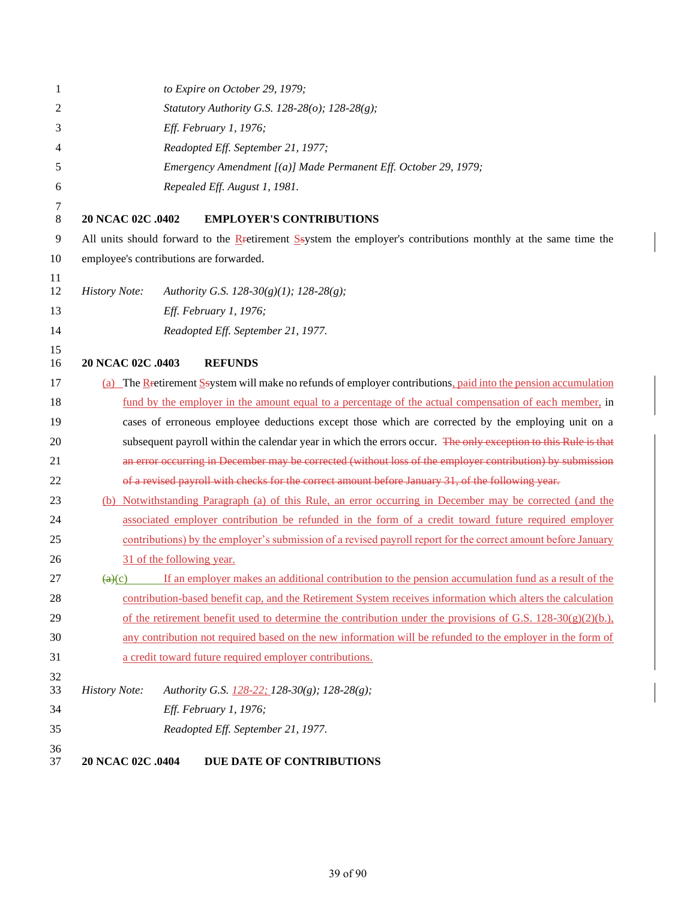to Expire on October 29, 1979;
Statutory Authority G.S. 128-28(o); 128-28(g);
Eff. February 1, 1976;
Readopted Eff. September 21, 1977;
Emergency Amendment [(a)] Made Permanent Eff. October 29, 1979;
Repealed Eff. August 1, 1981.

**20 NCAC 02C .0402 EMPLOYER'S CONTRIBUTIONS**

All units should forward to the ~~R~~retirement ~~S~~system the employer's contributions monthly at the same time the employee's contributions are forwarded.

*History Note: Authority G.S. 128-30(g)(1); 128-28(g);*
*Eff. February 1, 1976;*
*Readopted Eff. September 21, 1977.*

**20 NCAC 02C .0403 REFUNDS**

(a) The ~~R~~retirement ~~S~~system will make no refunds of employer contributions, paid into the pension accumulation fund by the employer in the amount equal to a percentage of the actual compensation of each member, in cases of erroneous employee deductions except those which are corrected by the employing unit on a subsequent payroll within the calendar year in which the errors occur. ~~The only exception to this Rule is that an error occurring in December may be corrected (without loss of the employer contribution) by submission of a revised payroll with checks for the correct amount before January 31, of the following year.~~

(b) Notwithstanding Paragraph (a) of this Rule, an error occurring in December may be corrected (and the associated employer contribution be refunded in the form of a credit toward future required employer contributions) by the employer's submission of a revised payroll report for the correct amount before January 31 of the following year.

~~(a)~~(c) If an employer makes an additional contribution to the pension accumulation fund as a result of the contribution-based benefit cap, and the Retirement System receives information which alters the calculation of the retirement benefit used to determine the contribution under the provisions of G.S. 128-30(g)(2)(b.), any contribution not required based on the new information will be refunded to the employer in the form of a credit toward future required employer contributions.

*History Note: Authority G.S. 128-22; 128-30(g); 128-28(g);*
*Eff. February 1, 1976;*
*Readopted Eff. September 21, 1977.*

**20 NCAC 02C .0404 DUE DATE OF CONTRIBUTIONS**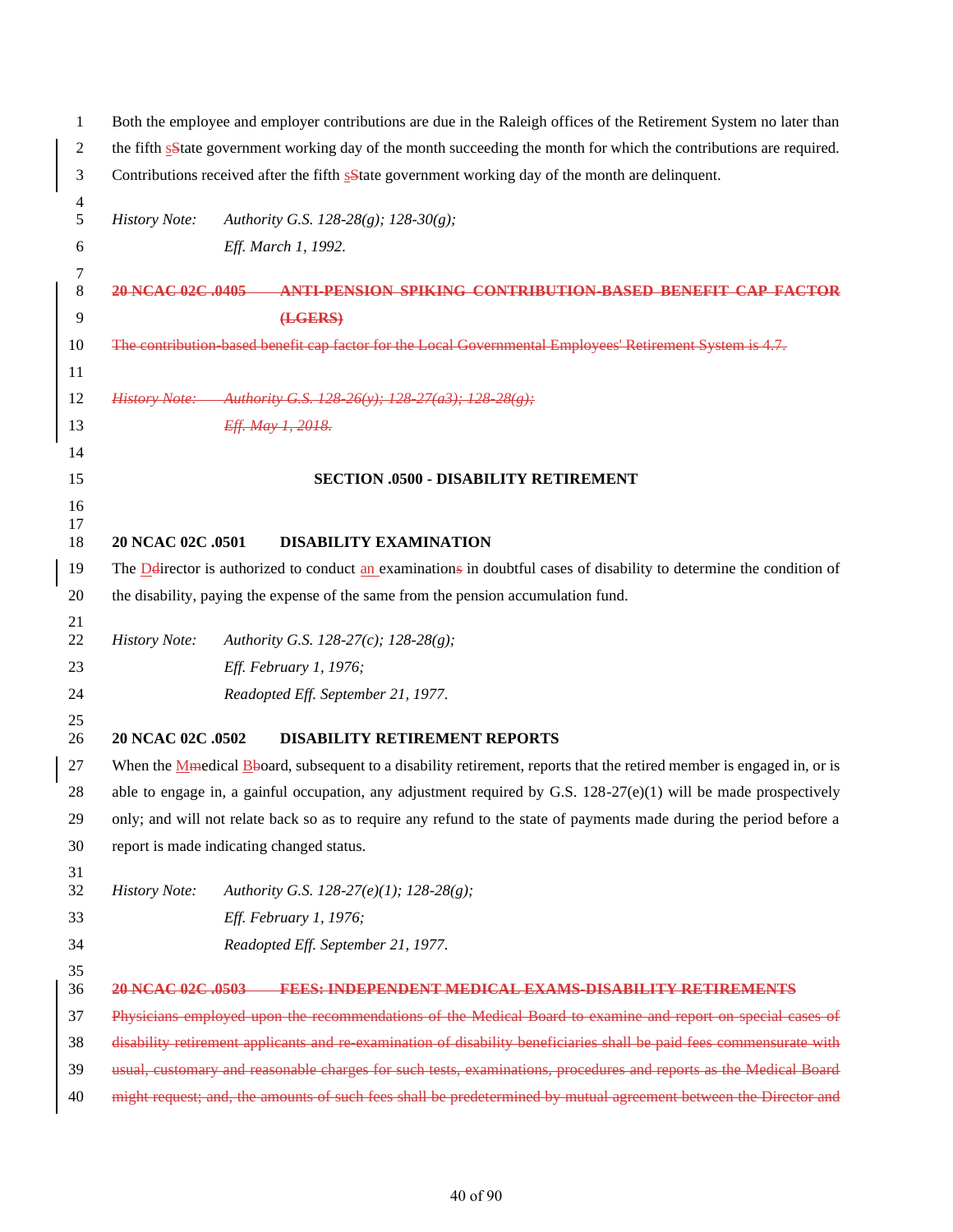Both the employee and employer contributions are due in the Raleigh offices of the Retirement System no later than the fifth ~~s~~State government working day of the month succeeding the month for which the contributions are required. Contributions received after the fifth ~~s~~State government working day of the month are delinquent.

*History Note: Authority G.S. 128-28(g); 128-30(g);*
*Eff. March 1, 1992.*

~~**20 NCAC 02C .0405 ANTI-PENSION SPIKING CONTRIBUTION-BASED BENEFIT CAP FACTOR (LGERS)**~~

~~The contribution-based benefit cap factor for the Local Governmental Employees' Retirement System is 4.7.~~

~~*History Note: Authority G.S. 128-26(y); 128-27(a3); 128-28(g);*~~
~~*Eff. May 1, 2018.*~~

## SECTION .0500 - DISABILITY RETIREMENT

**20 NCAC 02C .0501 DISABILITY EXAMINATION**

The D~~d~~irector is authorized to conduct an examination~~s~~ in doubtful cases of disability to determine the condition of the disability, paying the expense of the same from the pension accumulation fund.

*History Note: Authority G.S. 128-27(c); 128-28(g);*
*Eff. February 1, 1976;*
*Readopted Eff. September 21, 1977.*

**20 NCAC 02C .0502 DISABILITY RETIREMENT REPORTS**

When the M~~m~~edical B~~b~~oard, subsequent to a disability retirement, reports that the retired member is engaged in, or is able to engage in, a gainful occupation, any adjustment required by G.S. 128-27(e)(1) will be made prospectively only; and will not relate back so as to require any refund to the state of payments made during the period before a report is made indicating changed status.

*History Note: Authority G.S. 128-27(e)(1); 128-28(g);*
*Eff. February 1, 1976;*
*Readopted Eff. September 21, 1977.*

~~**20 NCAC 02C .0503 FEES: INDEPENDENT MEDICAL EXAMS-DISABILITY RETIREMENTS**~~

~~Physicians employed upon the recommendations of the Medical Board to examine and report on special cases of disability retirement applicants and re-examination of disability beneficiaries shall be paid fees commensurate with usual, customary and reasonable charges for such tests, examinations, procedures and reports as the Medical Board might request; and, the amounts of such fees shall be predetermined by mutual agreement between the Director and~~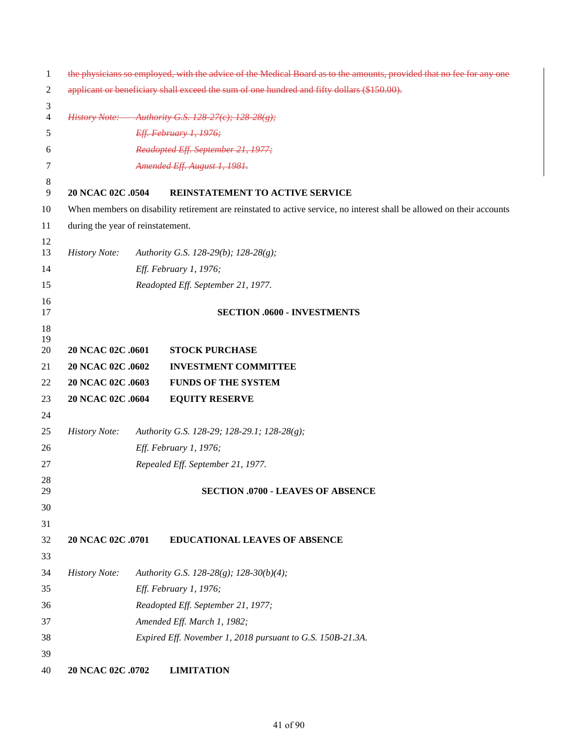~~the physicians so employed, with the advice of the Medical Board as to the amounts, provided that no fee for any one applicant or beneficiary shall exceed the sum of one hundred and fifty dollars ($150.00).~~

~~*History Note: Authority G.S. 128-27(c); 128-28(g);*~~
~~*Eff. February 1, 1976;*~~
~~*Readopted Eff. September 21, 1977;*~~
~~*Amended Eff. August 1, 1981.*~~

**20 NCAC 02C .0504 REINSTATEMENT TO ACTIVE SERVICE**

When members on disability retirement are reinstated to active service, no interest shall be allowed on their accounts during the year of reinstatement.

*History Note: Authority G.S. 128-29(b); 128-28(g);*
*Eff. February 1, 1976;*
*Readopted Eff. September 21, 1977.*

## SECTION .0600 - INVESTMENTS

**20 NCAC 02C .0601 STOCK PURCHASE**
**20 NCAC 02C .0602 INVESTMENT COMMITTEE**
**20 NCAC 02C .0603 FUNDS OF THE SYSTEM**
**20 NCAC 02C .0604 EQUITY RESERVE**

*History Note: Authority G.S. 128-29; 128-29.1; 128-28(g);*
*Eff. February 1, 1976;*
*Repealed Eff. September 21, 1977.*

## SECTION .0700 - LEAVES OF ABSENCE

**20 NCAC 02C .0701 EDUCATIONAL LEAVES OF ABSENCE**

*History Note: Authority G.S. 128-28(g); 128-30(b)(4);*
*Eff. February 1, 1976;*
*Readopted Eff. September 21, 1977;*
*Amended Eff. March 1, 1982;*
*Expired Eff. November 1, 2018 pursuant to G.S. 150B-21.3A.*

**20 NCAC 02C .0702 LIMITATION**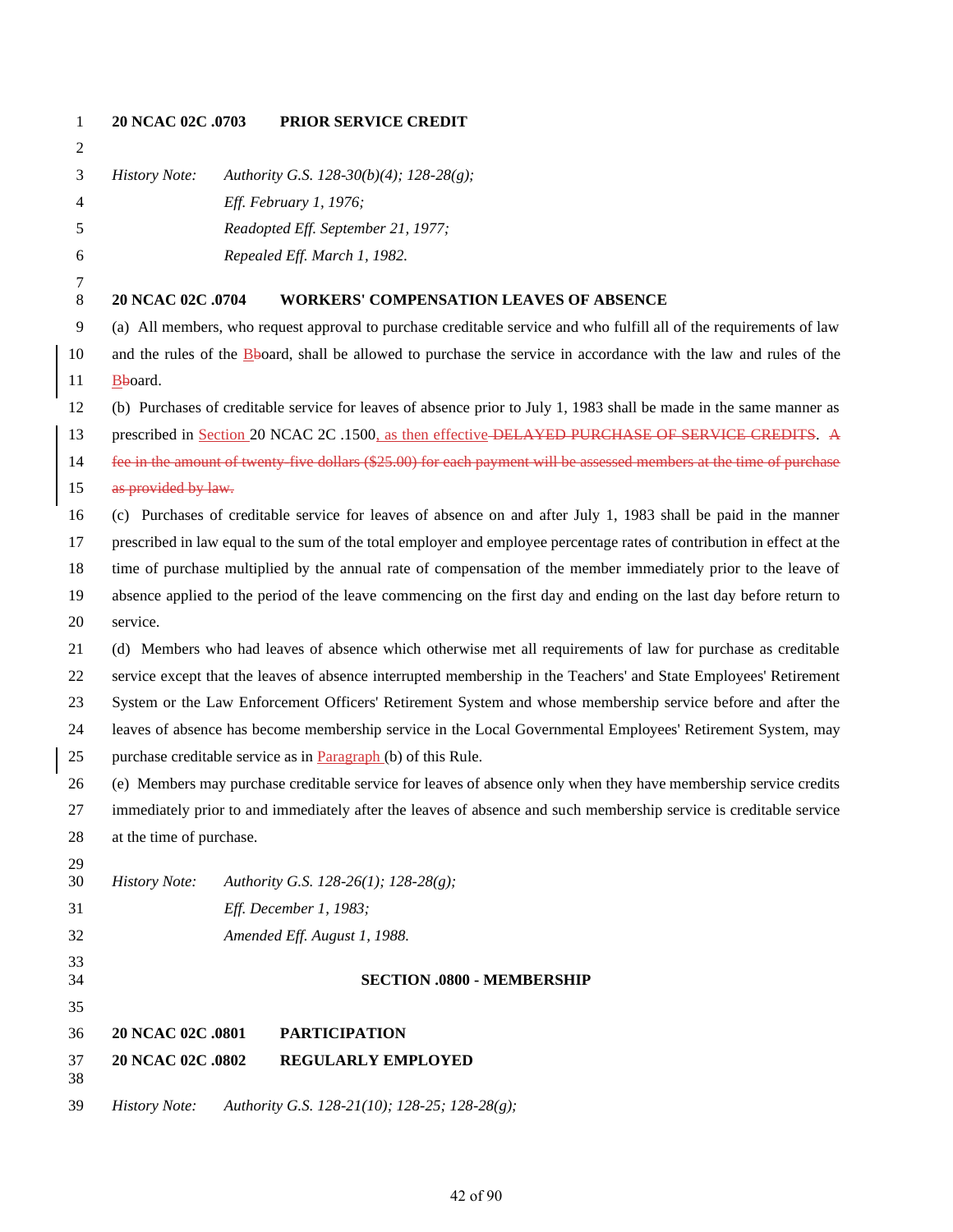**20 NCAC 02C .0703 PRIOR SERVICE CREDIT**

*History Note: Authority G.S. 128-30(b)(4); 128-28(g);*
*Eff. February 1, 1976;*
*Readopted Eff. September 21, 1977;*
*Repealed Eff. March 1, 1982.*

**20 NCAC 02C .0704 WORKERS' COMPENSATION LEAVES OF ABSENCE**

(a) All members, who request approval to purchase creditable service and who fulfill all of the requirements of law and the rules of the Bboard, shall be allowed to purchase the service in accordance with the law and rules of the Bboard.

(b) Purchases of creditable service for leaves of absence prior to July 1, 1983 shall be made in the same manner as prescribed in Section 20 NCAC 2C .1500, as then effective DELAYED PURCHASE OF SERVICE CREDITS. A fee in the amount of twenty-five dollars ($25.00) for each payment will be assessed members at the time of purchase as provided by law.

(c) Purchases of creditable service for leaves of absence on and after July 1, 1983 shall be paid in the manner prescribed in law equal to the sum of the total employer and employee percentage rates of contribution in effect at the time of purchase multiplied by the annual rate of compensation of the member immediately prior to the leave of absence applied to the period of the leave commencing on the first day and ending on the last day before return to service.

(d) Members who had leaves of absence which otherwise met all requirements of law for purchase as creditable service except that the leaves of absence interrupted membership in the Teachers' and State Employees' Retirement System or the Law Enforcement Officers' Retirement System and whose membership service before and after the leaves of absence has become membership service in the Local Governmental Employees' Retirement System, may purchase creditable service as in Paragraph (b) of this Rule.

(e) Members may purchase creditable service for leaves of absence only when they have membership service credits immediately prior to and immediately after the leaves of absence and such membership service is creditable service at the time of purchase.

*History Note: Authority G.S. 128-26(1); 128-28(g);*
*Eff. December 1, 1983;*
*Amended Eff. August 1, 1988.*

## SECTION .0800 - MEMBERSHIP

**20 NCAC 02C .0801 PARTICIPATION**
**20 NCAC 02C .0802 REGULARLY EMPLOYED**

*History Note: Authority G.S. 128-21(10); 128-25; 128-28(g);*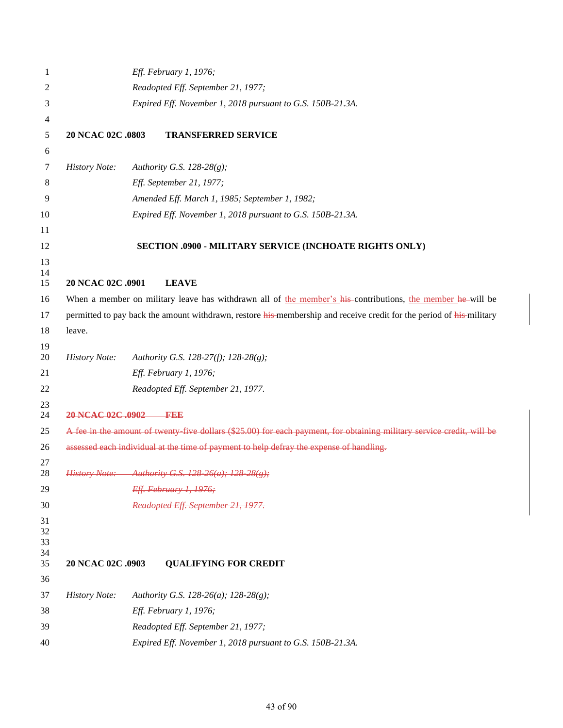*Eff. February 1, 1976;*
*Readopted Eff. September 21, 1977;*
*Expired Eff. November 1, 2018 pursuant to G.S. 150B-21.3A.*

**20 NCAC 02C .0803 TRANSFERRED SERVICE**

*History Note: Authority G.S. 128-28(g);*
*Eff. September 21, 1977;*
*Amended Eff. March 1, 1985; September 1, 1982;*
*Expired Eff. November 1, 2018 pursuant to G.S. 150B-21.3A.*

## SECTION .0900 - MILITARY SERVICE (INCHOATE RIGHTS ONLY)

**20 NCAC 02C .0901 LEAVE**

When a member on military leave has withdrawn all of <u>the member's</u> ~~his~~ contributions, <u>the member</u> ~~he~~ will be permitted to pay back the amount withdrawn, restore ~~his~~ membership and receive credit for the period of ~~his~~ military leave.

*History Note: Authority G.S. 128-27(f); 128-28(g);*
*Eff. February 1, 1976;*
*Readopted Eff. September 21, 1977.*

~~**20 NCAC 02C .0902 FEE**~~

~~A fee in the amount of twenty-five dollars ($25.00) for each payment, for obtaining military service credit, will be assessed each individual at the time of payment to help defray the expense of handling.~~

~~*History Note: Authority G.S. 128-26(a); 128-28(g);*~~
~~*Eff. February 1, 1976;*~~
~~*Readopted Eff. September 21, 1977.*~~

**20 NCAC 02C .0903 QUALIFYING FOR CREDIT**

*History Note: Authority G.S. 128-26(a); 128-28(g);*
*Eff. February 1, 1976;*
*Readopted Eff. September 21, 1977;*
*Expired Eff. November 1, 2018 pursuant to G.S. 150B-21.3A.*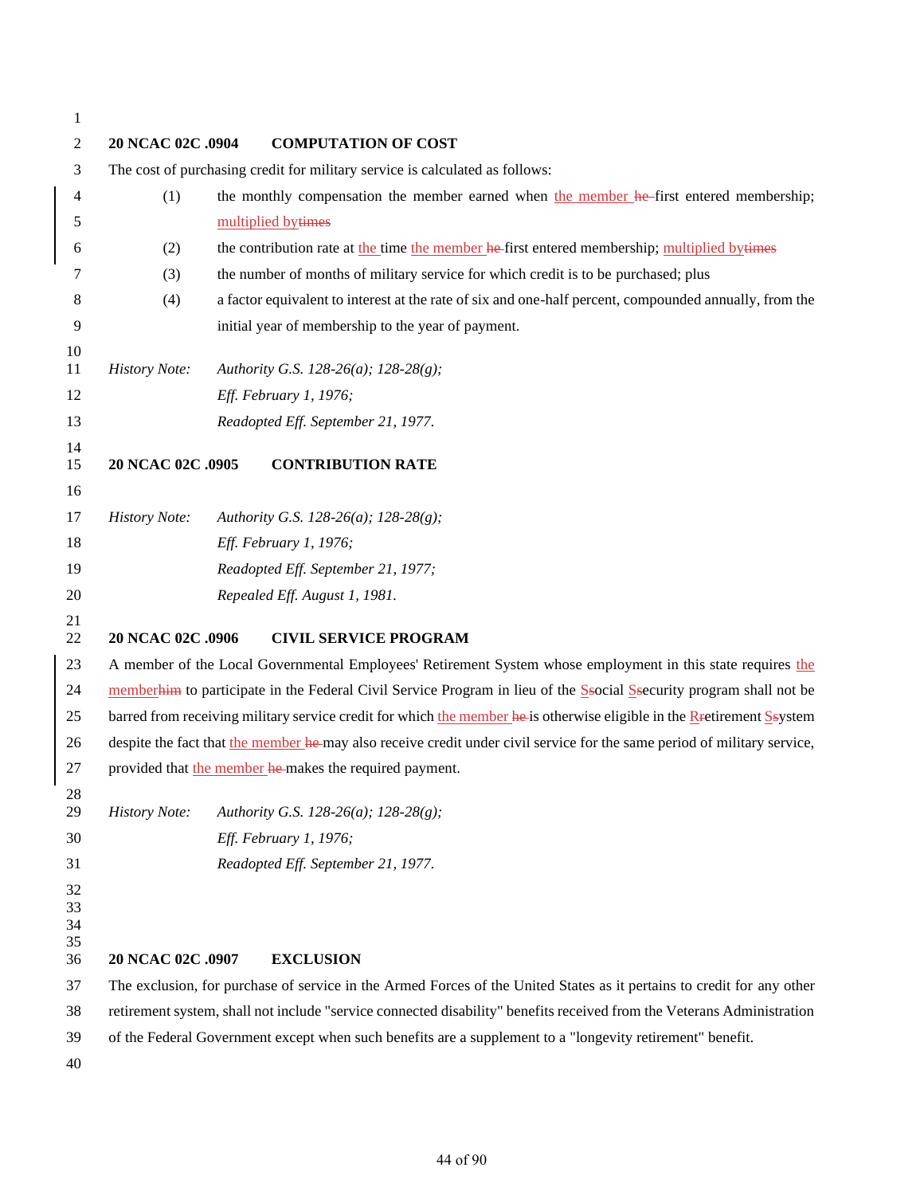**20 NCAC 02C .0904 COMPUTATION OF COST**

The cost of purchasing credit for military service is calculated as follows:

(1) the monthly compensation the member earned when ~~he~~ the member first entered membership; ~~times~~ multiplied by

(2) the contribution rate at the time ~~he~~ the member first entered membership; ~~times~~ multiplied by

(3) the number of months of military service for which credit is to be purchased; plus

(4) a factor equivalent to interest at the rate of six and one-half percent, compounded annually, from the initial year of membership to the year of payment.

*History Note: Authority G.S. 128-26(a); 128-28(g);*
*Eff. February 1, 1976;*
*Readopted Eff. September 21, 1977.*

**20 NCAC 02C .0905 CONTRIBUTION RATE**

*History Note: Authority G.S. 128-26(a); 128-28(g);*
*Eff. February 1, 1976;*
*Readopted Eff. September 21, 1977;*
*Repealed Eff. August 1, 1981.*

**20 NCAC 02C .0906 CIVIL SERVICE PROGRAM**

A member of the Local Governmental Employees' Retirement System whose employment in this state requires ~~him~~ the member to participate in the Federal Civil Service Program in lieu of the ~~s~~Social ~~s~~Security program shall not be barred from receiving military service credit for which ~~he~~ the member is otherwise eligible in the ~~r~~Retirement ~~s~~System despite the fact that ~~he~~ the member may also receive credit under civil service for the same period of military service, provided that ~~he~~ the member makes the required payment.

*History Note: Authority G.S. 128-26(a); 128-28(g);*
*Eff. February 1, 1976;*
*Readopted Eff. September 21, 1977.*

**20 NCAC 02C .0907 EXCLUSION**

The exclusion, for purchase of service in the Armed Forces of the United States as it pertains to credit for any other retirement system, shall not include "service connected disability" benefits received from the Veterans Administration of the Federal Government except when such benefits are a supplement to a "longevity retirement" benefit.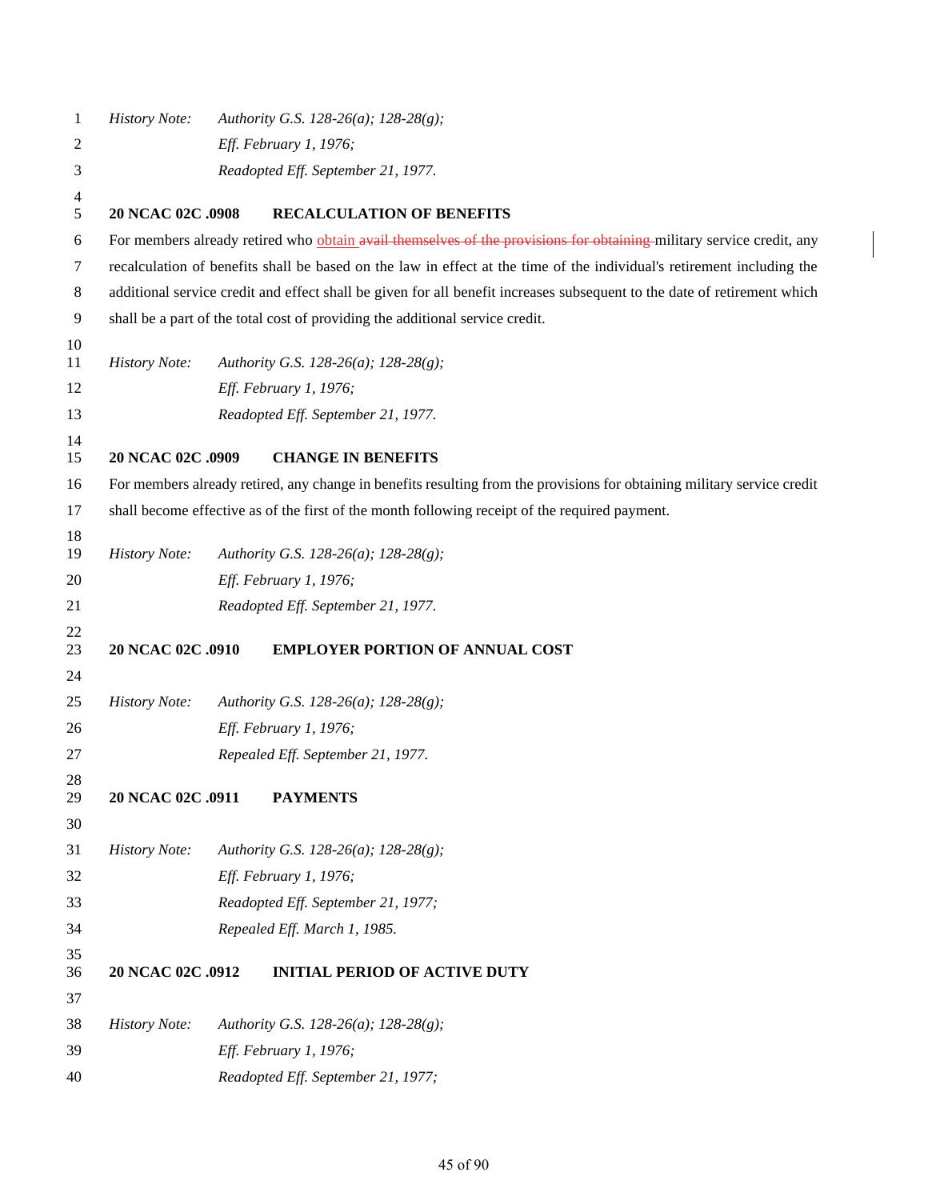*History Note:* *Authority G.S. 128-26(a); 128-28(g);*
*Eff. February 1, 1976;*
*Readopted Eff. September 21, 1977.*

**20 NCAC 02C .0908 RECALCULATION OF BENEFITS**

For members already retired who obtain ~~avail themselves of the provisions for obtaining~~ military service credit, any recalculation of benefits shall be based on the law in effect at the time of the individual's retirement including the additional service credit and effect shall be given for all benefit increases subsequent to the date of retirement which shall be a part of the total cost of providing the additional service credit.

*History Note:* *Authority G.S. 128-26(a); 128-28(g);*
*Eff. February 1, 1976;*
*Readopted Eff. September 21, 1977.*

**20 NCAC 02C .0909 CHANGE IN BENEFITS**

For members already retired, any change in benefits resulting from the provisions for obtaining military service credit shall become effective as of the first of the month following receipt of the required payment.

*History Note:* *Authority G.S. 128-26(a); 128-28(g);*
*Eff. February 1, 1976;*
*Readopted Eff. September 21, 1977.*

**20 NCAC 02C .0910 EMPLOYER PORTION OF ANNUAL COST**

*History Note:* *Authority G.S. 128-26(a); 128-28(g);*
*Eff. February 1, 1976;*
*Repealed Eff. September 21, 1977.*

**20 NCAC 02C .0911 PAYMENTS**

*History Note:* *Authority G.S. 128-26(a); 128-28(g);*
*Eff. February 1, 1976;*
*Readopted Eff. September 21, 1977;*
*Repealed Eff. March 1, 1985.*

**20 NCAC 02C .0912 INITIAL PERIOD OF ACTIVE DUTY**

*History Note:* *Authority G.S. 128-26(a); 128-28(g);*
*Eff. February 1, 1976;*
*Readopted Eff. September 21, 1977;*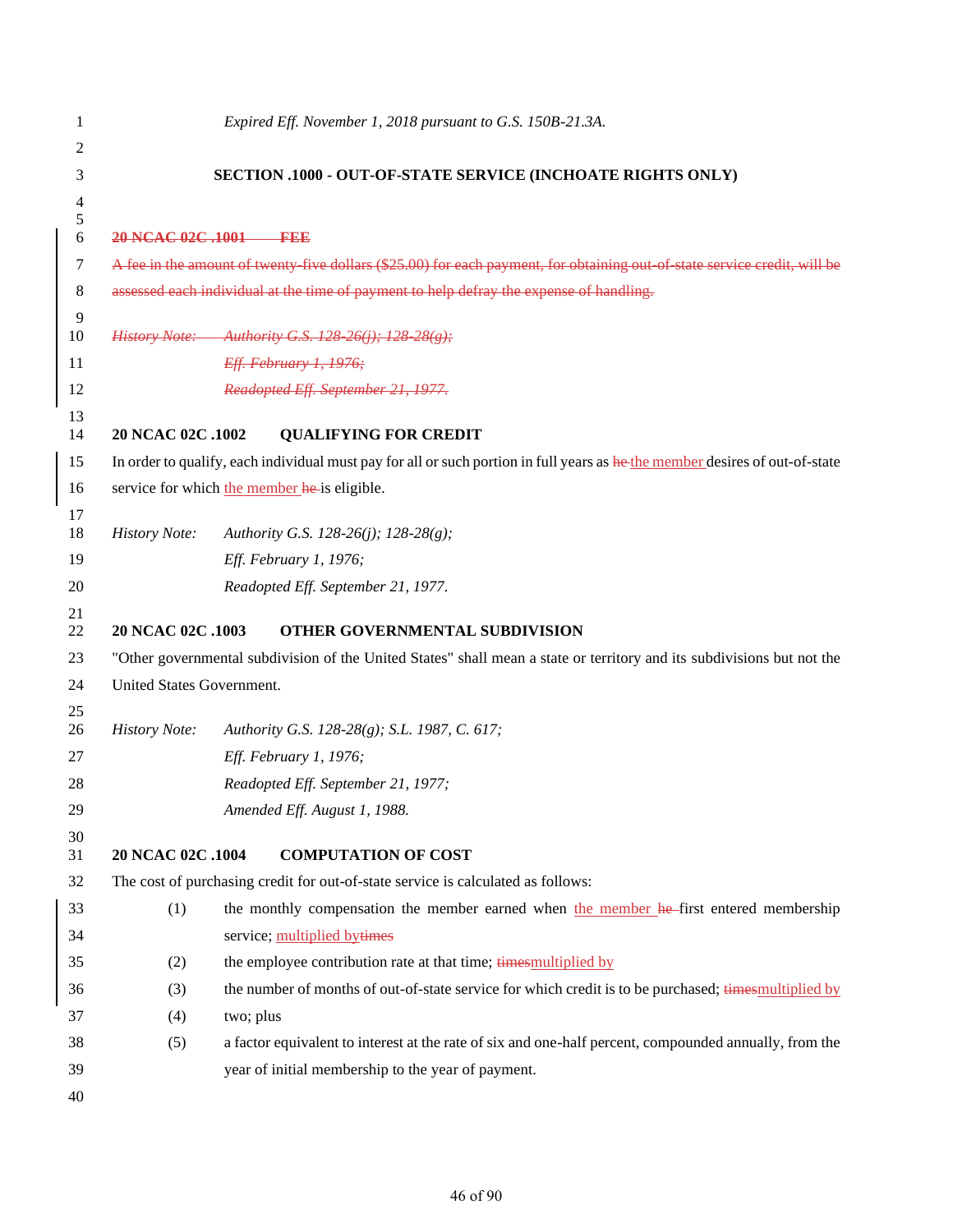*Expired Eff. November 1, 2018 pursuant to G.S. 150B-21.3A.*

## SECTION .1000 - OUT-OF-STATE SERVICE (INCHOATE RIGHTS ONLY)

~~**20 NCAC 02C .1001 FEE**~~

~~A fee in the amount of twenty-five dollars ($25.00) for each payment, for obtaining out-of-state service credit, will be assessed each individual at the time of payment to help defray the expense of handling.~~

~~*History Note: Authority G.S. 128-26(j); 128-28(g);*~~
~~*Eff. February 1, 1976;*~~
~~*Readopted Eff. September 21, 1977.*~~

**20 NCAC 02C .1002 QUALIFYING FOR CREDIT**

In order to qualify, each individual must pay for all or such portion in full years as ~~he~~ the member desires of out-of-state service for which the member ~~he~~ is eligible.

*History Note: Authority G.S. 128-26(j); 128-28(g);*
*Eff. February 1, 1976;*
*Readopted Eff. September 21, 1977.*

**20 NCAC 02C .1003 OTHER GOVERNMENTAL SUBDIVISION**

"Other governmental subdivision of the United States" shall mean a state or territory and its subdivisions but not the United States Government.

*History Note: Authority G.S. 128-28(g); S.L. 1987, C. 617;*
*Eff. February 1, 1976;*
*Readopted Eff. September 21, 1977;*
*Amended Eff. August 1, 1988.*

**20 NCAC 02C .1004 COMPUTATION OF COST**

The cost of purchasing credit for out-of-state service is calculated as follows:

(1) the monthly compensation the member earned when the member ~~he~~ first entered membership service; multiplied by~~times~~

(2) the employee contribution rate at that time; ~~times~~multiplied by

(3) the number of months of out-of-state service for which credit is to be purchased; ~~times~~multiplied by

(4) two; plus

(5) a factor equivalent to interest at the rate of six and one-half percent, compounded annually, from the year of initial membership to the year of payment.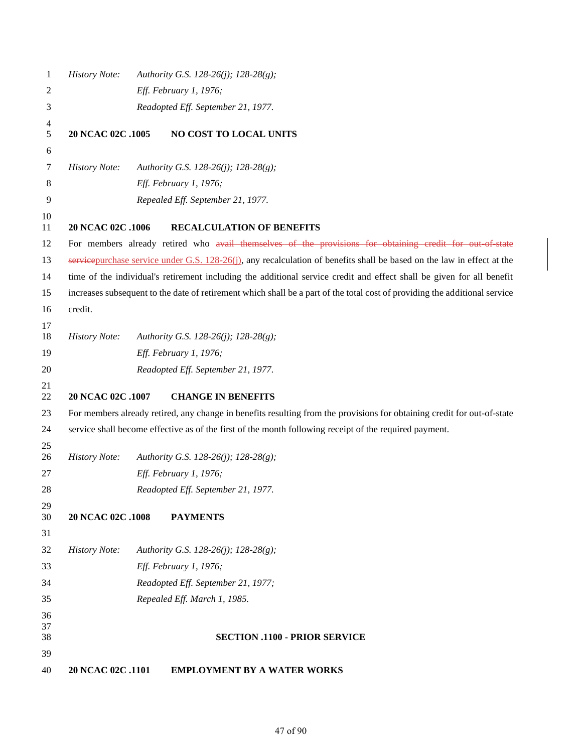*History Note:* *Authority G.S. 128-26(j); 128-28(g);*
*Eff. February 1, 1976;*
*Readopted Eff. September 21, 1977.*

**20 NCAC 02C .1005 NO COST TO LOCAL UNITS**

*History Note:* *Authority G.S. 128-26(j); 128-28(g);*
*Eff. February 1, 1976;*
*Repealed Eff. September 21, 1977.*

**20 NCAC 02C .1006 RECALCULATION OF BENEFITS**

For members already retired who ~~avail themselves of the provisions for obtaining credit for out-of-state service~~purchase service under G.S. 128-26(j), any recalculation of benefits shall be based on the law in effect at the time of the individual's retirement including the additional service credit and effect shall be given for all benefit increases subsequent to the date of retirement which shall be a part of the total cost of providing the additional service credit.

*History Note:* *Authority G.S. 128-26(j); 128-28(g);*
*Eff. February 1, 1976;*
*Readopted Eff. September 21, 1977.*

**20 NCAC 02C .1007 CHANGE IN BENEFITS**

For members already retired, any change in benefits resulting from the provisions for obtaining credit for out-of-state service shall become effective as of the first of the month following receipt of the required payment.

*History Note:* *Authority G.S. 128-26(j); 128-28(g);*
*Eff. February 1, 1976;*
*Readopted Eff. September 21, 1977.*

**20 NCAC 02C .1008 PAYMENTS**

*History Note:* *Authority G.S. 128-26(j); 128-28(g);*
*Eff. February 1, 1976;*
*Readopted Eff. September 21, 1977;*
*Repealed Eff. March 1, 1985.*

## SECTION .1100 - PRIOR SERVICE

**20 NCAC 02C .1101 EMPLOYMENT BY A WATER WORKS**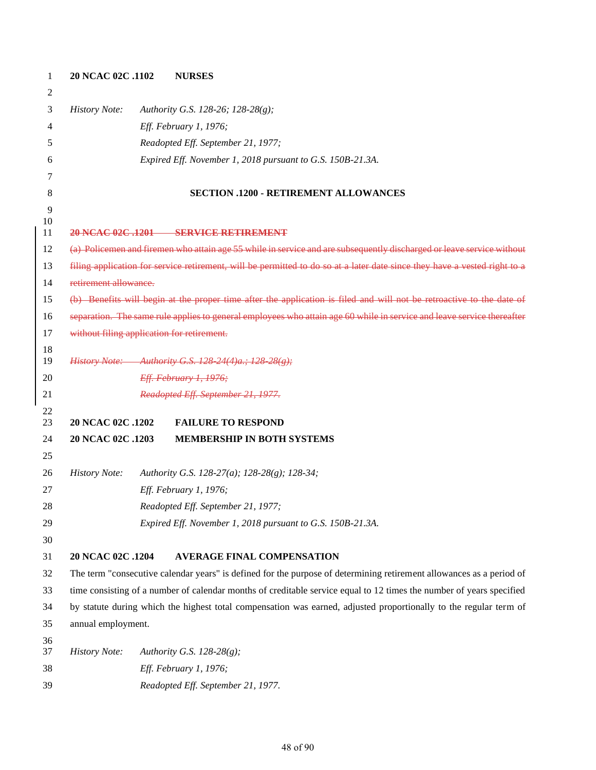**20 NCAC 02C .1102 NURSES**

*History Note: Authority G.S. 128-26; 128-28(g);*
*Eff. February 1, 1976;*
*Readopted Eff. September 21, 1977;*
*Expired Eff. November 1, 2018 pursuant to G.S. 150B-21.3A.*

## SECTION .1200 - RETIREMENT ALLOWANCES

~~**20 NCAC 02C .1201 SERVICE RETIREMENT**~~

~~(a) Policemen and firemen who attain age 55 while in service and are subsequently discharged or leave service without filing application for service retirement, will be permitted to do so at a later date since they have a vested right to a retirement allowance.~~

~~(b) Benefits will begin at the proper time after the application is filed and will not be retroactive to the date of separation. The same rule applies to general employees who attain age 60 while in service and leave service thereafter without filing application for retirement.~~

~~*History Note: Authority G.S. 128-24(4)a.; 128-28(g);*~~
~~*Eff. February 1, 1976;*~~
~~*Readopted Eff. September 21, 1977.*~~

**20 NCAC 02C .1202 FAILURE TO RESPOND**
**20 NCAC 02C .1203 MEMBERSHIP IN BOTH SYSTEMS**

*History Note: Authority G.S. 128-27(a); 128-28(g); 128-34;*
*Eff. February 1, 1976;*
*Readopted Eff. September 21, 1977;*
*Expired Eff. November 1, 2018 pursuant to G.S. 150B-21.3A.*

**20 NCAC 02C .1204 AVERAGE FINAL COMPENSATION**

The term "consecutive calendar years" is defined for the purpose of determining retirement allowances as a period of time consisting of a number of calendar months of creditable service equal to 12 times the number of years specified by statute during which the highest total compensation was earned, adjusted proportionally to the regular term of annual employment.

*History Note: Authority G.S. 128-28(g);*
*Eff. February 1, 1976;*
*Readopted Eff. September 21, 1977.*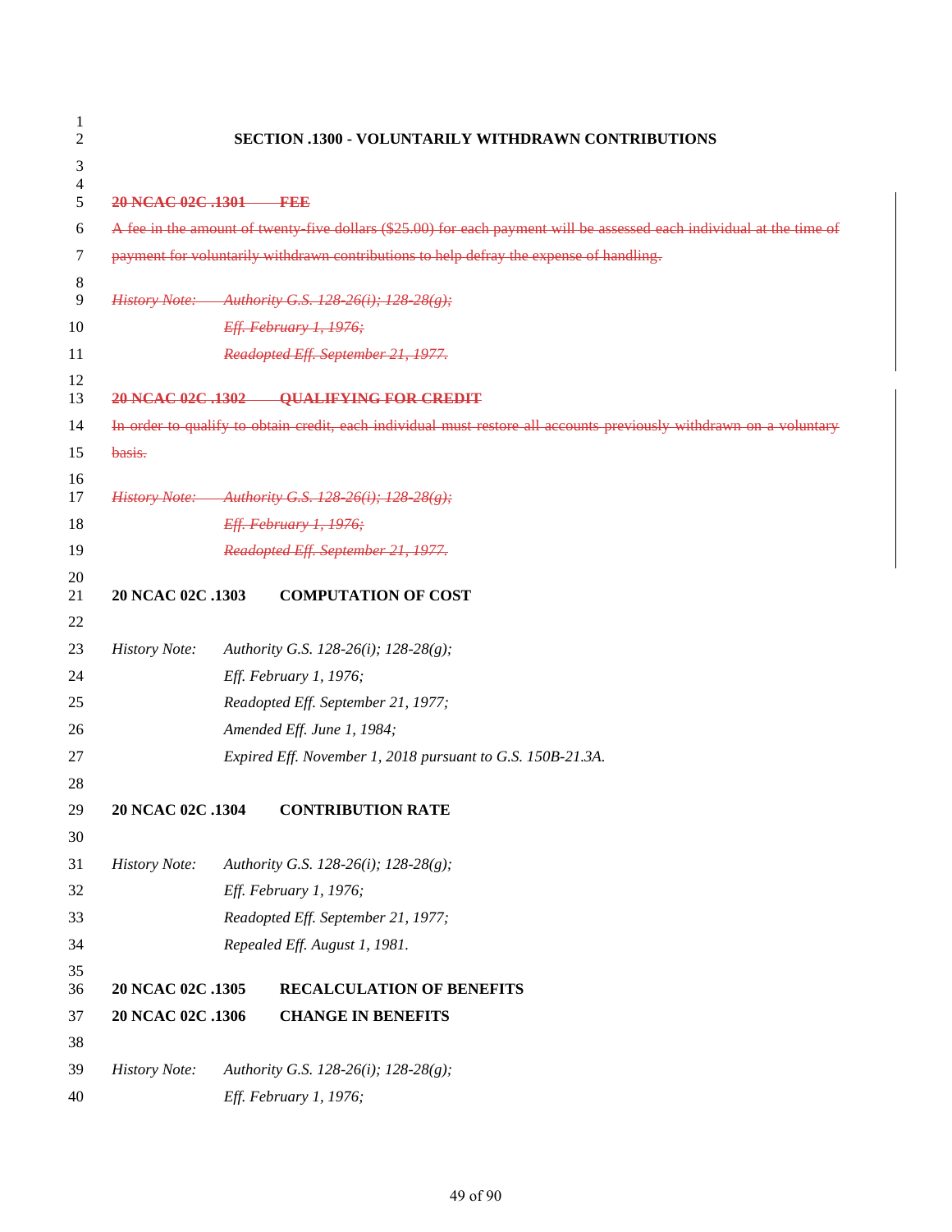## SECTION .1300 - VOLUNTARILY WITHDRAWN CONTRIBUTIONS

~~**20 NCAC 02C .1301 FEE**~~

~~A fee in the amount of twenty-five dollars ($25.00) for each payment will be assessed each individual at the time of payment for voluntarily withdrawn contributions to help defray the expense of handling.~~

~~*History Note: Authority G.S. 128-26(i); 128-28(g);*~~
~~*Eff. February 1, 1976;*~~
~~*Readopted Eff. September 21, 1977.*~~

~~**20 NCAC 02C .1302 QUALIFYING FOR CREDIT**~~

~~In order to qualify to obtain credit, each individual must restore all accounts previously withdrawn on a voluntary basis.~~

~~*History Note: Authority G.S. 128-26(i); 128-28(g);*~~
~~*Eff. February 1, 1976;*~~
~~*Readopted Eff. September 21, 1977.*~~

**20 NCAC 02C .1303 COMPUTATION OF COST**

*History Note: Authority G.S. 128-26(i); 128-28(g);*
*Eff. February 1, 1976;*
*Readopted Eff. September 21, 1977;*
*Amended Eff. June 1, 1984;*
*Expired Eff. November 1, 2018 pursuant to G.S. 150B-21.3A.*

**20 NCAC 02C .1304 CONTRIBUTION RATE**

*History Note: Authority G.S. 128-26(i); 128-28(g);*
*Eff. February 1, 1976;*
*Readopted Eff. September 21, 1977;*
*Repealed Eff. August 1, 1981.*

**20 NCAC 02C .1305 RECALCULATION OF BENEFITS**
**20 NCAC 02C .1306 CHANGE IN BENEFITS**

*History Note: Authority G.S. 128-26(i); 128-28(g);*
*Eff. February 1, 1976;*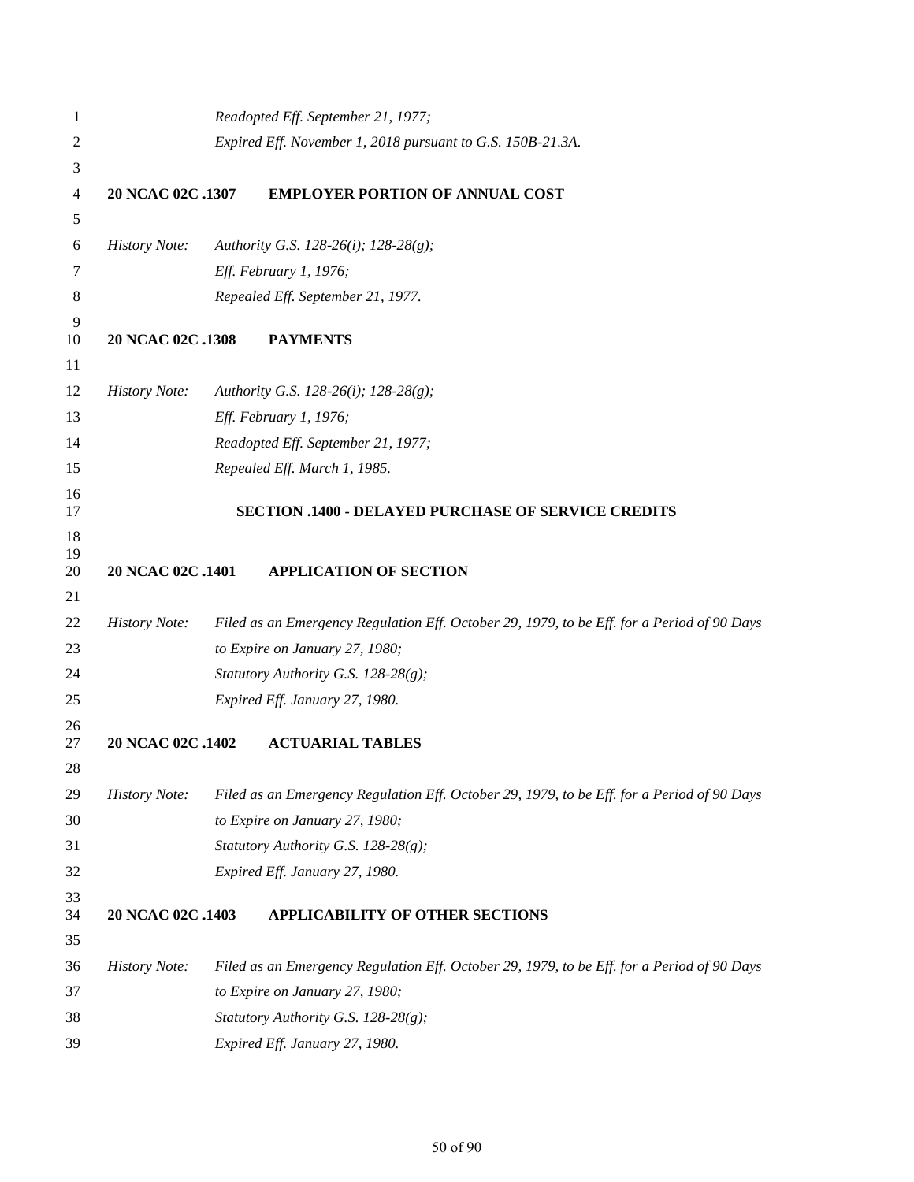*Readopted Eff. September 21, 1977;*
*Expired Eff. November 1, 2018 pursuant to G.S. 150B-21.3A.*

**20 NCAC 02C .1307 EMPLOYER PORTION OF ANNUAL COST**

*History Note: Authority G.S. 128-26(i); 128-28(g);*
*Eff. February 1, 1976;*
*Repealed Eff. September 21, 1977.*

**20 NCAC 02C .1308 PAYMENTS**

*History Note: Authority G.S. 128-26(i); 128-28(g);*
*Eff. February 1, 1976;*
*Readopted Eff. September 21, 1977;*
*Repealed Eff. March 1, 1985.*

## SECTION .1400 - DELAYED PURCHASE OF SERVICE CREDITS

**20 NCAC 02C .1401 APPLICATION OF SECTION**

*History Note: Filed as an Emergency Regulation Eff. October 29, 1979, to be Eff. for a Period of 90 Days to Expire on January 27, 1980;*
*Statutory Authority G.S. 128-28(g);*
*Expired Eff. January 27, 1980.*

**20 NCAC 02C .1402 ACTUARIAL TABLES**

*History Note: Filed as an Emergency Regulation Eff. October 29, 1979, to be Eff. for a Period of 90 Days to Expire on January 27, 1980;*
*Statutory Authority G.S. 128-28(g);*
*Expired Eff. January 27, 1980.*

**20 NCAC 02C .1403 APPLICABILITY OF OTHER SECTIONS**

*History Note: Filed as an Emergency Regulation Eff. October 29, 1979, to be Eff. for a Period of 90 Days to Expire on January 27, 1980;*
*Statutory Authority G.S. 128-28(g);*
*Expired Eff. January 27, 1980.*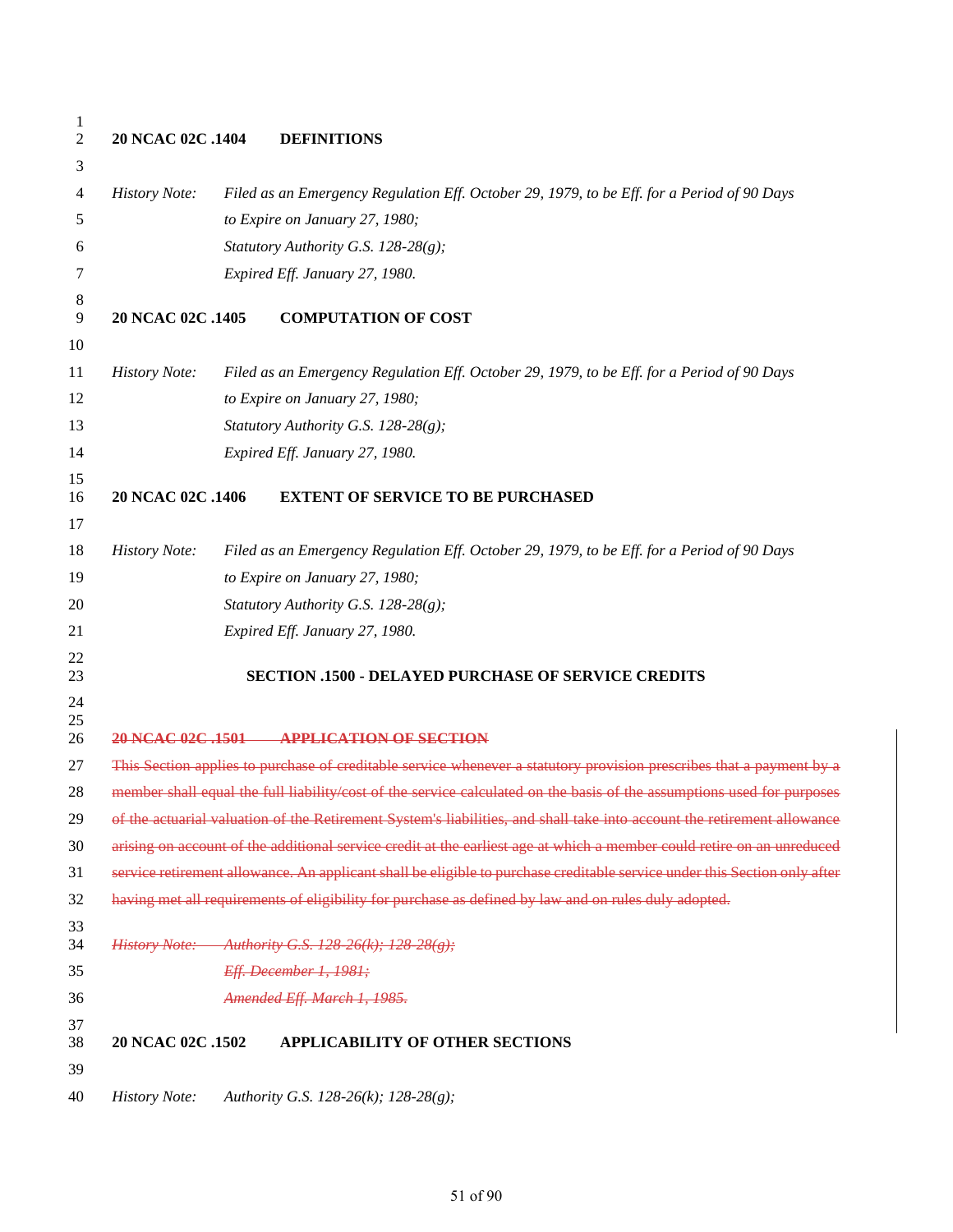**20 NCAC 02C .1404 DEFINITIONS**

*History Note: Filed as an Emergency Regulation Eff. October 29, 1979, to be Eff. for a Period of 90 Days to Expire on January 27, 1980;*
*Statutory Authority G.S. 128-28(g);*
*Expired Eff. January 27, 1980.*

**20 NCAC 02C .1405 COMPUTATION OF COST**

*History Note: Filed as an Emergency Regulation Eff. October 29, 1979, to be Eff. for a Period of 90 Days to Expire on January 27, 1980;*
*Statutory Authority G.S. 128-28(g);*
*Expired Eff. January 27, 1980.*

**20 NCAC 02C .1406 EXTENT OF SERVICE TO BE PURCHASED**

*History Note: Filed as an Emergency Regulation Eff. October 29, 1979, to be Eff. for a Period of 90 Days to Expire on January 27, 1980;*
*Statutory Authority G.S. 128-28(g);*
*Expired Eff. January 27, 1980.*

## SECTION .1500 - DELAYED PURCHASE OF SERVICE CREDITS

~~**20 NCAC 02C .1501 APPLICATION OF SECTION**~~

~~This Section applies to purchase of creditable service whenever a statutory provision prescribes that a payment by a member shall equal the full liability/cost of the service calculated on the basis of the assumptions used for purposes of the actuarial valuation of the Retirement System's liabilities, and shall take into account the retirement allowance arising on account of the additional service credit at the earliest age at which a member could retire on an unreduced service retirement allowance. An applicant shall be eligible to purchase creditable service under this Section only after having met all requirements of eligibility for purchase as defined by law and on rules duly adopted.~~

~~*History Note: Authority G.S. 128-26(k); 128-28(g);*~~
~~*Eff. December 1, 1981;*~~
~~*Amended Eff. March 1, 1985.*~~

**20 NCAC 02C .1502 APPLICABILITY OF OTHER SECTIONS**

*History Note: Authority G.S. 128-26(k); 128-28(g);*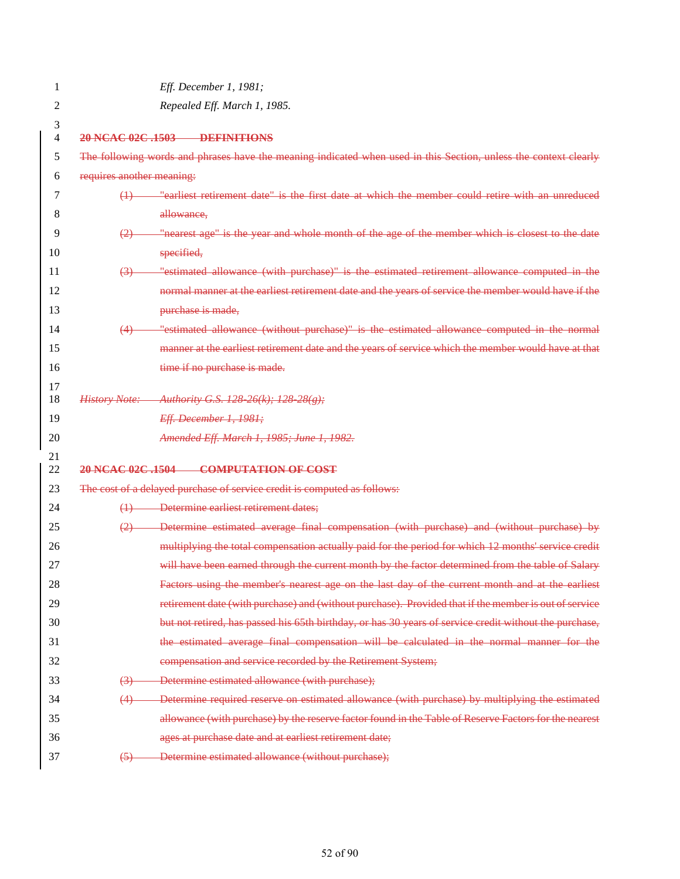*Eff. December 1, 1981;*
*Repealed Eff. March 1, 1985.*

~~**20 NCAC 02C .1503 DEFINITIONS**~~

~~The following words and phrases have the meaning indicated when used in this Section, unless the context clearly requires another meaning:~~

~~(1) "earliest retirement date" is the first date at which the member could retire with an unreduced allowance,~~

~~(2) "nearest age" is the year and whole month of the age of the member which is closest to the date specified,~~

~~(3) "estimated allowance (with purchase)" is the estimated retirement allowance computed in the normal manner at the earliest retirement date and the years of service the member would have if the purchase is made,~~

~~(4) "estimated allowance (without purchase)" is the estimated allowance computed in the normal manner at the earliest retirement date and the years of service which the member would have at that time if no purchase is made.~~

~~*History Note: Authority G.S. 128-26(k); 128-28(g);*~~
~~*Eff. December 1, 1981;*~~
~~*Amended Eff. March 1, 1985; June 1, 1982.*~~

~~**20 NCAC 02C .1504 COMPUTATION OF COST**~~

~~The cost of a delayed purchase of service credit is computed as follows:~~

~~(1) Determine earliest retirement dates;~~

~~(2) Determine estimated average final compensation (with purchase) and (without purchase) by multiplying the total compensation actually paid for the period for which 12 months' service credit will have been earned through the current month by the factor determined from the table of Salary Factors using the member's nearest age on the last day of the current month and at the earliest retirement date (with purchase) and (without purchase). Provided that if the member is out of service but not retired, has passed his 65th birthday, or has 30 years of service credit without the purchase, the estimated average final compensation will be calculated in the normal manner for the compensation and service recorded by the Retirement System;~~

~~(3) Determine estimated allowance (with purchase);~~

~~(4) Determine required reserve on estimated allowance (with purchase) by multiplying the estimated allowance (with purchase) by the reserve factor found in the Table of Reserve Factors for the nearest ages at purchase date and at earliest retirement date;~~

~~(5) Determine estimated allowance (without purchase);~~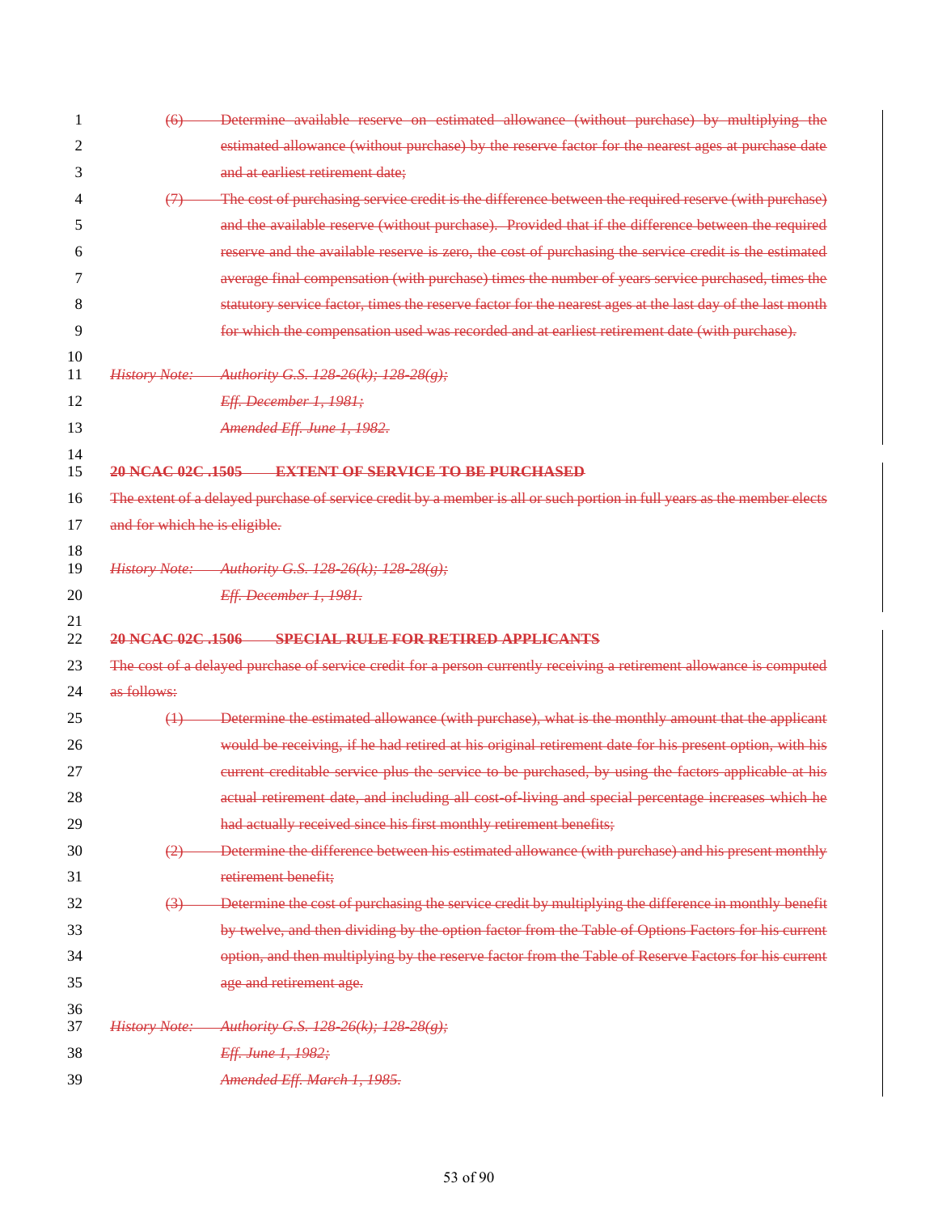(6) Determine available reserve on estimated allowance (without purchase) by multiplying the estimated allowance (without purchase) by the reserve factor for the nearest ages at purchase date and at earliest retirement date;

(7) The cost of purchasing service credit is the difference between the required reserve (with purchase) and the available reserve (without purchase). Provided that if the difference between the required reserve and the available reserve is zero, the cost of purchasing the service credit is the estimated average final compensation (with purchase) times the number of years service purchased, times the statutory service factor, times the reserve factor for the nearest ages at the last day of the last month for which the compensation used was recorded and at earliest retirement date (with purchase).

*History Note: Authority G.S. 128-26(k); 128-28(g);*
*Eff. December 1, 1981;*
*Amended Eff. June 1, 1982.*

**20 NCAC 02C .1505 EXTENT OF SERVICE TO BE PURCHASED**

The extent of a delayed purchase of service credit by a member is all or such portion in full years as the member elects and for which he is eligible.

*History Note: Authority G.S. 128-26(k); 128-28(g);*
*Eff. December 1, 1981.*

**20 NCAC 02C .1506 SPECIAL RULE FOR RETIRED APPLICANTS**

The cost of a delayed purchase of service credit for a person currently receiving a retirement allowance is computed as follows:

(1) Determine the estimated allowance (with purchase), what is the monthly amount that the applicant would be receiving, if he had retired at his original retirement date for his present option, with his current creditable service plus the service to be purchased, by using the factors applicable at his actual retirement date, and including all cost-of-living and special percentage increases which he had actually received since his first monthly retirement benefits;

(2) Determine the difference between his estimated allowance (with purchase) and his present monthly retirement benefit;

(3) Determine the cost of purchasing the service credit by multiplying the difference in monthly benefit by twelve, and then dividing by the option factor from the Table of Options Factors for his current option, and then multiplying by the reserve factor from the Table of Reserve Factors for his current age and retirement age.

*History Note: Authority G.S. 128-26(k); 128-28(g);*
*Eff. June 1, 1982;*
*Amended Eff. March 1, 1985.*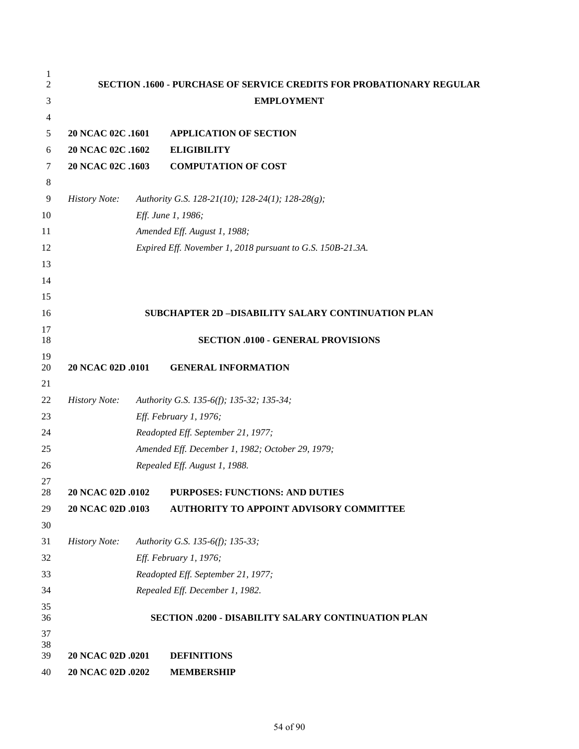## SECTION .1600 - PURCHASE OF SERVICE CREDITS FOR PROBATIONARY REGULAR EMPLOYMENT

**20 NCAC 02C .1601 APPLICATION OF SECTION**
**20 NCAC 02C .1602 ELIGIBILITY**
**20 NCAC 02C .1603 COMPUTATION OF COST**

*History Note:* *Authority G.S. 128-21(10); 128-24(1); 128-28(g);*
*Eff. June 1, 1986;*
*Amended Eff. August 1, 1988;*
*Expired Eff. November 1, 2018 pursuant to G.S. 150B-21.3A.*

# SUBCHAPTER 2D –DISABILITY SALARY CONTINUATION PLAN

## SECTION .0100 - GENERAL PROVISIONS

**20 NCAC 02D .0101 GENERAL INFORMATION**

*History Note:* *Authority G.S. 135-6(f); 135-32; 135-34;*
*Eff. February 1, 1976;*
*Readopted Eff. September 21, 1977;*
*Amended Eff. December 1, 1982; October 29, 1979;*
*Repealed Eff. August 1, 1988.*

**20 NCAC 02D .0102 PURPOSES: FUNCTIONS: AND DUTIES**
**20 NCAC 02D .0103 AUTHORITY TO APPOINT ADVISORY COMMITTEE**

*History Note:* *Authority G.S. 135-6(f); 135-33;*
*Eff. February 1, 1976;*
*Readopted Eff. September 21, 1977;*
*Repealed Eff. December 1, 1982.*

## SECTION .0200 - DISABILITY SALARY CONTINUATION PLAN

**20 NCAC 02D .0201 DEFINITIONS**
**20 NCAC 02D .0202 MEMBERSHIP**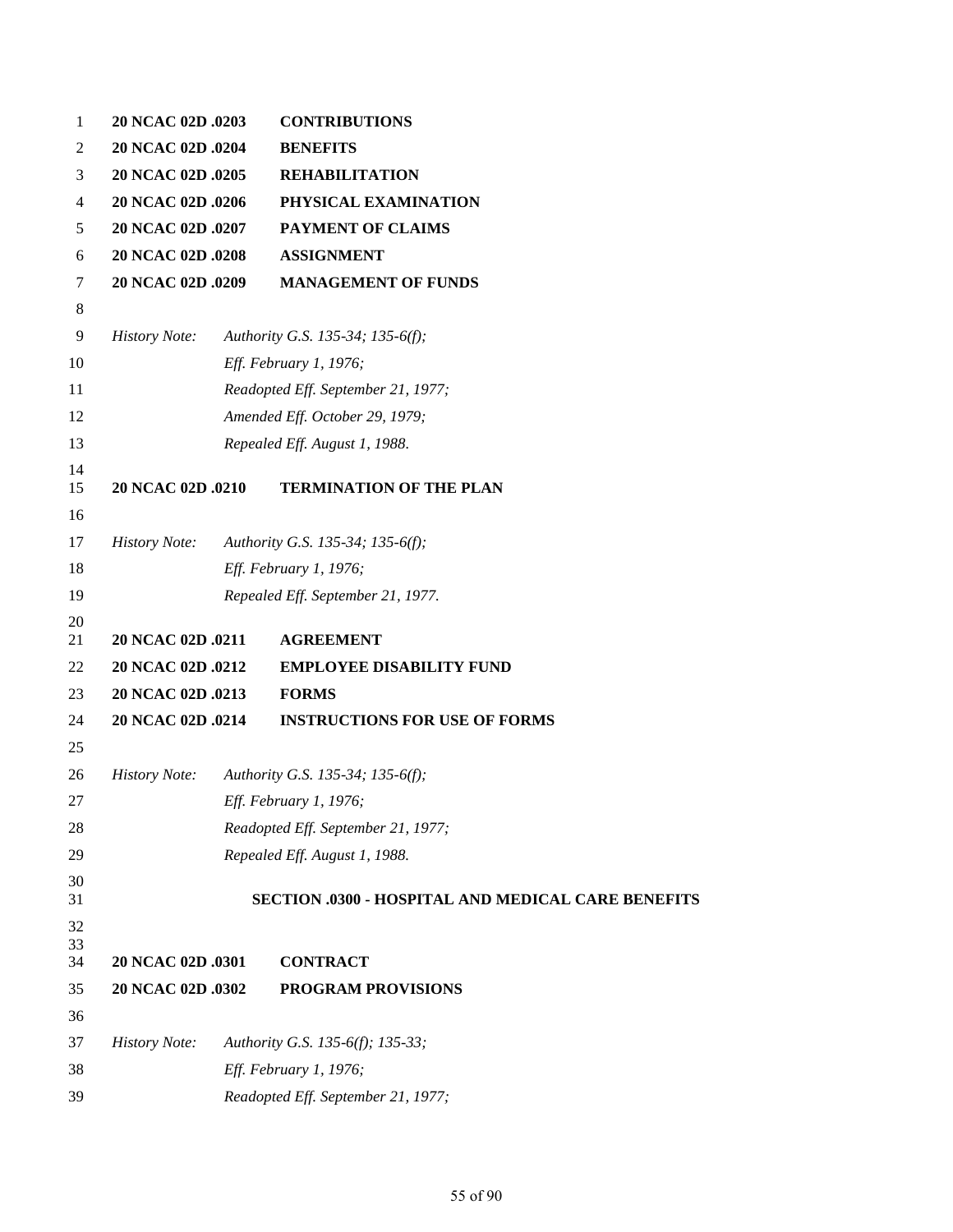**20 NCAC 02D .0203 CONTRIBUTIONS**
**20 NCAC 02D .0204 BENEFITS**
**20 NCAC 02D .0205 REHABILITATION**
**20 NCAC 02D .0206 PHYSICAL EXAMINATION**
**20 NCAC 02D .0207 PAYMENT OF CLAIMS**
**20 NCAC 02D .0208 ASSIGNMENT**
**20 NCAC 02D .0209 MANAGEMENT OF FUNDS**

*History Note: Authority G.S. 135-34; 135-6(f);*
*Eff. February 1, 1976;*
*Readopted Eff. September 21, 1977;*
*Amended Eff. October 29, 1979;*
*Repealed Eff. August 1, 1988.*

**20 NCAC 02D .0210 TERMINATION OF THE PLAN**

*History Note: Authority G.S. 135-34; 135-6(f);*
*Eff. February 1, 1976;*
*Repealed Eff. September 21, 1977.*

**20 NCAC 02D .0211 AGREEMENT**
**20 NCAC 02D .0212 EMPLOYEE DISABILITY FUND**
**20 NCAC 02D .0213 FORMS**
**20 NCAC 02D .0214 INSTRUCTIONS FOR USE OF FORMS**

*History Note: Authority G.S. 135-34; 135-6(f);*
*Eff. February 1, 1976;*
*Readopted Eff. September 21, 1977;*
*Repealed Eff. August 1, 1988.*

## SECTION .0300 - HOSPITAL AND MEDICAL CARE BENEFITS

**20 NCAC 02D .0301 CONTRACT**
**20 NCAC 02D .0302 PROGRAM PROVISIONS**

*History Note: Authority G.S. 135-6(f); 135-33;*
*Eff. February 1, 1976;*
*Readopted Eff. September 21, 1977;*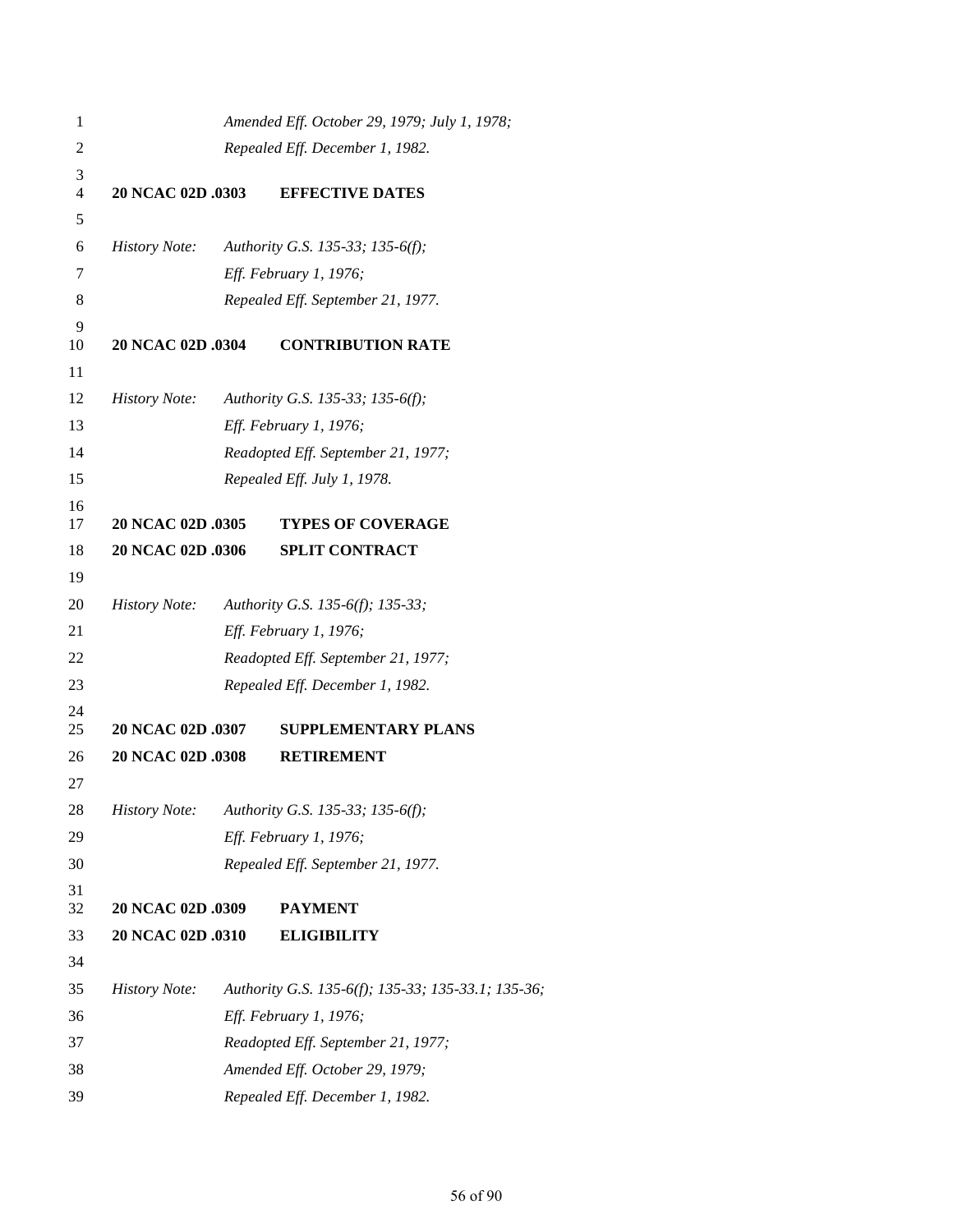*Amended Eff. October 29, 1979; July 1, 1978;*
*Repealed Eff. December 1, 1982.*

**20 NCAC 02D .0303 EFFECTIVE DATES**

*History Note: Authority G.S. 135-33; 135-6(f);*
*Eff. February 1, 1976;*
*Repealed Eff. September 21, 1977.*

**20 NCAC 02D .0304 CONTRIBUTION RATE**

*History Note: Authority G.S. 135-33; 135-6(f);*
*Eff. February 1, 1976;*
*Readopted Eff. September 21, 1977;*
*Repealed Eff. July 1, 1978.*

**20 NCAC 02D .0305 TYPES OF COVERAGE**
**20 NCAC 02D .0306 SPLIT CONTRACT**

*History Note: Authority G.S. 135-6(f); 135-33;*
*Eff. February 1, 1976;*
*Readopted Eff. September 21, 1977;*
*Repealed Eff. December 1, 1982.*

**20 NCAC 02D .0307 SUPPLEMENTARY PLANS**
**20 NCAC 02D .0308 RETIREMENT**

*History Note: Authority G.S. 135-33; 135-6(f);*
*Eff. February 1, 1976;*
*Repealed Eff. September 21, 1977.*

**20 NCAC 02D .0309 PAYMENT**
**20 NCAC 02D .0310 ELIGIBILITY**

*History Note: Authority G.S. 135-6(f); 135-33; 135-33.1; 135-36;*
*Eff. February 1, 1976;*
*Readopted Eff. September 21, 1977;*
*Amended Eff. October 29, 1979;*
*Repealed Eff. December 1, 1982.*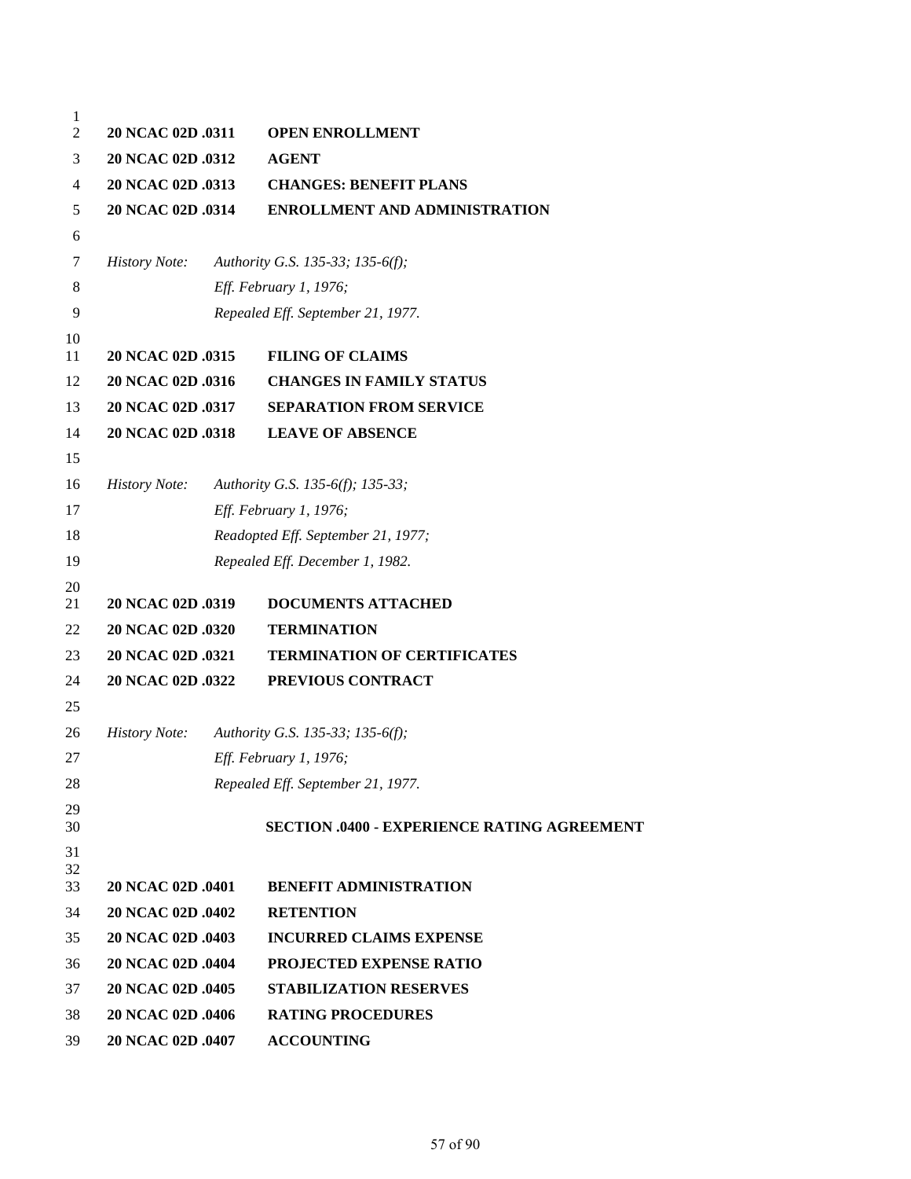**20 NCAC 02D .0311 OPEN ENROLLMENT**
**20 NCAC 02D .0312 AGENT**
**20 NCAC 02D .0313 CHANGES: BENEFIT PLANS**
**20 NCAC 02D .0314 ENROLLMENT AND ADMINISTRATION**

*History Note: Authority G.S. 135-33; 135-6(f);*
*Eff. February 1, 1976;*
*Repealed Eff. September 21, 1977.*

**20 NCAC 02D .0315 FILING OF CLAIMS**
**20 NCAC 02D .0316 CHANGES IN FAMILY STATUS**
**20 NCAC 02D .0317 SEPARATION FROM SERVICE**
**20 NCAC 02D .0318 LEAVE OF ABSENCE**

*History Note: Authority G.S. 135-6(f); 135-33;*
*Eff. February 1, 1976;*
*Readopted Eff. September 21, 1977;*
*Repealed Eff. December 1, 1982.*

**20 NCAC 02D .0319 DOCUMENTS ATTACHED**
**20 NCAC 02D .0320 TERMINATION**
**20 NCAC 02D .0321 TERMINATION OF CERTIFICATES**
**20 NCAC 02D .0322 PREVIOUS CONTRACT**

*History Note: Authority G.S. 135-33; 135-6(f);*
*Eff. February 1, 1976;*
*Repealed Eff. September 21, 1977.*

## SECTION .0400 - EXPERIENCE RATING AGREEMENT

**20 NCAC 02D .0401 BENEFIT ADMINISTRATION**
**20 NCAC 02D .0402 RETENTION**
**20 NCAC 02D .0403 INCURRED CLAIMS EXPENSE**
**20 NCAC 02D .0404 PROJECTED EXPENSE RATIO**
**20 NCAC 02D .0405 STABILIZATION RESERVES**
**20 NCAC 02D .0406 RATING PROCEDURES**
**20 NCAC 02D .0407 ACCOUNTING**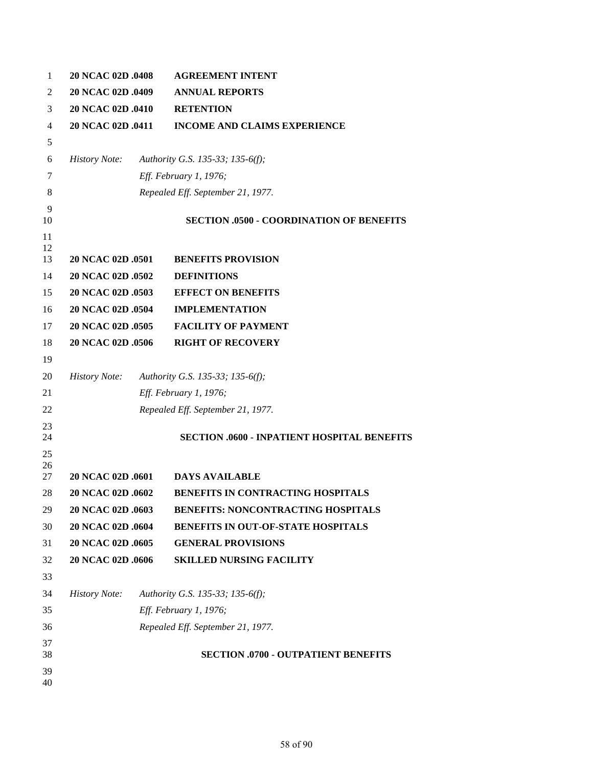**20 NCAC 02D .0408 AGREEMENT INTENT**

**20 NCAC 02D .0409 ANNUAL REPORTS**

**20 NCAC 02D .0410 RETENTION**

**20 NCAC 02D .0411 INCOME AND CLAIMS EXPERIENCE**

*History Note: Authority G.S. 135-33; 135-6(f);*
*Eff. February 1, 1976;*
*Repealed Eff. September 21, 1977.*

## SECTION .0500 - COORDINATION OF BENEFITS

**20 NCAC 02D .0501 BENEFITS PROVISION**

**20 NCAC 02D .0502 DEFINITIONS**

**20 NCAC 02D .0503 EFFECT ON BENEFITS**

**20 NCAC 02D .0504 IMPLEMENTATION**

**20 NCAC 02D .0505 FACILITY OF PAYMENT**

**20 NCAC 02D .0506 RIGHT OF RECOVERY**

*History Note: Authority G.S. 135-33; 135-6(f);*
*Eff. February 1, 1976;*
*Repealed Eff. September 21, 1977.*

## SECTION .0600 - INPATIENT HOSPITAL BENEFITS

**20 NCAC 02D .0601 DAYS AVAILABLE**

**20 NCAC 02D .0602 BENEFITS IN CONTRACTING HOSPITALS**

**20 NCAC 02D .0603 BENEFITS: NONCONTRACTING HOSPITALS**

**20 NCAC 02D .0604 BENEFITS IN OUT-OF-STATE HOSPITALS**

**20 NCAC 02D .0605 GENERAL PROVISIONS**

**20 NCAC 02D .0606 SKILLED NURSING FACILITY**

*History Note: Authority G.S. 135-33; 135-6(f);*
*Eff. February 1, 1976;*
*Repealed Eff. September 21, 1977.*

## SECTION .0700 - OUTPATIENT BENEFITS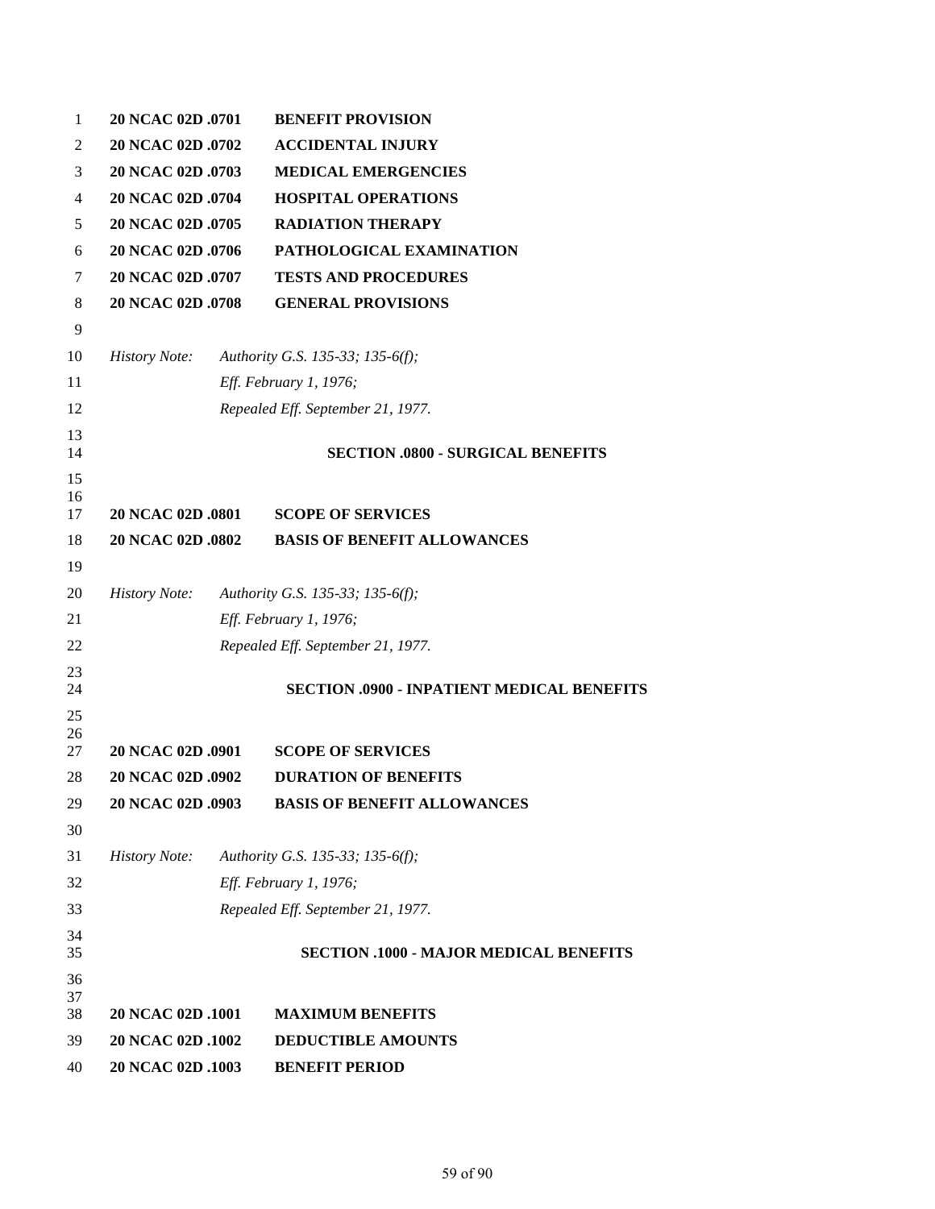**20 NCAC 02D .0701 BENEFIT PROVISION**
**20 NCAC 02D .0702 ACCIDENTAL INJURY**
**20 NCAC 02D .0703 MEDICAL EMERGENCIES**
**20 NCAC 02D .0704 HOSPITAL OPERATIONS**
**20 NCAC 02D .0705 RADIATION THERAPY**
**20 NCAC 02D .0706 PATHOLOGICAL EXAMINATION**
**20 NCAC 02D .0707 TESTS AND PROCEDURES**
**20 NCAC 02D .0708 GENERAL PROVISIONS**

*History Note: Authority G.S. 135-33; 135-6(f);*
*Eff. February 1, 1976;*
*Repealed Eff. September 21, 1977.*

## SECTION .0800 - SURGICAL BENEFITS

**20 NCAC 02D .0801 SCOPE OF SERVICES**
**20 NCAC 02D .0802 BASIS OF BENEFIT ALLOWANCES**

*History Note: Authority G.S. 135-33; 135-6(f);*
*Eff. February 1, 1976;*
*Repealed Eff. September 21, 1977.*

## SECTION .0900 - INPATIENT MEDICAL BENEFITS

**20 NCAC 02D .0901 SCOPE OF SERVICES**
**20 NCAC 02D .0902 DURATION OF BENEFITS**
**20 NCAC 02D .0903 BASIS OF BENEFIT ALLOWANCES**

*History Note: Authority G.S. 135-33; 135-6(f);*
*Eff. February 1, 1976;*
*Repealed Eff. September 21, 1977.*

## SECTION .1000 - MAJOR MEDICAL BENEFITS

**20 NCAC 02D .1001 MAXIMUM BENEFITS**
**20 NCAC 02D .1002 DEDUCTIBLE AMOUNTS**
**20 NCAC 02D .1003 BENEFIT PERIOD**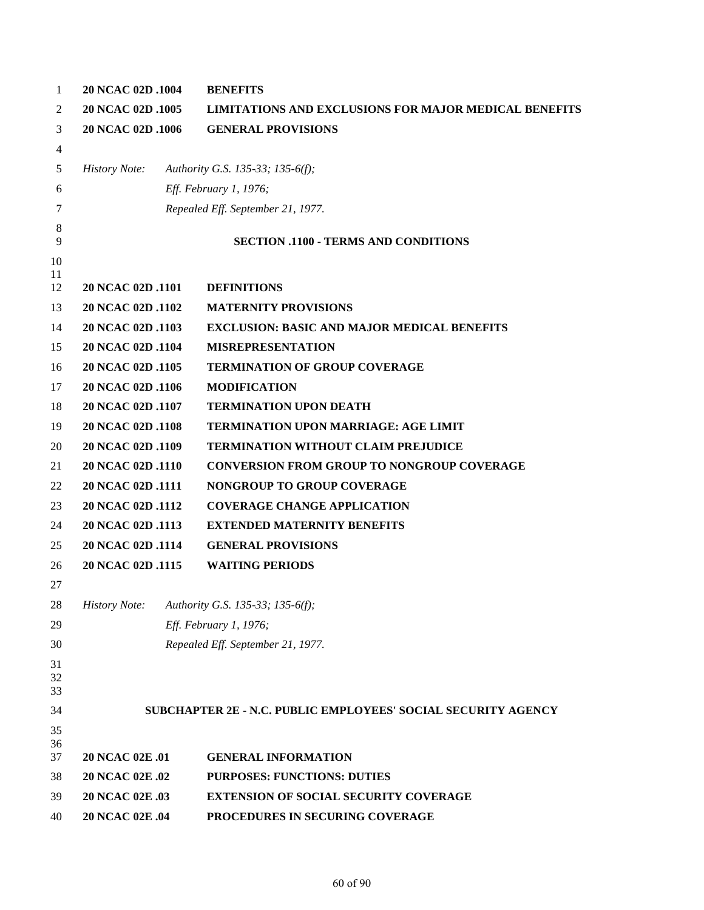**20 NCAC 02D .1004 BENEFITS**
**20 NCAC 02D .1005 LIMITATIONS AND EXCLUSIONS FOR MAJOR MEDICAL BENEFITS**
**20 NCAC 02D .1006 GENERAL PROVISIONS**

*History Note: Authority G.S. 135-33; 135-6(f);*
*Eff. February 1, 1976;*
*Repealed Eff. September 21, 1977.*

## SECTION .1100 - TERMS AND CONDITIONS

**20 NCAC 02D .1101 DEFINITIONS**
**20 NCAC 02D .1102 MATERNITY PROVISIONS**
**20 NCAC 02D .1103 EXCLUSION: BASIC AND MAJOR MEDICAL BENEFITS**
**20 NCAC 02D .1104 MISREPRESENTATION**
**20 NCAC 02D .1105 TERMINATION OF GROUP COVERAGE**
**20 NCAC 02D .1106 MODIFICATION**
**20 NCAC 02D .1107 TERMINATION UPON DEATH**
**20 NCAC 02D .1108 TERMINATION UPON MARRIAGE: AGE LIMIT**
**20 NCAC 02D .1109 TERMINATION WITHOUT CLAIM PREJUDICE**
**20 NCAC 02D .1110 CONVERSION FROM GROUP TO NONGROUP COVERAGE**
**20 NCAC 02D .1111 NONGROUP TO GROUP COVERAGE**
**20 NCAC 02D .1112 COVERAGE CHANGE APPLICATION**
**20 NCAC 02D .1113 EXTENDED MATERNITY BENEFITS**
**20 NCAC 02D .1114 GENERAL PROVISIONS**
**20 NCAC 02D .1115 WAITING PERIODS**

*History Note: Authority G.S. 135-33; 135-6(f);*
*Eff. February 1, 1976;*
*Repealed Eff. September 21, 1977.*

# SUBCHAPTER 2E - N.C. PUBLIC EMPLOYEES' SOCIAL SECURITY AGENCY

**20 NCAC 02E .01 GENERAL INFORMATION**
**20 NCAC 02E .02 PURPOSES: FUNCTIONS: DUTIES**
**20 NCAC 02E .03 EXTENSION OF SOCIAL SECURITY COVERAGE**
**20 NCAC 02E .04 PROCEDURES IN SECURING COVERAGE**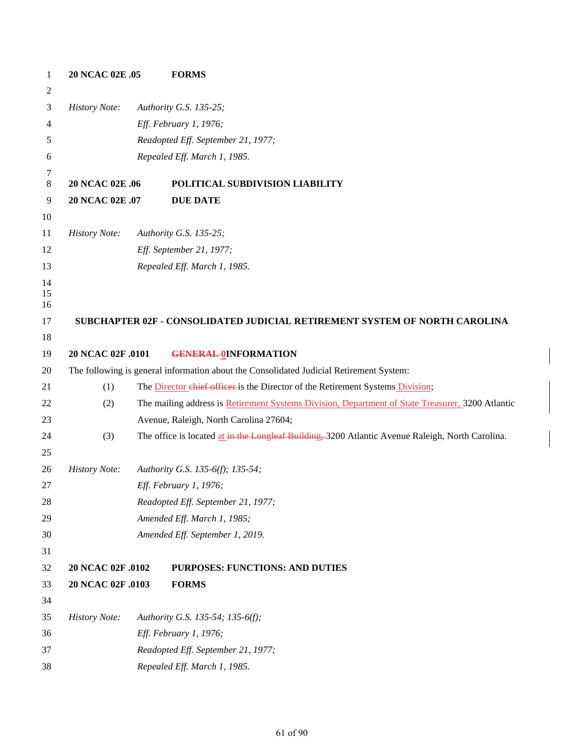**20 NCAC 02E .05 FORMS**

*History Note: Authority G.S. 135-25;*
*Eff. February 1, 1976;*
*Readopted Eff. September 21, 1977;*
*Repealed Eff. March 1, 1985.*

**20 NCAC 02E .06 POLITICAL SUBDIVISION LIABILITY**
**20 NCAC 02E .07 DUE DATE**

*History Note: Authority G.S. 135-25;*
*Eff. September 21, 1977;*
*Repealed Eff. March 1, 1985.*

## SUBCHAPTER 02F - CONSOLIDATED JUDICIAL RETIREMENT SYSTEM OF NORTH CAROLINA

**20 NCAC 02F .0101 ~~GENERAL~~ 0INFORMATION**

The following is general information about the Consolidated Judicial Retirement System:

(1) The Director ~~chief officer~~ is the Director of the Retirement Systems Division;

(2) The mailing address is Retirement Systems Division, Department of State Treasurer, 3200 Atlantic Avenue, Raleigh, North Carolina 27604;

(3) The office is located at ~~in the Longleaf Building,~~ 3200 Atlantic Avenue Raleigh, North Carolina.

*History Note: Authority G.S. 135-6(f); 135-54;*
*Eff. February 1, 1976;*
*Readopted Eff. September 21, 1977;*
*Amended Eff. March 1, 1985;*
*Amended Eff. September 1, 2019.*

**20 NCAC 02F .0102 PURPOSES: FUNCTIONS: AND DUTIES**
**20 NCAC 02F .0103 FORMS**

*History Note: Authority G.S. 135-54; 135-6(f);*
*Eff. February 1, 1976;*
*Readopted Eff. September 21, 1977;*
*Repealed Eff. March 1, 1985.*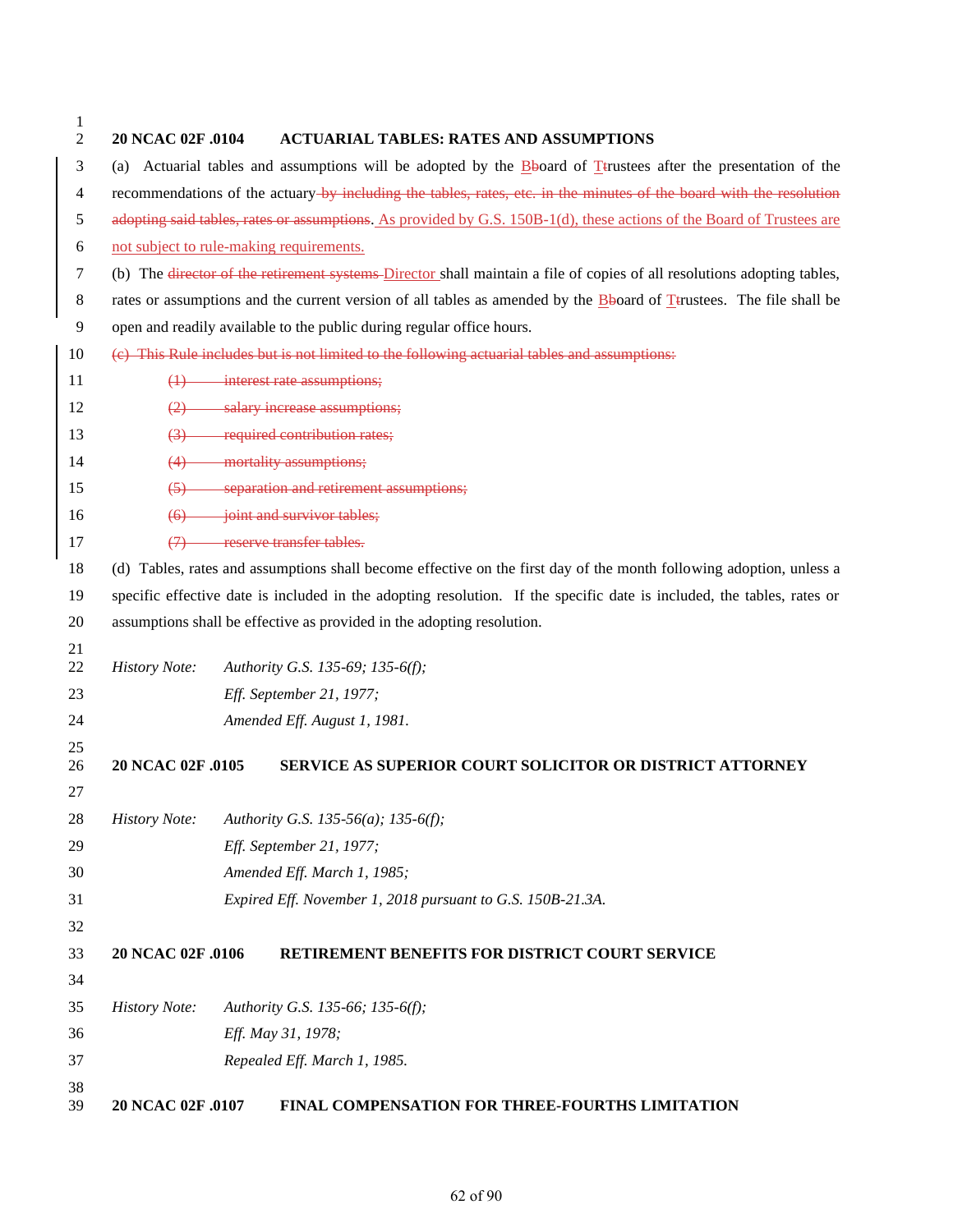**20 NCAC 02F .0104 ACTUARIAL TABLES: RATES AND ASSUMPTIONS**

(a) Actuarial tables and assumptions will be adopted by the ~~b~~Board of ~~t~~Trustees after the presentation of the recommendations of the actuary ~~by including the tables, rates, etc. in the minutes of the board with the resolution adopting said tables, rates or assumptions~~. As provided by G.S. 150B-1(d), these actions of the Board of Trustees are not subject to rule-making requirements.

(b) The ~~director of the retirement systems~~ Director shall maintain a file of copies of all resolutions adopting tables, rates or assumptions and the current version of all tables as amended by the ~~b~~Board of ~~t~~Trustees. The file shall be open and readily available to the public during regular office hours.

~~(c) This Rule includes but is not limited to the following actuarial tables and assumptions:~~

~~(1) interest rate assumptions;~~

~~(2) salary increase assumptions;~~

~~(3) required contribution rates;~~

~~(4) mortality assumptions;~~

~~(5) separation and retirement assumptions;~~

~~(6) joint and survivor tables;~~

~~(7) reserve transfer tables.~~

(d) Tables, rates and assumptions shall become effective on the first day of the month following adoption, unless a specific effective date is included in the adopting resolution. If the specific date is included, the tables, rates or assumptions shall be effective as provided in the adopting resolution.

*History Note: Authority G.S. 135-69; 135-6(f);*
*Eff. September 21, 1977;*
*Amended Eff. August 1, 1981.*

**20 NCAC 02F .0105 SERVICE AS SUPERIOR COURT SOLICITOR OR DISTRICT ATTORNEY**

*History Note: Authority G.S. 135-56(a); 135-6(f);*
*Eff. September 21, 1977;*
*Amended Eff. March 1, 1985;*
*Expired Eff. November 1, 2018 pursuant to G.S. 150B-21.3A.*

**20 NCAC 02F .0106 RETIREMENT BENEFITS FOR DISTRICT COURT SERVICE**

*History Note: Authority G.S. 135-66; 135-6(f);*
*Eff. May 31, 1978;*
*Repealed Eff. March 1, 1985.*

**20 NCAC 02F .0107 FINAL COMPENSATION FOR THREE-FOURTHS LIMITATION**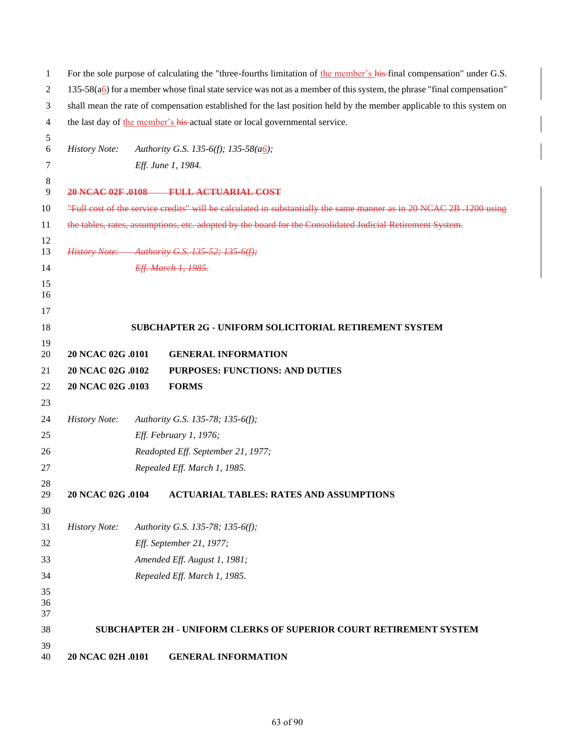For the sole purpose of calculating the "three-fourths limitation of the member's ~~his~~ final compensation" under G.S. 135-58(a6) for a member whose final state service was not as a member of this system, the phrase "final compensation" shall mean the rate of compensation established for the last position held by the member applicable to this system on the last day of the member's ~~his~~ actual state or local governmental service.

*History Note: Authority G.S. 135-6(f); 135-58(a6);*
*Eff. June 1, 1984.*

~~**20 NCAC 02F .0108 FULL ACTUARIAL COST**~~

~~"Full cost of the service credits" will be calculated in substantially the same manner as in 20 NCAC 2B .1200 using the tables, rates, assumptions, etc. adopted by the board for the Consolidated Judicial Retirement System.~~

~~*History Note: Authority G.S. 135-52; 135-6(f);*~~
~~*Eff. March 1, 1985.*~~

## SUBCHAPTER 2G - UNIFORM SOLICITORIAL RETIREMENT SYSTEM

**20 NCAC 02G .0101 GENERAL INFORMATION**
**20 NCAC 02G .0102 PURPOSES: FUNCTIONS: AND DUTIES**
**20 NCAC 02G .0103 FORMS**

*History Note: Authority G.S. 135-78; 135-6(f);*
*Eff. February 1, 1976;*
*Readopted Eff. September 21, 1977;*
*Repealed Eff. March 1, 1985.*

**20 NCAC 02G .0104 ACTUARIAL TABLES: RATES AND ASSUMPTIONS**

*History Note: Authority G.S. 135-78; 135-6(f);*
*Eff. September 21, 1977;*
*Amended Eff. August 1, 1981;*
*Repealed Eff. March 1, 1985.*

## SUBCHAPTER 2H - UNIFORM CLERKS OF SUPERIOR COURT RETIREMENT SYSTEM

**20 NCAC 02H .0101 GENERAL INFORMATION**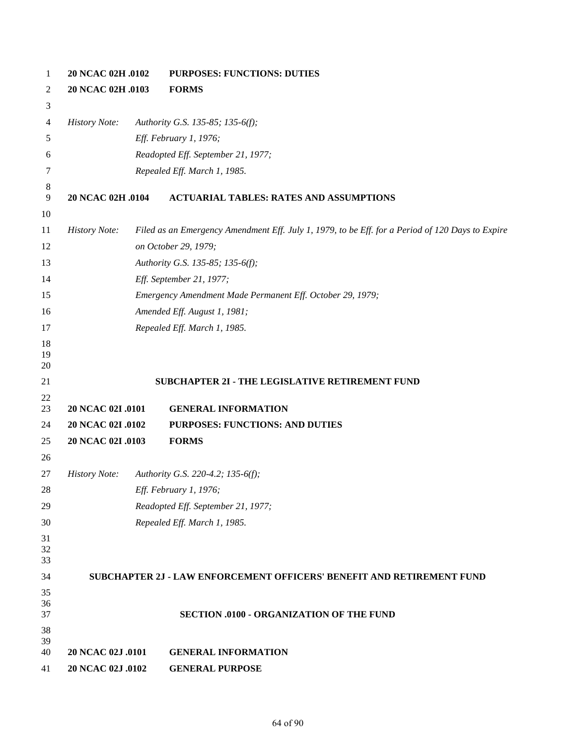**20 NCAC 02H .0102 PURPOSES: FUNCTIONS: DUTIES**

**20 NCAC 02H .0103 FORMS**

*History Note: Authority G.S. 135-85; 135-6(f);*
*Eff. February 1, 1976;*
*Readopted Eff. September 21, 1977;*
*Repealed Eff. March 1, 1985.*

**20 NCAC 02H .0104 ACTUARIAL TABLES: RATES AND ASSUMPTIONS**

*History Note: Filed as an Emergency Amendment Eff. July 1, 1979, to be Eff. for a Period of 120 Days to Expire on October 29, 1979;*
*Authority G.S. 135-85; 135-6(f);*
*Eff. September 21, 1977;*
*Emergency Amendment Made Permanent Eff. October 29, 1979;*
*Amended Eff. August 1, 1981;*
*Repealed Eff. March 1, 1985.*

## SUBCHAPTER 2I - THE LEGISLATIVE RETIREMENT FUND

**20 NCAC 02I .0101 GENERAL INFORMATION**

**20 NCAC 02I .0102 PURPOSES: FUNCTIONS: AND DUTIES**

**20 NCAC 02I .0103 FORMS**

*History Note: Authority G.S. 220-4.2; 135-6(f);*
*Eff. February 1, 1976;*
*Readopted Eff. September 21, 1977;*
*Repealed Eff. March 1, 1985.*

## SUBCHAPTER 2J - LAW ENFORCEMENT OFFICERS' BENEFIT AND RETIREMENT FUND

### SECTION .0100 - ORGANIZATION OF THE FUND

**20 NCAC 02J .0101 GENERAL INFORMATION**

**20 NCAC 02J .0102 GENERAL PURPOSE**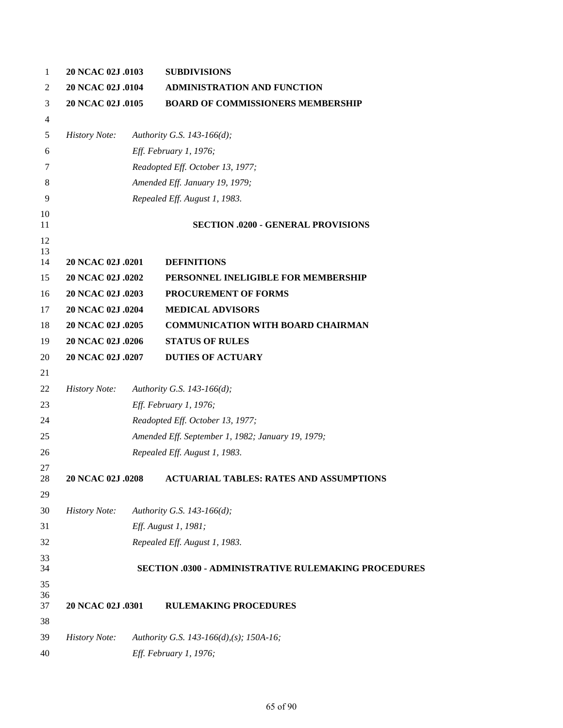**20 NCAC 02J .0103 SUBDIVISIONS**
**20 NCAC 02J .0104 ADMINISTRATION AND FUNCTION**
**20 NCAC 02J .0105 BOARD OF COMMISSIONERS MEMBERSHIP**

*History Note: Authority G.S. 143-166(d);*
*Eff. February 1, 1976;*
*Readopted Eff. October 13, 1977;*
*Amended Eff. January 19, 1979;*
*Repealed Eff. August 1, 1983.*

## SECTION .0200 - GENERAL PROVISIONS

**20 NCAC 02J .0201 DEFINITIONS**
**20 NCAC 02J .0202 PERSONNEL INELIGIBLE FOR MEMBERSHIP**
**20 NCAC 02J .0203 PROCUREMENT OF FORMS**
**20 NCAC 02J .0204 MEDICAL ADVISORS**
**20 NCAC 02J .0205 COMMUNICATION WITH BOARD CHAIRMAN**
**20 NCAC 02J .0206 STATUS OF RULES**
**20 NCAC 02J .0207 DUTIES OF ACTUARY**

*History Note: Authority G.S. 143-166(d);*
*Eff. February 1, 1976;*
*Readopted Eff. October 13, 1977;*
*Amended Eff. September 1, 1982; January 19, 1979;*
*Repealed Eff. August 1, 1983.*

**20 NCAC 02J .0208 ACTUARIAL TABLES: RATES AND ASSUMPTIONS**

*History Note: Authority G.S. 143-166(d);*
*Eff. August 1, 1981;*
*Repealed Eff. August 1, 1983.*

## SECTION .0300 - ADMINISTRATIVE RULEMAKING PROCEDURES

**20 NCAC 02J .0301 RULEMAKING PROCEDURES**

*History Note: Authority G.S. 143-166(d),(s); 150A-16;*
*Eff. February 1, 1976;*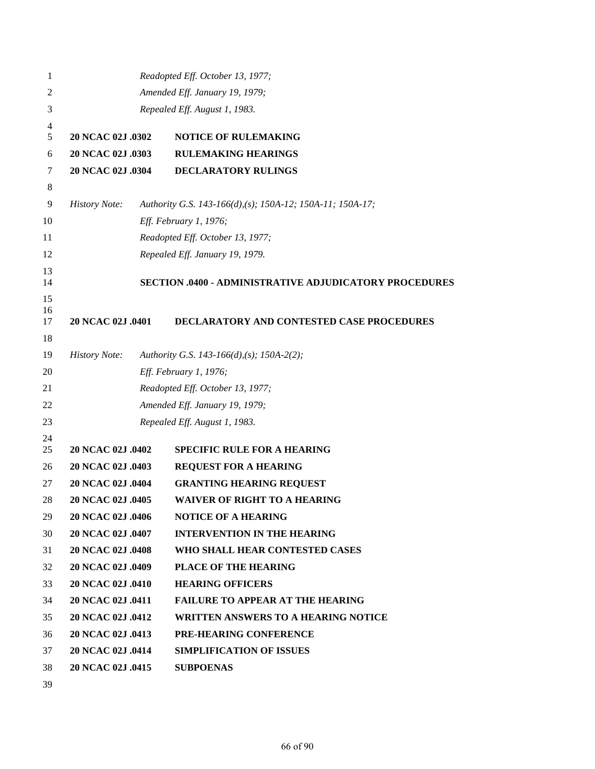*Readopted Eff. October 13, 1977;*
*Amended Eff. January 19, 1979;*
*Repealed Eff. August 1, 1983.*

**20 NCAC 02J .0302 NOTICE OF RULEMAKING**
**20 NCAC 02J .0303 RULEMAKING HEARINGS**
**20 NCAC 02J .0304 DECLARATORY RULINGS**

*History Note: Authority G.S. 143-166(d),(s); 150A-12; 150A-11; 150A-17;*
*Eff. February 1, 1976;*
*Readopted Eff. October 13, 1977;*
*Repealed Eff. January 19, 1979.*

## SECTION .0400 - ADMINISTRATIVE ADJUDICATORY PROCEDURES

**20 NCAC 02J .0401 DECLARATORY AND CONTESTED CASE PROCEDURES**

*History Note: Authority G.S. 143-166(d),(s); 150A-2(2);*
*Eff. February 1, 1976;*
*Readopted Eff. October 13, 1977;*
*Amended Eff. January 19, 1979;*
*Repealed Eff. August 1, 1983.*

**20 NCAC 02J .0402 SPECIFIC RULE FOR A HEARING**
**20 NCAC 02J .0403 REQUEST FOR A HEARING**
**20 NCAC 02J .0404 GRANTING HEARING REQUEST**
**20 NCAC 02J .0405 WAIVER OF RIGHT TO A HEARING**
**20 NCAC 02J .0406 NOTICE OF A HEARING**
**20 NCAC 02J .0407 INTERVENTION IN THE HEARING**
**20 NCAC 02J .0408 WHO SHALL HEAR CONTESTED CASES**
**20 NCAC 02J .0409 PLACE OF THE HEARING**
**20 NCAC 02J .0410 HEARING OFFICERS**
**20 NCAC 02J .0411 FAILURE TO APPEAR AT THE HEARING**
**20 NCAC 02J .0412 WRITTEN ANSWERS TO A HEARING NOTICE**
**20 NCAC 02J .0413 PRE-HEARING CONFERENCE**
**20 NCAC 02J .0414 SIMPLIFICATION OF ISSUES**
**20 NCAC 02J .0415 SUBPOENAS**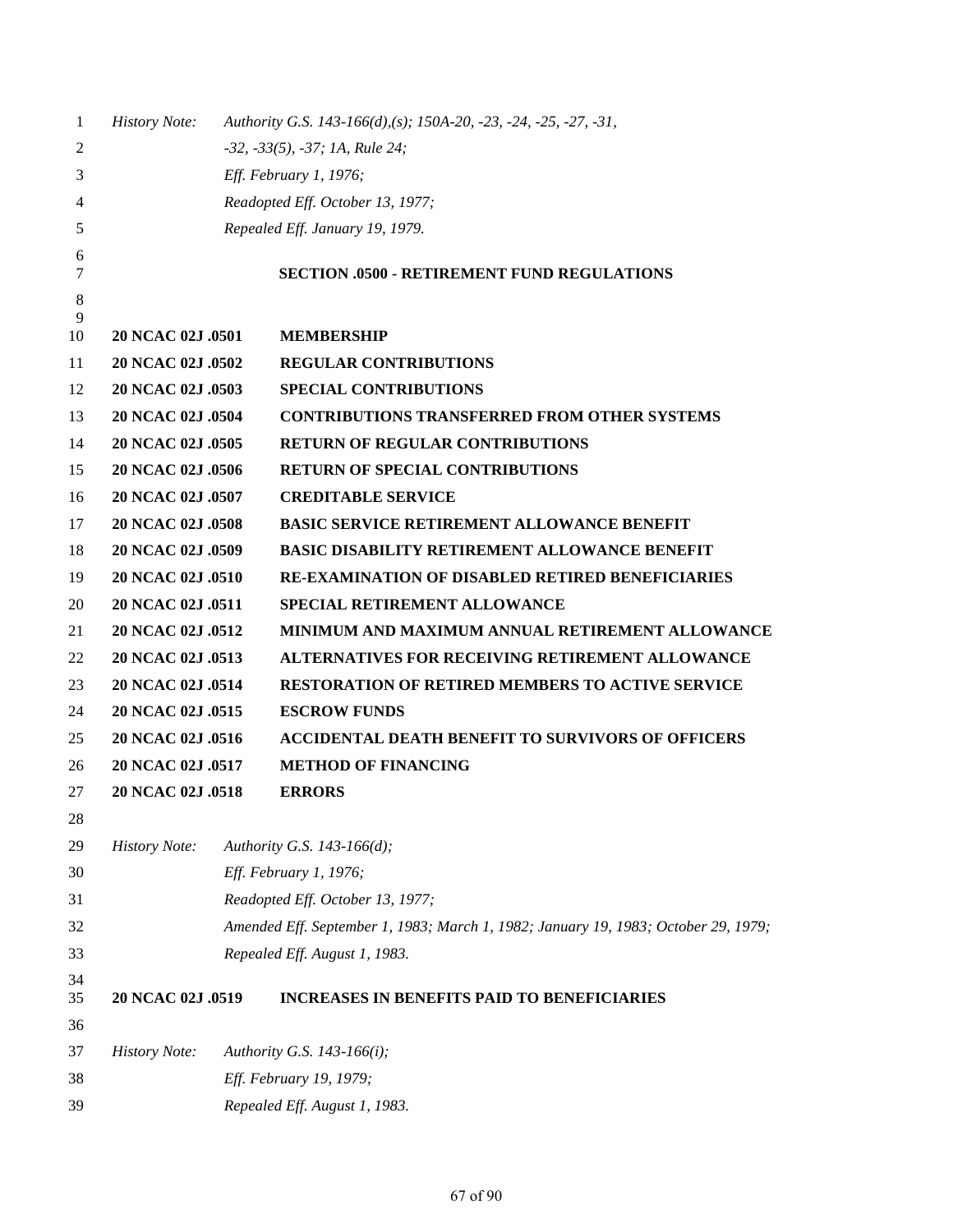*History Note: Authority G.S. 143-166(d),(s); 150A-20, -23, -24, -25, -27, -31, -32, -33(5), -37; 1A, Rule 24;*
*Eff. February 1, 1976;*
*Readopted Eff. October 13, 1977;*
*Repealed Eff. January 19, 1979.*

## SECTION .0500 - RETIREMENT FUND REGULATIONS

**20 NCAC 02J .0501 MEMBERSHIP**
**20 NCAC 02J .0502 REGULAR CONTRIBUTIONS**
**20 NCAC 02J .0503 SPECIAL CONTRIBUTIONS**
**20 NCAC 02J .0504 CONTRIBUTIONS TRANSFERRED FROM OTHER SYSTEMS**
**20 NCAC 02J .0505 RETURN OF REGULAR CONTRIBUTIONS**
**20 NCAC 02J .0506 RETURN OF SPECIAL CONTRIBUTIONS**
**20 NCAC 02J .0507 CREDITABLE SERVICE**
**20 NCAC 02J .0508 BASIC SERVICE RETIREMENT ALLOWANCE BENEFIT**
**20 NCAC 02J .0509 BASIC DISABILITY RETIREMENT ALLOWANCE BENEFIT**
**20 NCAC 02J .0510 RE-EXAMINATION OF DISABLED RETIRED BENEFICIARIES**
**20 NCAC 02J .0511 SPECIAL RETIREMENT ALLOWANCE**
**20 NCAC 02J .0512 MINIMUM AND MAXIMUM ANNUAL RETIREMENT ALLOWANCE**
**20 NCAC 02J .0513 ALTERNATIVES FOR RECEIVING RETIREMENT ALLOWANCE**
**20 NCAC 02J .0514 RESTORATION OF RETIRED MEMBERS TO ACTIVE SERVICE**
**20 NCAC 02J .0515 ESCROW FUNDS**
**20 NCAC 02J .0516 ACCIDENTAL DEATH BENEFIT TO SURVIVORS OF OFFICERS**
**20 NCAC 02J .0517 METHOD OF FINANCING**
**20 NCAC 02J .0518 ERRORS**

*History Note: Authority G.S. 143-166(d);*
*Eff. February 1, 1976;*
*Readopted Eff. October 13, 1977;*
*Amended Eff. September 1, 1983; March 1, 1982; January 19, 1983; October 29, 1979;*
*Repealed Eff. August 1, 1983.*

**20 NCAC 02J .0519 INCREASES IN BENEFITS PAID TO BENEFICIARIES**

*History Note: Authority G.S. 143-166(i);*
*Eff. February 19, 1979;*
*Repealed Eff. August 1, 1983.*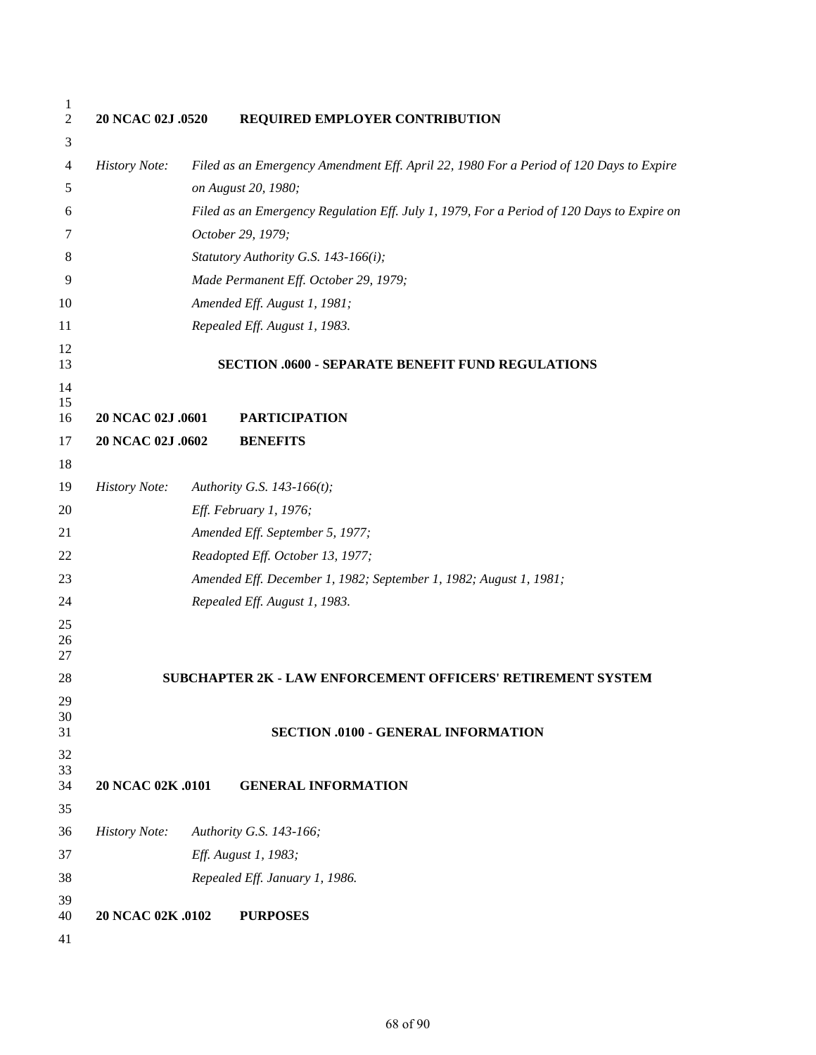**20 NCAC 02J .0520 REQUIRED EMPLOYER CONTRIBUTION**

*History Note: Filed as an Emergency Amendment Eff. April 22, 1980 For a Period of 120 Days to Expire on August 20, 1980;*
*Filed as an Emergency Regulation Eff. July 1, 1979, For a Period of 120 Days to Expire on October 29, 1979;*
*Statutory Authority G.S. 143-166(i);*
*Made Permanent Eff. October 29, 1979;*
*Amended Eff. August 1, 1981;*
*Repealed Eff. August 1, 1983.*

## SECTION .0600 - SEPARATE BENEFIT FUND REGULATIONS

**20 NCAC 02J .0601 PARTICIPATION**
**20 NCAC 02J .0602 BENEFITS**

*History Note: Authority G.S. 143-166(t);*
*Eff. February 1, 1976;*
*Amended Eff. September 5, 1977;*
*Readopted Eff. October 13, 1977;*
*Amended Eff. December 1, 1982; September 1, 1982; August 1, 1981;*
*Repealed Eff. August 1, 1983.*

# SUBCHAPTER 2K - LAW ENFORCEMENT OFFICERS' RETIREMENT SYSTEM

## SECTION .0100 - GENERAL INFORMATION

**20 NCAC 02K .0101 GENERAL INFORMATION**

*History Note: Authority G.S. 143-166;*
*Eff. August 1, 1983;*
*Repealed Eff. January 1, 1986.*

**20 NCAC 02K .0102 PURPOSES**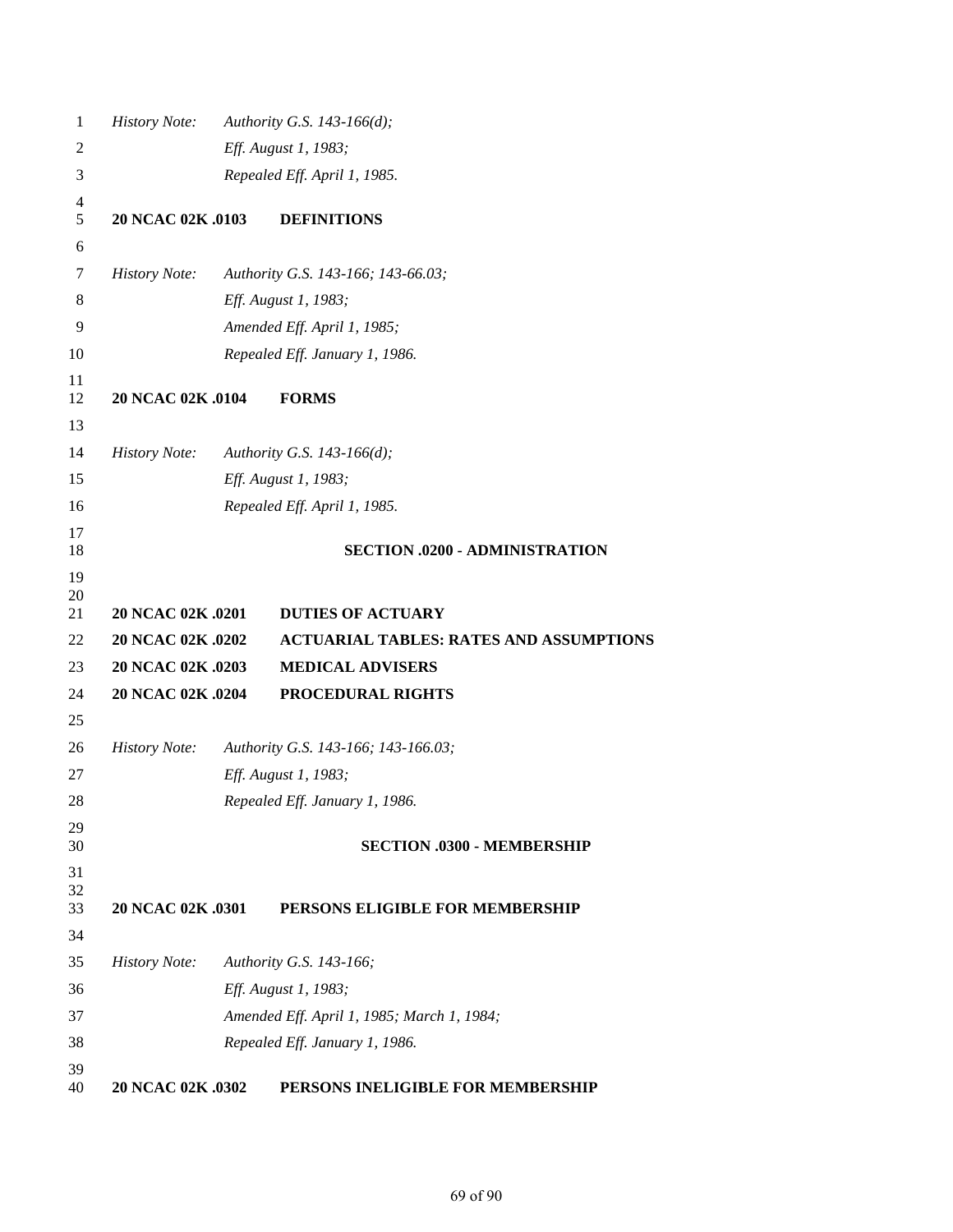*History Note:* *Authority G.S. 143-166(d);*
*Eff. August 1, 1983;*
*Repealed Eff. April 1, 1985.*

**20 NCAC 02K .0103 DEFINITIONS**

*History Note:* *Authority G.S. 143-166; 143-66.03;*
*Eff. August 1, 1983;*
*Amended Eff. April 1, 1985;*
*Repealed Eff. January 1, 1986.*

**20 NCAC 02K .0104 FORMS**

*History Note:* *Authority G.S. 143-166(d);*
*Eff. August 1, 1983;*
*Repealed Eff. April 1, 1985.*

## SECTION .0200 - ADMINISTRATION

**20 NCAC 02K .0201 DUTIES OF ACTUARY**
**20 NCAC 02K .0202 ACTUARIAL TABLES: RATES AND ASSUMPTIONS**
**20 NCAC 02K .0203 MEDICAL ADVISERS**
**20 NCAC 02K .0204 PROCEDURAL RIGHTS**

*History Note:* *Authority G.S. 143-166; 143-166.03;*
*Eff. August 1, 1983;*
*Repealed Eff. January 1, 1986.*

## SECTION .0300 - MEMBERSHIP

**20 NCAC 02K .0301 PERSONS ELIGIBLE FOR MEMBERSHIP**

*History Note:* *Authority G.S. 143-166;*
*Eff. August 1, 1983;*
*Amended Eff. April 1, 1985; March 1, 1984;*
*Repealed Eff. January 1, 1986.*

**20 NCAC 02K .0302 PERSONS INELIGIBLE FOR MEMBERSHIP**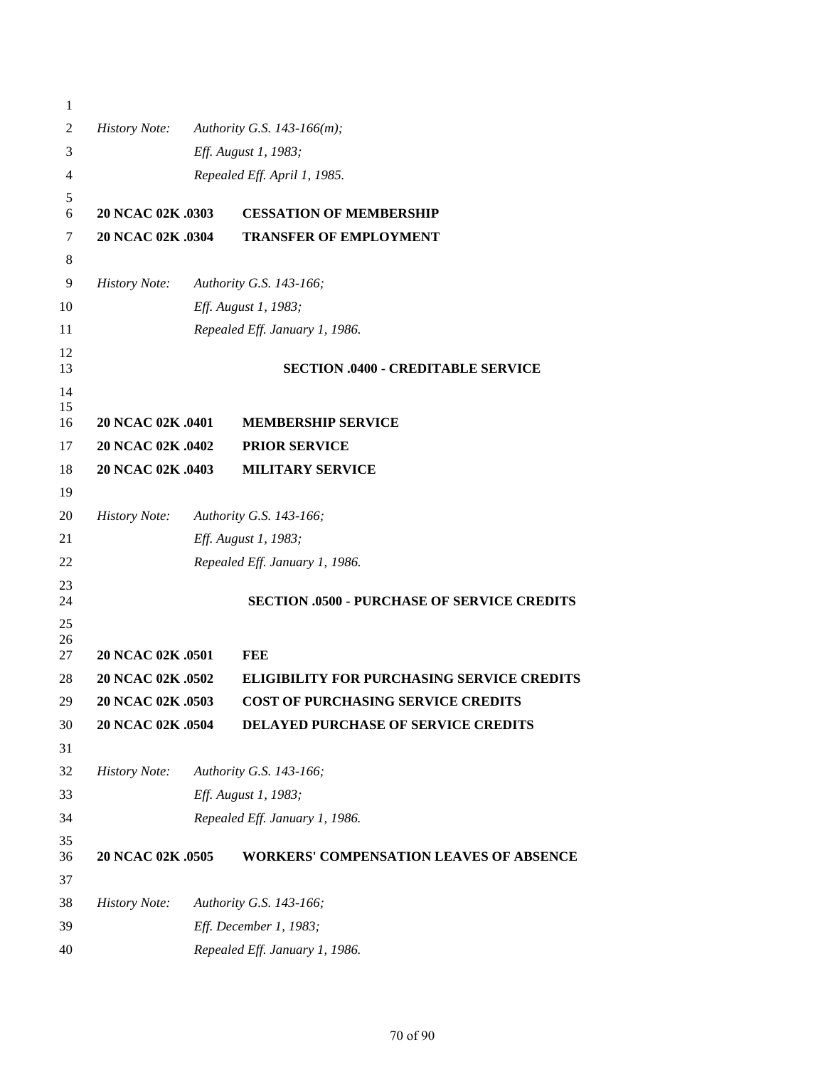*History Note: Authority G.S. 143-166(m);*
*Eff. August 1, 1983;*
*Repealed Eff. April 1, 1985.*

**20 NCAC 02K .0303 CESSATION OF MEMBERSHIP**

**20 NCAC 02K .0304 TRANSFER OF EMPLOYMENT**

*History Note: Authority G.S. 143-166;*
*Eff. August 1, 1983;*
*Repealed Eff. January 1, 1986.*

## SECTION .0400 - CREDITABLE SERVICE

**20 NCAC 02K .0401 MEMBERSHIP SERVICE**

**20 NCAC 02K .0402 PRIOR SERVICE**

**20 NCAC 02K .0403 MILITARY SERVICE**

*History Note: Authority G.S. 143-166;*
*Eff. August 1, 1983;*
*Repealed Eff. January 1, 1986.*

## SECTION .0500 - PURCHASE OF SERVICE CREDITS

**20 NCAC 02K .0501 FEE**

**20 NCAC 02K .0502 ELIGIBILITY FOR PURCHASING SERVICE CREDITS**

**20 NCAC 02K .0503 COST OF PURCHASING SERVICE CREDITS**

**20 NCAC 02K .0504 DELAYED PURCHASE OF SERVICE CREDITS**

*History Note: Authority G.S. 143-166;*
*Eff. August 1, 1983;*
*Repealed Eff. January 1, 1986.*

**20 NCAC 02K .0505 WORKERS' COMPENSATION LEAVES OF ABSENCE**

*History Note: Authority G.S. 143-166;*
*Eff. December 1, 1983;*
*Repealed Eff. January 1, 1986.*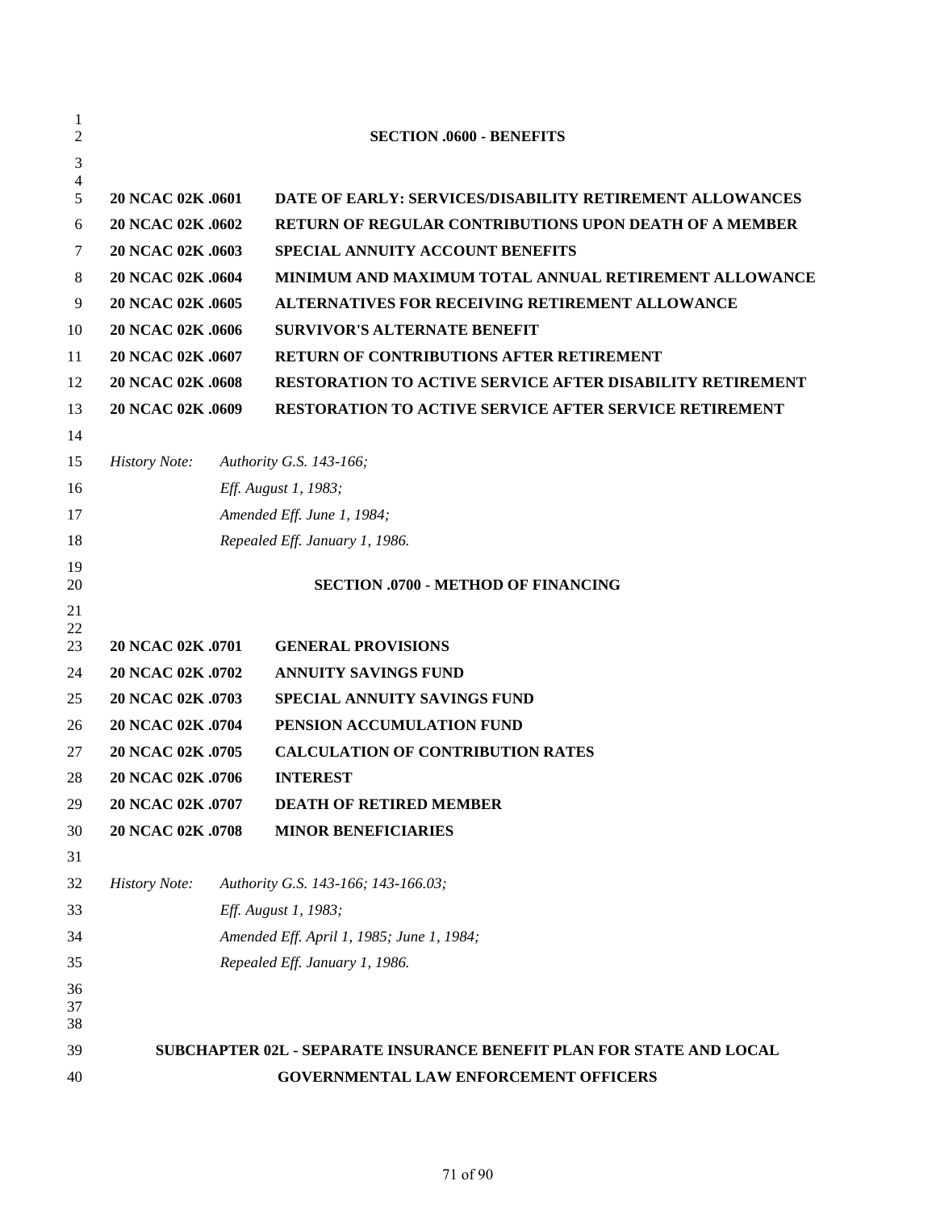## SECTION .0600 - BENEFITS

**20 NCAC 02K .0601 DATE OF EARLY: SERVICES/DISABILITY RETIREMENT ALLOWANCES**
**20 NCAC 02K .0602 RETURN OF REGULAR CONTRIBUTIONS UPON DEATH OF A MEMBER**
**20 NCAC 02K .0603 SPECIAL ANNUITY ACCOUNT BENEFITS**
**20 NCAC 02K .0604 MINIMUM AND MAXIMUM TOTAL ANNUAL RETIREMENT ALLOWANCE**
**20 NCAC 02K .0605 ALTERNATIVES FOR RECEIVING RETIREMENT ALLOWANCE**
**20 NCAC 02K .0606 SURVIVOR'S ALTERNATE BENEFIT**
**20 NCAC 02K .0607 RETURN OF CONTRIBUTIONS AFTER RETIREMENT**
**20 NCAC 02K .0608 RESTORATION TO ACTIVE SERVICE AFTER DISABILITY RETIREMENT**
**20 NCAC 02K .0609 RESTORATION TO ACTIVE SERVICE AFTER SERVICE RETIREMENT**

*History Note: Authority G.S. 143-166;*
*Eff. August 1, 1983;*
*Amended Eff. June 1, 1984;*
*Repealed Eff. January 1, 1986.*

## SECTION .0700 - METHOD OF FINANCING

**20 NCAC 02K .0701 GENERAL PROVISIONS**
**20 NCAC 02K .0702 ANNUITY SAVINGS FUND**
**20 NCAC 02K .0703 SPECIAL ANNUITY SAVINGS FUND**
**20 NCAC 02K .0704 PENSION ACCUMULATION FUND**
**20 NCAC 02K .0705 CALCULATION OF CONTRIBUTION RATES**
**20 NCAC 02K .0706 INTEREST**
**20 NCAC 02K .0707 DEATH OF RETIRED MEMBER**
**20 NCAC 02K .0708 MINOR BENEFICIARIES**

*History Note: Authority G.S. 143-166; 143-166.03;*
*Eff. August 1, 1983;*
*Amended Eff. April 1, 1985; June 1, 1984;*
*Repealed Eff. January 1, 1986.*

# SUBCHAPTER 02L - SEPARATE INSURANCE BENEFIT PLAN FOR STATE AND LOCAL GOVERNMENTAL LAW ENFORCEMENT OFFICERS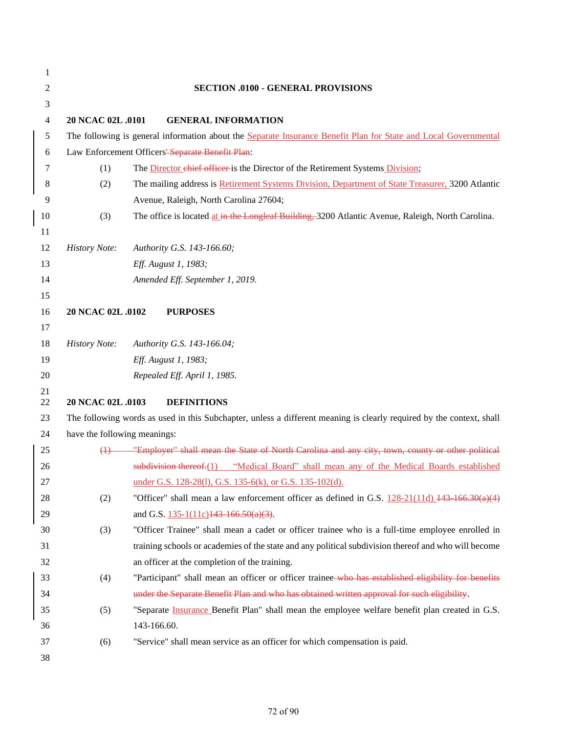## SECTION .0100 - GENERAL PROVISIONS

**20 NCAC 02L .0101 GENERAL INFORMATION**

The following is general information about the Separate Insurance Benefit Plan for State and Local Governmental Law Enforcement Officers' ~~Separate Benefit Plan~~:

(1) The Director ~~chief officer~~ is the Director of the Retirement Systems Division;

(2) The mailing address is Retirement Systems Division, Department of State Treasurer, 3200 Atlantic Avenue, Raleigh, North Carolina 27604;

(3) The office is located at ~~in the Longleaf Building,~~ 3200 Atlantic Avenue, Raleigh, North Carolina.

*History Note: Authority G.S. 143-166.60;*
*Eff. August 1, 1983;*
*Amended Eff. September 1, 2019.*

**20 NCAC 02L .0102 PURPOSES**

*History Note: Authority G.S. 143-166.04;*
*Eff. August 1, 1983;*
*Repealed Eff. April 1, 1985.*

**20 NCAC 02L .0103 DEFINITIONS**

The following words as used in this Subchapter, unless a different meaning is clearly required by the context, shall have the following meanings:

~~(1) "Employer" shall mean the State of North Carolina and any city, town, county or other political subdivision thereof.~~(1) "Medical Board" shall mean any of the Medical Boards established under G.S. 128-28(l), G.S. 135-6(k), or G.S. 135-102(d).

(2) "Officer" shall mean a law enforcement officer as defined in G.S. 128-21(11d) ~~143-166.30(a)(4)~~ and G.S. 135-1(11c)~~143-166.50(a)(3)~~.

(3) "Officer Trainee" shall mean a cadet or officer trainee who is a full-time employee enrolled in training schools or academies of the state and any political subdivision thereof and who will become an officer at the completion of the training.

(4) "Participant" shall mean an officer or officer trainee ~~who has established eligibility for benefits under the Separate Benefit Plan and who has obtained written approval for such eligibility~~.

(5) "Separate Insurance Benefit Plan" shall mean the employee welfare benefit plan created in G.S. 143-166.60.

(6) "Service" shall mean service as an officer for which compensation is paid.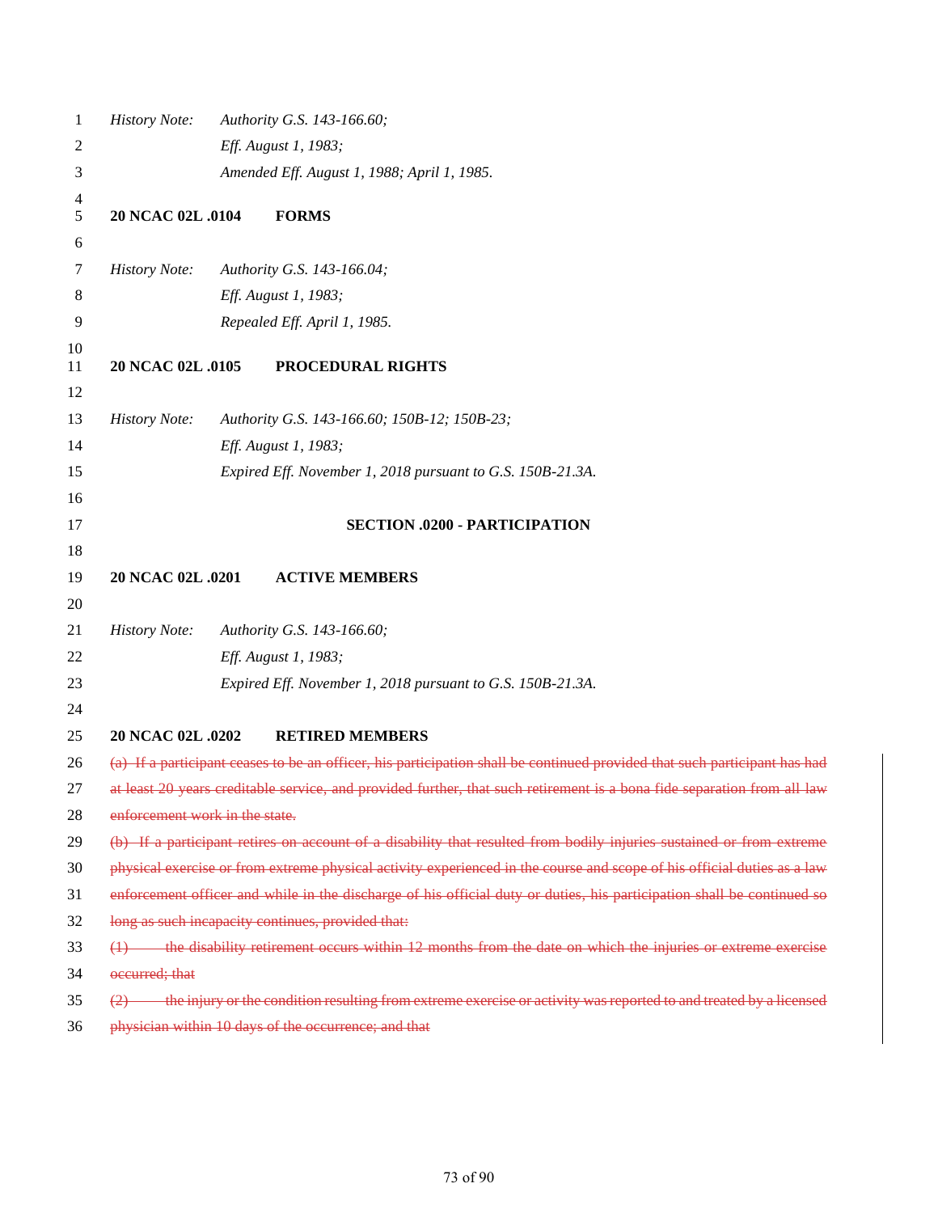*History Note:* *Authority G.S. 143-166.60;*
*Eff. August 1, 1983;*
*Amended Eff. August 1, 1988; April 1, 1985.*

**20 NCAC 02L .0104 FORMS**

*History Note:* *Authority G.S. 143-166.04;*
*Eff. August 1, 1983;*
*Repealed Eff. April 1, 1985.*

**20 NCAC 02L .0105 PROCEDURAL RIGHTS**

*History Note:* *Authority G.S. 143-166.60; 150B-12; 150B-23;*
*Eff. August 1, 1983;*
*Expired Eff. November 1, 2018 pursuant to G.S. 150B-21.3A.*

**SECTION .0200 - PARTICIPATION**

**20 NCAC 02L .0201 ACTIVE MEMBERS**

*History Note:* *Authority G.S. 143-166.60;*
*Eff. August 1, 1983;*
*Expired Eff. November 1, 2018 pursuant to G.S. 150B-21.3A.*

**20 NCAC 02L .0202 RETIRED MEMBERS**

~~(a) If a participant ceases to be an officer, his participation shall be continued provided that such participant has had at least 20 years creditable service, and provided further, that such retirement is a bona fide separation from all law enforcement work in the state.~~

~~(b) If a participant retires on account of a disability that resulted from bodily injuries sustained or from extreme physical exercise or from extreme physical activity experienced in the course and scope of his official duties as a law enforcement officer and while in the discharge of his official duty or duties, his participation shall be continued so long as such incapacity continues, provided that:~~

~~(1) the disability retirement occurs within 12 months from the date on which the injuries or extreme exercise occurred; that~~

~~(2) the injury or the condition resulting from extreme exercise or activity was reported to and treated by a licensed physician within 10 days of the occurrence; and that~~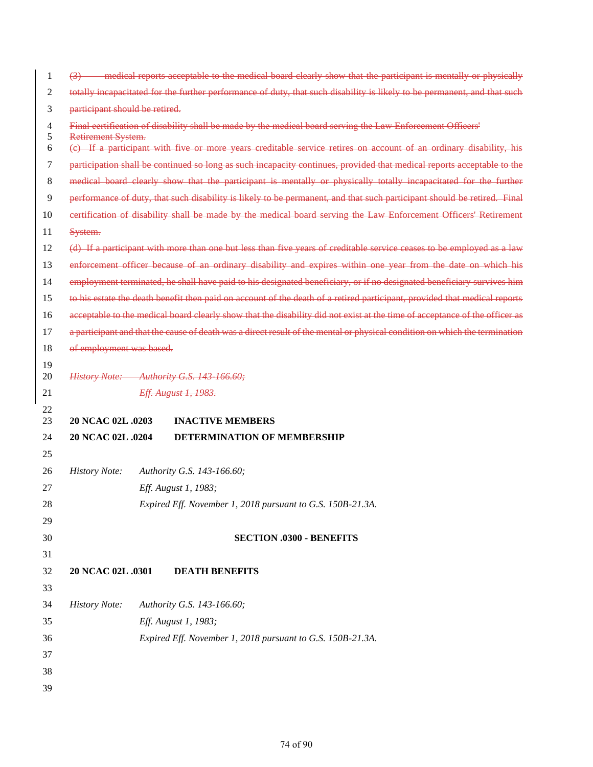~~(3) medical reports acceptable to the medical board clearly show that the participant is mentally or physically totally incapacitated for the further performance of duty, that such disability is likely to be permanent, and that such participant should be retired.~~

~~Final certification of disability shall be made by the medical board serving the Law Enforcement Officers' Retirement System.~~

~~(c) If a participant with five or more years creditable service retires on account of an ordinary disability, his participation shall be continued so long as such incapacity continues, provided that medical reports acceptable to the medical board clearly show that the participant is mentally or physically totally incapacitated for the further performance of duty, that such disability is likely to be permanent, and that such participant should be retired. Final certification of disability shall be made by the medical board serving the Law Enforcement Officers' Retirement System.~~

~~(d) If a participant with more than one but less than five years of creditable service ceases to be employed as a law enforcement officer because of an ordinary disability and expires within one year from the date on which his employment terminated, he shall have paid to his designated beneficiary, or if no designated beneficiary survives him to his estate the death benefit then paid on account of the death of a retired participant, provided that medical reports acceptable to the medical board clearly show that the disability did not exist at the time of acceptance of the officer as a participant and that the cause of death was a direct result of the mental or physical condition on which the termination of employment was based.~~

~~*History Note: Authority G.S. 143-166.60;*~~
~~*Eff. August 1, 1983.*~~

**20 NCAC 02L .0203 INACTIVE MEMBERS**
**20 NCAC 02L .0204 DETERMINATION OF MEMBERSHIP**

*History Note: Authority G.S. 143-166.60;*
*Eff. August 1, 1983;*
*Expired Eff. November 1, 2018 pursuant to G.S. 150B-21.3A.*

**SECTION .0300 - BENEFITS**

**20 NCAC 02L .0301 DEATH BENEFITS**

*History Note: Authority G.S. 143-166.60;*
*Eff. August 1, 1983;*
*Expired Eff. November 1, 2018 pursuant to G.S. 150B-21.3A.*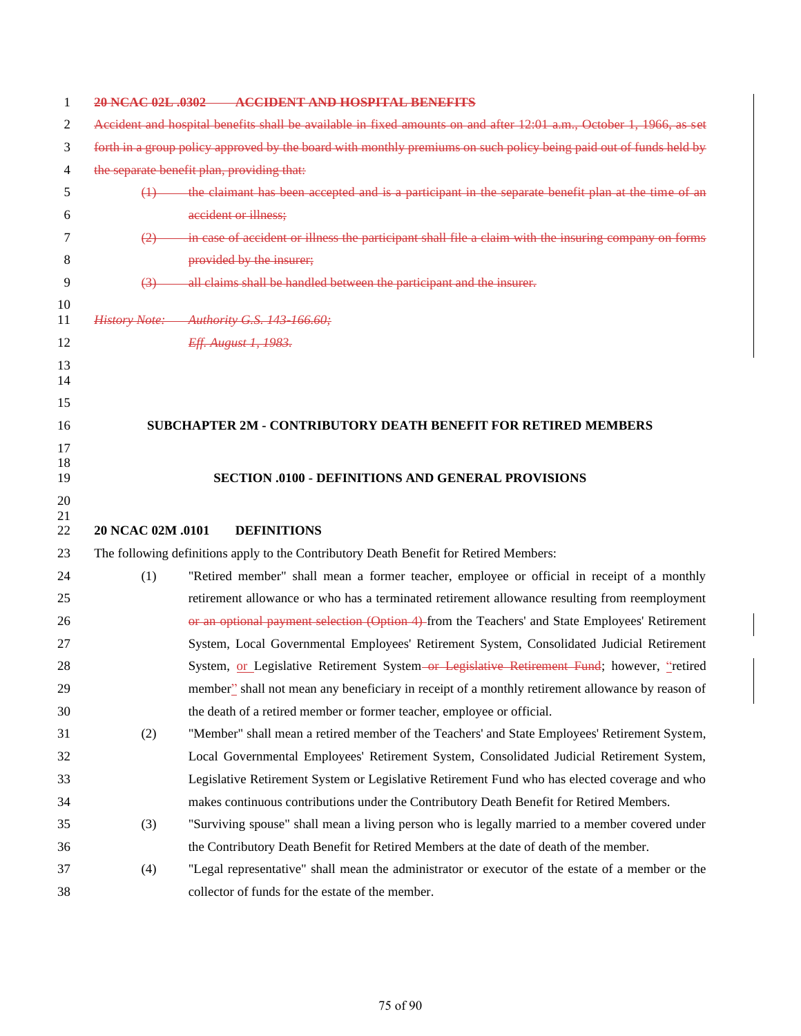~~**20 NCAC 02L .0302 ACCIDENT AND HOSPITAL BENEFITS**~~

~~Accident and hospital benefits shall be available in fixed amounts on and after 12:01 a.m., October 1, 1966, as set forth in a group policy approved by the board with monthly premiums on such policy being paid out of funds held by the separate benefit plan, providing that:~~

~~(1) the claimant has been accepted and is a participant in the separate benefit plan at the time of an accident or illness;~~

~~(2) in case of accident or illness the participant shall file a claim with the insuring company on forms provided by the insurer;~~

~~(3) all claims shall be handled between the participant and the insurer.~~

~~*History Note: Authority G.S. 143-166.60;*~~
~~*Eff. August 1, 1983.*~~

## SUBCHAPTER 2M - CONTRIBUTORY DEATH BENEFIT FOR RETIRED MEMBERS

### SECTION .0100 - DEFINITIONS AND GENERAL PROVISIONS

**20 NCAC 02M .0101 DEFINITIONS**

The following definitions apply to the Contributory Death Benefit for Retired Members:

(1) "Retired member" shall mean a former teacher, employee or official in receipt of a monthly retirement allowance or who has a terminated retirement allowance resulting from reemployment ~~or an optional payment selection (Option 4)~~ from the Teachers' and State Employees' Retirement System, Local Governmental Employees' Retirement System, Consolidated Judicial Retirement System, <u>or</u> Legislative Retirement System ~~or Legislative Retirement Fund~~; however, <u>"</u>retired member<u>"</u> shall not mean any beneficiary in receipt of a monthly retirement allowance by reason of the death of a retired member or former teacher, employee or official.

(2) "Member" shall mean a retired member of the Teachers' and State Employees' Retirement System, Local Governmental Employees' Retirement System, Consolidated Judicial Retirement System, Legislative Retirement System or Legislative Retirement Fund who has elected coverage and who makes continuous contributions under the Contributory Death Benefit for Retired Members.

(3) "Surviving spouse" shall mean a living person who is legally married to a member covered under the Contributory Death Benefit for Retired Members at the date of death of the member.

(4) "Legal representative" shall mean the administrator or executor of the estate of a member or the collector of funds for the estate of the member.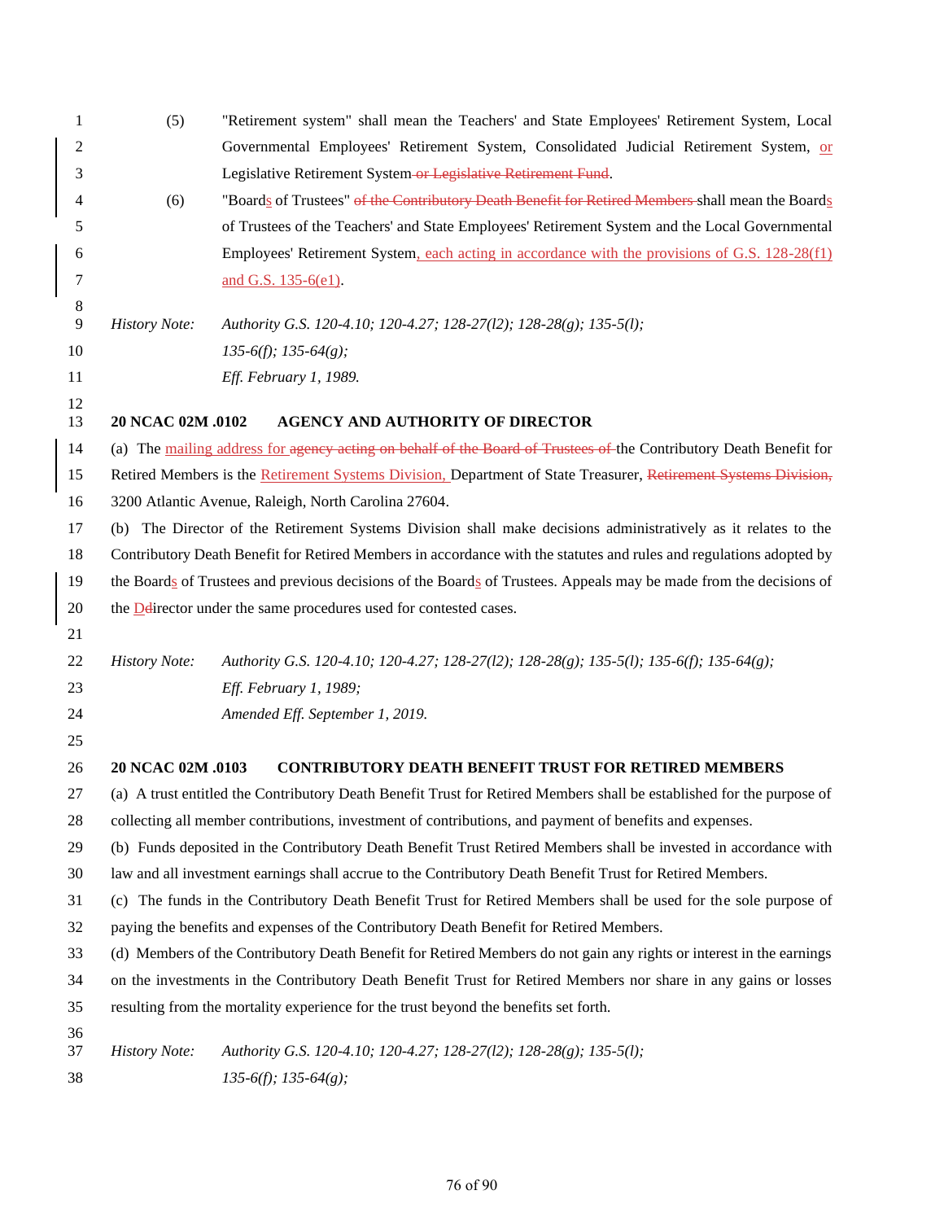(5) "Retirement system" shall mean the Teachers' and State Employees' Retirement System, Local Governmental Employees' Retirement System, Consolidated Judicial Retirement System, or Legislative Retirement System or Legislative Retirement Fund.

(6) "Boards of Trustees" of the Contributory Death Benefit for Retired Members shall mean the Boards of Trustees of the Teachers' and State Employees' Retirement System and the Local Governmental Employees' Retirement System, each acting in accordance with the provisions of G.S. 128-28(f1) and G.S. 135-6(e1).

*History Note: Authority G.S. 120-4.10; 120-4.27; 128-27(l2); 128-28(g); 135-5(l); 135-6(f); 135-64(g);*
*Eff. February 1, 1989.*

**20 NCAC 02M .0102 AGENCY AND AUTHORITY OF DIRECTOR**

(a) The mailing address for agency acting on behalf of the Board of Trustees of the Contributory Death Benefit for Retired Members is the Retirement Systems Division, Department of State Treasurer, Retirement Systems Division, 3200 Atlantic Avenue, Raleigh, North Carolina 27604.

(b) The Director of the Retirement Systems Division shall make decisions administratively as it relates to the Contributory Death Benefit for Retired Members in accordance with the statutes and rules and regulations adopted by the Boards of Trustees and previous decisions of the Boards of Trustees. Appeals may be made from the decisions of the Ddirector under the same procedures used for contested cases.

*History Note: Authority G.S. 120-4.10; 120-4.27; 128-27(l2); 128-28(g); 135-5(l); 135-6(f); 135-64(g);*
*Eff. February 1, 1989;*
*Amended Eff. September 1, 2019.*

**20 NCAC 02M .0103 CONTRIBUTORY DEATH BENEFIT TRUST FOR RETIRED MEMBERS**

(a) A trust entitled the Contributory Death Benefit Trust for Retired Members shall be established for the purpose of collecting all member contributions, investment of contributions, and payment of benefits and expenses.

(b) Funds deposited in the Contributory Death Benefit Trust Retired Members shall be invested in accordance with law and all investment earnings shall accrue to the Contributory Death Benefit Trust for Retired Members.

(c) The funds in the Contributory Death Benefit Trust for Retired Members shall be used for the sole purpose of paying the benefits and expenses of the Contributory Death Benefit for Retired Members.

(d) Members of the Contributory Death Benefit for Retired Members do not gain any rights or interest in the earnings on the investments in the Contributory Death Benefit Trust for Retired Members nor share in any gains or losses resulting from the mortality experience for the trust beyond the benefits set forth.

*History Note: Authority G.S. 120-4.10; 120-4.27; 128-27(l2); 128-28(g); 135-5(l); 135-6(f); 135-64(g);*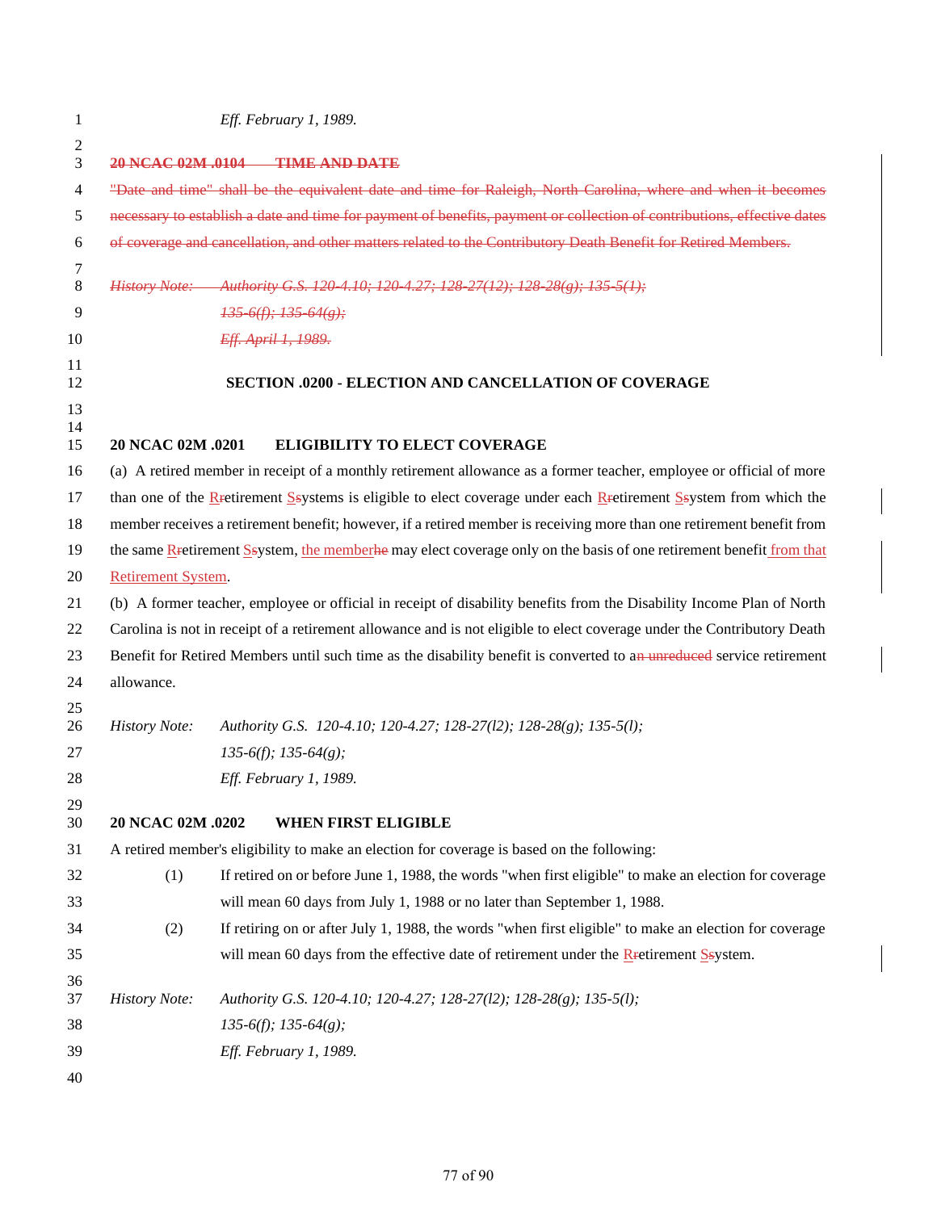*Eff. February 1, 1989.*

~~**20 NCAC 02M .0104 TIME AND DATE**~~

~~"Date and time" shall be the equivalent date and time for Raleigh, North Carolina, where and when it becomes necessary to establish a date and time for payment of benefits, payment or collection of contributions, effective dates of coverage and cancellation, and other matters related to the Contributory Death Benefit for Retired Members.~~

~~*History Note: Authority G.S. 120-4.10; 120-4.27; 128-27(12); 128-28(g); 135-5(1); 135-6(f); 135-64(g); Eff. April 1, 1989.*~~

**SECTION .0200 - ELECTION AND CANCELLATION OF COVERAGE**

**20 NCAC 02M .0201 ELIGIBILITY TO ELECT COVERAGE**

(a) A retired member in receipt of a monthly retirement allowance as a former teacher, employee or official of more than one of the R~~r~~etirement S~~s~~ystems is eligible to elect coverage under each R~~r~~etirement S~~s~~ystem from which the member receives a retirement benefit; however, if a retired member is receiving more than one retirement benefit from the same R~~r~~etirement S~~s~~ystem, the member~~he~~ may elect coverage only on the basis of one retirement benefit from that Retirement System.

(b) A former teacher, employee or official in receipt of disability benefits from the Disability Income Plan of North Carolina is not in receipt of a retirement allowance and is not eligible to elect coverage under the Contributory Death Benefit for Retired Members until such time as the disability benefit is converted to a~~n unreduced~~ service retirement allowance.

*History Note: Authority G.S. 120-4.10; 120-4.27; 128-27(l2); 128-28(g); 135-5(l); 135-6(f); 135-64(g); Eff. February 1, 1989.*

**20 NCAC 02M .0202 WHEN FIRST ELIGIBLE**

A retired member's eligibility to make an election for coverage is based on the following:

(1) If retired on or before June 1, 1988, the words "when first eligible" to make an election for coverage will mean 60 days from July 1, 1988 or no later than September 1, 1988.

(2) If retiring on or after July 1, 1988, the words "when first eligible" to make an election for coverage will mean 60 days from the effective date of retirement under the R~~r~~etirement S~~s~~ystem.

*History Note: Authority G.S. 120-4.10; 120-4.27; 128-27(l2); 128-28(g); 135-5(l); 135-6(f); 135-64(g); Eff. February 1, 1989.*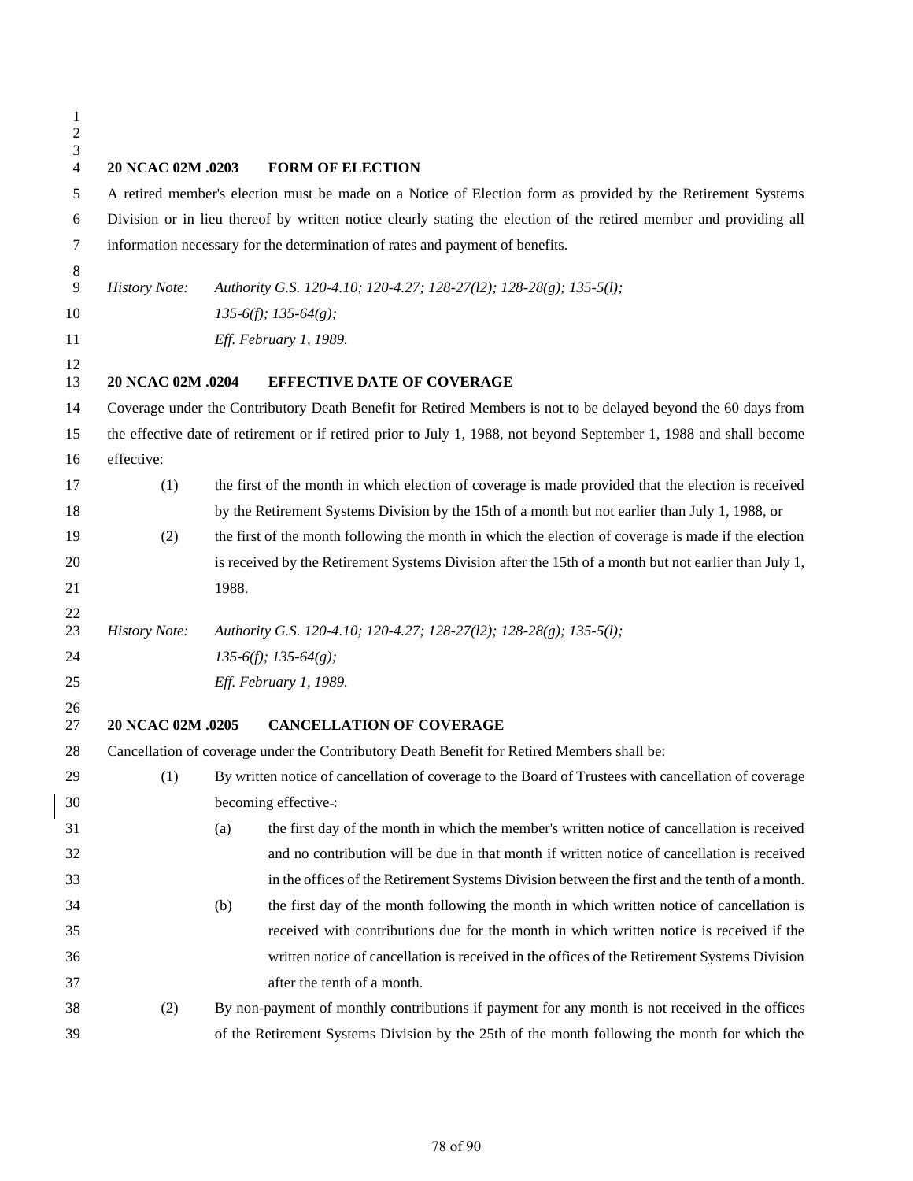**20 NCAC 02M .0203 FORM OF ELECTION**

A retired member's election must be made on a Notice of Election form as provided by the Retirement Systems Division or in lieu thereof by written notice clearly stating the election of the retired member and providing all information necessary for the determination of rates and payment of benefits.

*History Note: Authority G.S. 120-4.10; 120-4.27; 128-27(l2); 128-28(g); 135-5(l); 135-6(f); 135-64(g);*
*Eff. February 1, 1989.*

**20 NCAC 02M .0204 EFFECTIVE DATE OF COVERAGE**

Coverage under the Contributory Death Benefit for Retired Members is not to be delayed beyond the 60 days from the effective date of retirement or if retired prior to July 1, 1988, not beyond September 1, 1988 and shall become effective:

(1) the first of the month in which election of coverage is made provided that the election is received by the Retirement Systems Division by the 15th of a month but not earlier than July 1, 1988, or

(2) the first of the month following the month in which the election of coverage is made if the election is received by the Retirement Systems Division after the 15th of a month but not earlier than July 1, 1988.

*History Note: Authority G.S. 120-4.10; 120-4.27; 128-27(l2); 128-28(g); 135-5(l); 135-6(f); 135-64(g);*
*Eff. February 1, 1989.*

**20 NCAC 02M .0205 CANCELLATION OF COVERAGE**

Cancellation of coverage under the Contributory Death Benefit for Retired Members shall be:

(1) By written notice of cancellation of coverage to the Board of Trustees with cancellation of coverage becoming effective:

  (a) the first day of the month in which the member's written notice of cancellation is received and no contribution will be due in that month if written notice of cancellation is received in the offices of the Retirement Systems Division between the first and the tenth of a month.

  (b) the first day of the month following the month in which written notice of cancellation is received with contributions due for the month in which written notice is received if the written notice of cancellation is received in the offices of the Retirement Systems Division after the tenth of a month.

(2) By non-payment of monthly contributions if payment for any month is not received in the offices of the Retirement Systems Division by the 25th of the month following the month for which the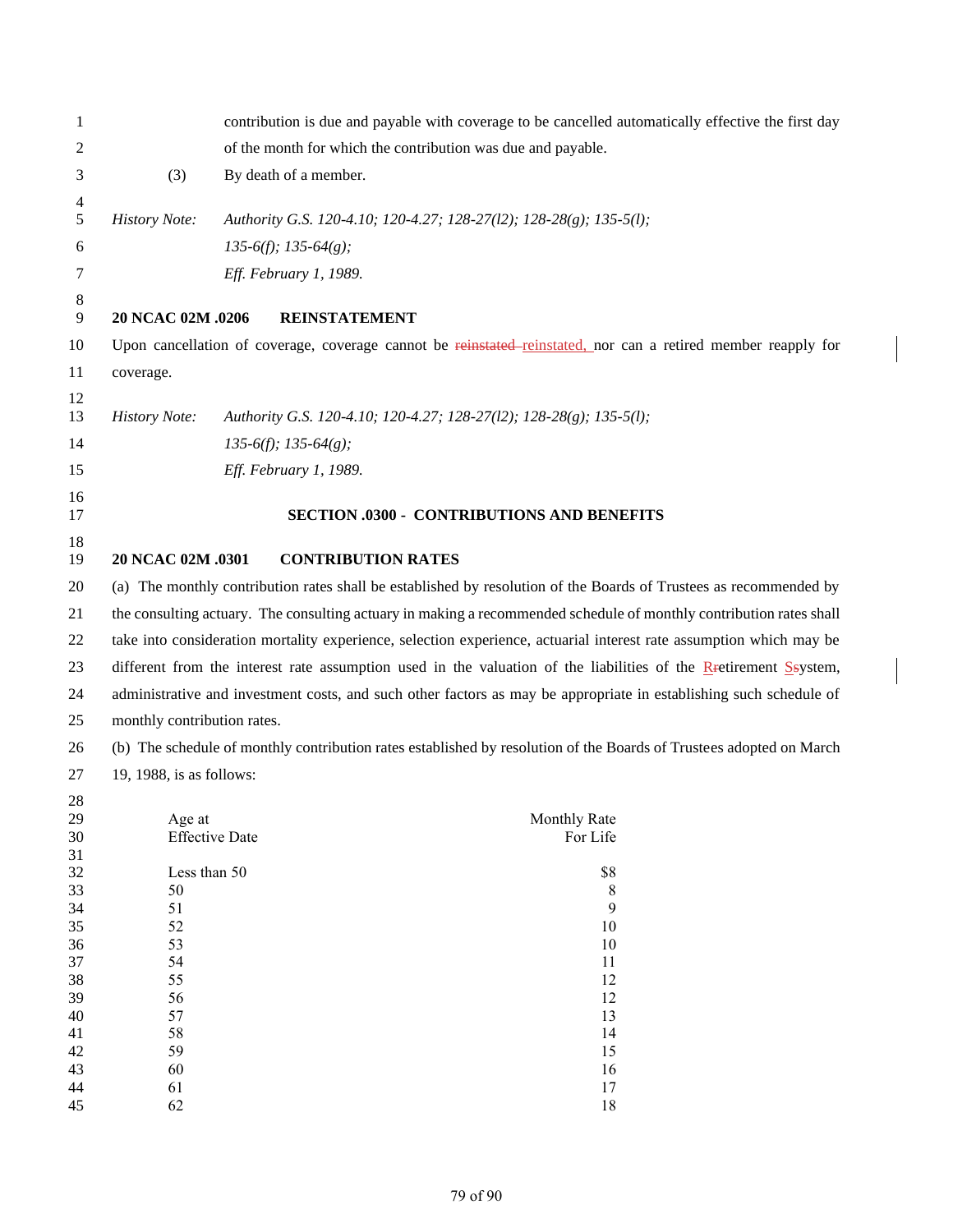contribution is due and payable with coverage to be cancelled automatically effective the first day of the month for which the contribution was due and payable.

(3) By death of a member.

*History Note: Authority G.S. 120-4.10; 120-4.27; 128-27(l2); 128-28(g); 135-5(l); 135-6(f); 135-64(g); Eff. February 1, 1989.*

**20 NCAC 02M .0206 REINSTATEMENT**

Upon cancellation of coverage, coverage cannot be ~~reinstated~~ reinstated, nor can a retired member reapply for coverage.

*History Note: Authority G.S. 120-4.10; 120-4.27; 128-27(l2); 128-28(g); 135-5(l); 135-6(f); 135-64(g); Eff. February 1, 1989.*

## SECTION .0300 - CONTRIBUTIONS AND BENEFITS

**20 NCAC 02M .0301 CONTRIBUTION RATES**

(a) The monthly contribution rates shall be established by resolution of the Boards of Trustees as recommended by the consulting actuary. The consulting actuary in making a recommended schedule of monthly contribution rates shall take into consideration mortality experience, selection experience, actuarial interest rate assumption which may be different from the interest rate assumption used in the valuation of the liabilities of the Rretirement Ssystem, administrative and investment costs, and such other factors as may be appropriate in establishing such schedule of monthly contribution rates.

(b) The schedule of monthly contribution rates established by resolution of the Boards of Trustees adopted on March 19, 1988, is as follows:

| Age at Effective Date | Monthly Rate For Life |
|---|---|
| Less than 50 | $8 |
| 50 | 8 |
| 51 | 9 |
| 52 | 10 |
| 53 | 10 |
| 54 | 11 |
| 55 | 12 |
| 56 | 12 |
| 57 | 13 |
| 58 | 14 |
| 59 | 15 |
| 60 | 16 |
| 61 | 17 |
| 62 | 18 |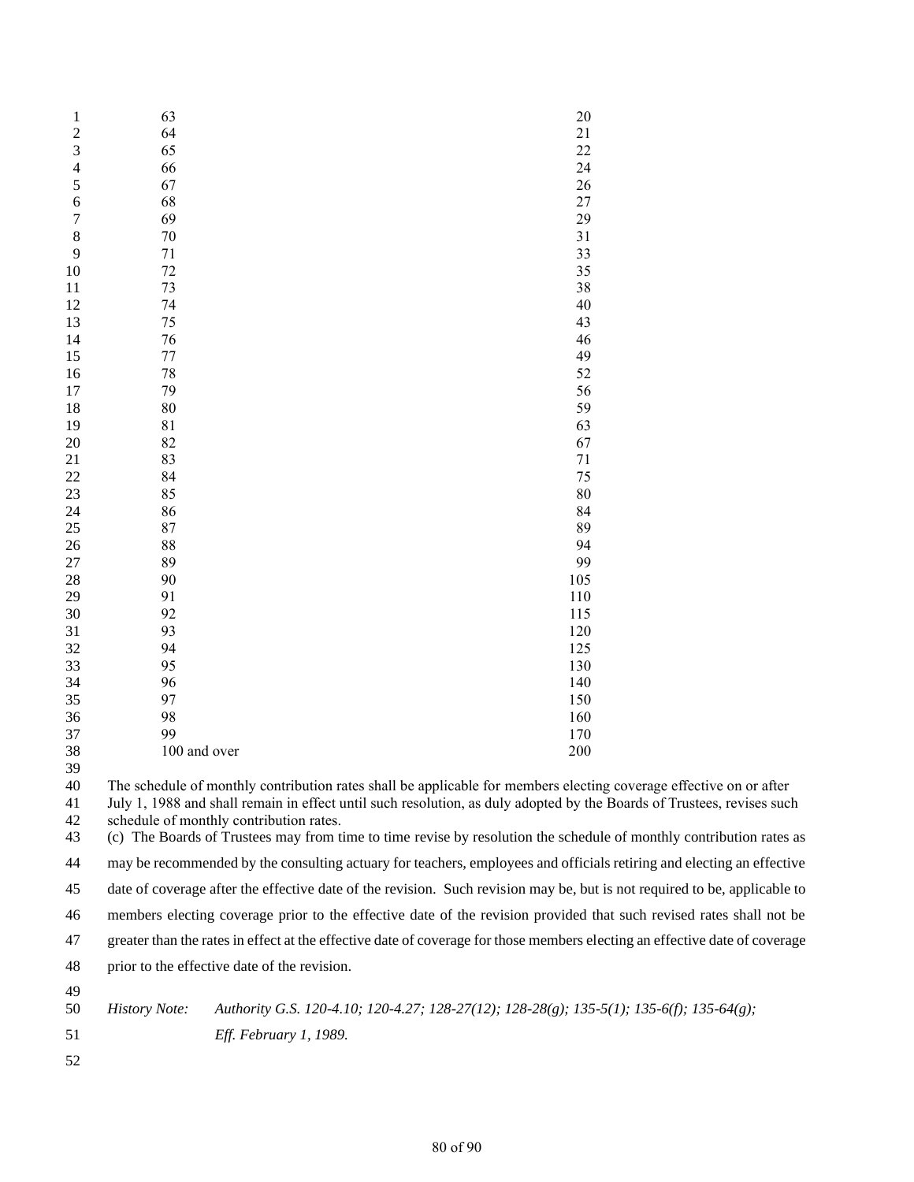| | |
|---|---|
| 63 | 20 |
| 64 | 21 |
| 65 | 22 |
| 66 | 24 |
| 67 | 26 |
| 68 | 27 |
| 69 | 29 |
| 70 | 31 |
| 71 | 33 |
| 72 | 35 |
| 73 | 38 |
| 74 | 40 |
| 75 | 43 |
| 76 | 46 |
| 77 | 49 |
| 78 | 52 |
| 79 | 56 |
| 80 | 59 |
| 81 | 63 |
| 82 | 67 |
| 83 | 71 |
| 84 | 75 |
| 85 | 80 |
| 86 | 84 |
| 87 | 89 |
| 88 | 94 |
| 89 | 99 |
| 90 | 105 |
| 91 | 110 |
| 92 | 115 |
| 93 | 120 |
| 94 | 125 |
| 95 | 130 |
| 96 | 140 |
| 97 | 150 |
| 98 | 160 |
| 99 | 170 |
| 100 and over | 200 |

The schedule of monthly contribution rates shall be applicable for members electing coverage effective on or after July 1, 1988 and shall remain in effect until such resolution, as duly adopted by the Boards of Trustees, revises such schedule of monthly contribution rates.

(c) The Boards of Trustees may from time to time revise by resolution the schedule of monthly contribution rates as may be recommended by the consulting actuary for teachers, employees and officials retiring and electing an effective date of coverage after the effective date of the revision. Such revision may be, but is not required to be, applicable to members electing coverage prior to the effective date of the revision provided that such revised rates shall not be greater than the rates in effect at the effective date of coverage for those members electing an effective date of coverage prior to the effective date of the revision.

*History Note: Authority G.S. 120-4.10; 120-4.27; 128-27(12); 128-28(g); 135-5(1); 135-6(f); 135-64(g);*
*Eff. February 1, 1989.*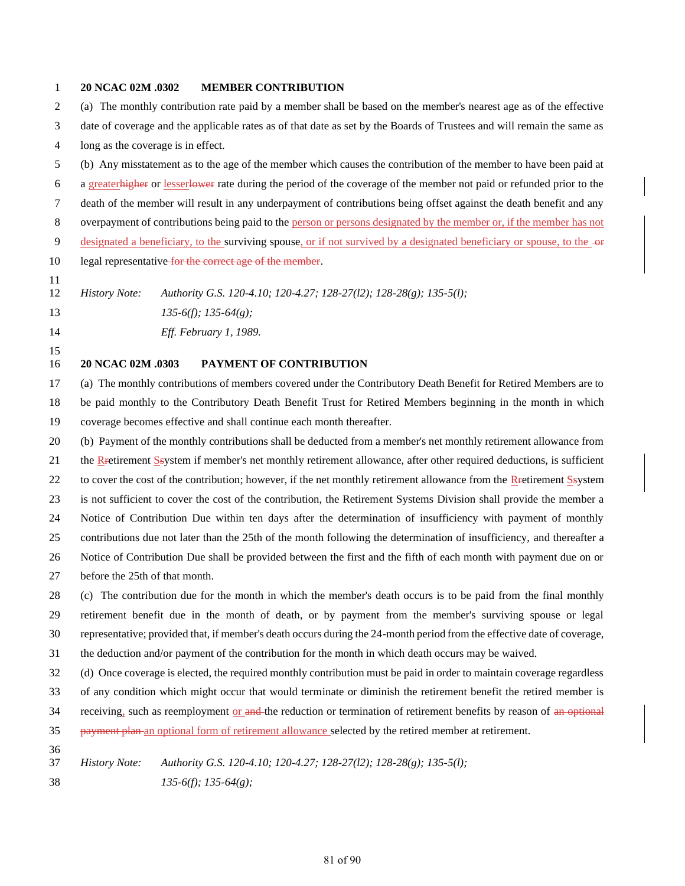**20 NCAC 02M .0302 MEMBER CONTRIBUTION**

(a) The monthly contribution rate paid by a member shall be based on the member's nearest age as of the effective date of coverage and the applicable rates as of that date as set by the Boards of Trustees and will remain the same as long as the coverage is in effect.

(b) Any misstatement as to the age of the member which causes the contribution of the member to have been paid at a ~~higher~~greater or ~~lower~~lesser rate during the period of the coverage of the member not paid or refunded prior to the death of the member will result in any underpayment of contributions being offset against the death benefit and any overpayment of contributions being paid to the person or persons designated by the member or, if the member has not designated a beneficiary, to the surviving spouse, or if not survived by a designated beneficiary or spouse, to the ~~or~~ legal representative ~~for the correct age of the member~~.

*History Note: Authority G.S. 120-4.10; 120-4.27; 128-27(l2); 128-28(g); 135-5(l); 135-6(f); 135-64(g);*
*Eff. February 1, 1989.*

**20 NCAC 02M .0303 PAYMENT OF CONTRIBUTION**

(a) The monthly contributions of members covered under the Contributory Death Benefit for Retired Members are to be paid monthly to the Contributory Death Benefit Trust for Retired Members beginning in the month in which coverage becomes effective and shall continue each month thereafter.

(b) Payment of the monthly contributions shall be deducted from a member's net monthly retirement allowance from the ~~R~~Retirement ~~S~~System if member's net monthly retirement allowance, after other required deductions, is sufficient to cover the cost of the contribution; however, if the net monthly retirement allowance from the ~~R~~Retirement ~~S~~System is not sufficient to cover the cost of the contribution, the Retirement Systems Division shall provide the member a Notice of Contribution Due within ten days after the determination of insufficiency with payment of monthly contributions due not later than the 25th of the month following the determination of insufficiency, and thereafter a Notice of Contribution Due shall be provided between the first and the fifth of each month with payment due on or before the 25th of that month.

(c) The contribution due for the month in which the member's death occurs is to be paid from the final monthly retirement benefit due in the month of death, or by payment from the member's surviving spouse or legal representative; provided that, if member's death occurs during the 24-month period from the effective date of coverage, the deduction and/or payment of the contribution for the month in which death occurs may be waived.

(d) Once coverage is elected, the required monthly contribution must be paid in order to maintain coverage regardless of any condition which might occur that would terminate or diminish the retirement benefit the retired member is receiving, such as reemployment or ~~and~~ the reduction or termination of retirement benefits by reason of ~~an optional payment plan~~ an optional form of retirement allowance selected by the retired member at retirement.

*History Note: Authority G.S. 120-4.10; 120-4.27; 128-27(l2); 128-28(g); 135-5(l); 135-6(f); 135-64(g);*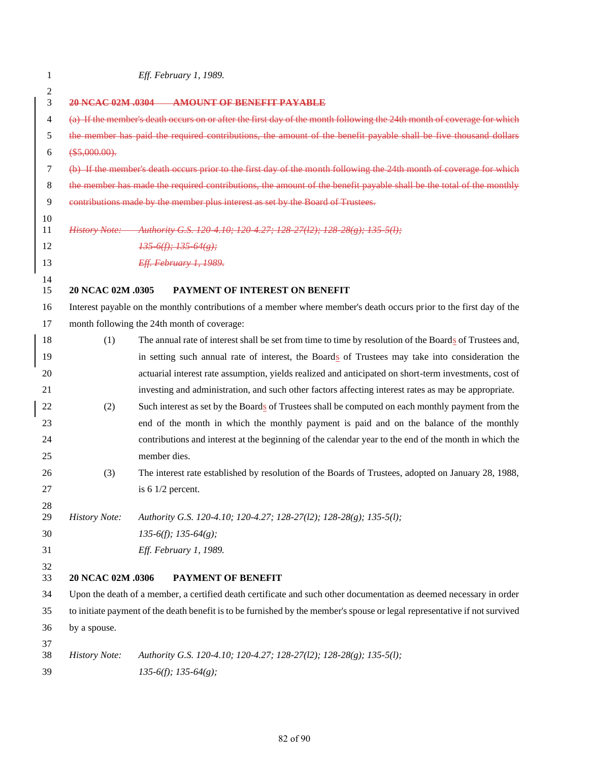*Eff. February 1, 1989.*

~~**20 NCAC 02M .0304 AMOUNT OF BENEFIT PAYABLE**~~

~~(a) If the member's death occurs on or after the first day of the month following the 24th month of coverage for which the member has paid the required contributions, the amount of the benefit payable shall be five thousand dollars ($5,000.00).~~

~~(b) If the member's death occurs prior to the first day of the month following the 24th month of coverage for which the member has made the required contributions, the amount of the benefit payable shall be the total of the monthly contributions made by the member plus interest as set by the Board of Trustees.~~

~~*History Note: Authority G.S. 120-4.10; 120-4.27; 128-27(l2); 128-28(g); 135-5(l); 135-6(f); 135-64(g);*~~
~~*Eff. February 1, 1989.*~~

**20 NCAC 02M .0305 PAYMENT OF INTEREST ON BENEFIT**

Interest payable on the monthly contributions of a member where member's death occurs prior to the first day of the month following the 24th month of coverage:

(1) The annual rate of interest shall be set from time to time by resolution of the Boards of Trustees and, in setting such annual rate of interest, the Boards of Trustees may take into consideration the actuarial interest rate assumption, yields realized and anticipated on short-term investments, cost of investing and administration, and such other factors affecting interest rates as may be appropriate.

(2) Such interest as set by the Boards of Trustees shall be computed on each monthly payment from the end of the month in which the monthly payment is paid and on the balance of the monthly contributions and interest at the beginning of the calendar year to the end of the month in which the member dies.

(3) The interest rate established by resolution of the Boards of Trustees, adopted on January 28, 1988, is 6 1/2 percent.

*History Note: Authority G.S. 120-4.10; 120-4.27; 128-27(l2); 128-28(g); 135-5(l); 135-6(f); 135-64(g);*
*Eff. February 1, 1989.*

**20 NCAC 02M .0306 PAYMENT OF BENEFIT**

Upon the death of a member, a certified death certificate and such other documentation as deemed necessary in order to initiate payment of the death benefit is to be furnished by the member's spouse or legal representative if not survived by a spouse.

*History Note: Authority G.S. 120-4.10; 120-4.27; 128-27(l2); 128-28(g); 135-5(l); 135-6(f); 135-64(g);*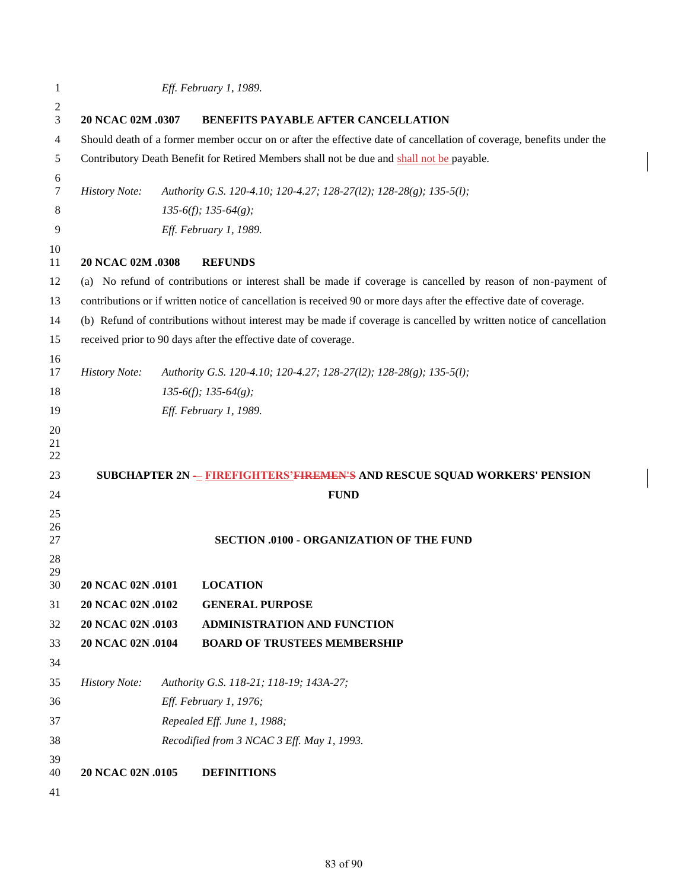*Eff. February 1, 1989.*

**20 NCAC 02M .0307 BENEFITS PAYABLE AFTER CANCELLATION**

Should death of a former member occur on or after the effective date of cancellation of coverage, benefits under the Contributory Death Benefit for Retired Members shall not be due and shall not be payable.

*History Note: Authority G.S. 120-4.10; 120-4.27; 128-27(l2); 128-28(g); 135-5(l); 135-6(f); 135-64(g);*
*Eff. February 1, 1989.*

**20 NCAC 02M .0308 REFUNDS**

(a) No refund of contributions or interest shall be made if coverage is cancelled by reason of non-payment of contributions or if written notice of cancellation is received 90 or more days after the effective date of coverage.

(b) Refund of contributions without interest may be made if coverage is cancelled by written notice of cancellation received prior to 90 days after the effective date of coverage.

*History Note: Authority G.S. 120-4.10; 120-4.27; 128-27(l2); 128-28(g); 135-5(l); 135-6(f); 135-64(g);*
*Eff. February 1, 1989.*

## SUBCHAPTER 2N – FIREFIGHTERS' ~~FIREMEN'S~~ AND RESCUE SQUAD WORKERS' PENSION FUND

### SECTION .0100 - ORGANIZATION OF THE FUND

**20 NCAC 02N .0101 LOCATION**
**20 NCAC 02N .0102 GENERAL PURPOSE**
**20 NCAC 02N .0103 ADMINISTRATION AND FUNCTION**
**20 NCAC 02N .0104 BOARD OF TRUSTEES MEMBERSHIP**

*History Note: Authority G.S. 118-21; 118-19; 143A-27;*
*Eff. February 1, 1976;*
*Repealed Eff. June 1, 1988;*
*Recodified from 3 NCAC 3 Eff. May 1, 1993.*

**20 NCAC 02N .0105 DEFINITIONS**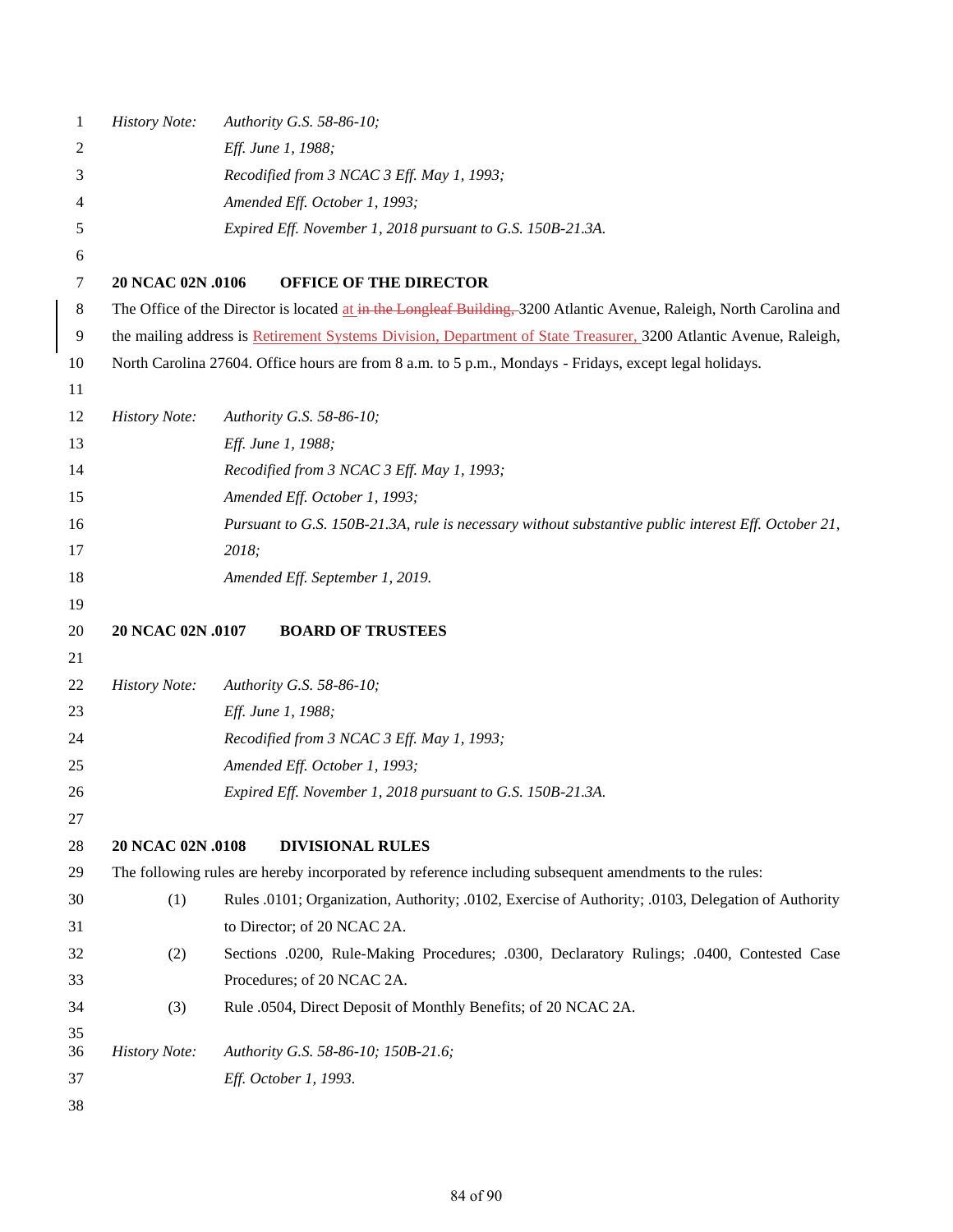*History Note:* *Authority G.S. 58-86-10;*
*Eff. June 1, 1988;*
*Recodified from 3 NCAC 3 Eff. May 1, 1993;*
*Amended Eff. October 1, 1993;*
*Expired Eff. November 1, 2018 pursuant to G.S. 150B-21.3A.*

**20 NCAC 02N .0106 OFFICE OF THE DIRECTOR**

The Office of the Director is located at ~~in the Longleaf Building,~~ 3200 Atlantic Avenue, Raleigh, North Carolina and the mailing address is Retirement Systems Division, Department of State Treasurer, 3200 Atlantic Avenue, Raleigh, North Carolina 27604. Office hours are from 8 a.m. to 5 p.m., Mondays - Fridays, except legal holidays.

*History Note:* *Authority G.S. 58-86-10;*
*Eff. June 1, 1988;*
*Recodified from 3 NCAC 3 Eff. May 1, 1993;*
*Amended Eff. October 1, 1993;*
*Pursuant to G.S. 150B-21.3A, rule is necessary without substantive public interest Eff. October 21, 2018;*
*Amended Eff. September 1, 2019.*

**20 NCAC 02N .0107 BOARD OF TRUSTEES**

*History Note:* *Authority G.S. 58-86-10;*
*Eff. June 1, 1988;*
*Recodified from 3 NCAC 3 Eff. May 1, 1993;*
*Amended Eff. October 1, 1993;*
*Expired Eff. November 1, 2018 pursuant to G.S. 150B-21.3A.*

**20 NCAC 02N .0108 DIVISIONAL RULES**

The following rules are hereby incorporated by reference including subsequent amendments to the rules:

(1) Rules .0101; Organization, Authority; .0102, Exercise of Authority; .0103, Delegation of Authority to Director; of 20 NCAC 2A.

(2) Sections .0200, Rule-Making Procedures; .0300, Declaratory Rulings; .0400, Contested Case Procedures; of 20 NCAC 2A.

(3) Rule .0504, Direct Deposit of Monthly Benefits; of 20 NCAC 2A.

*History Note:* *Authority G.S. 58-86-10; 150B-21.6;*
*Eff. October 1, 1993.*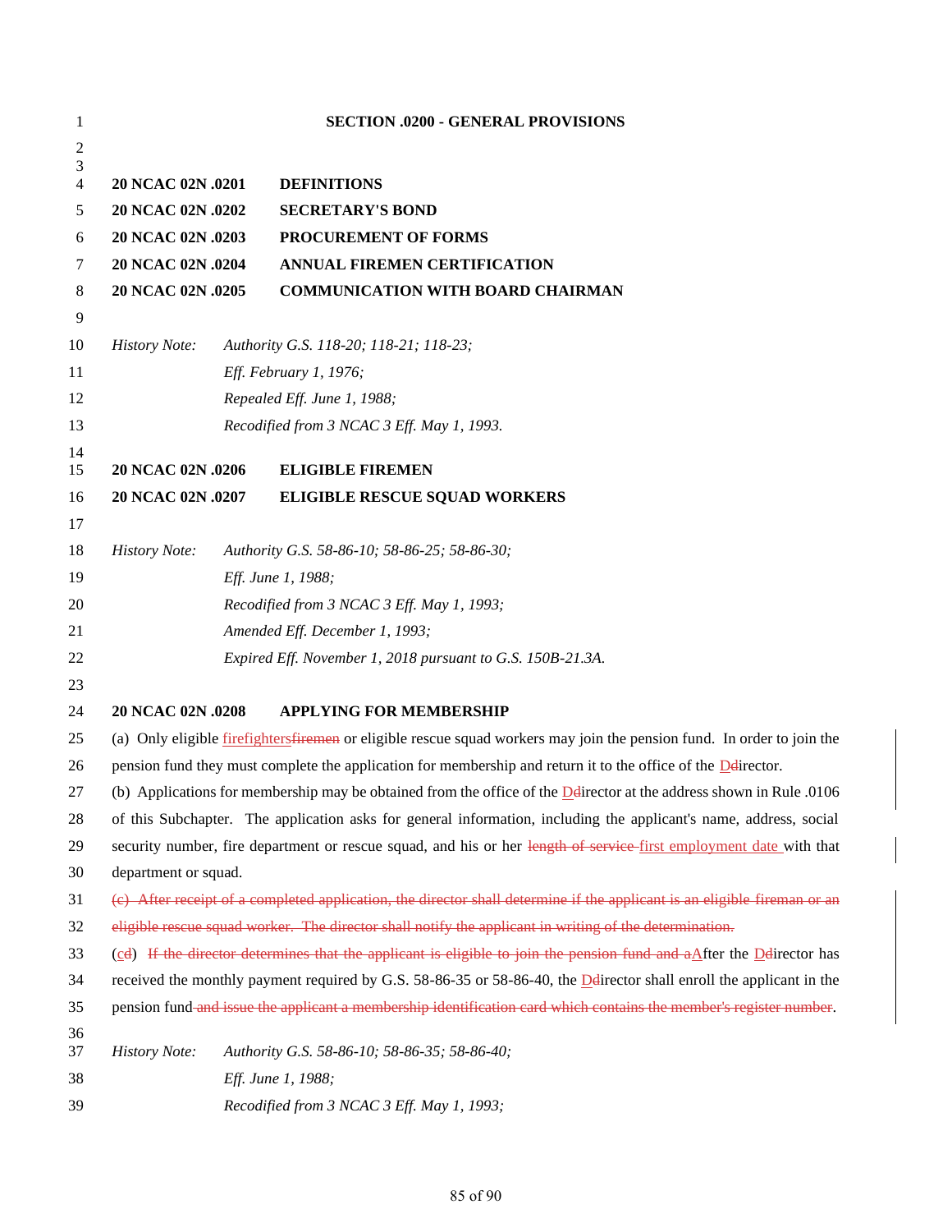## SECTION .0200 - GENERAL PROVISIONS

**20 NCAC 02N .0201 DEFINITIONS**
**20 NCAC 02N .0202 SECRETARY'S BOND**
**20 NCAC 02N .0203 PROCUREMENT OF FORMS**
**20 NCAC 02N .0204 ANNUAL FIREMEN CERTIFICATION**
**20 NCAC 02N .0205 COMMUNICATION WITH BOARD CHAIRMAN**

*History Note: Authority G.S. 118-20; 118-21; 118-23;*
*Eff. February 1, 1976;*
*Repealed Eff. June 1, 1988;*
*Recodified from 3 NCAC 3 Eff. May 1, 1993.*

**20 NCAC 02N .0206 ELIGIBLE FIREMEN**
**20 NCAC 02N .0207 ELIGIBLE RESCUE SQUAD WORKERS**

*History Note: Authority G.S. 58-86-10; 58-86-25; 58-86-30;*
*Eff. June 1, 1988;*
*Recodified from 3 NCAC 3 Eff. May 1, 1993;*
*Amended Eff. December 1, 1993;*
*Expired Eff. November 1, 2018 pursuant to G.S. 150B-21.3A.*

**20 NCAC 02N .0208 APPLYING FOR MEMBERSHIP**

(a) Only eligible <u>firefighters</u>~~firemen~~ or eligible rescue squad workers may join the pension fund. In order to join the pension fund they must complete the application for membership and return it to the office of the <u>D</u>~~d~~irector.

(b) Applications for membership may be obtained from the office of the <u>D</u>~~d~~irector at the address shown in Rule .0106 of this Subchapter. The application asks for general information, including the applicant's name, address, social security number, fire department or rescue squad, and his or her ~~length of service~~ <u>first employment date</u> with that department or squad.

~~(c) After receipt of a completed application, the director shall determine if the applicant is an eligible fireman or an eligible rescue squad worker. The director shall notify the applicant in writing of the determination.~~

(<u>c</u>~~d~~) ~~If the director determines that the applicant is eligible to join the pension fund and a~~<u>A</u>fter the <u>D</u>~~d~~irector has received the monthly payment required by G.S. 58-86-35 or 58-86-40, the <u>D</u>~~d~~irector shall enroll the applicant in the pension fund~~ and issue the applicant a membership identification card which contains the member's register number~~.

*History Note: Authority G.S. 58-86-10; 58-86-35; 58-86-40;*
*Eff. June 1, 1988;*
*Recodified from 3 NCAC 3 Eff. May 1, 1993;*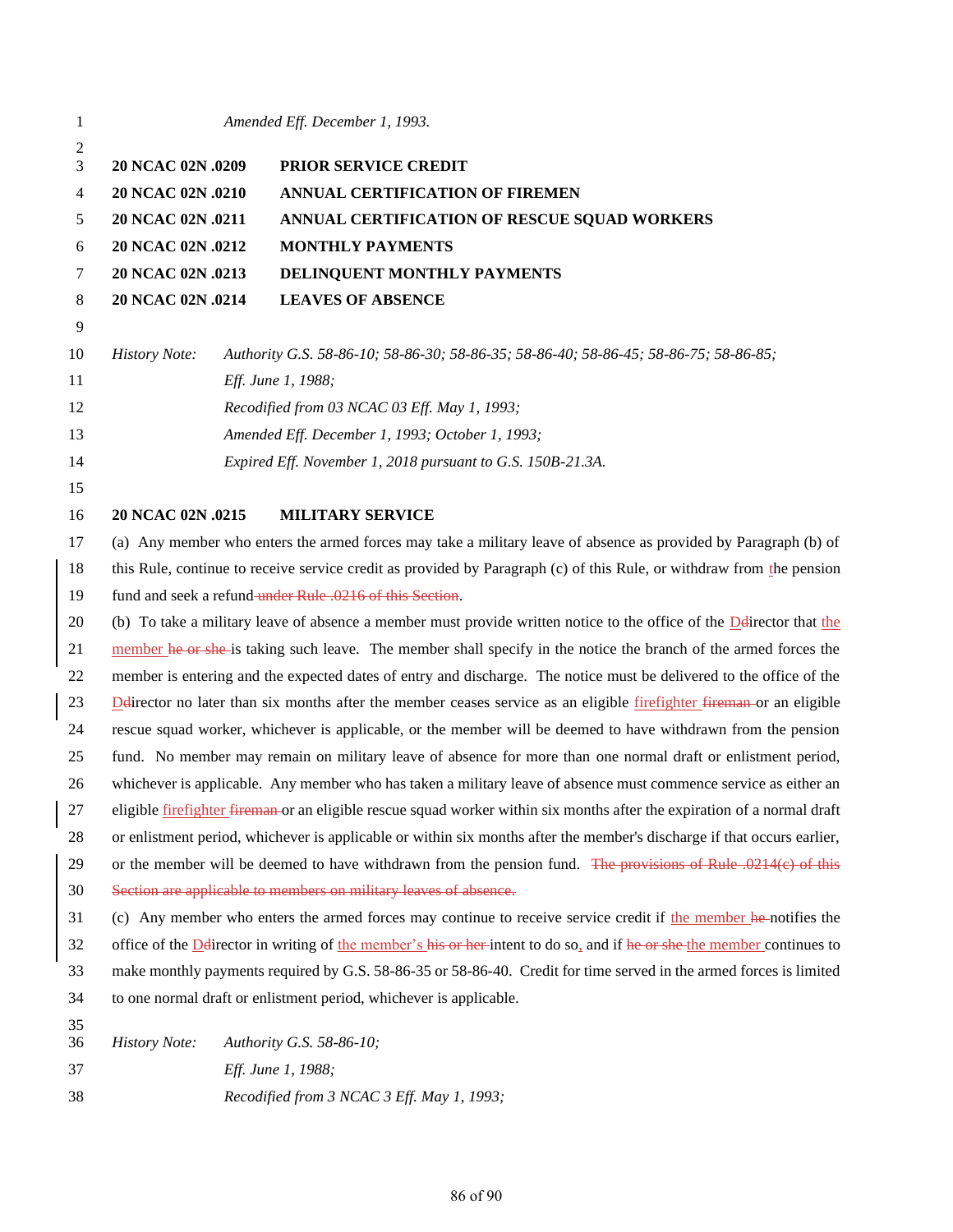*Amended Eff. December 1, 1993.*

**20 NCAC 02N .0209 PRIOR SERVICE CREDIT**
**20 NCAC 02N .0210 ANNUAL CERTIFICATION OF FIREMEN**
**20 NCAC 02N .0211 ANNUAL CERTIFICATION OF RESCUE SQUAD WORKERS**
**20 NCAC 02N .0212 MONTHLY PAYMENTS**
**20 NCAC 02N .0213 DELINQUENT MONTHLY PAYMENTS**
**20 NCAC 02N .0214 LEAVES OF ABSENCE**

*History Note: Authority G.S. 58-86-10; 58-86-30; 58-86-35; 58-86-40; 58-86-45; 58-86-75; 58-86-85;*
*Eff. June 1, 1988;*
*Recodified from 03 NCAC 03 Eff. May 1, 1993;*
*Amended Eff. December 1, 1993; October 1, 1993;*
*Expired Eff. November 1, 2018 pursuant to G.S. 150B-21.3A.*

**20 NCAC 02N .0215 MILITARY SERVICE**

(a) Any member who enters the armed forces may take a military leave of absence as provided by Paragraph (b) of this Rule, continue to receive service credit as provided by Paragraph (c) of this Rule, or withdraw from tthe pension fund and seek a refund ~~under Rule .0216 of this Section~~.

(b) To take a military leave of absence a member must provide written notice to the office of the Ddirector that the member ~~he or she~~ is taking such leave. The member shall specify in the notice the branch of the armed forces the member is entering and the expected dates of entry and discharge. The notice must be delivered to the office of the Ddirector no later than six months after the member ceases service as an eligible firefighter ~~fireman~~ or an eligible rescue squad worker, whichever is applicable, or the member will be deemed to have withdrawn from the pension fund. No member may remain on military leave of absence for more than one normal draft or enlistment period, whichever is applicable. Any member who has taken a military leave of absence must commence service as either an eligible firefighter ~~fireman~~ or an eligible rescue squad worker within six months after the expiration of a normal draft or enlistment period, whichever is applicable or within six months after the member's discharge if that occurs earlier, or the member will be deemed to have withdrawn from the pension fund. ~~The provisions of Rule .0214(c) of this Section are applicable to members on military leaves of absence.~~

(c) Any member who enters the armed forces may continue to receive service credit if the member ~~he~~ notifies the office of the Ddirector in writing of the member's ~~his or her~~ intent to do so, and if ~~he or she~~ the member continues to make monthly payments required by G.S. 58-86-35 or 58-86-40. Credit for time served in the armed forces is limited to one normal draft or enlistment period, whichever is applicable.

*History Note: Authority G.S. 58-86-10;*
*Eff. June 1, 1988;*
*Recodified from 3 NCAC 3 Eff. May 1, 1993;*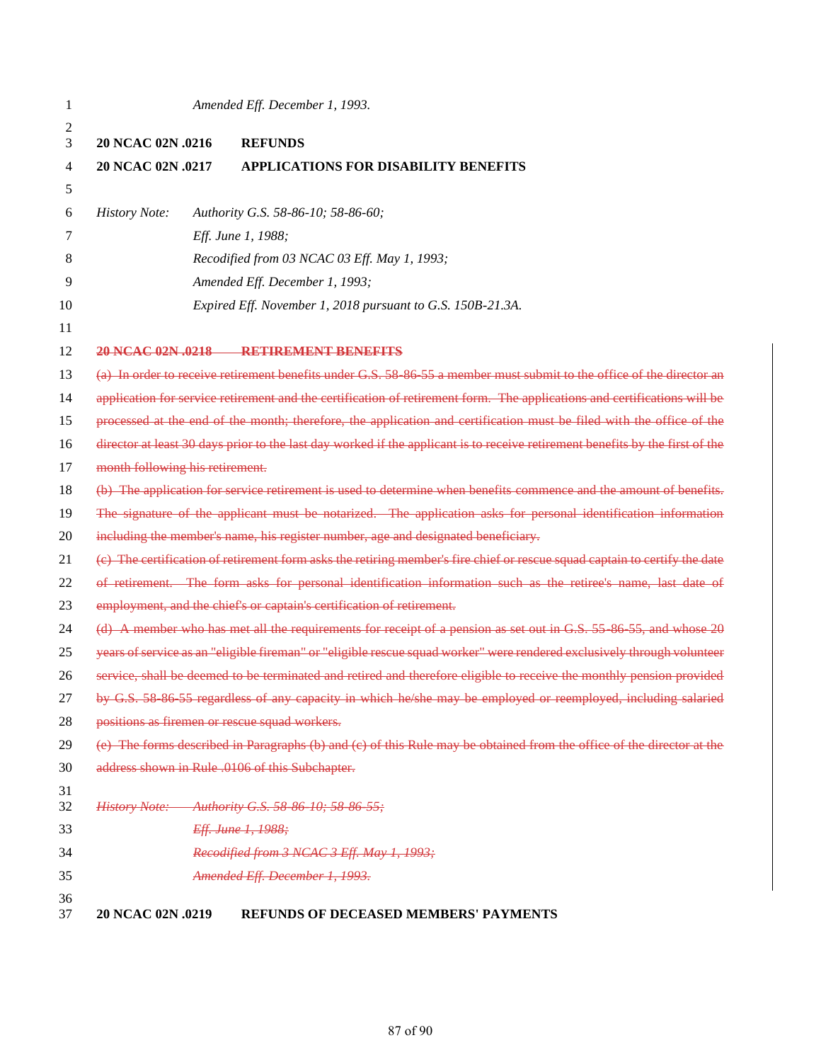*Amended Eff. December 1, 1993.*

**20 NCAC 02N .0216 REFUNDS**

**20 NCAC 02N .0217 APPLICATIONS FOR DISABILITY BENEFITS**

*History Note: Authority G.S. 58-86-10; 58-86-60;*
*Eff. June 1, 1988;*
*Recodified from 03 NCAC 03 Eff. May 1, 1993;*
*Amended Eff. December 1, 1993;*
*Expired Eff. November 1, 2018 pursuant to G.S. 150B-21.3A.*

~~**20 NCAC 02N .0218 RETIREMENT BENEFITS**~~

~~(a) In order to receive retirement benefits under G.S. 58-86-55 a member must submit to the office of the director an application for service retirement and the certification of retirement form. The applications and certifications will be processed at the end of the month; therefore, the application and certification must be filed with the office of the director at least 30 days prior to the last day worked if the applicant is to receive retirement benefits by the first of the month following his retirement.~~

~~(b) The application for service retirement is used to determine when benefits commence and the amount of benefits. The signature of the applicant must be notarized. The application asks for personal identification information including the member's name, his register number, age and designated beneficiary.~~

~~(c) The certification of retirement form asks the retiring member's fire chief or rescue squad captain to certify the date of retirement. The form asks for personal identification information such as the retiree's name, last date of employment, and the chief's or captain's certification of retirement.~~

~~(d) A member who has met all the requirements for receipt of a pension as set out in G.S. 55-86-55, and whose 20 years of service as an "eligible fireman" or "eligible rescue squad worker" were rendered exclusively through volunteer service, shall be deemed to be terminated and retired and therefore eligible to receive the monthly pension provided by G.S. 58-86-55 regardless of any capacity in which he/she may be employed or reemployed, including salaried positions as firemen or rescue squad workers.~~

~~(e) The forms described in Paragraphs (b) and (c) of this Rule may be obtained from the office of the director at the address shown in Rule .0106 of this Subchapter.~~

~~*History Note: Authority G.S. 58-86-10; 58-86-55;*~~
~~*Eff. June 1, 1988;*~~
~~*Recodified from 3 NCAC 3 Eff. May 1, 1993;*~~
~~*Amended Eff. December 1, 1993.*~~

**20 NCAC 02N .0219 REFUNDS OF DECEASED MEMBERS' PAYMENTS**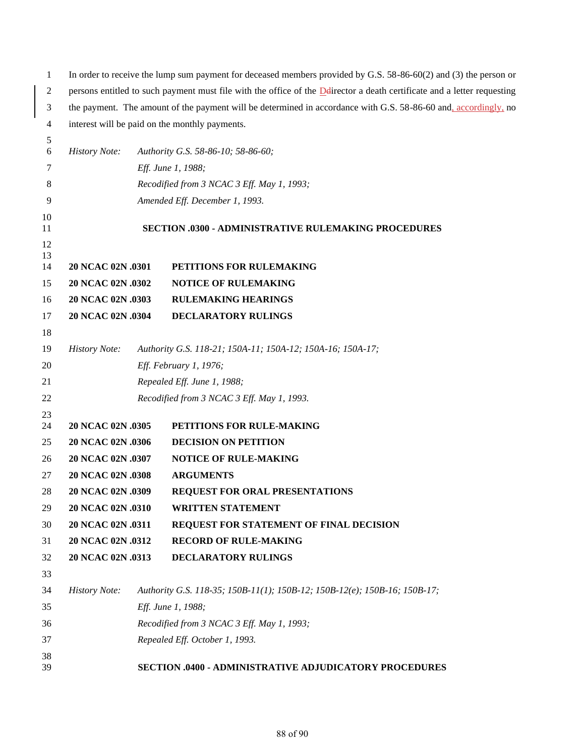In order to receive the lump sum payment for deceased members provided by G.S. 58-86-60(2) and (3) the person or persons entitled to such payment must file with the office of the Ddirector a death certificate and a letter requesting the payment. The amount of the payment will be determined in accordance with G.S. 58-86-60 and, accordingly, no interest will be paid on the monthly payments.

*History Note:* *Authority G.S. 58-86-10; 58-86-60;*
*Eff. June 1, 1988;*
*Recodified from 3 NCAC 3 Eff. May 1, 1993;*
*Amended Eff. December 1, 1993.*

## SECTION .0300 - ADMINISTRATIVE RULEMAKING PROCEDURES

**20 NCAC 02N .0301 PETITIONS FOR RULEMAKING**
**20 NCAC 02N .0302 NOTICE OF RULEMAKING**
**20 NCAC 02N .0303 RULEMAKING HEARINGS**
**20 NCAC 02N .0304 DECLARATORY RULINGS**

*History Note:* *Authority G.S. 118-21; 150A-11; 150A-12; 150A-16; 150A-17;*
*Eff. February 1, 1976;*
*Repealed Eff. June 1, 1988;*
*Recodified from 3 NCAC 3 Eff. May 1, 1993.*

**20 NCAC 02N .0305 PETITIONS FOR RULE-MAKING**
**20 NCAC 02N .0306 DECISION ON PETITION**
**20 NCAC 02N .0307 NOTICE OF RULE-MAKING**
**20 NCAC 02N .0308 ARGUMENTS**
**20 NCAC 02N .0309 REQUEST FOR ORAL PRESENTATIONS**
**20 NCAC 02N .0310 WRITTEN STATEMENT**
**20 NCAC 02N .0311 REQUEST FOR STATEMENT OF FINAL DECISION**
**20 NCAC 02N .0312 RECORD OF RULE-MAKING**
**20 NCAC 02N .0313 DECLARATORY RULINGS**

*History Note:* *Authority G.S. 118-35; 150B-11(1); 150B-12; 150B-12(e); 150B-16; 150B-17;*
*Eff. June 1, 1988;*
*Recodified from 3 NCAC 3 Eff. May 1, 1993;*
*Repealed Eff. October 1, 1993.*

## SECTION .0400 - ADMINISTRATIVE ADJUDICATORY PROCEDURES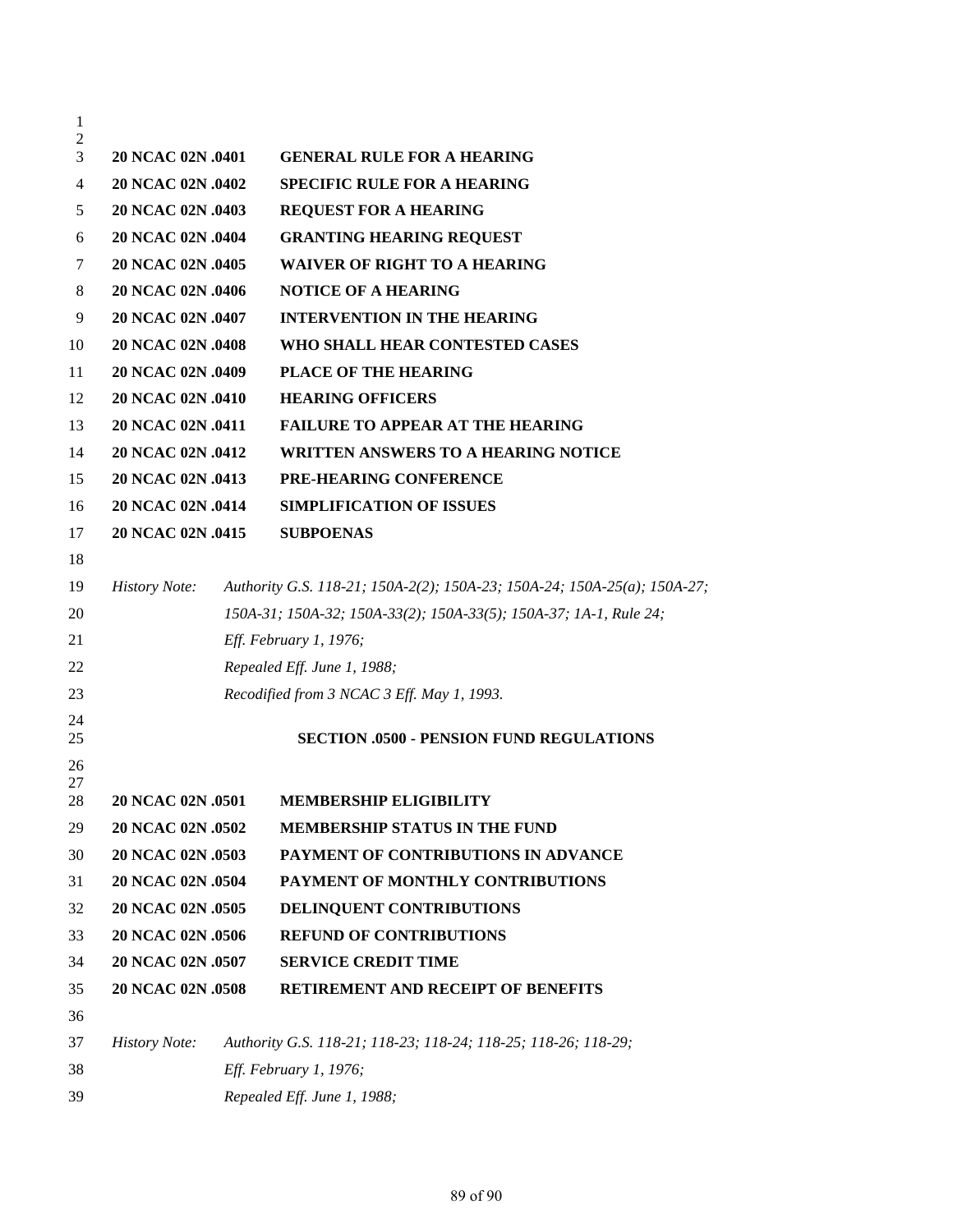**20 NCAC 02N .0401 GENERAL RULE FOR A HEARING**
**20 NCAC 02N .0402 SPECIFIC RULE FOR A HEARING**
**20 NCAC 02N .0403 REQUEST FOR A HEARING**
**20 NCAC 02N .0404 GRANTING HEARING REQUEST**
**20 NCAC 02N .0405 WAIVER OF RIGHT TO A HEARING**
**20 NCAC 02N .0406 NOTICE OF A HEARING**
**20 NCAC 02N .0407 INTERVENTION IN THE HEARING**
**20 NCAC 02N .0408 WHO SHALL HEAR CONTESTED CASES**
**20 NCAC 02N .0409 PLACE OF THE HEARING**
**20 NCAC 02N .0410 HEARING OFFICERS**
**20 NCAC 02N .0411 FAILURE TO APPEAR AT THE HEARING**
**20 NCAC 02N .0412 WRITTEN ANSWERS TO A HEARING NOTICE**
**20 NCAC 02N .0413 PRE-HEARING CONFERENCE**
**20 NCAC 02N .0414 SIMPLIFICATION OF ISSUES**
**20 NCAC 02N .0415 SUBPOENAS**

*History Note: Authority G.S. 118-21; 150A-2(2); 150A-23; 150A-24; 150A-25(a); 150A-27; 150A-31; 150A-32; 150A-33(2); 150A-33(5); 150A-37; 1A-1, Rule 24;*
*Eff. February 1, 1976;*
*Repealed Eff. June 1, 1988;*
*Recodified from 3 NCAC 3 Eff. May 1, 1993.*

## SECTION .0500 - PENSION FUND REGULATIONS

**20 NCAC 02N .0501 MEMBERSHIP ELIGIBILITY**
**20 NCAC 02N .0502 MEMBERSHIP STATUS IN THE FUND**
**20 NCAC 02N .0503 PAYMENT OF CONTRIBUTIONS IN ADVANCE**
**20 NCAC 02N .0504 PAYMENT OF MONTHLY CONTRIBUTIONS**
**20 NCAC 02N .0505 DELINQUENT CONTRIBUTIONS**
**20 NCAC 02N .0506 REFUND OF CONTRIBUTIONS**
**20 NCAC 02N .0507 SERVICE CREDIT TIME**
**20 NCAC 02N .0508 RETIREMENT AND RECEIPT OF BENEFITS**

*History Note: Authority G.S. 118-21; 118-23; 118-24; 118-25; 118-26; 118-29;*
*Eff. February 1, 1976;*
*Repealed Eff. June 1, 1988;*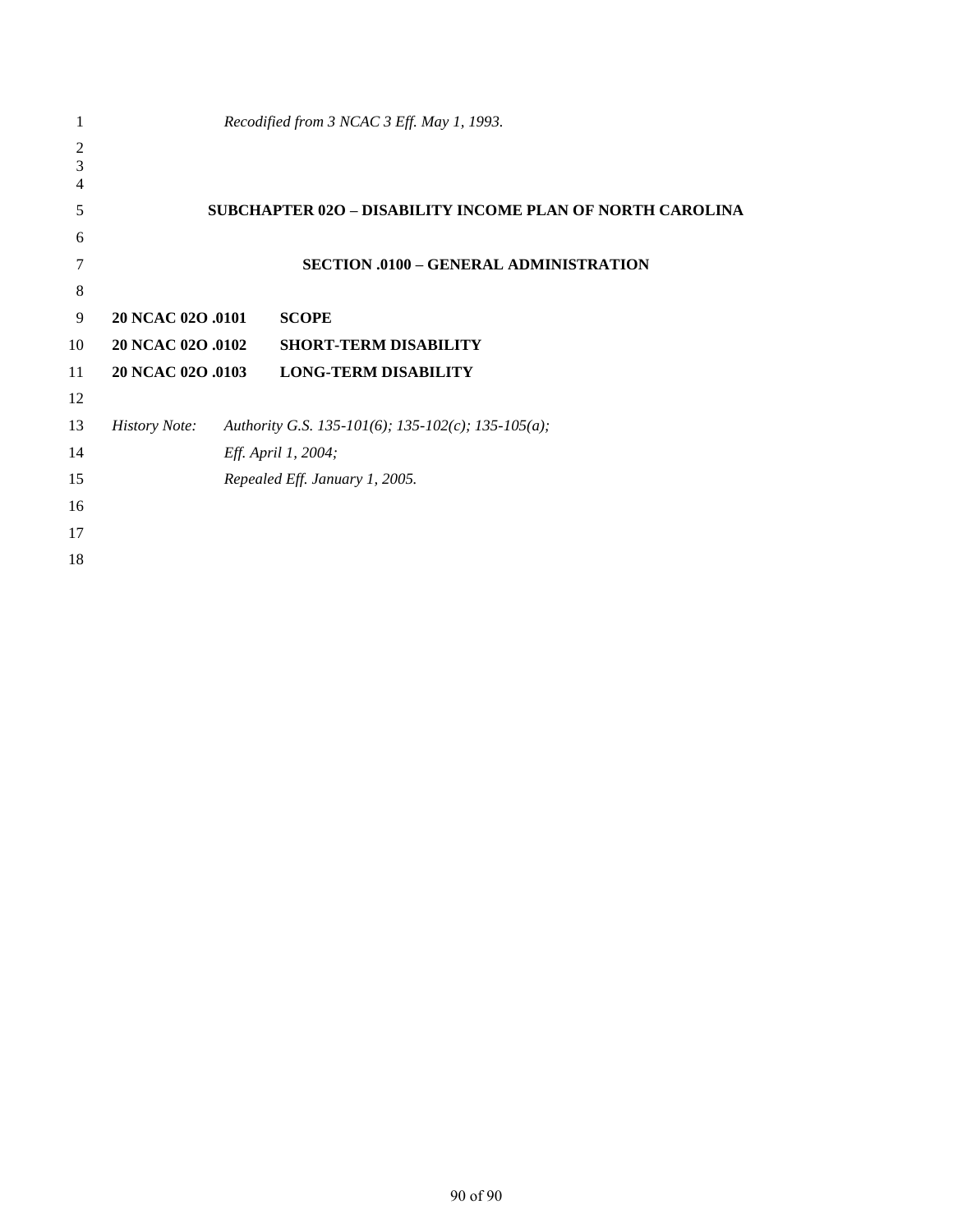*Recodified from 3 NCAC 3 Eff. May 1, 1993.*

## SUBCHAPTER 02O – DISABILITY INCOME PLAN OF NORTH CAROLINA

### SECTION .0100 – GENERAL ADMINISTRATION

**20 NCAC 02O .0101 SCOPE**
**20 NCAC 02O .0102 SHORT-TERM DISABILITY**
**20 NCAC 02O .0103 LONG-TERM DISABILITY**

*History Note: Authority G.S. 135-101(6); 135-102(c); 135-105(a);*
*Eff. April 1, 2004;*
*Repealed Eff. January 1, 2005.*